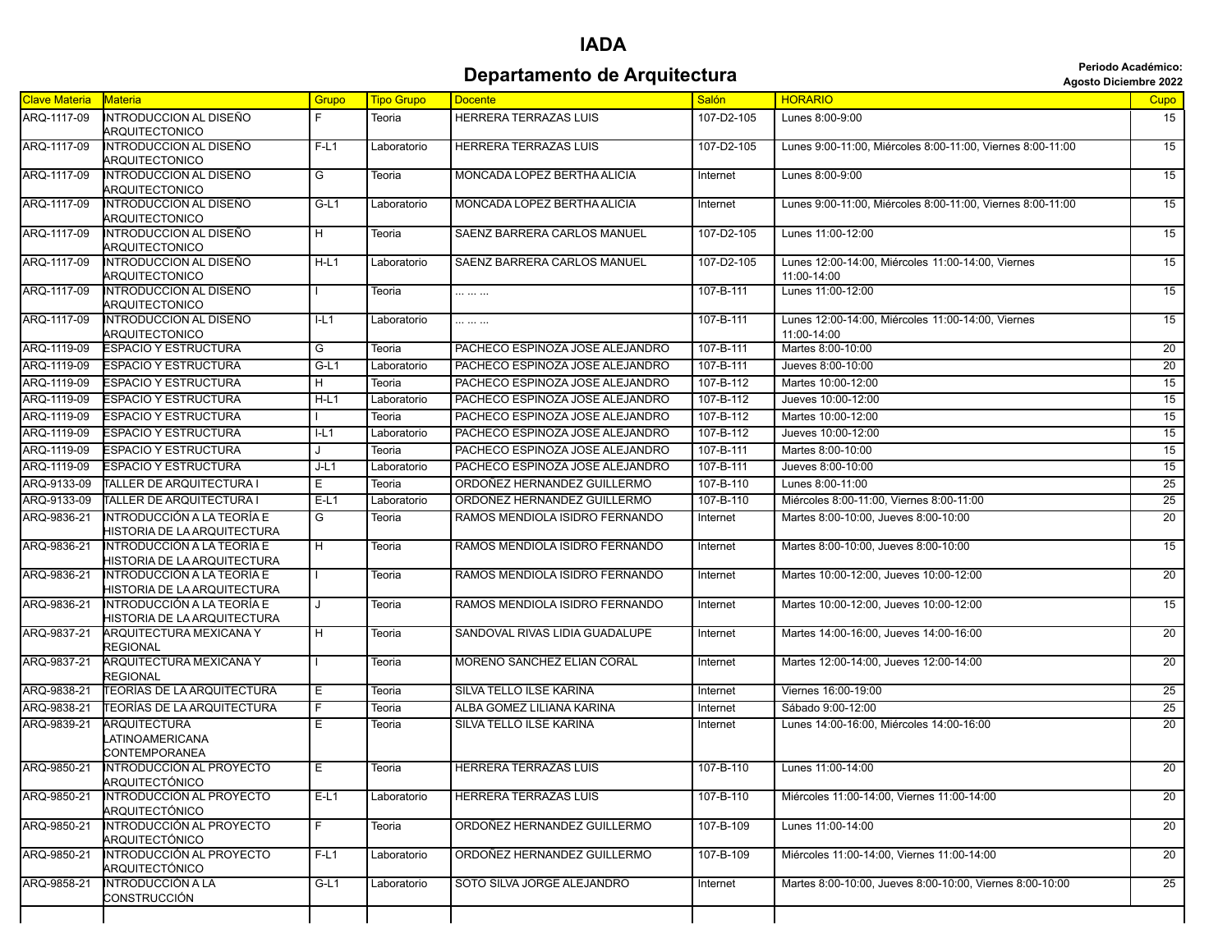# IADA

## Departamento de Arquitectura

**Periodo Académico: Agosto Diciembre 2022**

| Clave Materia | Materia | Grupo | Tipo Grupo | Docente | Salón | HORARIO | Cupo |
|---|---|---|---|---|---|---|---|
| ARQ-1117-09 | INTRODUCCION AL DISEÑO ARQUITECTONICO | F | Teoria | HERRERA TERRAZAS LUIS | 107-D2-105 | Lunes 8:00-9:00 | 15 |
| ARQ-1117-09 | INTRODUCCION AL DISEÑO ARQUITECTONICO | F-L1 | Laboratorio | HERRERA TERRAZAS LUIS | 107-D2-105 | Lunes 9:00-11:00, Miércoles 8:00-11:00, Viernes 8:00-11:00 | 15 |
| ARQ-1117-09 | INTRODUCCION AL DISEÑO ARQUITECTONICO | G | Teoria | MONCADA LOPEZ BERTHA ALICIA | Internet | Lunes 8:00-9:00 | 15 |
| ARQ-1117-09 | INTRODUCCION AL DISEÑO ARQUITECTONICO | G-L1 | Laboratorio | MONCADA LOPEZ BERTHA ALICIA | Internet | Lunes 9:00-11:00, Miércoles 8:00-11:00, Viernes 8:00-11:00 | 15 |
| ARQ-1117-09 | INTRODUCCION AL DISEÑO ARQUITECTONICO | H | Teoria | SAENZ BARRERA CARLOS MANUEL | 107-D2-105 | Lunes 11:00-12:00 | 15 |
| ARQ-1117-09 | INTRODUCCION AL DISEÑO ARQUITECTONICO | H-L1 | Laboratorio | SAENZ BARRERA CARLOS MANUEL | 107-D2-105 | Lunes 12:00-14:00, Miércoles 11:00-14:00, Viernes 11:00-14:00 | 15 |
| ARQ-1117-09 | INTRODUCCION AL DISEÑO ARQUITECTONICO | I | Teoria | ... ... ... | 107-B-111 | Lunes 11:00-12:00 | 15 |
| ARQ-1117-09 | INTRODUCCION AL DISEÑO ARQUITECTONICO | I-L1 | Laboratorio | ... ... ... | 107-B-111 | Lunes 12:00-14:00, Miércoles 11:00-14:00, Viernes 11:00-14:00 | 15 |
| ARQ-1119-09 | ESPACIO Y ESTRUCTURA | G | Teoria | PACHECO ESPINOZA JOSE ALEJANDRO | 107-B-111 | Martes 8:00-10:00 | 20 |
| ARQ-1119-09 | ESPACIO Y ESTRUCTURA | G-L1 | Laboratorio | PACHECO ESPINOZA JOSE ALEJANDRO | 107-B-111 | Jueves 8:00-10:00 | 20 |
| ARQ-1119-09 | ESPACIO Y ESTRUCTURA | H | Teoria | PACHECO ESPINOZA JOSE ALEJANDRO | 107-B-112 | Martes 10:00-12:00 | 15 |
| ARQ-1119-09 | ESPACIO Y ESTRUCTURA | H-L1 | Laboratorio | PACHECO ESPINOZA JOSE ALEJANDRO | 107-B-112 | Jueves 10:00-12:00 | 15 |
| ARQ-1119-09 | ESPACIO Y ESTRUCTURA | I | Teoria | PACHECO ESPINOZA JOSE ALEJANDRO | 107-B-112 | Martes 10:00-12:00 | 15 |
| ARQ-1119-09 | ESPACIO Y ESTRUCTURA | I-L1 | Laboratorio | PACHECO ESPINOZA JOSE ALEJANDRO | 107-B-112 | Jueves 10:00-12:00 | 15 |
| ARQ-1119-09 | ESPACIO Y ESTRUCTURA | J | Teoria | PACHECO ESPINOZA JOSE ALEJANDRO | 107-B-111 | Martes 8:00-10:00 | 15 |
| ARQ-1119-09 | ESPACIO Y ESTRUCTURA | J-L1 | Laboratorio | PACHECO ESPINOZA JOSE ALEJANDRO | 107-B-111 | Jueves 8:00-10:00 | 15 |
| ARQ-9133-09 | TALLER DE ARQUITECTURA I | E | Teoria | ORDOÑEZ HERNANDEZ GUILLERMO | 107-B-110 | Lunes 8:00-11:00 | 25 |
| ARQ-9133-09 | TALLER DE ARQUITECTURA I | E-L1 | Laboratorio | ORDOÑEZ HERNANDEZ GUILLERMO | 107-B-110 | Miércoles 8:00-11:00, Viernes 8:00-11:00 | 25 |
| ARQ-9836-21 | INTRODUCCIÓN A LA TEORÍA E HISTORIA DE LA ARQUITECTURA | G | Teoria | RAMOS MENDIOLA ISIDRO FERNANDO | Internet | Martes 8:00-10:00, Jueves 8:00-10:00 | 20 |
| ARQ-9836-21 | INTRODUCCIÓN A LA TEORÍA E HISTORIA DE LA ARQUITECTURA | H | Teoria | RAMOS MENDIOLA ISIDRO FERNANDO | Internet | Martes 8:00-10:00, Jueves 8:00-10:00 | 15 |
| ARQ-9836-21 | INTRODUCCIÓN A LA TEORÍA E HISTORIA DE LA ARQUITECTURA | I | Teoria | RAMOS MENDIOLA ISIDRO FERNANDO | Internet | Martes 10:00-12:00, Jueves 10:00-12:00 | 20 |
| ARQ-9836-21 | INTRODUCCIÓN A LA TEORÍA E HISTORIA DE LA ARQUITECTURA | J | Teoria | RAMOS MENDIOLA ISIDRO FERNANDO | Internet | Martes 10:00-12:00, Jueves 10:00-12:00 | 15 |
| ARQ-9837-21 | ARQUITECTURA MEXICANA Y REGIONAL | H | Teoria | SANDOVAL RIVAS LIDIA GUADALUPE | Internet | Martes 14:00-16:00, Jueves 14:00-16:00 | 20 |
| ARQ-9837-21 | ARQUITECTURA MEXICANA Y REGIONAL | I | Teoria | MORENO SANCHEZ ELIAN CORAL | Internet | Martes 12:00-14:00, Jueves 12:00-14:00 | 20 |
| ARQ-9838-21 | TEORÍAS DE LA ARQUITECTURA | E | Teoria | SILVA TELLO ILSE KARINA | Internet | Viernes 16:00-19:00 | 25 |
| ARQ-9838-21 | TEORÍAS DE LA ARQUITECTURA | F | Teoria | ALBA GOMEZ LILIANA KARINA | Internet | Sábado 9:00-12:00 | 25 |
| ARQ-9839-21 | ARQUITECTURA LATINOAMERICANA CONTEMPORANEA | E | Teoria | SILVA TELLO ILSE KARINA | Internet | Lunes 14:00-16:00, Miércoles 14:00-16:00 | 20 |
| ARQ-9850-21 | INTRODUCCIÓN AL PROYECTO ARQUITECTÓNICO | E | Teoria | HERRERA TERRAZAS LUIS | 107-B-110 | Lunes 11:00-14:00 | 20 |
| ARQ-9850-21 | INTRODUCCIÓN AL PROYECTO ARQUITECTÓNICO | E-L1 | Laboratorio | HERRERA TERRAZAS LUIS | 107-B-110 | Miércoles 11:00-14:00, Viernes 11:00-14:00 | 20 |
| ARQ-9850-21 | INTRODUCCIÓN AL PROYECTO ARQUITECTÓNICO | F | Teoria | ORDOÑEZ HERNANDEZ GUILLERMO | 107-B-109 | Lunes 11:00-14:00 | 20 |
| ARQ-9850-21 | INTRODUCCIÓN AL PROYECTO ARQUITECTÓNICO | F-L1 | Laboratorio | ORDOÑEZ HERNANDEZ GUILLERMO | 107-B-109 | Miércoles 11:00-14:00, Viernes 11:00-14:00 | 20 |
| ARQ-9858-21 | INTRODUCCIÓN A LA CONSTRUCCIÓN | G-L1 | Laboratorio | SOTO SILVA JORGE ALEJANDRO | Internet | Martes 8:00-10:00, Jueves 8:00-10:00, Viernes 8:00-10:00 | 25 |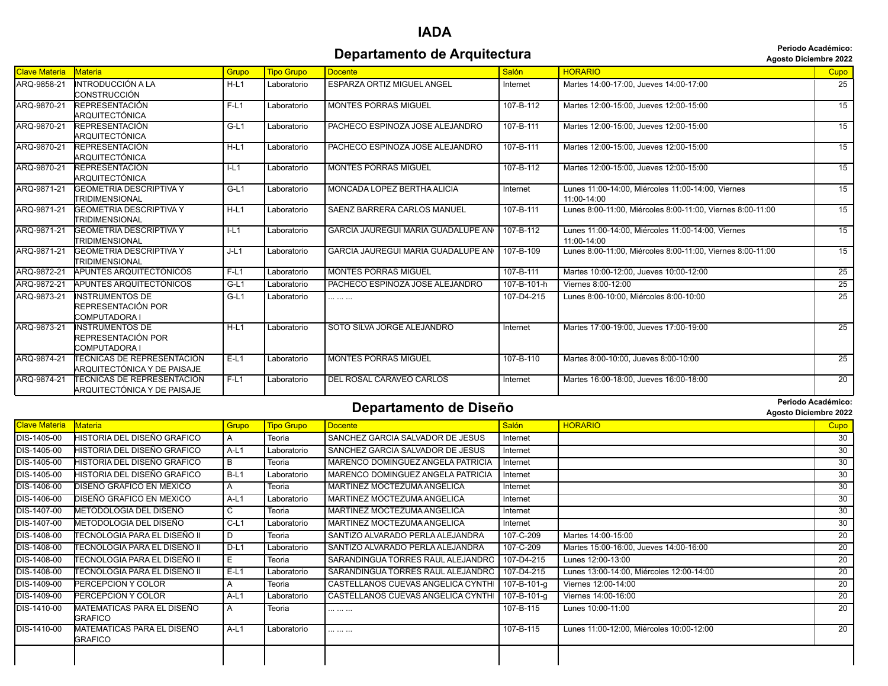# IADA

## Departamento de Arquitectura

**Periodo Académico: Agosto Diciembre 2022**

| Clave Materia | Materia | Grupo | Tipo Grupo | Docente | Salón | HORARIO | Cupo |
|---|---|---|---|---|---|---|---|
| ARQ-9858-21 | INTRODUCCIÓN A LA CONSTRUCCIÓN | H-L1 | Laboratorio | ESPARZA ORTIZ MIGUEL ANGEL | Internet | Martes 14:00-17:00, Jueves 14:00-17:00 | 25 |
| ARQ-9870-21 | REPRESENTACIÓN ARQUITECTÓNICA | F-L1 | Laboratorio | MONTES PORRAS MIGUEL | 107-B-112 | Martes 12:00-15:00, Jueves 12:00-15:00 | 15 |
| ARQ-9870-21 | REPRESENTACIÓN ARQUITECTÓNICA | G-L1 | Laboratorio | PACHECO ESPINOZA JOSE ALEJANDRO | 107-B-111 | Martes 12:00-15:00, Jueves 12:00-15:00 | 15 |
| ARQ-9870-21 | REPRESENTACIÓN ARQUITECTÓNICA | H-L1 | Laboratorio | PACHECO ESPINOZA JOSE ALEJANDRO | 107-B-111 | Martes 12:00-15:00, Jueves 12:00-15:00 | 15 |
| ARQ-9870-21 | REPRESENTACIÓN ARQUITECTÓNICA | I-L1 | Laboratorio | MONTES PORRAS MIGUEL | 107-B-112 | Martes 12:00-15:00, Jueves 12:00-15:00 | 15 |
| ARQ-9871-21 | GEOMETRIA DESCRIPTIVA Y TRIDIMENSIONAL | G-L1 | Laboratorio | MONCADA LOPEZ BERTHA ALICIA | Internet | Lunes 11:00-14:00, Miércoles 11:00-14:00, Viernes 11:00-14:00 | 15 |
| ARQ-9871-21 | GEOMETRIA DESCRIPTIVA Y TRIDIMENSIONAL | H-L1 | Laboratorio | SAENZ BARRERA CARLOS MANUEL | 107-B-111 | Lunes 8:00-11:00, Miércoles 8:00-11:00, Viernes 8:00-11:00 | 15 |
| ARQ-9871-21 | GEOMETRIA DESCRIPTIVA Y TRIDIMENSIONAL | I-L1 | Laboratorio | GARCIA JAUREGUI MARIA GUADALUPE AN | 107-B-112 | Lunes 11:00-14:00, Miércoles 11:00-14:00, Viernes 11:00-14:00 | 15 |
| ARQ-9871-21 | GEOMETRIA DESCRIPTIVA Y TRIDIMENSIONAL | J-L1 | Laboratorio | GARCIA JAUREGUI MARIA GUADALUPE AN | 107-B-109 | Lunes 8:00-11:00, Miércoles 8:00-11:00, Viernes 8:00-11:00 | 15 |
| ARQ-9872-21 | APUNTES ARQUITECTÓNICOS | F-L1 | Laboratorio | MONTES PORRAS MIGUEL | 107-B-111 | Martes 10:00-12:00, Jueves 10:00-12:00 | 25 |
| ARQ-9872-21 | APUNTES ARQUITECTÓNICOS | G-L1 | Laboratorio | PACHECO ESPINOZA JOSE ALEJANDRO | 107-B-101-h | Viernes 8:00-12:00 | 25 |
| ARQ-9873-21 | INSTRUMENTOS DE REPRESENTACIÓN POR COMPUTADORA I | G-L1 | Laboratorio | ... ... ... | 107-D4-215 | Lunes 8:00-10:00, Miércoles 8:00-10:00 | 25 |
| ARQ-9873-21 | INSTRUMENTOS DE REPRESENTACIÓN POR COMPUTADORA I | H-L1 | Laboratorio | SOTO SILVA JORGE ALEJANDRO | Internet | Martes 17:00-19:00, Jueves 17:00-19:00 | 25 |
| ARQ-9874-21 | TÉCNICAS DE REPRESENTACIÓN ARQUITECTÓNICA Y DE PAISAJE | E-L1 | Laboratorio | MONTES PORRAS MIGUEL | 107-B-110 | Martes 8:00-10:00, Jueves 8:00-10:00 | 25 |
| ARQ-9874-21 | TÉCNICAS DE REPRESENTACIÓN ARQUITECTÓNICA Y DE PAISAJE | F-L1 | Laboratorio | DEL ROSAL CARAVEO CARLOS | Internet | Martes 16:00-18:00, Jueves 16:00-18:00 | 20 |

## Departamento de Diseño

**Periodo Académico: Agosto Diciembre 2022**

| Clave Materia | Materia | Grupo | Tipo Grupo | Docente | Salón | HORARIO | Cupo |
|---|---|---|---|---|---|---|---|
| DIS-1405-00 | HISTORIA DEL DISEÑO GRAFICO | A | Teoria | SANCHEZ GARCIA SALVADOR DE JESUS | Internet | | 30 |
| DIS-1405-00 | HISTORIA DEL DISEÑO GRAFICO | A-L1 | Laboratorio | SANCHEZ GARCIA SALVADOR DE JESUS | Internet | | 30 |
| DIS-1405-00 | HISTORIA DEL DISEÑO GRAFICO | B | Teoria | MARENCO DOMINGUEZ ANGELA PATRICIA | Internet | | 30 |
| DIS-1405-00 | HISTORIA DEL DISEÑO GRAFICO | B-L1 | Laboratorio | MARENCO DOMINGUEZ ANGELA PATRICIA | Internet | | 30 |
| DIS-1406-00 | DISEÑO GRAFICO EN MEXICO | A | Teoria | MARTINEZ MOCTEZUMA ANGELICA | Internet | | 30 |
| DIS-1406-00 | DISEÑO GRAFICO EN MEXICO | A-L1 | Laboratorio | MARTINEZ MOCTEZUMA ANGELICA | Internet | | 30 |
| DIS-1407-00 | METODOLOGIA DEL DISEÑO | C | Teoria | MARTINEZ MOCTEZUMA ANGELICA | Internet | | 30 |
| DIS-1407-00 | METODOLOGIA DEL DISEÑO | C-L1 | Laboratorio | MARTINEZ MOCTEZUMA ANGELICA | Internet | | 30 |
| DIS-1408-00 | TECNOLOGIA PARA EL DISEÑO II | D | Teoria | SANTIZO ALVARADO PERLA ALEJANDRA | 107-C-209 | Martes 14:00-15:00 | 20 |
| DIS-1408-00 | TECNOLOGIA PARA EL DISEÑO II | D-L1 | Laboratorio | SANTIZO ALVARADO PERLA ALEJANDRA | 107-C-209 | Martes 15:00-16:00, Jueves 14:00-16:00 | 20 |
| DIS-1408-00 | TECNOLOGIA PARA EL DISEÑO II | E | Teoria | SARANDINGUA TORRES RAUL ALEJANDRO | 107-D4-215 | Lunes 12:00-13:00 | 20 |
| DIS-1408-00 | TECNOLOGIA PARA EL DISEÑO II | E-L1 | Laboratorio | SARANDINGUA TORRES RAUL ALEJANDRO | 107-D4-215 | Lunes 13:00-14:00, Miércoles 12:00-14:00 | 20 |
| DIS-1409-00 | PERCEPCION Y COLOR | A | Teoria | CASTELLANOS CUEVAS ANGELICA CYNTHI | 107-B-101-g | Viernes 12:00-14:00 | 20 |
| DIS-1409-00 | PERCEPCION Y COLOR | A-L1 | Laboratorio | CASTELLANOS CUEVAS ANGELICA CYNTHI | 107-B-101-g | Viernes 14:00-16:00 | 20 |
| DIS-1410-00 | MATEMATICAS PARA EL DISEÑO GRAFICO | A | Teoria | ... ... ... | 107-B-115 | Lunes 10:00-11:00 | 20 |
| DIS-1410-00 | MATEMATICAS PARA EL DISEÑO GRAFICO | A-L1 | Laboratorio | ... ... ... | 107-B-115 | Lunes 11:00-12:00, Miércoles 10:00-12:00 | 20 |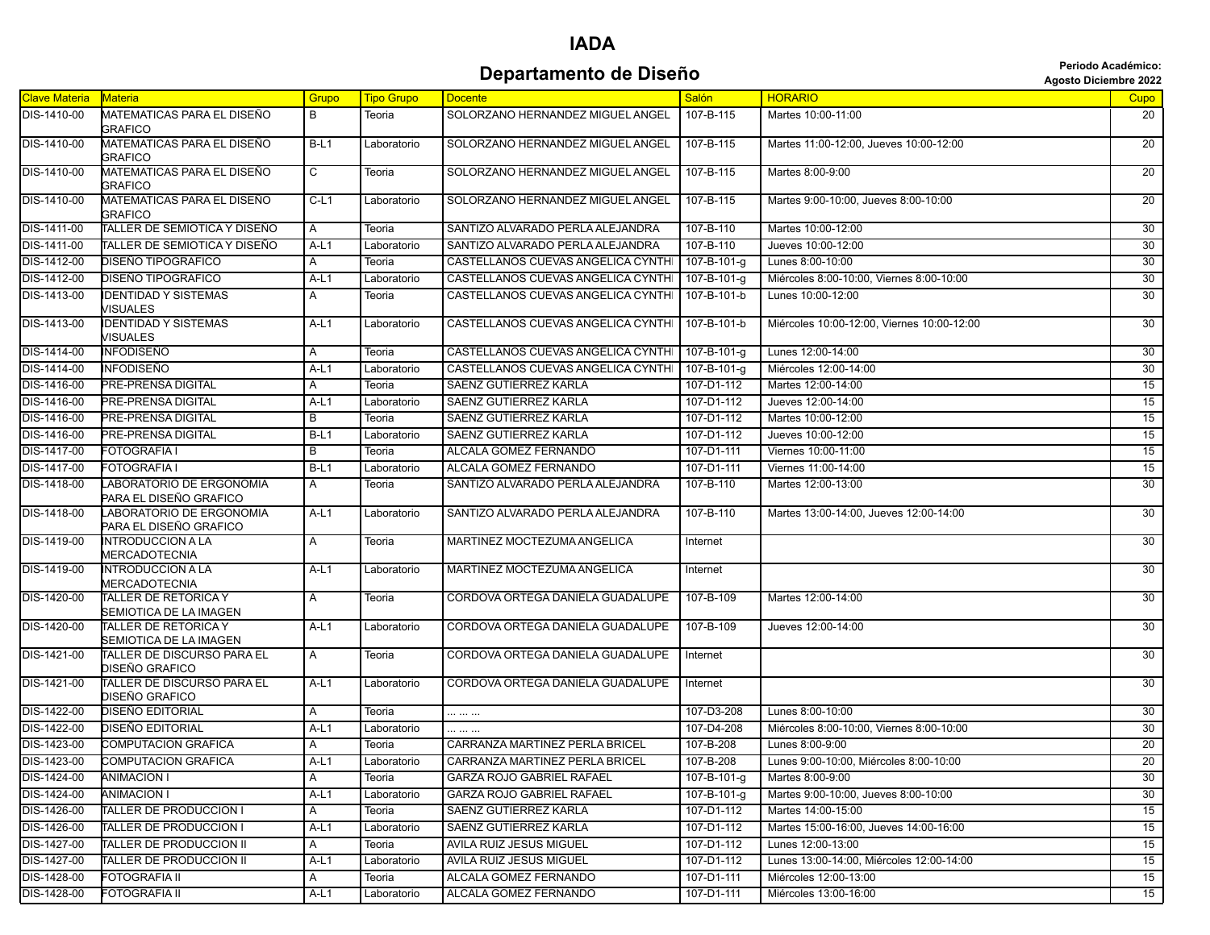# IADA

## Departamento de Diseño

**Periodo Académico:**
**Agosto Diciembre 2022**

| Clave Materia | Materia | Grupo | Tipo Grupo | Docente | Salón | HORARIO | Cupo |
|---|---|---|---|---|---|---|---|
| DIS-1410-00 | MATEMATICAS PARA EL DISEÑO GRAFICO | B | Teoria | SOLORZANO HERNANDEZ MIGUEL ANGEL | 107-B-115 | Martes 10:00-11:00 | 20 |
| DIS-1410-00 | MATEMATICAS PARA EL DISEÑO GRAFICO | B-L1 | Laboratorio | SOLORZANO HERNANDEZ MIGUEL ANGEL | 107-B-115 | Martes 11:00-12:00, Jueves 10:00-12:00 | 20 |
| DIS-1410-00 | MATEMATICAS PARA EL DISEÑO GRAFICO | C | Teoria | SOLORZANO HERNANDEZ MIGUEL ANGEL | 107-B-115 | Martes 8:00-9:00 | 20 |
| DIS-1410-00 | MATEMATICAS PARA EL DISEÑO GRAFICO | C-L1 | Laboratorio | SOLORZANO HERNANDEZ MIGUEL ANGEL | 107-B-115 | Martes 9:00-10:00, Jueves 8:00-10:00 | 20 |
| DIS-1411-00 | TALLER DE SEMIOTICA Y DISEÑO | A | Teoria | SANTIZO ALVARADO PERLA ALEJANDRA | 107-B-110 | Martes 10:00-12:00 | 30 |
| DIS-1411-00 | TALLER DE SEMIOTICA Y DISEÑO | A-L1 | Laboratorio | SANTIZO ALVARADO PERLA ALEJANDRA | 107-B-110 | Jueves 10:00-12:00 | 30 |
| DIS-1412-00 | DISEÑO TIPOGRAFICO | A | Teoria | CASTELLANOS CUEVAS ANGELICA CYNTHI | 107-B-101-g | Lunes 8:00-10:00 | 30 |
| DIS-1412-00 | DISEÑO TIPOGRAFICO | A-L1 | Laboratorio | CASTELLANOS CUEVAS ANGELICA CYNTHI | 107-B-101-g | Miércoles 8:00-10:00, Viernes 8:00-10:00 | 30 |
| DIS-1413-00 | IDENTIDAD Y SISTEMAS VISUALES | A | Teoria | CASTELLANOS CUEVAS ANGELICA CYNTHI | 107-B-101-b | Lunes 10:00-12:00 | 30 |
| DIS-1413-00 | IDENTIDAD Y SISTEMAS VISUALES | A-L1 | Laboratorio | CASTELLANOS CUEVAS ANGELICA CYNTHI | 107-B-101-b | Miércoles 10:00-12:00, Viernes 10:00-12:00 | 30 |
| DIS-1414-00 | INFODISEÑO | A | Teoria | CASTELLANOS CUEVAS ANGELICA CYNTHI | 107-B-101-g | Lunes 12:00-14:00 | 30 |
| DIS-1414-00 | INFODISEÑO | A-L1 | Laboratorio | CASTELLANOS CUEVAS ANGELICA CYNTHI | 107-B-101-g | Miércoles 12:00-14:00 | 30 |
| DIS-1416-00 | PRE-PRENSA DIGITAL | A | Teoria | SAENZ GUTIERREZ KARLA | 107-D1-112 | Martes 12:00-14:00 | 15 |
| DIS-1416-00 | PRE-PRENSA DIGITAL | A-L1 | Laboratorio | SAENZ GUTIERREZ KARLA | 107-D1-112 | Jueves 12:00-14:00 | 15 |
| DIS-1416-00 | PRE-PRENSA DIGITAL | B | Teoria | SAENZ GUTIERREZ KARLA | 107-D1-112 | Martes 10:00-12:00 | 15 |
| DIS-1416-00 | PRE-PRENSA DIGITAL | B-L1 | Laboratorio | SAENZ GUTIERREZ KARLA | 107-D1-112 | Jueves 10:00-12:00 | 15 |
| DIS-1417-00 | FOTOGRAFIA I | B | Teoria | ALCALA GOMEZ FERNANDO | 107-D1-111 | Viernes 10:00-11:00 | 15 |
| DIS-1417-00 | FOTOGRAFIA I | B-L1 | Laboratorio | ALCALA GOMEZ FERNANDO | 107-D1-111 | Viernes 11:00-14:00 | 15 |
| DIS-1418-00 | LABORATORIO DE ERGONOMIA PARA EL DISEÑO GRAFICO | A | Teoria | SANTIZO ALVARADO PERLA ALEJANDRA | 107-B-110 | Martes 12:00-13:00 | 30 |
| DIS-1418-00 | LABORATORIO DE ERGONOMIA PARA EL DISEÑO GRAFICO | A-L1 | Laboratorio | SANTIZO ALVARADO PERLA ALEJANDRA | 107-B-110 | Martes 13:00-14:00, Jueves 12:00-14:00 | 30 |
| DIS-1419-00 | INTRODUCCION A LA MERCADOTECNIA | A | Teoria | MARTINEZ MOCTEZUMA ANGELICA | Internet | | 30 |
| DIS-1419-00 | INTRODUCCION A LA MERCADOTECNIA | A-L1 | Laboratorio | MARTINEZ MOCTEZUMA ANGELICA | Internet | | 30 |
| DIS-1420-00 | TALLER DE RETORICA Y SEMIOTICA DE LA IMAGEN | A | Teoria | CORDOVA ORTEGA DANIELA GUADALUPE | 107-B-109 | Martes 12:00-14:00 | 30 |
| DIS-1420-00 | TALLER DE RETORICA Y SEMIOTICA DE LA IMAGEN | A-L1 | Laboratorio | CORDOVA ORTEGA DANIELA GUADALUPE | 107-B-109 | Jueves 12:00-14:00 | 30 |
| DIS-1421-00 | TALLER DE DISCURSO PARA EL DISEÑO GRAFICO | A | Teoria | CORDOVA ORTEGA DANIELA GUADALUPE | Internet | | 30 |
| DIS-1421-00 | TALLER DE DISCURSO PARA EL DISEÑO GRAFICO | A-L1 | Laboratorio | CORDOVA ORTEGA DANIELA GUADALUPE | Internet | | 30 |
| DIS-1422-00 | DISEÑO EDITORIAL | A | Teoria | ... ... ... | 107-D3-208 | Lunes 8:00-10:00 | 30 |
| DIS-1422-00 | DISEÑO EDITORIAL | A-L1 | Laboratorio | ... ... ... | 107-D4-208 | Miércoles 8:00-10:00, Viernes 8:00-10:00 | 30 |
| DIS-1423-00 | COMPUTACION GRAFICA | A | Teoria | CARRANZA MARTINEZ PERLA BRICEL | 107-B-208 | Lunes 8:00-9:00 | 20 |
| DIS-1423-00 | COMPUTACION GRAFICA | A-L1 | Laboratorio | CARRANZA MARTINEZ PERLA BRICEL | 107-B-208 | Lunes 9:00-10:00, Miércoles 8:00-10:00 | 20 |
| DIS-1424-00 | ANIMACION I | A | Teoria | GARZA ROJO GABRIEL RAFAEL | 107-B-101-g | Martes 8:00-9:00 | 30 |
| DIS-1424-00 | ANIMACION I | A-L1 | Laboratorio | GARZA ROJO GABRIEL RAFAEL | 107-B-101-g | Martes 9:00-10:00, Jueves 8:00-10:00 | 30 |
| DIS-1426-00 | TALLER DE PRODUCCION I | A | Teoria | SAENZ GUTIERREZ KARLA | 107-D1-112 | Martes 14:00-15:00 | 15 |
| DIS-1426-00 | TALLER DE PRODUCCION I | A-L1 | Laboratorio | SAENZ GUTIERREZ KARLA | 107-D1-112 | Martes 15:00-16:00, Jueves 14:00-16:00 | 15 |
| DIS-1427-00 | TALLER DE PRODUCCION II | A | Teoria | AVILA RUIZ JESUS MIGUEL | 107-D1-112 | Lunes 12:00-13:00 | 15 |
| DIS-1427-00 | TALLER DE PRODUCCION II | A-L1 | Laboratorio | AVILA RUIZ JESUS MIGUEL | 107-D1-112 | Lunes 13:00-14:00, Miércoles 12:00-14:00 | 15 |
| DIS-1428-00 | FOTOGRAFIA II | A | Teoria | ALCALA GOMEZ FERNANDO | 107-D1-111 | Miércoles 12:00-13:00 | 15 |
| DIS-1428-00 | FOTOGRAFIA II | A-L1 | Laboratorio | ALCALA GOMEZ FERNANDO | 107-D1-111 | Miércoles 13:00-16:00 | 15 |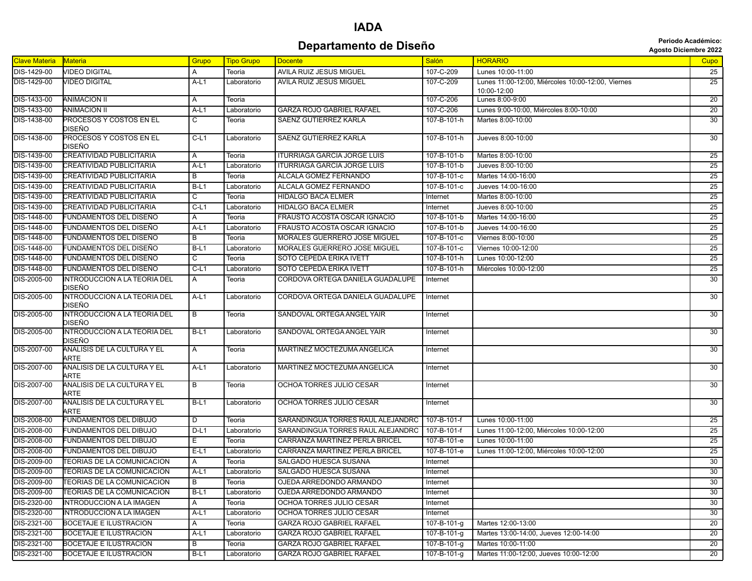# IADA

## Departamento de Diseño

**Periodo Académico: Agosto Diciembre 2022**

| Clave Materia | Materia | Grupo | Tipo Grupo | Docente | Salón | HORARIO | Cupo |
|---|---|---|---|---|---|---|---|
| DIS-1429-00 | VIDEO DIGITAL | A | Teoria | AVILA RUIZ JESUS MIGUEL | 107-C-209 | Lunes 10:00-11:00 | 25 |
| DIS-1429-00 | VIDEO DIGITAL | A-L1 | Laboratorio | AVILA RUIZ JESUS MIGUEL | 107-C-209 | Lunes 11:00-12:00, Miércoles 10:00-12:00, Viernes 10:00-12:00 | 25 |
| DIS-1433-00 | ANIMACION II | A | Teoria | | 107-C-206 | Lunes 8:00-9:00 | 20 |
| DIS-1433-00 | ANIMACION II | A-L1 | Laboratorio | GARZA ROJO GABRIEL RAFAEL | 107-C-206 | Lunes 9:00-10:00, Miércoles 8:00-10:00 | 20 |
| DIS-1438-00 | PROCESOS Y COSTOS EN EL DISEÑO | C | Teoria | SAENZ GUTIERREZ KARLA | 107-B-101-h | Martes 8:00-10:00 | 30 |
| DIS-1438-00 | PROCESOS Y COSTOS EN EL DISEÑO | C-L1 | Laboratorio | SAENZ GUTIERREZ KARLA | 107-B-101-h | Jueves 8:00-10:00 | 30 |
| DIS-1439-00 | CREATIVIDAD PUBLICITARIA | A | Teoria | ITURRIAGA GARCIA JORGE LUIS | 107-B-101-b | Martes 8:00-10:00 | 25 |
| DIS-1439-00 | CREATIVIDAD PUBLICITARIA | A-L1 | Laboratorio | ITURRIAGA GARCIA JORGE LUIS | 107-B-101-b | Jueves 8:00-10:00 | 25 |
| DIS-1439-00 | CREATIVIDAD PUBLICITARIA | B | Teoria | ALCALA GOMEZ FERNANDO | 107-B-101-c | Martes 14:00-16:00 | 25 |
| DIS-1439-00 | CREATIVIDAD PUBLICITARIA | B-L1 | Laboratorio | ALCALA GOMEZ FERNANDO | 107-B-101-c | Jueves 14:00-16:00 | 25 |
| DIS-1439-00 | CREATIVIDAD PUBLICITARIA | C | Teoria | HIDALGO BACA ELMER | Internet | Martes 8:00-10:00 | 25 |
| DIS-1439-00 | CREATIVIDAD PUBLICITARIA | C-L1 | Laboratorio | HIDALGO BACA ELMER | Internet | Jueves 8:00-10:00 | 25 |
| DIS-1448-00 | FUNDAMENTOS DEL DISEÑO | A | Teoria | FRAUSTO ACOSTA OSCAR IGNACIO | 107-B-101-b | Martes 14:00-16:00 | 25 |
| DIS-1448-00 | FUNDAMENTOS DEL DISEÑO | A-L1 | Laboratorio | FRAUSTO ACOSTA OSCAR IGNACIO | 107-B-101-b | Jueves 14:00-16:00 | 25 |
| DIS-1448-00 | FUNDAMENTOS DEL DISEÑO | B | Teoria | MORALES GUERRERO JOSE MIGUEL | 107-B-101-c | Viernes 8:00-10:00 | 25 |
| DIS-1448-00 | FUNDAMENTOS DEL DISEÑO | B-L1 | Laboratorio | MORALES GUERRERO JOSE MIGUEL | 107-B-101-c | Viernes 10:00-12:00 | 25 |
| DIS-1448-00 | FUNDAMENTOS DEL DISEÑO | C | Teoria | SOTO CEPEDA ERIKA IVETT | 107-B-101-h | Lunes 10:00-12:00 | 25 |
| DIS-1448-00 | FUNDAMENTOS DEL DISEÑO | C-L1 | Laboratorio | SOTO CEPEDA ERIKA IVETT | 107-B-101-h | Miércoles 10:00-12:00 | 25 |
| DIS-2005-00 | INTRODUCCION A LA TEORIA DEL DISEÑO | A | Teoria | CORDOVA ORTEGA DANIELA GUADALUPE | Internet | | 30 |
| DIS-2005-00 | INTRODUCCION A LA TEORIA DEL DISEÑO | A-L1 | Laboratorio | CORDOVA ORTEGA DANIELA GUADALUPE | Internet | | 30 |
| DIS-2005-00 | INTRODUCCION A LA TEORIA DEL DISEÑO | B | Teoria | SANDOVAL ORTEGA ANGEL YAIR | Internet | | 30 |
| DIS-2005-00 | INTRODUCCION A LA TEORIA DEL DISEÑO | B-L1 | Laboratorio | SANDOVAL ORTEGA ANGEL YAIR | Internet | | 30 |
| DIS-2007-00 | ANALISIS DE LA CULTURA Y EL ARTE | A | Teoria | MARTINEZ MOCTEZUMA ANGELICA | Internet | | 30 |
| DIS-2007-00 | ANALISIS DE LA CULTURA Y EL ARTE | A-L1 | Laboratorio | MARTINEZ MOCTEZUMA ANGELICA | Internet | | 30 |
| DIS-2007-00 | ANALISIS DE LA CULTURA Y EL ARTE | B | Teoria | OCHOA TORRES JULIO CESAR | Internet | | 30 |
| DIS-2007-00 | ANALISIS DE LA CULTURA Y EL ARTE | B-L1 | Laboratorio | OCHOA TORRES JULIO CESAR | Internet | | 30 |
| DIS-2008-00 | FUNDAMENTOS DEL DIBUJO | D | Teoria | SARANDINGUA TORRES RAUL ALEJANDRO | 107-B-101-f | Lunes 10:00-11:00 | 25 |
| DIS-2008-00 | FUNDAMENTOS DEL DIBUJO | D-L1 | Laboratorio | SARANDINGUA TORRES RAUL ALEJANDRO | 107-B-101-f | Lunes 11:00-12:00, Miércoles 10:00-12:00 | 25 |
| DIS-2008-00 | FUNDAMENTOS DEL DIBUJO | E | Teoria | CARRANZA MARTINEZ PERLA BRICEL | 107-B-101-e | Lunes 10:00-11:00 | 25 |
| DIS-2008-00 | FUNDAMENTOS DEL DIBUJO | E-L1 | Laboratorio | CARRANZA MARTINEZ PERLA BRICEL | 107-B-101-e | Lunes 11:00-12:00, Miércoles 10:00-12:00 | 25 |
| DIS-2009-00 | TEORIAS DE LA COMUNICACION | A | Teoria | SALGADO HUESCA SUSANA | Internet | | 30 |
| DIS-2009-00 | TEORIAS DE LA COMUNICACION | A-L1 | Laboratorio | SALGADO HUESCA SUSANA | Internet | | 30 |
| DIS-2009-00 | TEORIAS DE LA COMUNICACION | B | Teoria | OJEDA ARREDONDO ARMANDO | Internet | | 30 |
| DIS-2009-00 | TEORIAS DE LA COMUNICACION | B-L1 | Laboratorio | OJEDA ARREDONDO ARMANDO | Internet | | 30 |
| DIS-2320-00 | INTRODUCCION A LA IMAGEN | A | Teoria | OCHOA TORRES JULIO CESAR | Internet | | 30 |
| DIS-2320-00 | INTRODUCCION A LA IMAGEN | A-L1 | Laboratorio | OCHOA TORRES JULIO CESAR | Internet | | 30 |
| DIS-2321-00 | BOCETAJE E ILUSTRACION | A | Teoria | GARZA ROJO GABRIEL RAFAEL | 107-B-101-g | Martes 12:00-13:00 | 20 |
| DIS-2321-00 | BOCETAJE E ILUSTRACION | A-L1 | Laboratorio | GARZA ROJO GABRIEL RAFAEL | 107-B-101-g | Martes 13:00-14:00, Jueves 12:00-14:00 | 20 |
| DIS-2321-00 | BOCETAJE E ILUSTRACION | B | Teoria | GARZA ROJO GABRIEL RAFAEL | 107-B-101-g | Martes 10:00-11:00 | 20 |
| DIS-2321-00 | BOCETAJE E ILUSTRACION | B-L1 | Laboratorio | GARZA ROJO GABRIEL RAFAEL | 107-B-101-g | Martes 11:00-12:00, Jueves 10:00-12:00 | 20 |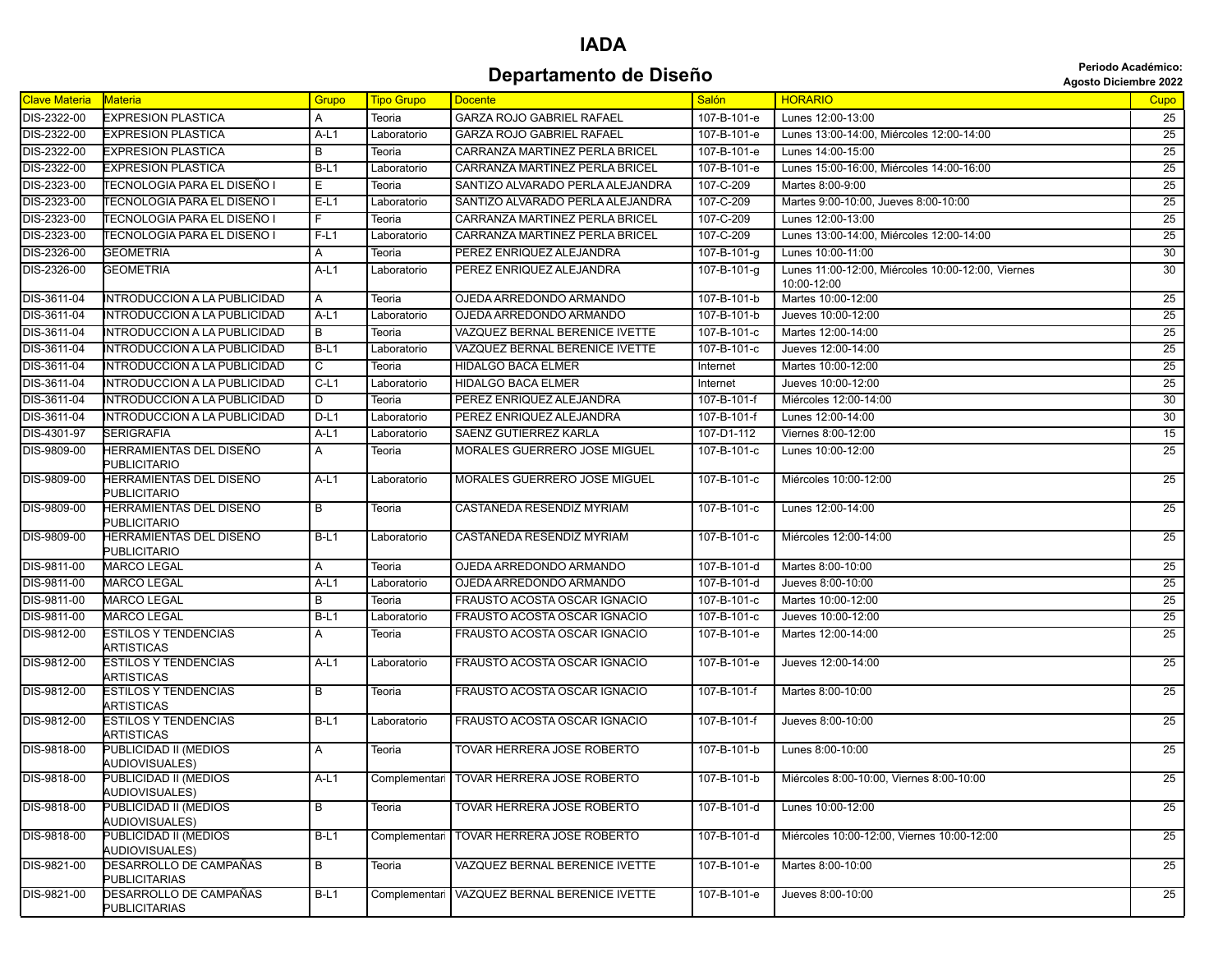# IADA

## Departamento de Diseño

**Periodo Académico:**
**Agosto Diciembre 2022**

| Clave Materia | Materia | Grupo | Tipo Grupo | Docente | Salón | HORARIO | Cupo |
|---|---|---|---|---|---|---|---|
| DIS-2322-00 | EXPRESION PLASTICA | A | Teoria | GARZA ROJO GABRIEL RAFAEL | 107-B-101-e | Lunes 12:00-13:00 | 25 |
| DIS-2322-00 | EXPRESION PLASTICA | A-L1 | Laboratorio | GARZA ROJO GABRIEL RAFAEL | 107-B-101-e | Lunes 13:00-14:00, Miércoles 12:00-14:00 | 25 |
| DIS-2322-00 | EXPRESION PLASTICA | B | Teoria | CARRANZA MARTINEZ PERLA BRICEL | 107-B-101-e | Lunes 14:00-15:00 | 25 |
| DIS-2322-00 | EXPRESION PLASTICA | B-L1 | Laboratorio | CARRANZA MARTINEZ PERLA BRICEL | 107-B-101-e | Lunes 15:00-16:00, Miércoles 14:00-16:00 | 25 |
| DIS-2323-00 | TECNOLOGIA PARA EL DISEÑO I | E | Teoria | SANTIZO ALVARADO PERLA ALEJANDRA | 107-C-209 | Martes 8:00-9:00 | 25 |
| DIS-2323-00 | TECNOLOGIA PARA EL DISEÑO I | E-L1 | Laboratorio | SANTIZO ALVARADO PERLA ALEJANDRA | 107-C-209 | Martes 9:00-10:00, Jueves 8:00-10:00 | 25 |
| DIS-2323-00 | TECNOLOGIA PARA EL DISEÑO I | F | Teoria | CARRANZA MARTINEZ PERLA BRICEL | 107-C-209 | Lunes 12:00-13:00 | 25 |
| DIS-2323-00 | TECNOLOGIA PARA EL DISEÑO I | F-L1 | Laboratorio | CARRANZA MARTINEZ PERLA BRICEL | 107-C-209 | Lunes 13:00-14:00, Miércoles 12:00-14:00 | 25 |
| DIS-2326-00 | GEOMETRIA | A | Teoria | PEREZ ENRIQUEZ ALEJANDRA | 107-B-101-g | Lunes 10:00-11:00 | 30 |
| DIS-2326-00 | GEOMETRIA | A-L1 | Laboratorio | PEREZ ENRIQUEZ ALEJANDRA | 107-B-101-g | Lunes 11:00-12:00, Miércoles 10:00-12:00, Viernes 10:00-12:00 | 30 |
| DIS-3611-04 | INTRODUCCION A LA PUBLICIDAD | A | Teoria | OJEDA ARREDONDO ARMANDO | 107-B-101-b | Martes 10:00-12:00 | 25 |
| DIS-3611-04 | INTRODUCCION A LA PUBLICIDAD | A-L1 | Laboratorio | OJEDA ARREDONDO ARMANDO | 107-B-101-b | Jueves 10:00-12:00 | 25 |
| DIS-3611-04 | INTRODUCCION A LA PUBLICIDAD | B | Teoria | VAZQUEZ BERNAL BERENICE IVETTE | 107-B-101-c | Martes 12:00-14:00 | 25 |
| DIS-3611-04 | INTRODUCCION A LA PUBLICIDAD | B-L1 | Laboratorio | VAZQUEZ BERNAL BERENICE IVETTE | 107-B-101-c | Jueves 12:00-14:00 | 25 |
| DIS-3611-04 | INTRODUCCION A LA PUBLICIDAD | C | Teoria | HIDALGO BACA ELMER | Internet | Martes 10:00-12:00 | 25 |
| DIS-3611-04 | INTRODUCCION A LA PUBLICIDAD | C-L1 | Laboratorio | HIDALGO BACA ELMER | Internet | Jueves 10:00-12:00 | 25 |
| DIS-3611-04 | INTRODUCCION A LA PUBLICIDAD | D | Teoria | PEREZ ENRIQUEZ ALEJANDRA | 107-B-101-f | Miércoles 12:00-14:00 | 30 |
| DIS-3611-04 | INTRODUCCION A LA PUBLICIDAD | D-L1 | Laboratorio | PEREZ ENRIQUEZ ALEJANDRA | 107-B-101-f | Lunes 12:00-14:00 | 30 |
| DIS-4301-97 | SERIGRAFIA | A-L1 | Laboratorio | SAENZ GUTIERREZ KARLA | 107-D1-112 | Viernes 8:00-12:00 | 15 |
| DIS-9809-00 | HERRAMIENTAS DEL DISEÑO PUBLICITARIO | A | Teoria | MORALES GUERRERO JOSE MIGUEL | 107-B-101-c | Lunes 10:00-12:00 | 25 |
| DIS-9809-00 | HERRAMIENTAS DEL DISEÑO PUBLICITARIO | A-L1 | Laboratorio | MORALES GUERRERO JOSE MIGUEL | 107-B-101-c | Miércoles 10:00-12:00 | 25 |
| DIS-9809-00 | HERRAMIENTAS DEL DISEÑO PUBLICITARIO | B | Teoria | CASTAÑEDA RESENDIZ MYRIAM | 107-B-101-c | Lunes 12:00-14:00 | 25 |
| DIS-9809-00 | HERRAMIENTAS DEL DISEÑO PUBLICITARIO | B-L1 | Laboratorio | CASTAÑEDA RESENDIZ MYRIAM | 107-B-101-c | Miércoles 12:00-14:00 | 25 |
| DIS-9811-00 | MARCO LEGAL | A | Teoria | OJEDA ARREDONDO ARMANDO | 107-B-101-d | Martes 8:00-10:00 | 25 |
| DIS-9811-00 | MARCO LEGAL | A-L1 | Laboratorio | OJEDA ARREDONDO ARMANDO | 107-B-101-d | Jueves 8:00-10:00 | 25 |
| DIS-9811-00 | MARCO LEGAL | B | Teoria | FRAUSTO ACOSTA OSCAR IGNACIO | 107-B-101-c | Martes 10:00-12:00 | 25 |
| DIS-9811-00 | MARCO LEGAL | B-L1 | Laboratorio | FRAUSTO ACOSTA OSCAR IGNACIO | 107-B-101-c | Jueves 10:00-12:00 | 25 |
| DIS-9812-00 | ESTILOS Y TENDENCIAS ARTISTICAS | A | Teoria | FRAUSTO ACOSTA OSCAR IGNACIO | 107-B-101-e | Martes 12:00-14:00 | 25 |
| DIS-9812-00 | ESTILOS Y TENDENCIAS ARTISTICAS | A-L1 | Laboratorio | FRAUSTO ACOSTA OSCAR IGNACIO | 107-B-101-e | Jueves 12:00-14:00 | 25 |
| DIS-9812-00 | ESTILOS Y TENDENCIAS ARTISTICAS | B | Teoria | FRAUSTO ACOSTA OSCAR IGNACIO | 107-B-101-f | Martes 8:00-10:00 | 25 |
| DIS-9812-00 | ESTILOS Y TENDENCIAS ARTISTICAS | B-L1 | Laboratorio | FRAUSTO ACOSTA OSCAR IGNACIO | 107-B-101-f | Jueves 8:00-10:00 | 25 |
| DIS-9818-00 | PUBLICIDAD II (MEDIOS AUDIOVISUALES) | A | Teoria | TOVAR HERRERA JOSE ROBERTO | 107-B-101-b | Lunes 8:00-10:00 | 25 |
| DIS-9818-00 | PUBLICIDAD II (MEDIOS AUDIOVISUALES) | A-L1 | Complementari | TOVAR HERRERA JOSE ROBERTO | 107-B-101-b | Miércoles 8:00-10:00, Viernes 8:00-10:00 | 25 |
| DIS-9818-00 | PUBLICIDAD II (MEDIOS AUDIOVISUALES) | B | Teoria | TOVAR HERRERA JOSE ROBERTO | 107-B-101-d | Lunes 10:00-12:00 | 25 |
| DIS-9818-00 | PUBLICIDAD II (MEDIOS AUDIOVISUALES) | B-L1 | Complementari | TOVAR HERRERA JOSE ROBERTO | 107-B-101-d | Miércoles 10:00-12:00, Viernes 10:00-12:00 | 25 |
| DIS-9821-00 | DESARROLLO DE CAMPAÑAS PUBLICITARIAS | B | Teoria | VAZQUEZ BERNAL BERENICE IVETTE | 107-B-101-e | Martes 8:00-10:00 | 25 |
| DIS-9821-00 | DESARROLLO DE CAMPAÑAS PUBLICITARIAS | B-L1 | Complementari | VAZQUEZ BERNAL BERENICE IVETTE | 107-B-101-e | Jueves 8:00-10:00 | 25 |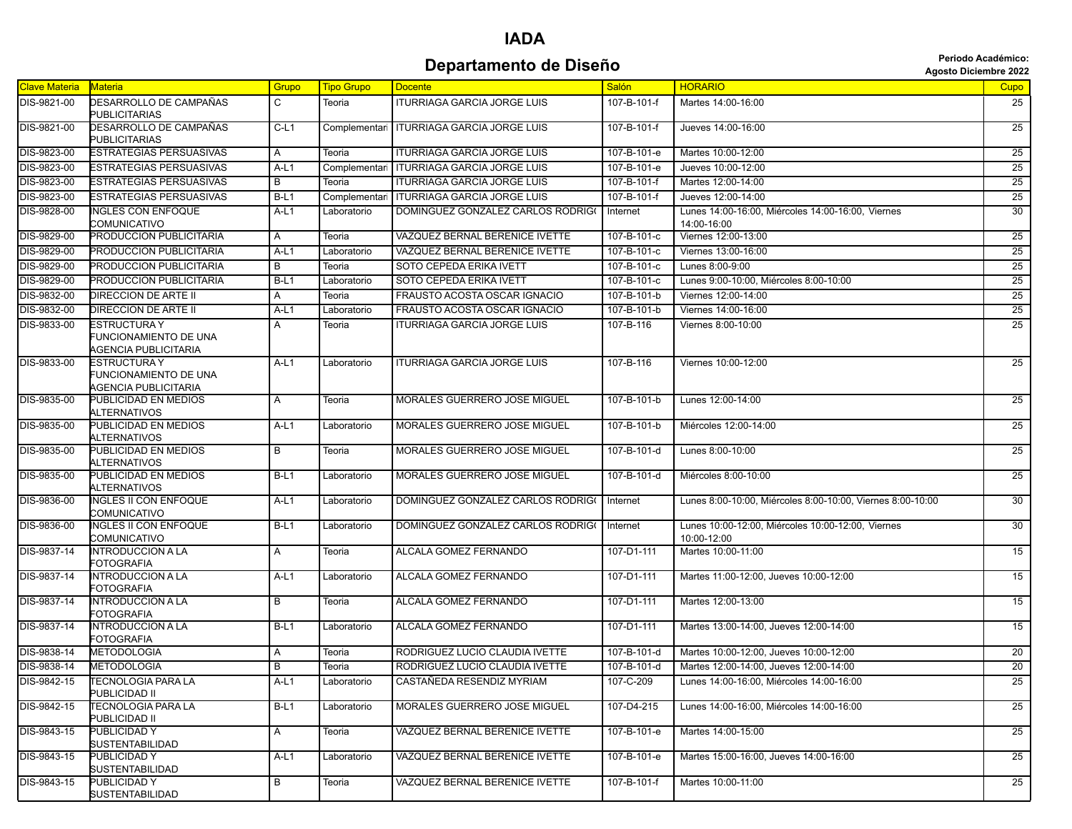# IADA

## Departamento de Diseño

**Periodo Académico: Agosto Diciembre 2022**

| Clave Materia | Materia | Grupo | Tipo Grupo | Docente | Salón | HORARIO | Cupo |
|---|---|---|---|---|---|---|---|
| DIS-9821-00 | DESARROLLO DE CAMPAÑAS PUBLICITARIAS | C | Teoria | ITURRIAGA GARCIA JORGE LUIS | 107-B-101-f | Martes 14:00-16:00 | 25 |
| DIS-9821-00 | DESARROLLO DE CAMPAÑAS PUBLICITARIAS | C-L1 | Complementari | ITURRIAGA GARCIA JORGE LUIS | 107-B-101-f | Jueves 14:00-16:00 | 25 |
| DIS-9823-00 | ESTRATEGIAS PERSUASIVAS | A | Teoria | ITURRIAGA GARCIA JORGE LUIS | 107-B-101-e | Martes 10:00-12:00 | 25 |
| DIS-9823-00 | ESTRATEGIAS PERSUASIVAS | A-L1 | Complementari | ITURRIAGA GARCIA JORGE LUIS | 107-B-101-e | Jueves 10:00-12:00 | 25 |
| DIS-9823-00 | ESTRATEGIAS PERSUASIVAS | B | Teoria | ITURRIAGA GARCIA JORGE LUIS | 107-B-101-f | Martes 12:00-14:00 | 25 |
| DIS-9823-00 | ESTRATEGIAS PERSUASIVAS | B-L1 | Complementari | ITURRIAGA GARCIA JORGE LUIS | 107-B-101-f | Jueves 12:00-14:00 | 25 |
| DIS-9828-00 | INGLES CON ENFOQUE COMUNICATIVO | A-L1 | Laboratorio | DOMINGUEZ GONZALEZ CARLOS RODRIG( | Internet | Lunes 14:00-16:00, Miércoles 14:00-16:00, Viernes 14:00-16:00 | 30 |
| DIS-9829-00 | PRODUCCION PUBLICITARIA | A | Teoria | VAZQUEZ BERNAL BERENICE IVETTE | 107-B-101-c | Viernes 12:00-13:00 | 25 |
| DIS-9829-00 | PRODUCCION PUBLICITARIA | A-L1 | Laboratorio | VAZQUEZ BERNAL BERENICE IVETTE | 107-B-101-c | Viernes 13:00-16:00 | 25 |
| DIS-9829-00 | PRODUCCION PUBLICITARIA | B | Teoria | SOTO CEPEDA ERIKA IVETT | 107-B-101-c | Lunes 8:00-9:00 | 25 |
| DIS-9829-00 | PRODUCCION PUBLICITARIA | B-L1 | Laboratorio | SOTO CEPEDA ERIKA IVETT | 107-B-101-c | Lunes 9:00-10:00, Miércoles 8:00-10:00 | 25 |
| DIS-9832-00 | DIRECCION DE ARTE II | A | Teoria | FRAUSTO ACOSTA OSCAR IGNACIO | 107-B-101-b | Viernes 12:00-14:00 | 25 |
| DIS-9832-00 | DIRECCION DE ARTE II | A-L1 | Laboratorio | FRAUSTO ACOSTA OSCAR IGNACIO | 107-B-101-b | Viernes 14:00-16:00 | 25 |
| DIS-9833-00 | ESTRUCTURA Y FUNCIONAMIENTO DE UNA AGENCIA PUBLICITARIA | A | Teoria | ITURRIAGA GARCIA JORGE LUIS | 107-B-116 | Viernes 8:00-10:00 | 25 |
| DIS-9833-00 | ESTRUCTURA Y FUNCIONAMIENTO DE UNA AGENCIA PUBLICITARIA | A-L1 | Laboratorio | ITURRIAGA GARCIA JORGE LUIS | 107-B-116 | Viernes 10:00-12:00 | 25 |
| DIS-9835-00 | PUBLICIDAD EN MEDIOS ALTERNATIVOS | A | Teoria | MORALES GUERRERO JOSE MIGUEL | 107-B-101-b | Lunes 12:00-14:00 | 25 |
| DIS-9835-00 | PUBLICIDAD EN MEDIOS ALTERNATIVOS | A-L1 | Laboratorio | MORALES GUERRERO JOSE MIGUEL | 107-B-101-b | Miércoles 12:00-14:00 | 25 |
| DIS-9835-00 | PUBLICIDAD EN MEDIOS ALTERNATIVOS | B | Teoria | MORALES GUERRERO JOSE MIGUEL | 107-B-101-d | Lunes 8:00-10:00 | 25 |
| DIS-9835-00 | PUBLICIDAD EN MEDIOS ALTERNATIVOS | B-L1 | Laboratorio | MORALES GUERRERO JOSE MIGUEL | 107-B-101-d | Miércoles 8:00-10:00 | 25 |
| DIS-9836-00 | INGLES II CON ENFOQUE COMUNICATIVO | A-L1 | Laboratorio | DOMINGUEZ GONZALEZ CARLOS RODRIG( | Internet | Lunes 8:00-10:00, Miércoles 8:00-10:00, Viernes 8:00-10:00 | 30 |
| DIS-9836-00 | INGLES II CON ENFOQUE COMUNICATIVO | B-L1 | Laboratorio | DOMINGUEZ GONZALEZ CARLOS RODRIG( | Internet | Lunes 10:00-12:00, Miércoles 10:00-12:00, Viernes 10:00-12:00 | 30 |
| DIS-9837-14 | INTRODUCCION A LA FOTOGRAFIA | A | Teoria | ALCALA GOMEZ FERNANDO | 107-D1-111 | Martes 10:00-11:00 | 15 |
| DIS-9837-14 | INTRODUCCION A LA FOTOGRAFIA | A-L1 | Laboratorio | ALCALA GOMEZ FERNANDO | 107-D1-111 | Martes 11:00-12:00, Jueves 10:00-12:00 | 15 |
| DIS-9837-14 | INTRODUCCION A LA FOTOGRAFIA | B | Teoria | ALCALA GOMEZ FERNANDO | 107-D1-111 | Martes 12:00-13:00 | 15 |
| DIS-9837-14 | INTRODUCCION A LA FOTOGRAFIA | B-L1 | Laboratorio | ALCALA GOMEZ FERNANDO | 107-D1-111 | Martes 13:00-14:00, Jueves 12:00-14:00 | 15 |
| DIS-9838-14 | METODOLOGIA | A | Teoria | RODRIGUEZ LUCIO CLAUDIA IVETTE | 107-B-101-d | Martes 10:00-12:00, Jueves 10:00-12:00 | 20 |
| DIS-9838-14 | METODOLOGIA | B | Teoria | RODRIGUEZ LUCIO CLAUDIA IVETTE | 107-B-101-d | Martes 12:00-14:00, Jueves 12:00-14:00 | 20 |
| DIS-9842-15 | TECNOLOGIA PARA LA PUBLICIDAD II | A-L1 | Laboratorio | CASTAÑEDA RESENDIZ MYRIAM | 107-C-209 | Lunes 14:00-16:00, Miércoles 14:00-16:00 | 25 |
| DIS-9842-15 | TECNOLOGIA PARA LA PUBLICIDAD II | B-L1 | Laboratorio | MORALES GUERRERO JOSE MIGUEL | 107-D4-215 | Lunes 14:00-16:00, Miércoles 14:00-16:00 | 25 |
| DIS-9843-15 | PUBLICIDAD Y SUSTENTABILIDAD | A | Teoria | VAZQUEZ BERNAL BERENICE IVETTE | 107-B-101-e | Martes 14:00-15:00 | 25 |
| DIS-9843-15 | PUBLICIDAD Y SUSTENTABILIDAD | A-L1 | Laboratorio | VAZQUEZ BERNAL BERENICE IVETTE | 107-B-101-e | Martes 15:00-16:00, Jueves 14:00-16:00 | 25 |
| DIS-9843-15 | PUBLICIDAD Y SUSTENTABILIDAD | B | Teoria | VAZQUEZ BERNAL BERENICE IVETTE | 107-B-101-f | Martes 10:00-11:00 | 25 |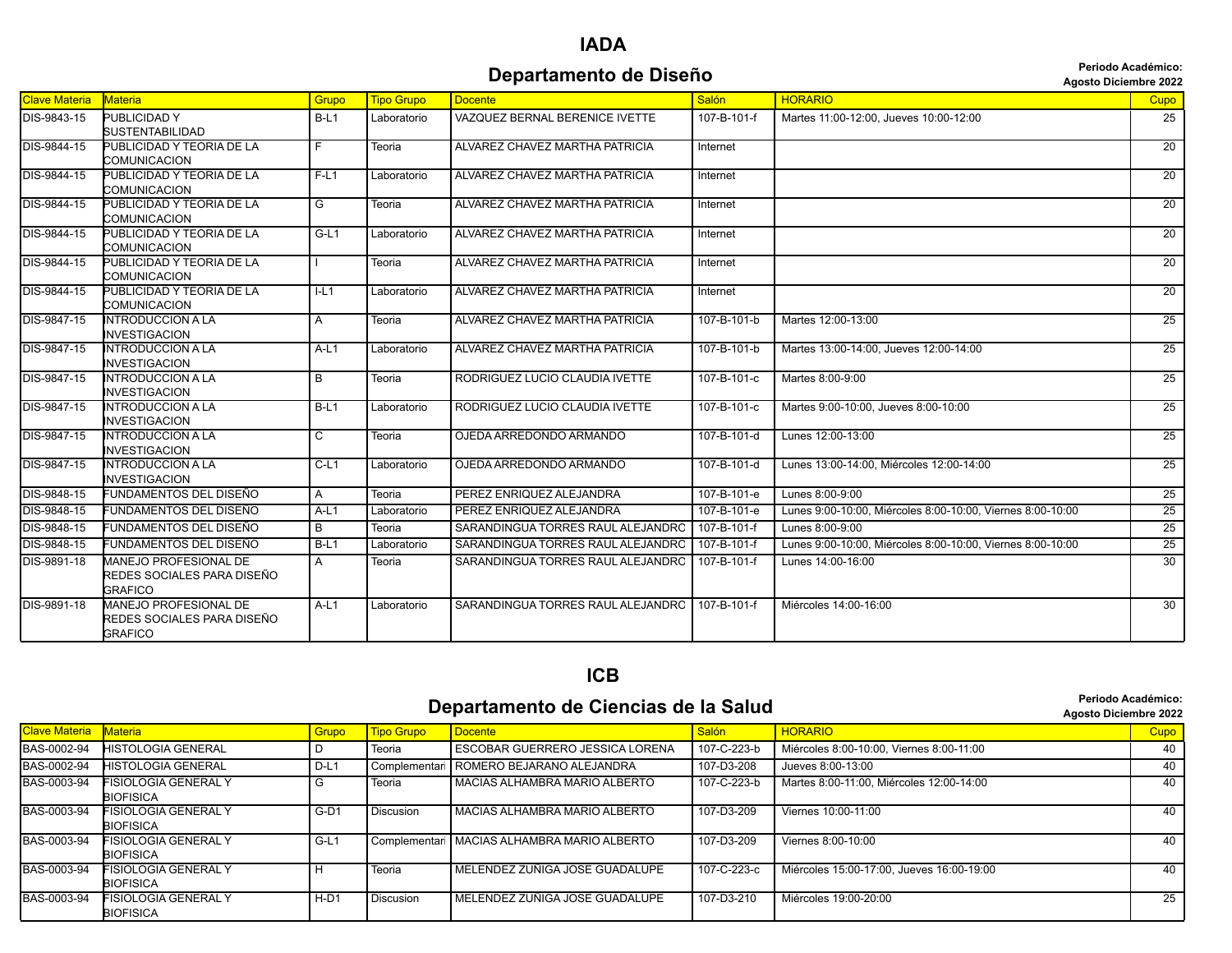# IADA

## Departamento de Diseño

**Periodo Académico: Agosto Diciembre 2022**

| Clave Materia | Materia | Grupo | Tipo Grupo | Docente | Salón | HORARIO | Cupo |
|---|---|---|---|---|---|---|---|
| DIS-9843-15 | PUBLICIDAD Y SUSTENTABILIDAD | B-L1 | Laboratorio | VAZQUEZ BERNAL BERENICE IVETTE | 107-B-101-f | Martes 11:00-12:00, Jueves 10:00-12:00 | 25 |
| DIS-9844-15 | PUBLICIDAD Y TEORIA DE LA COMUNICACION | F | Teoria | ALVAREZ CHAVEZ MARTHA PATRICIA | Internet | | 20 |
| DIS-9844-15 | PUBLICIDAD Y TEORIA DE LA COMUNICACION | F-L1 | Laboratorio | ALVAREZ CHAVEZ MARTHA PATRICIA | Internet | | 20 |
| DIS-9844-15 | PUBLICIDAD Y TEORIA DE LA COMUNICACION | G | Teoria | ALVAREZ CHAVEZ MARTHA PATRICIA | Internet | | 20 |
| DIS-9844-15 | PUBLICIDAD Y TEORIA DE LA COMUNICACION | G-L1 | Laboratorio | ALVAREZ CHAVEZ MARTHA PATRICIA | Internet | | 20 |
| DIS-9844-15 | PUBLICIDAD Y TEORIA DE LA COMUNICACION | I | Teoria | ALVAREZ CHAVEZ MARTHA PATRICIA | Internet | | 20 |
| DIS-9844-15 | PUBLICIDAD Y TEORIA DE LA COMUNICACION | I-L1 | Laboratorio | ALVAREZ CHAVEZ MARTHA PATRICIA | Internet | | 20 |
| DIS-9847-15 | INTRODUCCION A LA INVESTIGACION | A | Teoria | ALVAREZ CHAVEZ MARTHA PATRICIA | 107-B-101-b | Martes 12:00-13:00 | 25 |
| DIS-9847-15 | INTRODUCCION A LA INVESTIGACION | A-L1 | Laboratorio | ALVAREZ CHAVEZ MARTHA PATRICIA | 107-B-101-b | Martes 13:00-14:00, Jueves 12:00-14:00 | 25 |
| DIS-9847-15 | INTRODUCCION A LA INVESTIGACION | B | Teoria | RODRIGUEZ LUCIO CLAUDIA IVETTE | 107-B-101-c | Martes 8:00-9:00 | 25 |
| DIS-9847-15 | INTRODUCCION A LA INVESTIGACION | B-L1 | Laboratorio | RODRIGUEZ LUCIO CLAUDIA IVETTE | 107-B-101-c | Martes 9:00-10:00, Jueves 8:00-10:00 | 25 |
| DIS-9847-15 | INTRODUCCION A LA INVESTIGACION | C | Teoria | OJEDA ARREDONDO ARMANDO | 107-B-101-d | Lunes 12:00-13:00 | 25 |
| DIS-9847-15 | INTRODUCCION A LA INVESTIGACION | C-L1 | Laboratorio | OJEDA ARREDONDO ARMANDO | 107-B-101-d | Lunes 13:00-14:00, Miércoles 12:00-14:00 | 25 |
| DIS-9848-15 | FUNDAMENTOS DEL DISEÑO | A | Teoria | PEREZ ENRIQUEZ ALEJANDRA | 107-B-101-e | Lunes 8:00-9:00 | 25 |
| DIS-9848-15 | FUNDAMENTOS DEL DISEÑO | A-L1 | Laboratorio | PEREZ ENRIQUEZ ALEJANDRA | 107-B-101-e | Lunes 9:00-10:00, Miércoles 8:00-10:00, Viernes 8:00-10:00 | 25 |
| DIS-9848-15 | FUNDAMENTOS DEL DISEÑO | B | Teoria | SARANDINGUA TORRES RAUL ALEJANDRO | 107-B-101-f | Lunes 8:00-9:00 | 25 |
| DIS-9848-15 | FUNDAMENTOS DEL DISEÑO | B-L1 | Laboratorio | SARANDINGUA TORRES RAUL ALEJANDRO | 107-B-101-f | Lunes 9:00-10:00, Miércoles 8:00-10:00, Viernes 8:00-10:00 | 25 |
| DIS-9891-18 | MANEJO PROFESIONAL DE REDES SOCIALES PARA DISEÑO GRAFICO | A | Teoria | SARANDINGUA TORRES RAUL ALEJANDRO | 107-B-101-f | Lunes 14:00-16:00 | 30 |
| DIS-9891-18 | MANEJO PROFESIONAL DE REDES SOCIALES PARA DISEÑO GRAFICO | A-L1 | Laboratorio | SARANDINGUA TORRES RAUL ALEJANDRO | 107-B-101-f | Miércoles 14:00-16:00 | 30 |

# ICB

## Departamento de Ciencias de la Salud

**Periodo Académico: Agosto Diciembre 2022**

| Clave Materia | Materia | Grupo | Tipo Grupo | Docente | Salón | HORARIO | Cupo |
|---|---|---|---|---|---|---|---|
| BAS-0002-94 | HISTOLOGIA GENERAL | D | Teoria | ESCOBAR GUERRERO JESSICA LORENA | 107-C-223-b | Miércoles 8:00-10:00, Viernes 8:00-11:00 | 40 |
| BAS-0002-94 | HISTOLOGIA GENERAL | D-L1 | Complementari | ROMERO BEJARANO ALEJANDRA | 107-D3-208 | Jueves 8:00-13:00 | 40 |
| BAS-0003-94 | FISIOLOGIA GENERAL Y BIOFISICA | G | Teoria | MACIAS ALHAMBRA MARIO ALBERTO | 107-C-223-b | Martes 8:00-11:00, Miércoles 12:00-14:00 | 40 |
| BAS-0003-94 | FISIOLOGIA GENERAL Y BIOFISICA | G-D1 | Discusion | MACIAS ALHAMBRA MARIO ALBERTO | 107-D3-209 | Viernes 10:00-11:00 | 40 |
| BAS-0003-94 | FISIOLOGIA GENERAL Y BIOFISICA | G-L1 | Complementari | MACIAS ALHAMBRA MARIO ALBERTO | 107-D3-209 | Viernes 8:00-10:00 | 40 |
| BAS-0003-94 | FISIOLOGIA GENERAL Y BIOFISICA | H | Teoria | MELENDEZ ZUÑIGA JOSE GUADALUPE | 107-C-223-c | Miércoles 15:00-17:00, Jueves 16:00-19:00 | 40 |
| BAS-0003-94 | FISIOLOGIA GENERAL Y BIOFISICA | H-D1 | Discusion | MELENDEZ ZUÑIGA JOSE GUADALUPE | 107-D3-210 | Miércoles 19:00-20:00 | 25 |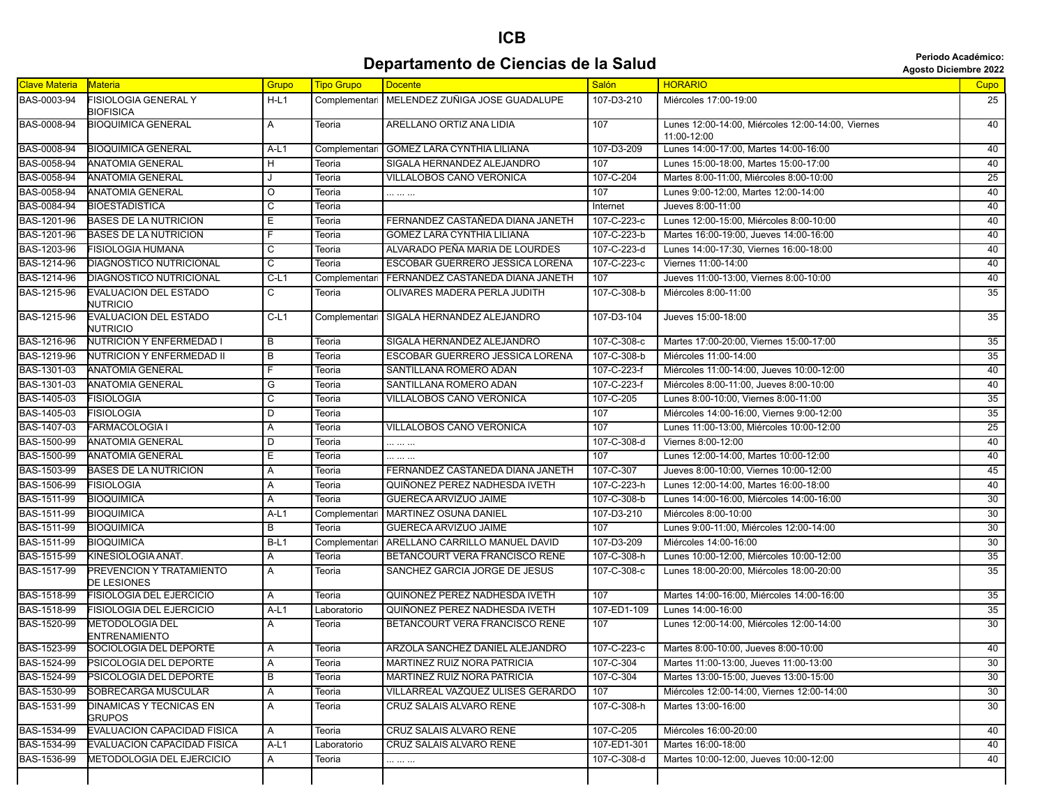# ICB

## Departamento de Ciencias de la Salud

**Periodo Académico:**
**Agosto Diciembre 2022**

| Clave Materia | Materia | Grupo | Tipo Grupo | Docente | Salón | HORARIO | Cupo |
|---|---|---|---|---|---|---|---|
| BAS-0003-94 | FISIOLOGIA GENERAL Y BIOFISICA | H-L1 | Complementari | MELENDEZ ZUÑIGA JOSE GUADALUPE | 107-D3-210 | Miércoles 17:00-19:00 | 25 |
| BAS-0008-94 | BIOQUIMICA GENERAL | A | Teoria | ARELLANO ORTIZ ANA LIDIA | 107 | Lunes 12:00-14:00, Miércoles 12:00-14:00, Viernes 11:00-12:00 | 40 |
| BAS-0008-94 | BIOQUIMICA GENERAL | A-L1 | Complementari | GOMEZ LARA CYNTHIA LILIANA | 107-D3-209 | Lunes 14:00-17:00, Martes 14:00-16:00 | 40 |
| BAS-0058-94 | ANATOMIA GENERAL | H | Teoria | SIGALA HERNANDEZ ALEJANDRO | 107 | Lunes 15:00-18:00, Martes 15:00-17:00 | 40 |
| BAS-0058-94 | ANATOMIA GENERAL | J | Teoria | VILLALOBOS CANO VERONICA | 107-C-204 | Martes 8:00-11:00, Miércoles 8:00-10:00 | 25 |
| BAS-0058-94 | ANATOMIA GENERAL | O | Teoria | ... ... ... | 107 | Lunes 9:00-12:00, Martes 12:00-14:00 | 40 |
| BAS-0084-94 | BIOESTADISTICA | C | Teoria | | Internet | Jueves 8:00-11:00 | 40 |
| BAS-1201-96 | BASES DE LA NUTRICION | E | Teoria | FERNANDEZ CASTAÑEDA DIANA JANETH | 107-C-223-c | Lunes 12:00-15:00, Miércoles 8:00-10:00 | 40 |
| BAS-1201-96 | BASES DE LA NUTRICION | F | Teoria | GOMEZ LARA CYNTHIA LILIANA | 107-C-223-b | Martes 16:00-19:00, Jueves 14:00-16:00 | 40 |
| BAS-1203-96 | FISIOLOGIA HUMANA | C | Teoria | ALVARADO PEÑA MARIA DE LOURDES | 107-C-223-d | Lunes 14:00-17:30, Viernes 16:00-18:00 | 40 |
| BAS-1214-96 | DIAGNOSTICO NUTRICIONAL | C | Teoria | ESCOBAR GUERRERO JESSICA LORENA | 107-C-223-c | Viernes 11:00-14:00 | 40 |
| BAS-1214-96 | DIAGNOSTICO NUTRICIONAL | C-L1 | Complementari | FERNANDEZ CASTAÑEDA DIANA JANETH | 107 | Jueves 11:00-13:00, Viernes 8:00-10:00 | 40 |
| BAS-1215-96 | EVALUACION DEL ESTADO NUTRICIO | C | Teoria | OLIVARES MADERA PERLA JUDITH | 107-C-308-b | Miércoles 8:00-11:00 | 35 |
| BAS-1215-96 | EVALUACION DEL ESTADO NUTRICIO | C-L1 | Complementari | SIGALA HERNANDEZ ALEJANDRO | 107-D3-104 | Jueves 15:00-18:00 | 35 |
| BAS-1216-96 | NUTRICION Y ENFERMEDAD I | B | Teoria | SIGALA HERNANDEZ ALEJANDRO | 107-C-308-c | Martes 17:00-20:00, Viernes 15:00-17:00 | 35 |
| BAS-1219-96 | NUTRICION Y ENFERMEDAD II | B | Teoria | ESCOBAR GUERRERO JESSICA LORENA | 107-C-308-b | Miércoles 11:00-14:00 | 35 |
| BAS-1301-03 | ANATOMIA GENERAL | F | Teoria | SANTILLANA ROMERO ADAN | 107-C-223-f | Miércoles 11:00-14:00, Jueves 10:00-12:00 | 40 |
| BAS-1301-03 | ANATOMIA GENERAL | G | Teoria | SANTILLANA ROMERO ADAN | 107-C-223-f | Miércoles 8:00-11:00, Jueves 8:00-10:00 | 40 |
| BAS-1405-03 | FISIOLOGIA | C | Teoria | VILLALOBOS CANO VERONICA | 107-C-205 | Lunes 8:00-10:00, Viernes 8:00-11:00 | 35 |
| BAS-1405-03 | FISIOLOGIA | D | Teoria | | 107 | Miércoles 14:00-16:00, Viernes 9:00-12:00 | 35 |
| BAS-1407-03 | FARMACOLOGIA I | A | Teoria | VILLALOBOS CANO VERONICA | 107 | Lunes 11:00-13:00, Miércoles 10:00-12:00 | 25 |
| BAS-1500-99 | ANATOMIA GENERAL | D | Teoria | ... ... ... | 107-C-308-d | Viernes 8:00-12:00 | 40 |
| BAS-1500-99 | ANATOMIA GENERAL | E | Teoria | ... ... ... | 107 | Lunes 12:00-14:00, Martes 10:00-12:00 | 40 |
| BAS-1503-99 | BASES DE LA NUTRICION | A | Teoria | FERNANDEZ CASTAÑEDA DIANA JANETH | 107-C-307 | Jueves 8:00-10:00, Viernes 10:00-12:00 | 45 |
| BAS-1506-99 | FISIOLOGIA | A | Teoria | QUIÑONEZ PEREZ NADHESDA IVETH | 107-C-223-h | Lunes 12:00-14:00, Martes 16:00-18:00 | 40 |
| BAS-1511-99 | BIOQUIMICA | A | Teoria | GUERECA ARVIZUO JAIME | 107-C-308-b | Lunes 14:00-16:00, Miércoles 14:00-16:00 | 30 |
| BAS-1511-99 | BIOQUIMICA | A-L1 | Complementari | MARTINEZ OSUNA DANIEL | 107-D3-210 | Miércoles 8:00-10:00 | 30 |
| BAS-1511-99 | BIOQUIMICA | B | Teoria | GUERECA ARVIZUO JAIME | 107 | Lunes 9:00-11:00, Miércoles 12:00-14:00 | 30 |
| BAS-1511-99 | BIOQUIMICA | B-L1 | Complementari | ARELLANO CARRILLO MANUEL DAVID | 107-D3-209 | Miércoles 14:00-16:00 | 30 |
| BAS-1515-99 | KINESIOLOGIA ANAT. | A | Teoria | BETANCOURT VERA FRANCISCO RENE | 107-C-308-h | Lunes 10:00-12:00, Miércoles 10:00-12:00 | 35 |
| BAS-1517-99 | PREVENCION Y TRATAMIENTO DE LESIONES | A | Teoria | SANCHEZ GARCIA JORGE DE JESUS | 107-C-308-c | Lunes 18:00-20:00, Miércoles 18:00-20:00 | 35 |
| BAS-1518-99 | FISIOLOGIA DEL EJERCICIO | A | Teoria | QUIÑONEZ PEREZ NADHESDA IVETH | 107 | Martes 14:00-16:00, Miércoles 14:00-16:00 | 35 |
| BAS-1518-99 | FISIOLOGIA DEL EJERCICIO | A-L1 | Laboratorio | QUIÑONEZ PEREZ NADHESDA IVETH | 107-ED1-109 | Lunes 14:00-16:00 | 35 |
| BAS-1520-99 | METODOLOGIA DEL ENTRENAMIENTO | A | Teoria | BETANCOURT VERA FRANCISCO RENE | 107 | Lunes 12:00-14:00, Miércoles 12:00-14:00 | 30 |
| BAS-1523-99 | SOCIOLOGIA DEL DEPORTE | A | Teoria | ARZOLA SANCHEZ DANIEL ALEJANDRO | 107-C-223-c | Martes 8:00-10:00, Jueves 8:00-10:00 | 40 |
| BAS-1524-99 | PSICOLOGIA DEL DEPORTE | A | Teoria | MARTINEZ RUIZ NORA PATRICIA | 107-C-304 | Martes 11:00-13:00, Jueves 11:00-13:00 | 30 |
| BAS-1524-99 | PSICOLOGIA DEL DEPORTE | B | Teoria | MARTINEZ RUIZ NORA PATRICIA | 107-C-304 | Martes 13:00-15:00, Jueves 13:00-15:00 | 30 |
| BAS-1530-99 | SOBRECARGA MUSCULAR | A | Teoria | VILLARREAL VAZQUEZ ULISES GERARDO | 107 | Miércoles 12:00-14:00, Viernes 12:00-14:00 | 30 |
| BAS-1531-99 | DINAMICAS Y TECNICAS EN GRUPOS | A | Teoria | CRUZ SALAIS ALVARO RENE | 107-C-308-h | Martes 13:00-16:00 | 30 |
| BAS-1534-99 | EVALUACION CAPACIDAD FISICA | A | Teoria | CRUZ SALAIS ALVARO RENE | 107-C-205 | Miércoles 16:00-20:00 | 40 |
| BAS-1534-99 | EVALUACION CAPACIDAD FISICA | A-L1 | Laboratorio | CRUZ SALAIS ALVARO RENE | 107-ED1-301 | Martes 16:00-18:00 | 40 |
| BAS-1536-99 | METODOLOGIA DEL EJERCICIO | A | Teoria | ... ... ... | 107-C-308-d | Martes 10:00-12:00, Jueves 10:00-12:00 | 40 |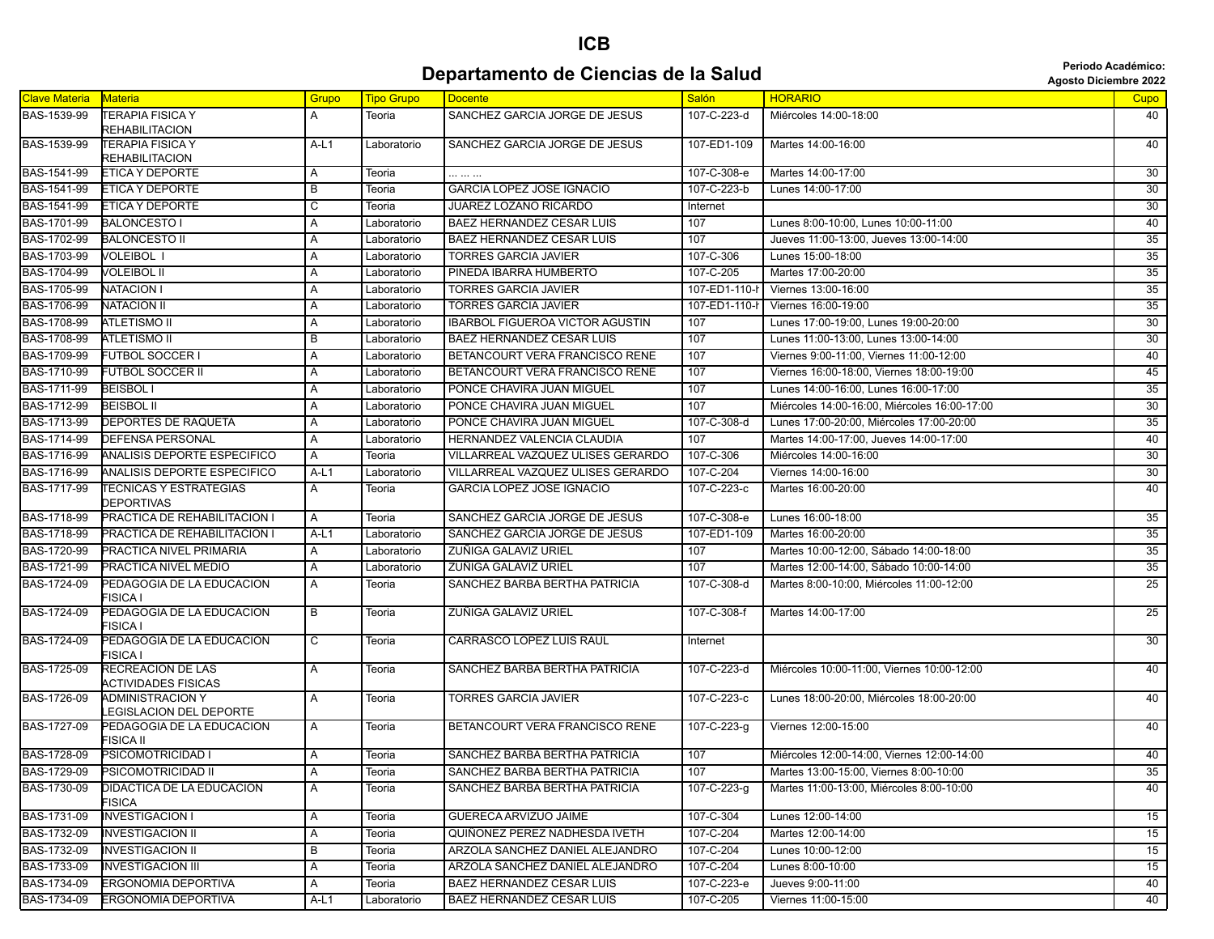# ICB

## Departamento de Ciencias de la Salud

**Periodo Académico:**
**Agosto Diciembre 2022**

| Clave Materia | Materia | Grupo | Tipo Grupo | Docente | Salón | HORARIO | Cupo |
|---|---|---|---|---|---|---|---|
| BAS-1539-99 | TERAPIA FISICA Y REHABILITACION | A | Teoria | SANCHEZ GARCIA JORGE DE JESUS | 107-C-223-d | Miércoles 14:00-18:00 | 40 |
| BAS-1539-99 | TERAPIA FISICA Y REHABILITACION | A-L1 | Laboratorio | SANCHEZ GARCIA JORGE DE JESUS | 107-ED1-109 | Martes 14:00-16:00 | 40 |
| BAS-1541-99 | ETICA Y DEPORTE | A | Teoria | ... ... ... | 107-C-308-e | Martes 14:00-17:00 | 30 |
| BAS-1541-99 | ETICA Y DEPORTE | B | Teoria | GARCIA LOPEZ JOSE IGNACIO | 107-C-223-b | Lunes 14:00-17:00 | 30 |
| BAS-1541-99 | ETICA Y DEPORTE | C | Teoria | JUAREZ LOZANO RICARDO | Internet | | 30 |
| BAS-1701-99 | BALONCESTO I | A | Laboratorio | BAEZ HERNANDEZ CESAR LUIS | 107 | Lunes 8:00-10:00, Lunes 10:00-11:00 | 40 |
| BAS-1702-99 | BALONCESTO II | A | Laboratorio | BAEZ HERNANDEZ CESAR LUIS | 107 | Jueves 11:00-13:00, Jueves 13:00-14:00 | 35 |
| BAS-1703-99 | VOLEIBOL I | A | Laboratorio | TORRES GARCIA JAVIER | 107-C-306 | Lunes 15:00-18:00 | 35 |
| BAS-1704-99 | VOLEIBOL II | A | Laboratorio | PINEDA IBARRA HUMBERTO | 107-C-205 | Martes 17:00-20:00 | 35 |
| BAS-1705-99 | NATACION I | A | Laboratorio | TORRES GARCIA JAVIER | 107-ED1-110-h | Viernes 13:00-16:00 | 35 |
| BAS-1706-99 | NATACION II | A | Laboratorio | TORRES GARCIA JAVIER | 107-ED1-110-h | Viernes 16:00-19:00 | 35 |
| BAS-1708-99 | ATLETISMO II | A | Laboratorio | IBARBOL FIGUEROA VICTOR AGUSTIN | 107 | Lunes 17:00-19:00, Lunes 19:00-20:00 | 30 |
| BAS-1708-99 | ATLETISMO II | B | Laboratorio | BAEZ HERNANDEZ CESAR LUIS | 107 | Lunes 11:00-13:00, Lunes 13:00-14:00 | 30 |
| BAS-1709-99 | FUTBOL SOCCER I | A | Laboratorio | BETANCOURT VERA FRANCISCO RENE | 107 | Viernes 9:00-11:00, Viernes 11:00-12:00 | 40 |
| BAS-1710-99 | FUTBOL SOCCER II | A | Laboratorio | BETANCOURT VERA FRANCISCO RENE | 107 | Viernes 16:00-18:00, Viernes 18:00-19:00 | 45 |
| BAS-1711-99 | BEISBOL I | A | Laboratorio | PONCE CHAVIRA JUAN MIGUEL | 107 | Lunes 14:00-16:00, Lunes 16:00-17:00 | 35 |
| BAS-1712-99 | BEISBOL II | A | Laboratorio | PONCE CHAVIRA JUAN MIGUEL | 107 | Miércoles 14:00-16:00, Miércoles 16:00-17:00 | 30 |
| BAS-1713-99 | DEPORTES DE RAQUETA | A | Laboratorio | PONCE CHAVIRA JUAN MIGUEL | 107-C-308-d | Lunes 17:00-20:00, Miércoles 17:00-20:00 | 35 |
| BAS-1714-99 | DEFENSA PERSONAL | A | Laboratorio | HERNANDEZ VALENCIA CLAUDIA | 107 | Martes 14:00-17:00, Jueves 14:00-17:00 | 40 |
| BAS-1716-99 | ANALISIS DEPORTE ESPECIFICO | A | Teoria | VILLARREAL VAZQUEZ ULISES GERARDO | 107-C-306 | Miércoles 14:00-16:00 | 30 |
| BAS-1716-99 | ANALISIS DEPORTE ESPECIFICO | A-L1 | Laboratorio | VILLARREAL VAZQUEZ ULISES GERARDO | 107-C-204 | Viernes 14:00-16:00 | 30 |
| BAS-1717-99 | TECNICAS Y ESTRATEGIAS DEPORTIVAS | A | Teoria | GARCIA LOPEZ JOSE IGNACIO | 107-C-223-c | Martes 16:00-20:00 | 40 |
| BAS-1718-99 | PRACTICA DE REHABILITACION I | A | Teoria | SANCHEZ GARCIA JORGE DE JESUS | 107-C-308-e | Lunes 16:00-18:00 | 35 |
| BAS-1718-99 | PRACTICA DE REHABILITACION I | A-L1 | Laboratorio | SANCHEZ GARCIA JORGE DE JESUS | 107-ED1-109 | Martes 16:00-20:00 | 35 |
| BAS-1720-99 | PRACTICA NIVEL PRIMARIA | A | Laboratorio | ZUÑIGA GALAVIZ URIEL | 107 | Martes 10:00-12:00, Sábado 14:00-18:00 | 35 |
| BAS-1721-99 | PRACTICA NIVEL MEDIO | A | Laboratorio | ZUÑIGA GALAVIZ URIEL | 107 | Martes 12:00-14:00, Sábado 10:00-14:00 | 35 |
| BAS-1724-09 | PEDAGOGIA DE LA EDUCACION FISICA I | A | Teoria | SANCHEZ BARBA BERTHA PATRICIA | 107-C-308-d | Martes 8:00-10:00, Miércoles 11:00-12:00 | 25 |
| BAS-1724-09 | PEDAGOGIA DE LA EDUCACION FISICA I | B | Teoria | ZUÑIGA GALAVIZ URIEL | 107-C-308-f | Martes 14:00-17:00 | 25 |
| BAS-1724-09 | PEDAGOGIA DE LA EDUCACION FISICA I | C | Teoria | CARRASCO LOPEZ LUIS RAUL | Internet | | 30 |
| BAS-1725-09 | RECREACION DE LAS ACTIVIDADES FISICAS | A | Teoria | SANCHEZ BARBA BERTHA PATRICIA | 107-C-223-d | Miércoles 10:00-11:00, Viernes 10:00-12:00 | 40 |
| BAS-1726-09 | ADMINISTRACION Y LEGISLACION DEL DEPORTE | A | Teoria | TORRES GARCIA JAVIER | 107-C-223-c | Lunes 18:00-20:00, Miércoles 18:00-20:00 | 40 |
| BAS-1727-09 | PEDAGOGIA DE LA EDUCACION FISICA II | A | Teoria | BETANCOURT VERA FRANCISCO RENE | 107-C-223-g | Viernes 12:00-15:00 | 40 |
| BAS-1728-09 | PSICOMOTRICIDAD I | A | Teoria | SANCHEZ BARBA BERTHA PATRICIA | 107 | Miércoles 12:00-14:00, Viernes 12:00-14:00 | 40 |
| BAS-1729-09 | PSICOMOTRICIDAD II | A | Teoria | SANCHEZ BARBA BERTHA PATRICIA | 107 | Martes 13:00-15:00, Viernes 8:00-10:00 | 35 |
| BAS-1730-09 | DIDACTICA DE LA EDUCACION FISICA | A | Teoria | SANCHEZ BARBA BERTHA PATRICIA | 107-C-223-g | Martes 11:00-13:00, Miércoles 8:00-10:00 | 40 |
| BAS-1731-09 | INVESTIGACION I | A | Teoria | GUERECA ARVIZUO JAIME | 107-C-304 | Lunes 12:00-14:00 | 15 |
| BAS-1732-09 | INVESTIGACION II | A | Teoria | QUIÑONEZ PEREZ NADHESDA IVETH | 107-C-204 | Martes 12:00-14:00 | 15 |
| BAS-1732-09 | INVESTIGACION II | B | Teoria | ARZOLA SANCHEZ DANIEL ALEJANDRO | 107-C-204 | Lunes 10:00-12:00 | 15 |
| BAS-1733-09 | INVESTIGACION III | A | Teoria | ARZOLA SANCHEZ DANIEL ALEJANDRO | 107-C-204 | Lunes 8:00-10:00 | 15 |
| BAS-1734-09 | ERGONOMIA DEPORTIVA | A | Teoria | BAEZ HERNANDEZ CESAR LUIS | 107-C-223-e | Jueves 9:00-11:00 | 40 |
| BAS-1734-09 | ERGONOMIA DEPORTIVA | A-L1 | Laboratorio | BAEZ HERNANDEZ CESAR LUIS | 107-C-205 | Viernes 11:00-15:00 | 40 |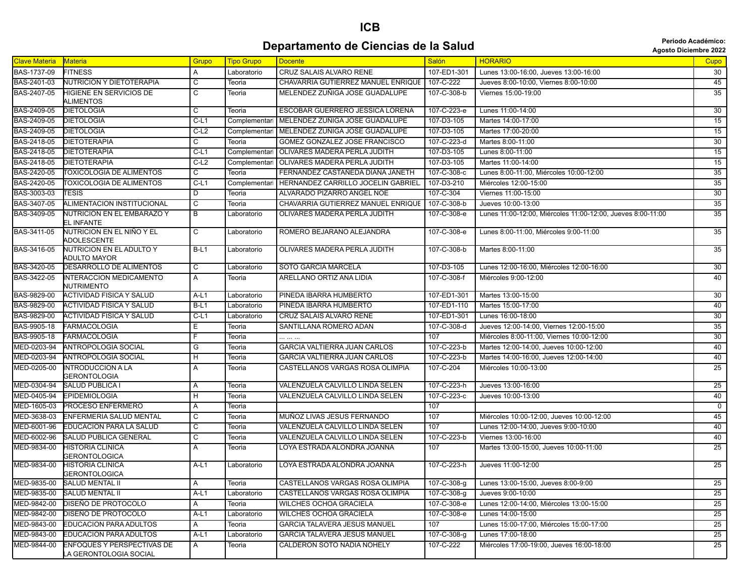# ICB

## Departamento de Ciencias de la Salud

**Periodo Académico:**
**Agosto Diciembre 2022**

| Clave Materia | Materia | Grupo | Tipo Grupo | Docente | Salón | HORARIO | Cupo |
|---|---|---|---|---|---|---|---|
| BAS-1737-09 | FITNESS | A | Laboratorio | CRUZ SALAIS ALVARO RENE | 107-ED1-301 | Lunes 13:00-16:00, Jueves 13:00-16:00 | 30 |
| BAS-2401-03 | NUTRICION Y DIETOTERAPIA | C | Teoria | CHAVARRIA GUTIERREZ MANUEL ENRIQUE | 107-C-222 | Jueves 8:00-10:00, Viernes 8:00-10:00 | 45 |
| BAS-2407-05 | HIGIENE EN SERVICIOS DE ALIMENTOS | C | Teoria | MELENDEZ ZUÑIGA JOSE GUADALUPE | 107-C-308-b | Viernes 15:00-19:00 | 35 |
| BAS-2409-05 | DIETOLOGIA | C | Teoria | ESCOBAR GUERRERO JESSICA LORENA | 107-C-223-e | Lunes 11:00-14:00 | 30 |
| BAS-2409-05 | DIETOLOGIA | C-L1 | Complementari | MELENDEZ ZUÑIGA JOSE GUADALUPE | 107-D3-105 | Martes 14:00-17:00 | 15 |
| BAS-2409-05 | DIETOLOGIA | C-L2 | Complementari | MELENDEZ ZUÑIGA JOSE GUADALUPE | 107-D3-105 | Martes 17:00-20:00 | 15 |
| BAS-2418-05 | DIETOTERAPIA | C | Teoria | GOMEZ GONZALEZ JOSE FRANCISCO | 107-C-223-d | Martes 8:00-11:00 | 30 |
| BAS-2418-05 | DIETOTERAPIA | C-L1 | Complementari | OLIVARES MADERA PERLA JUDITH | 107-D3-105 | Lunes 8:00-11:00 | 15 |
| BAS-2418-05 | DIETOTERAPIA | C-L2 | Complementari | OLIVARES MADERA PERLA JUDITH | 107-D3-105 | Martes 11:00-14:00 | 15 |
| BAS-2420-05 | TOXICOLOGIA DE ALIMENTOS | C | Teoria | FERNANDEZ CASTAÑEDA DIANA JANETH | 107-C-308-c | Lunes 8:00-11:00, Miércoles 10:00-12:00 | 35 |
| BAS-2420-05 | TOXICOLOGIA DE ALIMENTOS | C-L1 | Complementari | HERNANDEZ CARRILLO JOCELIN GABRIEL | 107-D3-210 | Miércoles 12:00-15:00 | 35 |
| BAS-3003-03 | TESIS | D | Teoria | ALVARADO PIZARRO ANGEL NOE | 107-C-304 | Viernes 11:00-15:00 | 30 |
| BAS-3407-05 | ALIMENTACION INSTITUCIONAL | C | Teoria | CHAVARRIA GUTIERREZ MANUEL ENRIQUE | 107-C-308-b | Jueves 10:00-13:00 | 35 |
| BAS-3409-05 | NUTRICION EN EL EMBARAZO Y EL INFANTE | B | Laboratorio | OLIVARES MADERA PERLA JUDITH | 107-C-308-e | Lunes 11:00-12:00, Miércoles 11:00-12:00, Jueves 8:00-11:00 | 35 |
| BAS-3411-05 | NUTRICION EN EL NIÑO Y EL ADOLESCENTE | C | Laboratorio | ROMERO BEJARANO ALEJANDRA | 107-C-308-e | Lunes 8:00-11:00, Miércoles 9:00-11:00 | 35 |
| BAS-3416-05 | NUTRICION EN EL ADULTO Y ADULTO MAYOR | B-L1 | Laboratorio | OLIVARES MADERA PERLA JUDITH | 107-C-308-b | Martes 8:00-11:00 | 35 |
| BAS-3420-05 | DESARROLLO DE ALIMENTOS | C | Laboratorio | SOTO GARCIA MARCELA | 107-D3-105 | Lunes 12:00-16:00, Miércoles 12:00-16:00 | 30 |
| BAS-3422-05 | INTERACCION MEDICAMENTO NUTRIMENTO | A | Teoria | ARELLANO ORTIZ ANA LIDIA | 107-C-308-f | Miércoles 9:00-12:00 | 40 |
| BAS-9829-00 | ACTIVIDAD FISICA Y SALUD | A-L1 | Laboratorio | PINEDA IBARRA HUMBERTO | 107-ED1-301 | Martes 13:00-15:00 | 30 |
| BAS-9829-00 | ACTIVIDAD FISICA Y SALUD | B-L1 | Laboratorio | PINEDA IBARRA HUMBERTO | 107-ED1-110 | Martes 15:00-17:00 | 40 |
| BAS-9829-00 | ACTIVIDAD FISICA Y SALUD | C-L1 | Laboratorio | CRUZ SALAIS ALVARO RENE | 107-ED1-301 | Lunes 16:00-18:00 | 30 |
| BAS-9905-18 | FARMACOLOGIA | E | Teoria | SANTILLANA ROMERO ADAN | 107-C-308-d | Jueves 12:00-14:00, Viernes 12:00-15:00 | 35 |
| BAS-9905-18 | FARMACOLOGIA | F | Teoria | ... ... ... | 107 | Miércoles 8:00-11:00, Viernes 10:00-12:00 | 30 |
| MED-0203-94 | ANTROPOLOGIA SOCIAL | G | Teoria | GARCIA VALTIERRA JUAN CARLOS | 107-C-223-b | Martes 12:00-14:00, Jueves 10:00-12:00 | 40 |
| MED-0203-94 | ANTROPOLOGIA SOCIAL | H | Teoria | GARCIA VALTIERRA JUAN CARLOS | 107-C-223-b | Martes 14:00-16:00, Jueves 12:00-14:00 | 40 |
| MED-0205-00 | INTRODUCCION A LA GERONTOLOGIA | A | Teoria | CASTELLANOS VARGAS ROSA OLIMPIA | 107-C-204 | Miércoles 10:00-13:00 | 25 |
| MED-0304-94 | SALUD PUBLICA I | A | Teoria | VALENZUELA CALVILLO LINDA SELEN | 107-C-223-h | Jueves 13:00-16:00 | 25 |
| MED-0405-94 | EPIDEMIOLOGIA | H | Teoria | VALENZUELA CALVILLO LINDA SELEN | 107-C-223-c | Jueves 10:00-13:00 | 40 |
| MED-1605-03 | PROCESO ENFERMERO | A | Teoria | | 107 | | 0 |
| MED-3638-03 | ENFERMERIA SALUD MENTAL | C | Teoria | MUÑOZ LIVAS JESUS FERNANDO | 107 | Miércoles 10:00-12:00, Jueves 10:00-12:00 | 45 |
| MED-6001-96 | EDUCACION PARA LA SALUD | C | Teoria | VALENZUELA CALVILLO LINDA SELEN | 107 | Lunes 12:00-14:00, Jueves 9:00-10:00 | 40 |
| MED-6002-96 | SALUD PUBLICA GENERAL | C | Teoria | VALENZUELA CALVILLO LINDA SELEN | 107-C-223-b | Viernes 13:00-16:00 | 40 |
| MED-9834-00 | HISTORIA CLINICA GERONTOLOGICA | A | Teoria | LOYA ESTRADA ALONDRA JOANNA | 107 | Martes 13:00-15:00, Jueves 10:00-11:00 | 25 |
| MED-9834-00 | HISTORIA CLINICA GERONTOLOGICA | A-L1 | Laboratorio | LOYA ESTRADA ALONDRA JOANNA | 107-C-223-h | Jueves 11:00-12:00 | 25 |
| MED-9835-00 | SALUD MENTAL II | A | Teoria | CASTELLANOS VARGAS ROSA OLIMPIA | 107-C-308-g | Lunes 13:00-15:00, Jueves 8:00-9:00 | 25 |
| MED-9835-00 | SALUD MENTAL II | A-L1 | Laboratorio | CASTELLANOS VARGAS ROSA OLIMPIA | 107-C-308-g | Jueves 9:00-10:00 | 25 |
| MED-9842-00 | DISEÑO DE PROTOCOLO | A | Teoria | WILCHES OCHOA GRACIELA | 107-C-308-e | Lunes 12:00-14:00, Miércoles 13:00-15:00 | 25 |
| MED-9842-00 | DISEÑO DE PROTOCOLO | A-L1 | Laboratorio | WILCHES OCHOA GRACIELA | 107-C-308-e | Lunes 14:00-15:00 | 25 |
| MED-9843-00 | EDUCACION PARA ADULTOS | A | Teoria | GARCIA TALAVERA JESUS MANUEL | 107 | Lunes 15:00-17:00, Miércoles 15:00-17:00 | 25 |
| MED-9843-00 | EDUCACION PARA ADULTOS | A-L1 | Laboratorio | GARCIA TALAVERA JESUS MANUEL | 107-C-308-g | Lunes 17:00-18:00 | 25 |
| MED-9844-00 | ENFOQUES Y PERSPECTIVAS DE LA GERONTOLOGIA SOCIAL | A | Teoria | CALDERON SOTO NADIA NOHELY | 107-C-222 | Miércoles 17:00-19:00, Jueves 16:00-18:00 | 25 |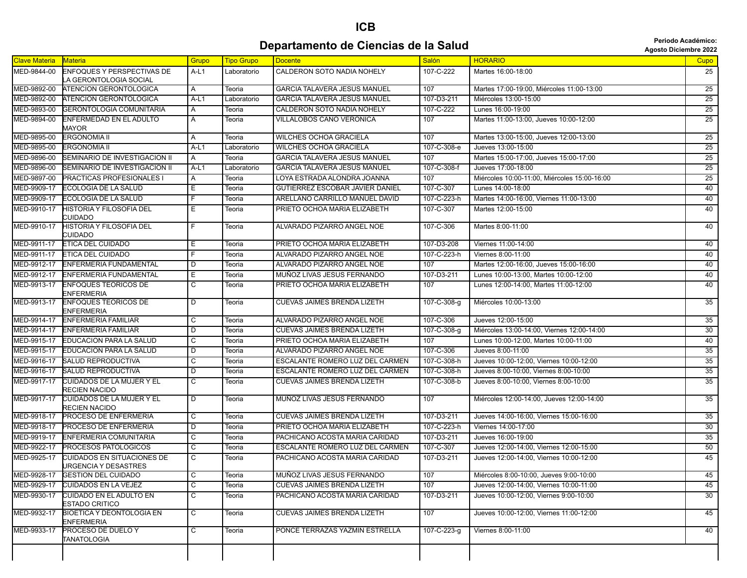# ICB

## Departamento de Ciencias de la Salud

**Periodo Académico:**
**Agosto Diciembre 2022**

| Clave Materia | Materia | Grupo | Tipo Grupo | Docente | Salón | HORARIO | Cupo |
|---|---|---|---|---|---|---|---|
| MED-9844-00 | ENFOQUES Y PERSPECTIVAS DE LA GERONTOLOGIA SOCIAL | A-L1 | Laboratorio | CALDERON SOTO NADIA NOHELY | 107-C-222 | Martes 16:00-18:00 | 25 |
| MED-9892-00 | ATENCION GERONTOLOGICA | A | Teoria | GARCIA TALAVERA JESUS MANUEL | 107 | Martes 17:00-19:00, Miércoles 11:00-13:00 | 25 |
| MED-9892-00 | ATENCION GERONTOLOGICA | A-L1 | Laboratorio | GARCIA TALAVERA JESUS MANUEL | 107-D3-211 | Miércoles 13:00-15:00 | 25 |
| MED-9893-00 | GERONTOLOGIA COMUNITARIA | A | Teoria | CALDERON SOTO NADIA NOHELY | 107-C-222 | Lunes 16:00-19:00 | 25 |
| MED-9894-00 | ENFERMEDAD EN EL ADULTO MAYOR | A | Teoria | VILLALOBOS CANO VERONICA | 107 | Martes 11:00-13:00, Jueves 10:00-12:00 | 25 |
| MED-9895-00 | ERGONOMIA II | A | Teoria | WILCHES OCHOA GRACIELA | 107 | Martes 13:00-15:00, Jueves 12:00-13:00 | 25 |
| MED-9895-00 | ERGONOMIA II | A-L1 | Laboratorio | WILCHES OCHOA GRACIELA | 107-C-308-e | Jueves 13:00-15:00 | 25 |
| MED-9896-00 | SEMINARIO DE INVESTIGACION II | A | Teoria | GARCIA TALAVERA JESUS MANUEL | 107 | Martes 15:00-17:00, Jueves 15:00-17:00 | 25 |
| MED-9896-00 | SEMINARIO DE INVESTIGACION II | A-L1 | Laboratorio | GARCIA TALAVERA JESUS MANUEL | 107-C-308-f | Jueves 17:00-18:00 | 25 |
| MED-9897-00 | PRACTICAS PROFESIONALES I | A | Teoria | LOYA ESTRADA ALONDRA JOANNA | 107 | Miércoles 10:00-11:00, Miércoles 15:00-16:00 | 25 |
| MED-9909-17 | ECOLOGIA DE LA SALUD | E | Teoria | GUTIERREZ ESCOBAR JAVIER DANIEL | 107-C-307 | Lunes 14:00-18:00 | 40 |
| MED-9909-17 | ECOLOGIA DE LA SALUD | F | Teoria | ARELLANO CARRILLO MANUEL DAVID | 107-C-223-h | Martes 14:00-16:00, Viernes 11:00-13:00 | 40 |
| MED-9910-17 | HISTORIA Y FILOSOFIA DEL CUIDADO | E | Teoria | PRIETO OCHOA MARIA ELIZABETH | 107-C-307 | Martes 12:00-15:00 | 40 |
| MED-9910-17 | HISTORIA Y FILOSOFIA DEL CUIDADO | F | Teoria | ALVARADO PIZARRO ANGEL NOE | 107-C-306 | Martes 8:00-11:00 | 40 |
| MED-9911-17 | ETICA DEL CUIDADO | E | Teoria | PRIETO OCHOA MARIA ELIZABETH | 107-D3-208 | Viernes 11:00-14:00 | 40 |
| MED-9911-17 | ETICA DEL CUIDADO | F | Teoria | ALVARADO PIZARRO ANGEL NOE | 107-C-223-h | Viernes 8:00-11:00 | 40 |
| MED-9912-17 | ENFERMERIA FUNDAMENTAL | D | Teoria | ALVARADO PIZARRO ANGEL NOE | 107 | Martes 12:00-16:00, Jueves 15:00-16:00 | 40 |
| MED-9912-17 | ENFERMERIA FUNDAMENTAL | E | Teoria | MUÑOZ LIVAS JESUS FERNANDO | 107-D3-211 | Lunes 10:00-13:00, Martes 10:00-12:00 | 40 |
| MED-9913-17 | ENFOQUES TEORICOS DE ENFERMERIA | C | Teoria | PRIETO OCHOA MARIA ELIZABETH | 107 | Lunes 12:00-14:00, Martes 11:00-12:00 | 40 |
| MED-9913-17 | ENFOQUES TEORICOS DE ENFERMERIA | D | Teoria | CUEVAS JAIMES BRENDA LIZETH | 107-C-308-g | Miércoles 10:00-13:00 | 35 |
| MED-9914-17 | ENFERMERIA FAMILIAR | C | Teoria | ALVARADO PIZARRO ANGEL NOE | 107-C-306 | Jueves 12:00-15:00 | 35 |
| MED-9914-17 | ENFERMERIA FAMILIAR | D | Teoria | CUEVAS JAIMES BRENDA LIZETH | 107-C-308-g | Miércoles 13:00-14:00, Viernes 12:00-14:00 | 30 |
| MED-9915-17 | EDUCACION PARA LA SALUD | C | Teoria | PRIETO OCHOA MARIA ELIZABETH | 107 | Lunes 10:00-12:00, Martes 10:00-11:00 | 40 |
| MED-9915-17 | EDUCACION PARA LA SALUD | D | Teoria | ALVARADO PIZARRO ANGEL NOE | 107-C-306 | Jueves 8:00-11:00 | 35 |
| MED-9916-17 | SALUD REPRODUCTIVA | C | Teoria | ESCALANTE ROMERO LUZ DEL CARMEN | 107-C-308-h | Jueves 10:00-12:00, Viernes 10:00-12:00 | 35 |
| MED-9916-17 | SALUD REPRODUCTIVA | D | Teoria | ESCALANTE ROMERO LUZ DEL CARMEN | 107-C-308-h | Jueves 8:00-10:00, Viernes 8:00-10:00 | 35 |
| MED-9917-17 | CUIDADOS DE LA MUJER Y EL RECIEN NACIDO | C | Teoria | CUEVAS JAIMES BRENDA LIZETH | 107-C-308-b | Jueves 8:00-10:00, Viernes 8:00-10:00 | 35 |
| MED-9917-17 | CUIDADOS DE LA MUJER Y EL RECIEN NACIDO | D | Teoria | MUÑOZ LIVAS JESUS FERNANDO | 107 | Miércoles 12:00-14:00, Jueves 12:00-14:00 | 35 |
| MED-9918-17 | PROCESO DE ENFERMERIA | C | Teoria | CUEVAS JAIMES BRENDA LIZETH | 107-D3-211 | Jueves 14:00-16:00, Viernes 15:00-16:00 | 35 |
| MED-9918-17 | PROCESO DE ENFERMERIA | D | Teoria | PRIETO OCHOA MARIA ELIZABETH | 107-C-223-h | Viernes 14:00-17:00 | 30 |
| MED-9919-17 | ENFERMERIA COMUNITARIA | C | Teoria | PACHICANO ACOSTA MARIA CARIDAD | 107-D3-211 | Jueves 16:00-19:00 | 35 |
| MED-9922-17 | PROCESOS PATOLOGICOS | C | Teoria | ESCALANTE ROMERO LUZ DEL CARMEN | 107-C-307 | Jueves 12:00-14:00, Viernes 12:00-15:00 | 50 |
| MED-9925-17 | CUIDADOS EN SITUACIONES DE URGENCIA Y DESASTRES | C | Teoria | PACHICANO ACOSTA MARIA CARIDAD | 107-D3-211 | Jueves 12:00-14:00, Viernes 10:00-12:00 | 45 |
| MED-9928-17 | GESTION DEL CUIDADO | C | Teoria | MUÑOZ LIVAS JESUS FERNANDO | 107 | Miércoles 8:00-10:00, Jueves 9:00-10:00 | 45 |
| MED-9929-17 | CUIDADOS EN LA VEJEZ | C | Teoria | CUEVAS JAIMES BRENDA LIZETH | 107 | Jueves 12:00-14:00, Viernes 10:00-11:00 | 45 |
| MED-9930-17 | CUIDADO EN EL ADULTO EN ESTADO CRITICO | C | Teoria | PACHICANO ACOSTA MARIA CARIDAD | 107-D3-211 | Jueves 10:00-12:00, Viernes 9:00-10:00 | 30 |
| MED-9932-17 | BIOETICA Y DEONTOLOGIA EN ENFERMERIA | C | Teoria | CUEVAS JAIMES BRENDA LIZETH | 107 | Jueves 10:00-12:00, Viernes 11:00-12:00 | 45 |
| MED-9933-17 | PROCESO DE DUELO Y TANATOLOGIA | C | Teoria | PONCE TERRAZAS YAZMIN ESTRELLA | 107-C-223-g | Viernes 8:00-11:00 | 40 |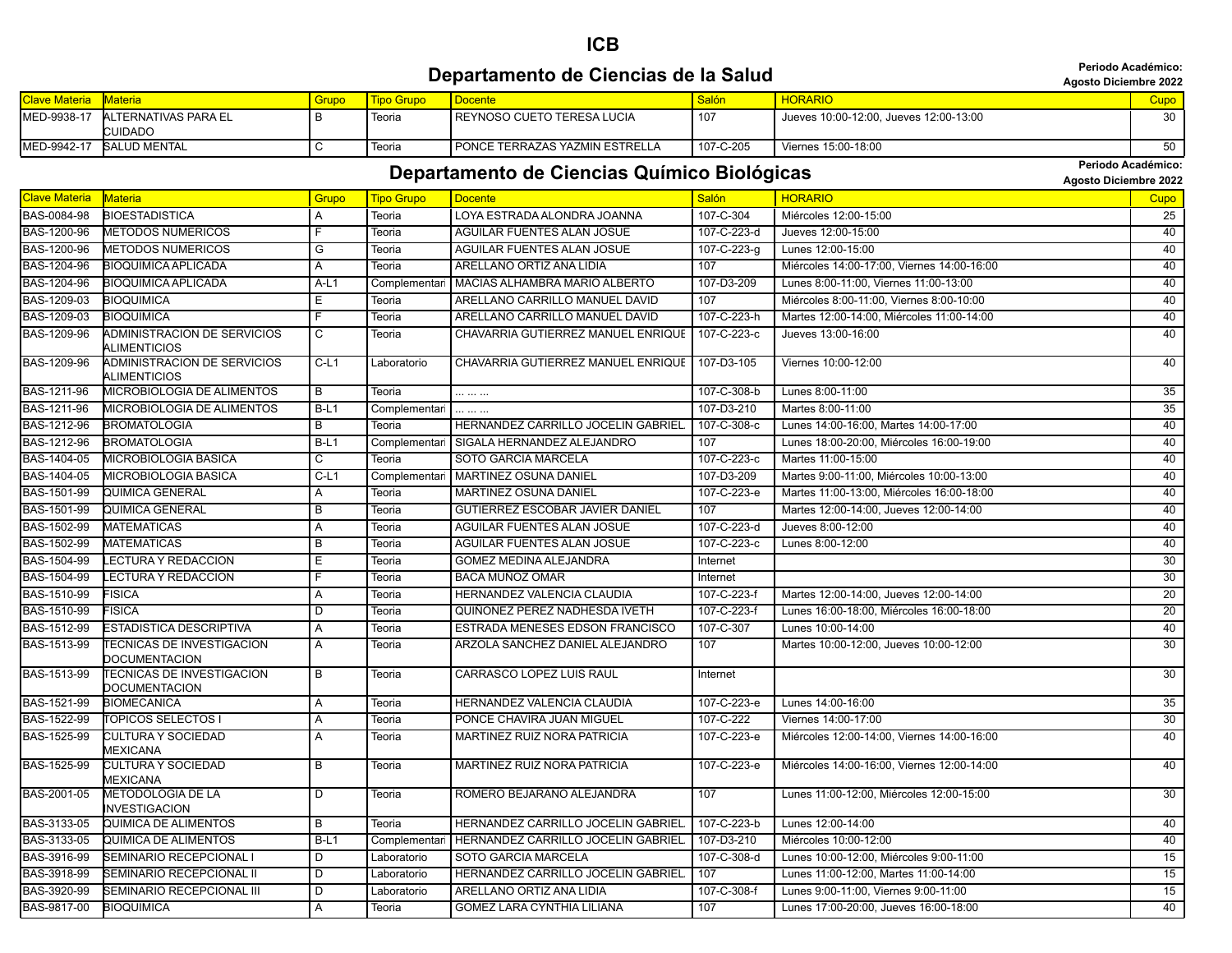# ICB

## Departamento de Ciencias de la Salud

**Periodo Académico:**
**Agosto Diciembre 2022**

| Clave Materia | Materia | Grupo | Tipo Grupo | Docente | Salón | HORARIO | Cupo |
|---|---|---|---|---|---|---|---|
| MED-9938-17 | ALTERNATIVAS PARA EL CUIDADO | B | Teoria | REYNOSO CUETO TERESA LUCIA | 107 | Jueves 10:00-12:00, Jueves 12:00-13:00 | 30 |
| MED-9942-17 | SALUD MENTAL | C | Teoria | PONCE TERRAZAS YAZMIN ESTRELLA | 107-C-205 | Viernes 15:00-18:00 | 50 |

## Departamento de Ciencias Químico Biológicas

**Periodo Académico:**
**Agosto Diciembre 2022**

| Clave Materia | Materia | Grupo | Tipo Grupo | Docente | Salón | HORARIO | Cupo |
|---|---|---|---|---|---|---|---|
| BAS-0084-98 | BIOESTADISTICA | A | Teoria | LOYA ESTRADA ALONDRA JOANNA | 107-C-304 | Miércoles 12:00-15:00 | 25 |
| BAS-1200-96 | METODOS NUMERICOS | F | Teoria | AGUILAR FUENTES ALAN JOSUE | 107-C-223-d | Jueves 12:00-15:00 | 40 |
| BAS-1200-96 | METODOS NUMERICOS | G | Teoria | AGUILAR FUENTES ALAN JOSUE | 107-C-223-g | Lunes 12:00-15:00 | 40 |
| BAS-1204-96 | BIOQUIMICA APLICADA | A | Teoria | ARELLANO ORTIZ ANA LIDIA | 107 | Miércoles 14:00-17:00, Viernes 14:00-16:00 | 40 |
| BAS-1204-96 | BIOQUIMICA APLICADA | A-L1 | Complementari | MACIAS ALHAMBRA MARIO ALBERTO | 107-D3-209 | Lunes 8:00-11:00, Viernes 11:00-13:00 | 40 |
| BAS-1209-03 | BIOQUIMICA | E | Teoria | ARELLANO CARRILLO MANUEL DAVID | 107 | Miércoles 8:00-11:00, Viernes 8:00-10:00 | 40 |
| BAS-1209-03 | BIOQUIMICA | F | Teoria | ARELLANO CARRILLO MANUEL DAVID | 107-C-223-h | Martes 12:00-14:00, Miércoles 11:00-14:00 | 40 |
| BAS-1209-96 | ADMINISTRACION DE SERVICIOS ALIMENTICIOS | C | Teoria | CHAVARRIA GUTIERREZ MANUEL ENRIQUE | 107-C-223-c | Jueves 13:00-16:00 | 40 |
| BAS-1209-96 | ADMINISTRACION DE SERVICIOS ALIMENTICIOS | C-L1 | Laboratorio | CHAVARRIA GUTIERREZ MANUEL ENRIQUE | 107-D3-105 | Viernes 10:00-12:00 | 40 |
| BAS-1211-96 | MICROBIOLOGIA DE ALIMENTOS | B | Teoria | ... ... ... | 107-C-308-b | Lunes 8:00-11:00 | 35 |
| BAS-1211-96 | MICROBIOLOGIA DE ALIMENTOS | B-L1 | Complementari | ... ... ... | 107-D3-210 | Martes 8:00-11:00 | 35 |
| BAS-1212-96 | BROMATOLOGIA | B | Teoria | HERNANDEZ CARRILLO JOCELIN GABRIEL | 107-C-308-c | Lunes 14:00-16:00, Martes 14:00-17:00 | 40 |
| BAS-1212-96 | BROMATOLOGIA | B-L1 | Complementari | SIGALA HERNANDEZ ALEJANDRO | 107 | Lunes 18:00-20:00, Miércoles 16:00-19:00 | 40 |
| BAS-1404-05 | MICROBIOLOGIA BASICA | C | Teoria | SOTO GARCIA MARCELA | 107-C-223-c | Martes 11:00-15:00 | 40 |
| BAS-1404-05 | MICROBIOLOGIA BASICA | C-L1 | Complementari | MARTINEZ OSUNA DANIEL | 107-D3-209 | Martes 9:00-11:00, Miércoles 10:00-13:00 | 40 |
| BAS-1501-99 | QUIMICA GENERAL | A | Teoria | MARTINEZ OSUNA DANIEL | 107-C-223-e | Martes 11:00-13:00, Miércoles 16:00-18:00 | 40 |
| BAS-1501-99 | QUIMICA GENERAL | B | Teoria | GUTIERREZ ESCOBAR JAVIER DANIEL | 107 | Martes 12:00-14:00, Jueves 12:00-14:00 | 40 |
| BAS-1502-99 | MATEMATICAS | A | Teoria | AGUILAR FUENTES ALAN JOSUE | 107-C-223-d | Jueves 8:00-12:00 | 40 |
| BAS-1502-99 | MATEMATICAS | B | Teoria | AGUILAR FUENTES ALAN JOSUE | 107-C-223-c | Lunes 8:00-12:00 | 40 |
| BAS-1504-99 | LECTURA Y REDACCION | E | Teoria | GOMEZ MEDINA ALEJANDRA | Internet | | 30 |
| BAS-1504-99 | LECTURA Y REDACCION | F | Teoria | BACA MUÑOZ OMAR | Internet | | 30 |
| BAS-1510-99 | FISICA | A | Teoria | HERNANDEZ VALENCIA CLAUDIA | 107-C-223-f | Martes 12:00-14:00, Jueves 12:00-14:00 | 20 |
| BAS-1510-99 | FISICA | D | Teoria | QUIÑONEZ PEREZ NADHESDA IVETH | 107-C-223-f | Lunes 16:00-18:00, Miércoles 16:00-18:00 | 20 |
| BAS-1512-99 | ESTADISTICA DESCRIPTIVA | A | Teoria | ESTRADA MENESES EDSON FRANCISCO | 107-C-307 | Lunes 10:00-14:00 | 40 |
| BAS-1513-99 | TECNICAS DE INVESTIGACION DOCUMENTACION | A | Teoria | ARZOLA SANCHEZ DANIEL ALEJANDRO | 107 | Martes 10:00-12:00, Jueves 10:00-12:00 | 30 |
| BAS-1513-99 | TECNICAS DE INVESTIGACION DOCUMENTACION | B | Teoria | CARRASCO LOPEZ LUIS RAUL | Internet | | 30 |
| BAS-1521-99 | BIOMECANICA | A | Teoria | HERNANDEZ VALENCIA CLAUDIA | 107-C-223-e | Lunes 14:00-16:00 | 35 |
| BAS-1522-99 | TOPICOS SELECTOS I | A | Teoria | PONCE CHAVIRA JUAN MIGUEL | 107-C-222 | Viernes 14:00-17:00 | 30 |
| BAS-1525-99 | CULTURA Y SOCIEDAD MEXICANA | A | Teoria | MARTINEZ RUIZ NORA PATRICIA | 107-C-223-e | Miércoles 12:00-14:00, Viernes 14:00-16:00 | 40 |
| BAS-1525-99 | CULTURA Y SOCIEDAD MEXICANA | B | Teoria | MARTINEZ RUIZ NORA PATRICIA | 107-C-223-e | Miércoles 14:00-16:00, Viernes 12:00-14:00 | 40 |
| BAS-2001-05 | METODOLOGIA DE LA INVESTIGACION | D | Teoria | ROMERO BEJARANO ALEJANDRA | 107 | Lunes 11:00-12:00, Miércoles 12:00-15:00 | 30 |
| BAS-3133-05 | QUIMICA DE ALIMENTOS | B | Teoria | HERNANDEZ CARRILLO JOCELIN GABRIEL | 107-C-223-b | Lunes 12:00-14:00 | 40 |
| BAS-3133-05 | QUIMICA DE ALIMENTOS | B-L1 | Complementari | HERNANDEZ CARRILLO JOCELIN GABRIEL | 107-D3-210 | Miércoles 10:00-12:00 | 40 |
| BAS-3916-99 | SEMINARIO RECEPCIONAL I | D | Laboratorio | SOTO GARCIA MARCELA | 107-C-308-d | Lunes 10:00-12:00, Miércoles 9:00-11:00 | 15 |
| BAS-3918-99 | SEMINARIO RECEPCIONAL II | D | Laboratorio | HERNANDEZ CARRILLO JOCELIN GABRIEL | 107 | Lunes 11:00-12:00, Martes 11:00-14:00 | 15 |
| BAS-3920-99 | SEMINARIO RECEPCIONAL III | D | Laboratorio | ARELLANO ORTIZ ANA LIDIA | 107-C-308-f | Lunes 9:00-11:00, Viernes 9:00-11:00 | 15 |
| BAS-9817-00 | BIOQUIMICA | A | Teoria | GOMEZ LARA CYNTHIA LILIANA | 107 | Lunes 17:00-20:00, Jueves 16:00-18:00 | 40 |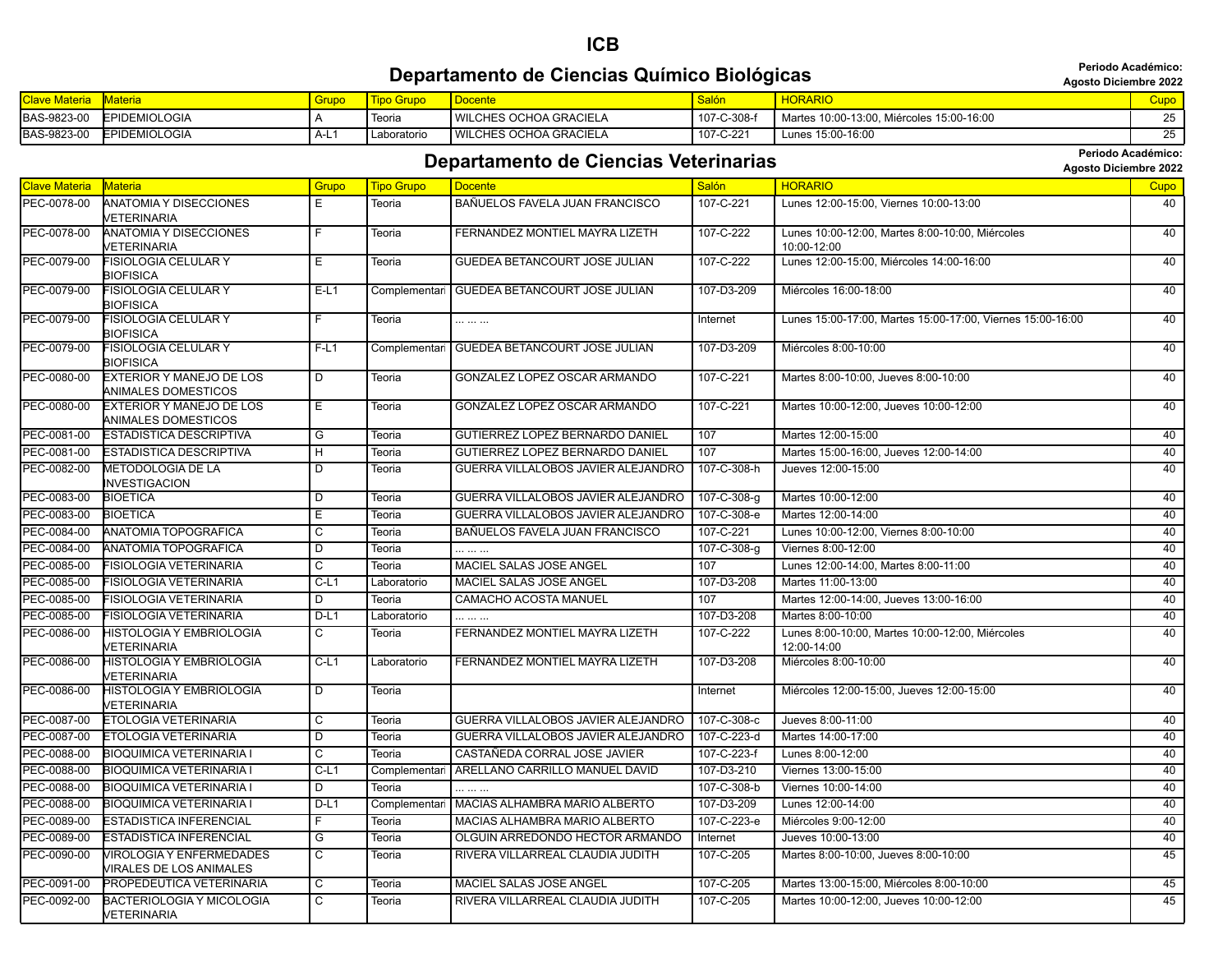# ICB

## Departamento de Ciencias Químico Biológicas

**Periodo Académico: Agosto Diciembre 2022**

| Clave Materia | Materia | Grupo | Tipo Grupo | Docente | Salón | HORARIO | Cupo |
|---|---|---|---|---|---|---|---|
| BAS-9823-00 | EPIDEMIOLOGIA | A | Teoria | WILCHES OCHOA GRACIELA | 107-C-308-f | Martes 10:00-13:00, Miércoles 15:00-16:00 | 25 |
| BAS-9823-00 | EPIDEMIOLOGIA | A-L1 | Laboratorio | WILCHES OCHOA GRACIELA | 107-C-221 | Lunes 15:00-16:00 | 25 |

## Departamento de Ciencias Veterinarias

**Periodo Académico: Agosto Diciembre 2022**

| Clave Materia | Materia | Grupo | Tipo Grupo | Docente | Salón | HORARIO | Cupo |
|---|---|---|---|---|---|---|---|
| PEC-0078-00 | ANATOMIA Y DISECCIONES VETERINARIA | E | Teoria | BAÑUELOS FAVELA JUAN FRANCISCO | 107-C-221 | Lunes 12:00-15:00, Viernes 10:00-13:00 | 40 |
| PEC-0078-00 | ANATOMIA Y DISECCIONES VETERINARIA | F | Teoria | FERNANDEZ MONTIEL MAYRA LIZETH | 107-C-222 | Lunes 10:00-12:00, Martes 8:00-10:00, Miércoles 10:00-12:00 | 40 |
| PEC-0079-00 | FISIOLOGIA CELULAR Y BIOFISICA | E | Teoria | GUEDEA BETANCOURT JOSE JULIAN | 107-C-222 | Lunes 12:00-15:00, Miércoles 14:00-16:00 | 40 |
| PEC-0079-00 | FISIOLOGIA CELULAR Y BIOFISICA | E-L1 | Complementari | GUEDEA BETANCOURT JOSE JULIAN | 107-D3-209 | Miércoles 16:00-18:00 | 40 |
| PEC-0079-00 | FISIOLOGIA CELULAR Y BIOFISICA | F | Teoria | ... ... ... | Internet | Lunes 15:00-17:00, Martes 15:00-17:00, Viernes 15:00-16:00 | 40 |
| PEC-0079-00 | FISIOLOGIA CELULAR Y BIOFISICA | F-L1 | Complementari | GUEDEA BETANCOURT JOSE JULIAN | 107-D3-209 | Miércoles 8:00-10:00 | 40 |
| PEC-0080-00 | EXTERIOR Y MANEJO DE LOS ANIMALES DOMESTICOS | D | Teoria | GONZALEZ LOPEZ OSCAR ARMANDO | 107-C-221 | Martes 8:00-10:00, Jueves 8:00-10:00 | 40 |
| PEC-0080-00 | EXTERIOR Y MANEJO DE LOS ANIMALES DOMESTICOS | E | Teoria | GONZALEZ LOPEZ OSCAR ARMANDO | 107-C-221 | Martes 10:00-12:00, Jueves 10:00-12:00 | 40 |
| PEC-0081-00 | ESTADISTICA DESCRIPTIVA | G | Teoria | GUTIERREZ LOPEZ BERNARDO DANIEL | 107 | Martes 12:00-15:00 | 40 |
| PEC-0081-00 | ESTADISTICA DESCRIPTIVA | H | Teoria | GUTIERREZ LOPEZ BERNARDO DANIEL | 107 | Martes 15:00-16:00, Jueves 12:00-14:00 | 40 |
| PEC-0082-00 | METODOLOGIA DE LA INVESTIGACION | D | Teoria | GUERRA VILLALOBOS JAVIER ALEJANDRO | 107-C-308-h | Jueves 12:00-15:00 | 40 |
| PEC-0083-00 | BIOETICA | D | Teoria | GUERRA VILLALOBOS JAVIER ALEJANDRO | 107-C-308-g | Martes 10:00-12:00 | 40 |
| PEC-0083-00 | BIOETICA | E | Teoria | GUERRA VILLALOBOS JAVIER ALEJANDRO | 107-C-308-e | Martes 12:00-14:00 | 40 |
| PEC-0084-00 | ANATOMIA TOPOGRAFICA | C | Teoria | BAÑUELOS FAVELA JUAN FRANCISCO | 107-C-221 | Lunes 10:00-12:00, Viernes 8:00-10:00 | 40 |
| PEC-0084-00 | ANATOMIA TOPOGRAFICA | D | Teoria | ... ... ... | 107-C-308-g | Viernes 8:00-12:00 | 40 |
| PEC-0085-00 | FISIOLOGIA VETERINARIA | C | Teoria | MACIEL SALAS JOSE ANGEL | 107 | Lunes 12:00-14:00, Martes 8:00-11:00 | 40 |
| PEC-0085-00 | FISIOLOGIA VETERINARIA | C-L1 | Laboratorio | MACIEL SALAS JOSE ANGEL | 107-D3-208 | Martes 11:00-13:00 | 40 |
| PEC-0085-00 | FISIOLOGIA VETERINARIA | D | Teoria | CAMACHO ACOSTA MANUEL | 107 | Martes 12:00-14:00, Jueves 13:00-16:00 | 40 |
| PEC-0085-00 | FISIOLOGIA VETERINARIA | D-L1 | Laboratorio | ... ... ... | 107-D3-208 | Martes 8:00-10:00 | 40 |
| PEC-0086-00 | HISTOLOGIA Y EMBRIOLOGIA VETERINARIA | C | Teoria | FERNANDEZ MONTIEL MAYRA LIZETH | 107-C-222 | Lunes 8:00-10:00, Martes 10:00-12:00, Miércoles 12:00-14:00 | 40 |
| PEC-0086-00 | HISTOLOGIA Y EMBRIOLOGIA VETERINARIA | C-L1 | Laboratorio | FERNANDEZ MONTIEL MAYRA LIZETH | 107-D3-208 | Miércoles 8:00-10:00 | 40 |
| PEC-0086-00 | HISTOLOGIA Y EMBRIOLOGIA VETERINARIA | D | Teoria | | Internet | Miércoles 12:00-15:00, Jueves 12:00-15:00 | 40 |
| PEC-0087-00 | ETOLOGIA VETERINARIA | C | Teoria | GUERRA VILLALOBOS JAVIER ALEJANDRO | 107-C-308-c | Jueves 8:00-11:00 | 40 |
| PEC-0087-00 | ETOLOGIA VETERINARIA | D | Teoria | GUERRA VILLALOBOS JAVIER ALEJANDRO | 107-C-223-d | Martes 14:00-17:00 | 40 |
| PEC-0088-00 | BIOQUIMICA VETERINARIA I | C | Teoria | CASTAÑEDA CORRAL JOSE JAVIER | 107-C-223-f | Lunes 8:00-12:00 | 40 |
| PEC-0088-00 | BIOQUIMICA VETERINARIA I | C-L1 | Complementari | ARELLANO CARRILLO MANUEL DAVID | 107-D3-210 | Viernes 13:00-15:00 | 40 |
| PEC-0088-00 | BIOQUIMICA VETERINARIA I | D | Teoria | ... ... ... | 107-C-308-b | Viernes 10:00-14:00 | 40 |
| PEC-0088-00 | BIOQUIMICA VETERINARIA I | D-L1 | Complementari | MACIAS ALHAMBRA MARIO ALBERTO | 107-D3-209 | Lunes 12:00-14:00 | 40 |
| PEC-0089-00 | ESTADISTICA INFERENCIAL | F | Teoria | MACIAS ALHAMBRA MARIO ALBERTO | 107-C-223-e | Miércoles 9:00-12:00 | 40 |
| PEC-0089-00 | ESTADISTICA INFERENCIAL | G | Teoria | OLGUIN ARREDONDO HECTOR ARMANDO | Internet | Jueves 10:00-13:00 | 40 |
| PEC-0090-00 | VIROLOGIA Y ENFERMEDADES VIRALES DE LOS ANIMALES | C | Teoria | RIVERA VILLARREAL CLAUDIA JUDITH | 107-C-205 | Martes 8:00-10:00, Jueves 8:00-10:00 | 45 |
| PEC-0091-00 | PROPEDEUTICA VETERINARIA | C | Teoria | MACIEL SALAS JOSE ANGEL | 107-C-205 | Martes 13:00-15:00, Miércoles 8:00-10:00 | 45 |
| PEC-0092-00 | BACTERIOLOGIA Y MICOLOGIA VETERINARIA | C | Teoria | RIVERA VILLARREAL CLAUDIA JUDITH | 107-C-205 | Martes 10:00-12:00, Jueves 10:00-12:00 | 45 |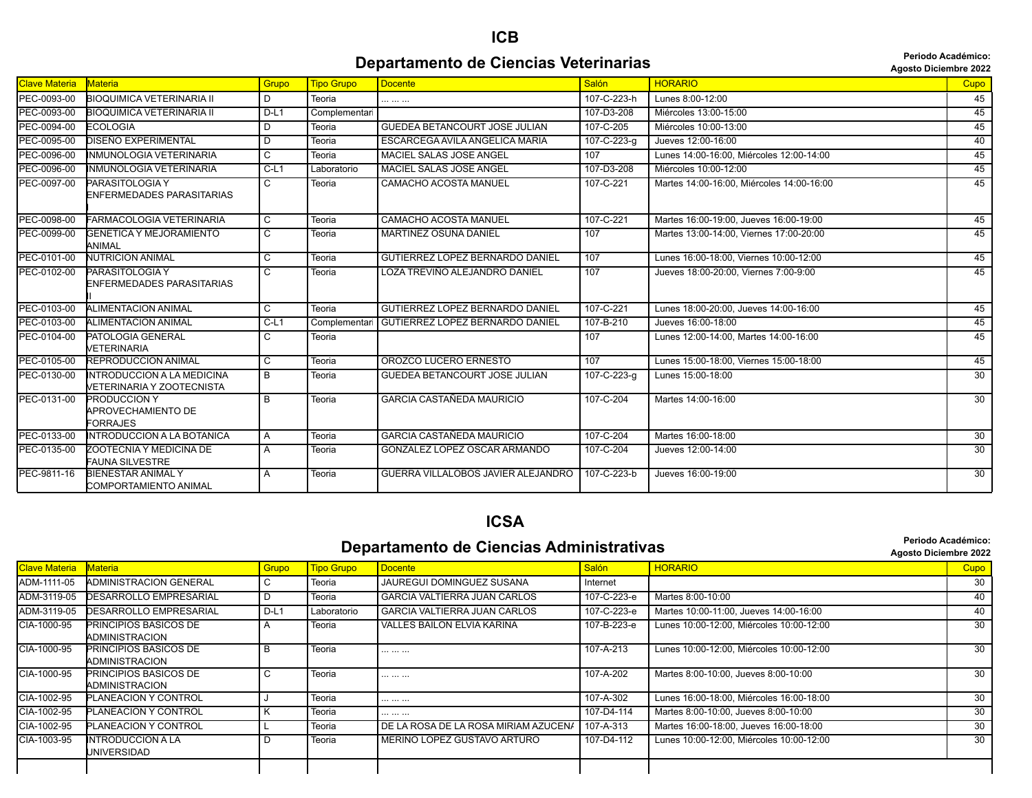# ICB

## Departamento de Ciencias Veterinarias

**Periodo Académico:**
**Agosto Diciembre 2022**

| Clave Materia | Materia | Grupo | Tipo Grupo | Docente | Salón | HORARIO | Cupo |
|---|---|---|---|---|---|---|---|
| PEC-0093-00 | BIOQUIMICA VETERINARIA II | D | Teoria | ... ... ... | 107-C-223-h | Lunes 8:00-12:00 | 45 |
| PEC-0093-00 | BIOQUIMICA VETERINARIA II | D-L1 | Complementari | | 107-D3-208 | Miércoles 13:00-15:00 | 45 |
| PEC-0094-00 | ECOLOGIA | D | Teoria | GUEDEA BETANCOURT JOSE JULIAN | 107-C-205 | Miércoles 10:00-13:00 | 45 |
| PEC-0095-00 | DISEÑO EXPERIMENTAL | D | Teoria | ESCARCEGA AVILA ANGELICA MARIA | 107-C-223-g | Jueves 12:00-16:00 | 40 |
| PEC-0096-00 | INMUNOLOGIA VETERINARIA | C | Teoria | MACIEL SALAS JOSE ANGEL | 107 | Lunes 14:00-16:00, Miércoles 12:00-14:00 | 45 |
| PEC-0096-00 | INMUNOLOGIA VETERINARIA | C-L1 | Laboratorio | MACIEL SALAS JOSE ANGEL | 107-D3-208 | Miércoles 10:00-12:00 | 45 |
| PEC-0097-00 | PARASITOLOGIA Y ENFERMEDADES PARASITARIAS I | C | Teoria | CAMACHO ACOSTA MANUEL | 107-C-221 | Martes 14:00-16:00, Miércoles 14:00-16:00 | 45 |
| PEC-0098-00 | FARMACOLOGIA VETERINARIA | C | Teoria | CAMACHO ACOSTA MANUEL | 107-C-221 | Martes 16:00-19:00, Jueves 16:00-19:00 | 45 |
| PEC-0099-00 | GENETICA Y MEJORAMIENTO ANIMAL | C | Teoria | MARTINEZ OSUNA DANIEL | 107 | Martes 13:00-14:00, Viernes 17:00-20:00 | 45 |
| PEC-0101-00 | NUTRICION ANIMAL | C | Teoria | GUTIERREZ LOPEZ BERNARDO DANIEL | 107 | Lunes 16:00-18:00, Viernes 10:00-12:00 | 45 |
| PEC-0102-00 | PARASITOLOGIA Y ENFERMEDADES PARASITARIAS II | C | Teoria | LOZA TREVIÑO ALEJANDRO DANIEL | 107 | Jueves 18:00-20:00, Viernes 7:00-9:00 | 45 |
| PEC-0103-00 | ALIMENTACION ANIMAL | C | Teoria | GUTIERREZ LOPEZ BERNARDO DANIEL | 107-C-221 | Lunes 18:00-20:00, Jueves 14:00-16:00 | 45 |
| PEC-0103-00 | ALIMENTACION ANIMAL | C-L1 | Complementari | GUTIERREZ LOPEZ BERNARDO DANIEL | 107-B-210 | Jueves 16:00-18:00 | 45 |
| PEC-0104-00 | PATOLOGIA GENERAL VETERINARIA | C | Teoria | | 107 | Lunes 12:00-14:00, Martes 14:00-16:00 | 45 |
| PEC-0105-00 | REPRODUCCION ANIMAL | C | Teoria | OROZCO LUCERO ERNESTO | 107 | Lunes 15:00-18:00, Viernes 15:00-18:00 | 45 |
| PEC-0130-00 | INTRODUCCION A LA MEDICINA VETERINARIA Y ZOOTECNISTA | B | Teoria | GUEDEA BETANCOURT JOSE JULIAN | 107-C-223-g | Lunes 15:00-18:00 | 30 |
| PEC-0131-00 | PRODUCCION Y APROVECHAMIENTO DE FORRAJES | B | Teoria | GARCIA CASTAÑEDA MAURICIO | 107-C-204 | Martes 14:00-16:00 | 30 |
| PEC-0133-00 | INTRODUCCION A LA BOTANICA | A | Teoria | GARCIA CASTAÑEDA MAURICIO | 107-C-204 | Martes 16:00-18:00 | 30 |
| PEC-0135-00 | ZOOTECNIA Y MEDICINA DE FAUNA SILVESTRE | A | Teoria | GONZALEZ LOPEZ OSCAR ARMANDO | 107-C-204 | Jueves 12:00-14:00 | 30 |
| PEC-9811-16 | BIENESTAR ANIMAL Y COMPORTAMIENTO ANIMAL | A | Teoria | GUERRA VILLALOBOS JAVIER ALEJANDRO | 107-C-223-b | Jueves 16:00-19:00 | 30 |

# ICSA

## Departamento de Ciencias Administrativas

**Periodo Académico:**
**Agosto Diciembre 2022**

| Clave Materia | Materia | Grupo | Tipo Grupo | Docente | Salón | HORARIO | Cupo |
|---|---|---|---|---|---|---|---|
| ADM-1111-05 | ADMINISTRACION GENERAL | C | Teoria | JAUREGUI DOMINGUEZ SUSANA | Internet | | 30 |
| ADM-3119-05 | DESARROLLO EMPRESARIAL | D | Teoria | GARCIA VALTIERRA JUAN CARLOS | 107-C-223-e | Martes 8:00-10:00 | 40 |
| ADM-3119-05 | DESARROLLO EMPRESARIAL | D-L1 | Laboratorio | GARCIA VALTIERRA JUAN CARLOS | 107-C-223-e | Martes 10:00-11:00, Jueves 14:00-16:00 | 40 |
| CIA-1000-95 | PRINCIPIOS BASICOS DE ADMINISTRACION | A | Teoria | VALLES BAILON ELVIA KARINA | 107-B-223-e | Lunes 10:00-12:00, Miércoles 10:00-12:00 | 30 |
| CIA-1000-95 | PRINCIPIOS BASICOS DE ADMINISTRACION | B | Teoria | ... ... ... | 107-A-213 | Lunes 10:00-12:00, Miércoles 10:00-12:00 | 30 |
| CIA-1000-95 | PRINCIPIOS BASICOS DE ADMINISTRACION | C | Teoria | ... ... ... | 107-A-202 | Martes 8:00-10:00, Jueves 8:00-10:00 | 30 |
| CIA-1002-95 | PLANEACION Y CONTROL | J | Teoria | ... ... ... | 107-A-302 | Lunes 16:00-18:00, Miércoles 16:00-18:00 | 30 |
| CIA-1002-95 | PLANEACION Y CONTROL | K | Teoria | ... ... ... | 107-D4-114 | Martes 8:00-10:00, Jueves 8:00-10:00 | 30 |
| CIA-1002-95 | PLANEACION Y CONTROL | L | Teoria | DE LA ROSA DE LA ROSA MIRIAM AZUCENA | 107-A-313 | Martes 16:00-18:00, Jueves 16:00-18:00 | 30 |
| CIA-1003-95 | INTRODUCCION A LA UNIVERSIDAD | D | Teoria | MERINO LOPEZ GUSTAVO ARTURO | 107-D4-112 | Lunes 10:00-12:00, Miércoles 10:00-12:00 | 30 |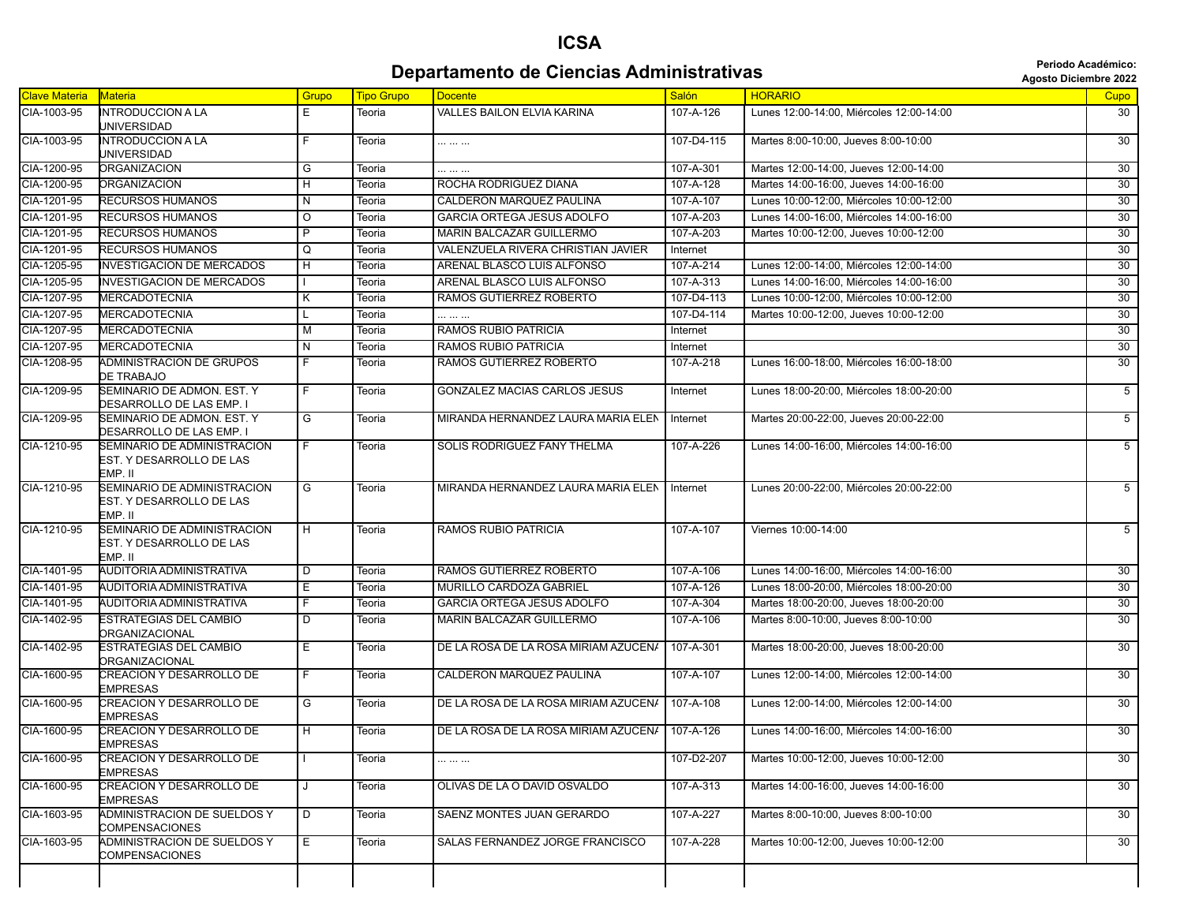# ICSA

## Departamento de Ciencias Administrativas

**Periodo Académico:**
**Agosto Diciembre 2022**

| Clave Materia | Materia | Grupo | Tipo Grupo | Docente | Salón | HORARIO | Cupo |
|---|---|---|---|---|---|---|---|
| CIA-1003-95 | INTRODUCCION A LA UNIVERSIDAD | E | Teoria | VALLES BAILON ELVIA KARINA | 107-A-126 | Lunes 12:00-14:00, Miércoles 12:00-14:00 | 30 |
| CIA-1003-95 | INTRODUCCION A LA UNIVERSIDAD | F | Teoria | ... ... ... | 107-D4-115 | Martes 8:00-10:00, Jueves 8:00-10:00 | 30 |
| CIA-1200-95 | ORGANIZACION | G | Teoria | ... ... ... | 107-A-301 | Martes 12:00-14:00, Jueves 12:00-14:00 | 30 |
| CIA-1200-95 | ORGANIZACION | H | Teoria | ROCHA RODRIGUEZ DIANA | 107-A-128 | Martes 14:00-16:00, Jueves 14:00-16:00 | 30 |
| CIA-1201-95 | RECURSOS HUMANOS | N | Teoria | CALDERON MARQUEZ PAULINA | 107-A-107 | Lunes 10:00-12:00, Miércoles 10:00-12:00 | 30 |
| CIA-1201-95 | RECURSOS HUMANOS | O | Teoria | GARCIA ORTEGA JESUS ADOLFO | 107-A-203 | Lunes 14:00-16:00, Miércoles 14:00-16:00 | 30 |
| CIA-1201-95 | RECURSOS HUMANOS | P | Teoria | MARIN BALCAZAR GUILLERMO | 107-A-203 | Martes 10:00-12:00, Jueves 10:00-12:00 | 30 |
| CIA-1201-95 | RECURSOS HUMANOS | Q | Teoria | VALENZUELA RIVERA CHRISTIAN JAVIER | Internet | | 30 |
| CIA-1205-95 | INVESTIGACION DE MERCADOS | H | Teoria | ARENAL BLASCO LUIS ALFONSO | 107-A-214 | Lunes 12:00-14:00, Miércoles 12:00-14:00 | 30 |
| CIA-1205-95 | INVESTIGACION DE MERCADOS | I | Teoria | ARENAL BLASCO LUIS ALFONSO | 107-A-313 | Lunes 14:00-16:00, Miércoles 14:00-16:00 | 30 |
| CIA-1207-95 | MERCADOTECNIA | K | Teoria | RAMOS GUTIERREZ ROBERTO | 107-D4-113 | Lunes 10:00-12:00, Miércoles 10:00-12:00 | 30 |
| CIA-1207-95 | MERCADOTECNIA | L | Teoria | ... ... ... | 107-D4-114 | Martes 10:00-12:00, Jueves 10:00-12:00 | 30 |
| CIA-1207-95 | MERCADOTECNIA | M | Teoria | RAMOS RUBIO PATRICIA | Internet | | 30 |
| CIA-1207-95 | MERCADOTECNIA | N | Teoria | RAMOS RUBIO PATRICIA | Internet | | 30 |
| CIA-1208-95 | ADMINISTRACION DE GRUPOS DE TRABAJO | F | Teoria | RAMOS GUTIERREZ ROBERTO | 107-A-218 | Lunes 16:00-18:00, Miércoles 16:00-18:00 | 30 |
| CIA-1209-95 | SEMINARIO DE ADMON. EST. Y DESARROLLO DE LAS EMP. I | F | Teoria | GONZALEZ MACIAS CARLOS JESUS | Internet | Lunes 18:00-20:00, Miércoles 18:00-20:00 | 5 |
| CIA-1209-95 | SEMINARIO DE ADMON. EST. Y DESARROLLO DE LAS EMP. I | G | Teoria | MIRANDA HERNANDEZ LAURA MARIA ELEN | Internet | Martes 20:00-22:00, Jueves 20:00-22:00 | 5 |
| CIA-1210-95 | SEMINARIO DE ADMINISTRACION EST. Y DESARROLLO DE LAS EMP. II | F | Teoria | SOLIS RODRIGUEZ FANY THELMA | 107-A-226 | Lunes 14:00-16:00, Miércoles 14:00-16:00 | 5 |
| CIA-1210-95 | SEMINARIO DE ADMINISTRACION EST. Y DESARROLLO DE LAS EMP. II | G | Teoria | MIRANDA HERNANDEZ LAURA MARIA ELEN | Internet | Lunes 20:00-22:00, Miércoles 20:00-22:00 | 5 |
| CIA-1210-95 | SEMINARIO DE ADMINISTRACION EST. Y DESARROLLO DE LAS EMP. II | H | Teoria | RAMOS RUBIO PATRICIA | 107-A-107 | Viernes 10:00-14:00 | 5 |
| CIA-1401-95 | AUDITORIA ADMINISTRATIVA | D | Teoria | RAMOS GUTIERREZ ROBERTO | 107-A-106 | Lunes 14:00-16:00, Miércoles 14:00-16:00 | 30 |
| CIA-1401-95 | AUDITORIA ADMINISTRATIVA | E | Teoria | MURILLO CARDOZA GABRIEL | 107-A-126 | Lunes 18:00-20:00, Miércoles 18:00-20:00 | 30 |
| CIA-1401-95 | AUDITORIA ADMINISTRATIVA | F | Teoria | GARCIA ORTEGA JESUS ADOLFO | 107-A-304 | Martes 18:00-20:00, Jueves 18:00-20:00 | 30 |
| CIA-1402-95 | ESTRATEGIAS DEL CAMBIO ORGANIZACIONAL | D | Teoria | MARIN BALCAZAR GUILLERMO | 107-A-106 | Martes 8:00-10:00, Jueves 8:00-10:00 | 30 |
| CIA-1402-95 | ESTRATEGIAS DEL CAMBIO ORGANIZACIONAL | E | Teoria | DE LA ROSA DE LA ROSA MIRIAM AZUCENA | 107-A-301 | Martes 18:00-20:00, Jueves 18:00-20:00 | 30 |
| CIA-1600-95 | CREACION Y DESARROLLO DE EMPRESAS | F | Teoria | CALDERON MARQUEZ PAULINA | 107-A-107 | Lunes 12:00-14:00, Miércoles 12:00-14:00 | 30 |
| CIA-1600-95 | CREACION Y DESARROLLO DE EMPRESAS | G | Teoria | DE LA ROSA DE LA ROSA MIRIAM AZUCENA | 107-A-108 | Lunes 12:00-14:00, Miércoles 12:00-14:00 | 30 |
| CIA-1600-95 | CREACION Y DESARROLLO DE EMPRESAS | H | Teoria | DE LA ROSA DE LA ROSA MIRIAM AZUCENA | 107-A-126 | Lunes 14:00-16:00, Miércoles 14:00-16:00 | 30 |
| CIA-1600-95 | CREACION Y DESARROLLO DE EMPRESAS | I | Teoria | ... ... ... | 107-D2-207 | Martes 10:00-12:00, Jueves 10:00-12:00 | 30 |
| CIA-1600-95 | CREACION Y DESARROLLO DE EMPRESAS | J | Teoria | OLIVAS DE LA O DAVID OSVALDO | 107-A-313 | Martes 14:00-16:00, Jueves 14:00-16:00 | 30 |
| CIA-1603-95 | ADMINISTRACION DE SUELDOS Y COMPENSACIONES | D | Teoria | SAENZ MONTES JUAN GERARDO | 107-A-227 | Martes 8:00-10:00, Jueves 8:00-10:00 | 30 |
| CIA-1603-95 | ADMINISTRACION DE SUELDOS Y COMPENSACIONES | E | Teoria | SALAS FERNANDEZ JORGE FRANCISCO | 107-A-228 | Martes 10:00-12:00, Jueves 10:00-12:00 | 30 |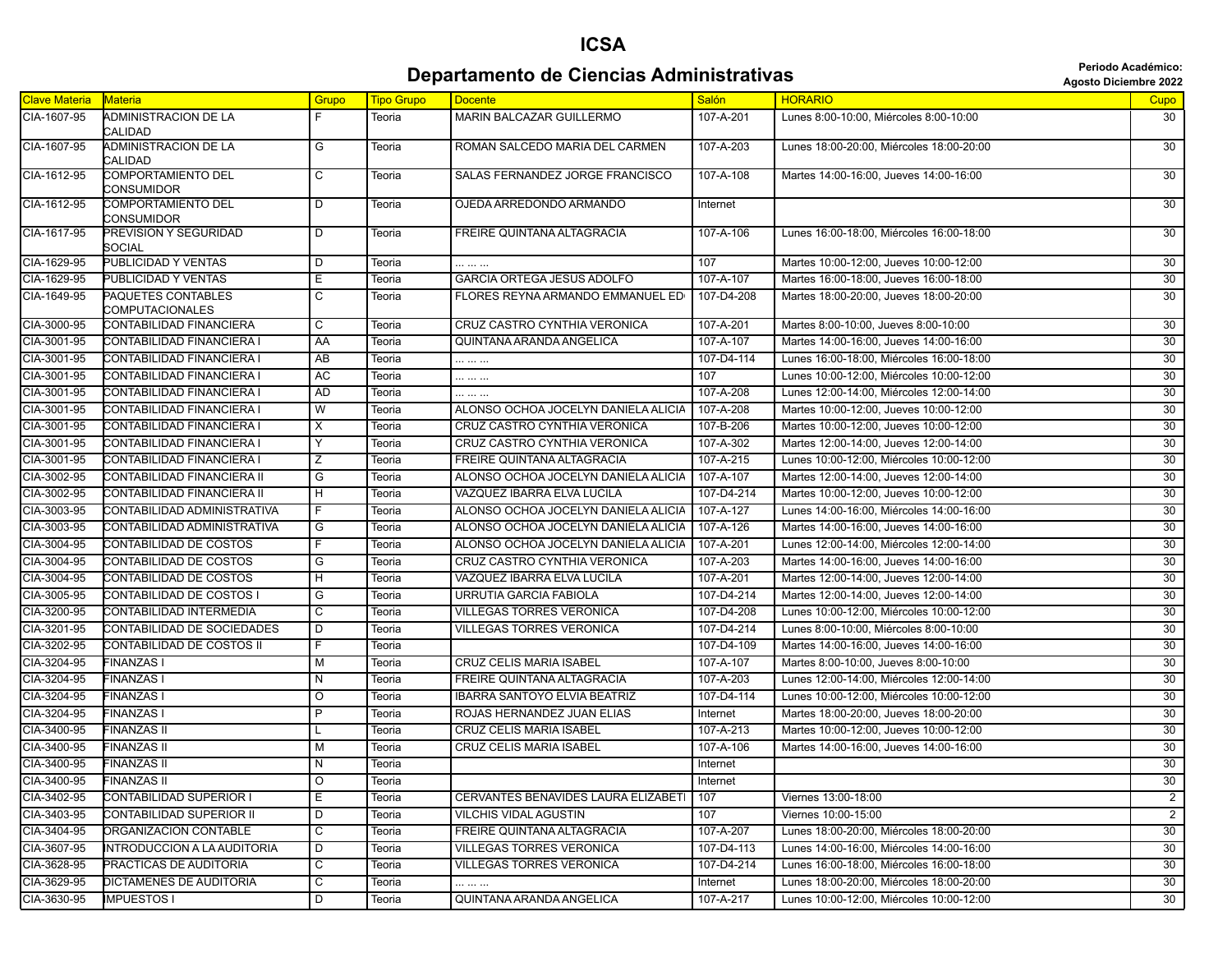# ICSA

## Departamento de Ciencias Administrativas

**Periodo Académico: Agosto Diciembre 2022**

| Clave Materia | Materia | Grupo | Tipo Grupo | Docente | Salón | HORARIO | Cupo |
|---|---|---|---|---|---|---|---|
| CIA-1607-95 | ADMINISTRACION DE LA CALIDAD | F | Teoria | MARIN BALCAZAR GUILLERMO | 107-A-201 | Lunes 8:00-10:00, Miércoles 8:00-10:00 | 30 |
| CIA-1607-95 | ADMINISTRACION DE LA CALIDAD | G | Teoria | ROMAN SALCEDO MARIA DEL CARMEN | 107-A-203 | Lunes 18:00-20:00, Miércoles 18:00-20:00 | 30 |
| CIA-1612-95 | COMPORTAMIENTO DEL CONSUMIDOR | C | Teoria | SALAS FERNANDEZ JORGE FRANCISCO | 107-A-108 | Martes 14:00-16:00, Jueves 14:00-16:00 | 30 |
| CIA-1612-95 | COMPORTAMIENTO DEL CONSUMIDOR | D | Teoria | OJEDA ARREDONDO ARMANDO | Internet | | 30 |
| CIA-1617-95 | PREVISION Y SEGURIDAD SOCIAL | D | Teoria | FREIRE QUINTANA ALTAGRACIA | 107-A-106 | Lunes 16:00-18:00, Miércoles 16:00-18:00 | 30 |
| CIA-1629-95 | PUBLICIDAD Y VENTAS | D | Teoria | ... ... ... | 107 | Martes 10:00-12:00, Jueves 10:00-12:00 | 30 |
| CIA-1629-95 | PUBLICIDAD Y VENTAS | E | Teoria | GARCIA ORTEGA JESUS ADOLFO | 107-A-107 | Martes 16:00-18:00, Jueves 16:00-18:00 | 30 |
| CIA-1649-95 | PAQUETES CONTABLES COMPUTACIONALES | C | Teoria | FLORES REYNA ARMANDO EMMANUEL ED | 107-D4-208 | Martes 18:00-20:00, Jueves 18:00-20:00 | 30 |
| CIA-3000-95 | CONTABILIDAD FINANCIERA | C | Teoria | CRUZ CASTRO CYNTHIA VERONICA | 107-A-201 | Martes 8:00-10:00, Jueves 8:00-10:00 | 30 |
| CIA-3001-95 | CONTABILIDAD FINANCIERA I | AA | Teoria | QUINTANA ARANDA ANGELICA | 107-A-107 | Martes 14:00-16:00, Jueves 14:00-16:00 | 30 |
| CIA-3001-95 | CONTABILIDAD FINANCIERA I | AB | Teoria | ... ... ... | 107-D4-114 | Lunes 16:00-18:00, Miércoles 16:00-18:00 | 30 |
| CIA-3001-95 | CONTABILIDAD FINANCIERA I | AC | Teoria | ... ... ... | 107 | Lunes 10:00-12:00, Miércoles 10:00-12:00 | 30 |
| CIA-3001-95 | CONTABILIDAD FINANCIERA I | AD | Teoria | ... ... ... | 107-A-208 | Lunes 12:00-14:00, Miércoles 12:00-14:00 | 30 |
| CIA-3001-95 | CONTABILIDAD FINANCIERA I | W | Teoria | ALONSO OCHOA JOCELYN DANIELA ALICIA | 107-A-208 | Martes 10:00-12:00, Jueves 10:00-12:00 | 30 |
| CIA-3001-95 | CONTABILIDAD FINANCIERA I | X | Teoria | CRUZ CASTRO CYNTHIA VERONICA | 107-B-206 | Martes 10:00-12:00, Jueves 10:00-12:00 | 30 |
| CIA-3001-95 | CONTABILIDAD FINANCIERA I | Y | Teoria | CRUZ CASTRO CYNTHIA VERONICA | 107-A-302 | Martes 12:00-14:00, Jueves 12:00-14:00 | 30 |
| CIA-3001-95 | CONTABILIDAD FINANCIERA I | Z | Teoria | FREIRE QUINTANA ALTAGRACIA | 107-A-215 | Lunes 10:00-12:00, Miércoles 10:00-12:00 | 30 |
| CIA-3002-95 | CONTABILIDAD FINANCIERA II | G | Teoria | ALONSO OCHOA JOCELYN DANIELA ALICIA | 107-A-107 | Martes 12:00-14:00, Jueves 12:00-14:00 | 30 |
| CIA-3002-95 | CONTABILIDAD FINANCIERA II | H | Teoria | VAZQUEZ IBARRA ELVA LUCILA | 107-D4-214 | Martes 10:00-12:00, Jueves 10:00-12:00 | 30 |
| CIA-3003-95 | CONTABILIDAD ADMINISTRATIVA | F | Teoria | ALONSO OCHOA JOCELYN DANIELA ALICIA | 107-A-127 | Lunes 14:00-16:00, Miércoles 14:00-16:00 | 30 |
| CIA-3003-95 | CONTABILIDAD ADMINISTRATIVA | G | Teoria | ALONSO OCHOA JOCELYN DANIELA ALICIA | 107-A-126 | Martes 14:00-16:00, Jueves 14:00-16:00 | 30 |
| CIA-3004-95 | CONTABILIDAD DE COSTOS | F | Teoria | ALONSO OCHOA JOCELYN DANIELA ALICIA | 107-A-201 | Lunes 12:00-14:00, Miércoles 12:00-14:00 | 30 |
| CIA-3004-95 | CONTABILIDAD DE COSTOS | G | Teoria | CRUZ CASTRO CYNTHIA VERONICA | 107-A-203 | Martes 14:00-16:00, Jueves 14:00-16:00 | 30 |
| CIA-3004-95 | CONTABILIDAD DE COSTOS | H | Teoria | VAZQUEZ IBARRA ELVA LUCILA | 107-A-201 | Martes 12:00-14:00, Jueves 12:00-14:00 | 30 |
| CIA-3005-95 | CONTABILIDAD DE COSTOS I | G | Teoria | URRUTIA GARCIA FABIOLA | 107-D4-214 | Martes 12:00-14:00, Jueves 12:00-14:00 | 30 |
| CIA-3200-95 | CONTABILIDAD INTERMEDIA | C | Teoria | VILLEGAS TORRES VERONICA | 107-D4-208 | Lunes 10:00-12:00, Miércoles 10:00-12:00 | 30 |
| CIA-3201-95 | CONTABILIDAD DE SOCIEDADES | D | Teoria | VILLEGAS TORRES VERONICA | 107-D4-214 | Lunes 8:00-10:00, Miércoles 8:00-10:00 | 30 |
| CIA-3202-95 | CONTABILIDAD DE COSTOS II | F | Teoria | | 107-D4-109 | Martes 14:00-16:00, Jueves 14:00-16:00 | 30 |
| CIA-3204-95 | FINANZAS I | M | Teoria | CRUZ CELIS MARIA ISABEL | 107-A-107 | Martes 8:00-10:00, Jueves 8:00-10:00 | 30 |
| CIA-3204-95 | FINANZAS I | N | Teoria | FREIRE QUINTANA ALTAGRACIA | 107-A-203 | Lunes 12:00-14:00, Miércoles 12:00-14:00 | 30 |
| CIA-3204-95 | FINANZAS I | O | Teoria | IBARRA SANTOYO ELVIA BEATRIZ | 107-D4-114 | Lunes 10:00-12:00, Miércoles 10:00-12:00 | 30 |
| CIA-3204-95 | FINANZAS I | P | Teoria | ROJAS HERNANDEZ JUAN ELIAS | Internet | Martes 18:00-20:00, Jueves 18:00-20:00 | 30 |
| CIA-3400-95 | FINANZAS II | L | Teoria | CRUZ CELIS MARIA ISABEL | 107-A-213 | Martes 10:00-12:00, Jueves 10:00-12:00 | 30 |
| CIA-3400-95 | FINANZAS II | M | Teoria | CRUZ CELIS MARIA ISABEL | 107-A-106 | Martes 14:00-16:00, Jueves 14:00-16:00 | 30 |
| CIA-3400-95 | FINANZAS II | N | Teoria | | Internet | | 30 |
| CIA-3400-95 | FINANZAS II | O | Teoria | | Internet | | 30 |
| CIA-3402-95 | CONTABILIDAD SUPERIOR I | E | Teoria | CERVANTES BENAVIDES LAURA ELIZABETI | 107 | Viernes 13:00-18:00 | 2 |
| CIA-3403-95 | CONTABILIDAD SUPERIOR II | D | Teoria | VILCHIS VIDAL AGUSTIN | 107 | Viernes 10:00-15:00 | 2 |
| CIA-3404-95 | ORGANIZACION CONTABLE | C | Teoria | FREIRE QUINTANA ALTAGRACIA | 107-A-207 | Lunes 18:00-20:00, Miércoles 18:00-20:00 | 30 |
| CIA-3607-95 | INTRODUCCION A LA AUDITORIA | D | Teoria | VILLEGAS TORRES VERONICA | 107-D4-113 | Lunes 14:00-16:00, Miércoles 14:00-16:00 | 30 |
| CIA-3628-95 | PRACTICAS DE AUDITORIA | C | Teoria | VILLEGAS TORRES VERONICA | 107-D4-214 | Lunes 16:00-18:00, Miércoles 16:00-18:00 | 30 |
| CIA-3629-95 | DICTAMENES DE AUDITORIA | C | Teoria | ... ... ... | Internet | Lunes 18:00-20:00, Miércoles 18:00-20:00 | 30 |
| CIA-3630-95 | IMPUESTOS I | D | Teoria | QUINTANA ARANDA ANGELICA | 107-A-217 | Lunes 10:00-12:00, Miércoles 10:00-12:00 | 30 |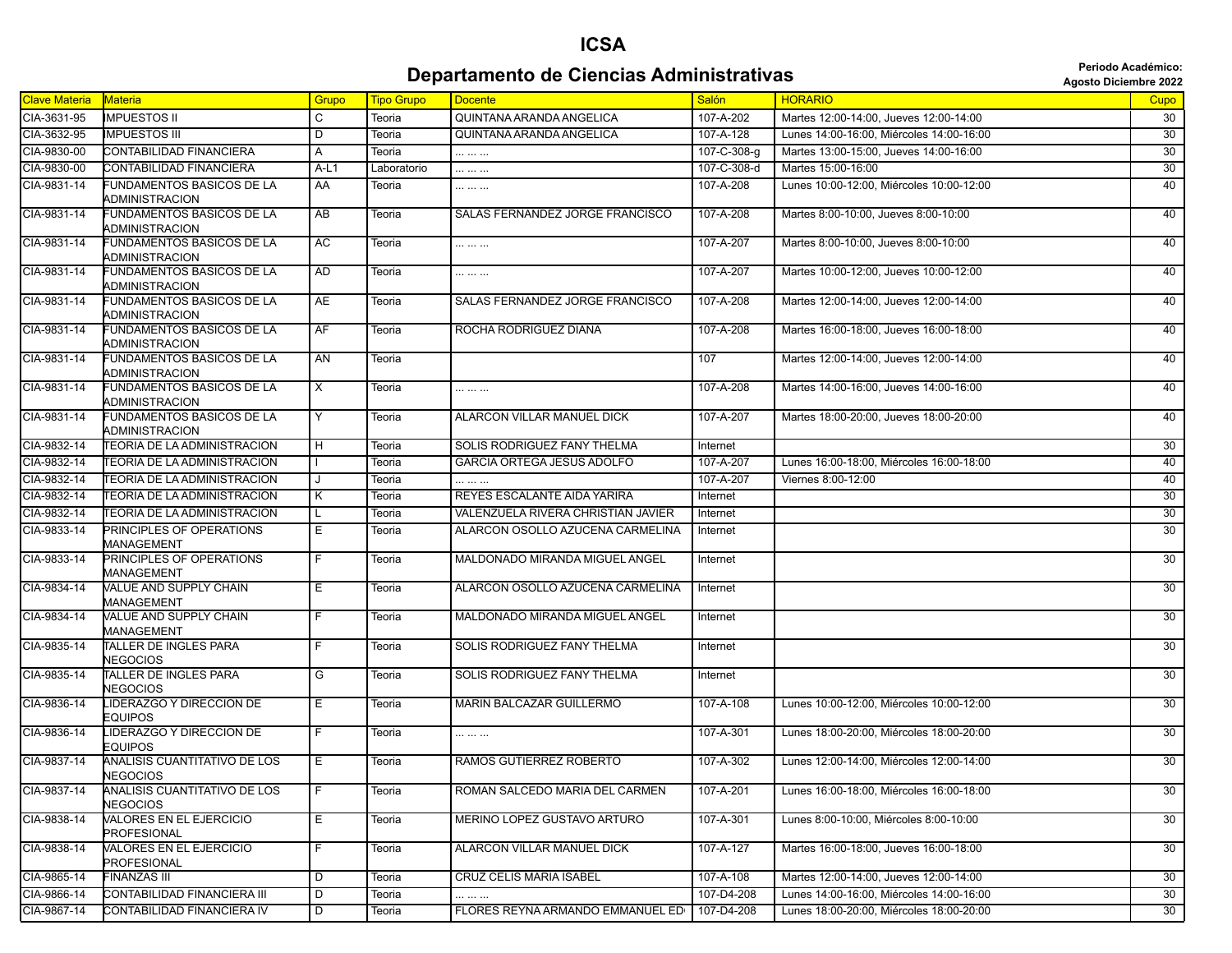# ICSA

## Departamento de Ciencias Administrativas

**Periodo Académico:**
**Agosto Diciembre 2022**

| Clave Materia | Materia | Grupo | Tipo Grupo | Docente | Salón | HORARIO | Cupo |
|---|---|---|---|---|---|---|---|
| CIA-3631-95 | IMPUESTOS II | C | Teoria | QUINTANA ARANDA ANGELICA | 107-A-202 | Martes 12:00-14:00, Jueves 12:00-14:00 | 30 |
| CIA-3632-95 | IMPUESTOS III | D | Teoria | QUINTANA ARANDA ANGELICA | 107-A-128 | Lunes 14:00-16:00, Miércoles 14:00-16:00 | 30 |
| CIA-9830-00 | CONTABILIDAD FINANCIERA | A | Teoria | ... ... ... | 107-C-308-g | Martes 13:00-15:00, Jueves 14:00-16:00 | 30 |
| CIA-9830-00 | CONTABILIDAD FINANCIERA | A-L1 | Laboratorio | ... ... ... | 107-C-308-d | Martes 15:00-16:00 | 30 |
| CIA-9831-14 | FUNDAMENTOS BASICOS DE LA ADMINISTRACION | AA | Teoria | ... ... ... | 107-A-208 | Lunes 10:00-12:00, Miércoles 10:00-12:00 | 40 |
| CIA-9831-14 | FUNDAMENTOS BASICOS DE LA ADMINISTRACION | AB | Teoria | SALAS FERNANDEZ JORGE FRANCISCO | 107-A-208 | Martes 8:00-10:00, Jueves 8:00-10:00 | 40 |
| CIA-9831-14 | FUNDAMENTOS BASICOS DE LA ADMINISTRACION | AC | Teoria | ... ... ... | 107-A-207 | Martes 8:00-10:00, Jueves 8:00-10:00 | 40 |
| CIA-9831-14 | FUNDAMENTOS BASICOS DE LA ADMINISTRACION | AD | Teoria | ... ... ... | 107-A-207 | Martes 10:00-12:00, Jueves 10:00-12:00 | 40 |
| CIA-9831-14 | FUNDAMENTOS BASICOS DE LA ADMINISTRACION | AE | Teoria | SALAS FERNANDEZ JORGE FRANCISCO | 107-A-208 | Martes 12:00-14:00, Jueves 12:00-14:00 | 40 |
| CIA-9831-14 | FUNDAMENTOS BASICOS DE LA ADMINISTRACION | AF | Teoria | ROCHA RODRIGUEZ DIANA | 107-A-208 | Martes 16:00-18:00, Jueves 16:00-18:00 | 40 |
| CIA-9831-14 | FUNDAMENTOS BASICOS DE LA ADMINISTRACION | AN | Teoria | | 107 | Martes 12:00-14:00, Jueves 12:00-14:00 | 40 |
| CIA-9831-14 | FUNDAMENTOS BASICOS DE LA ADMINISTRACION | X | Teoria | ... ... ... | 107-A-208 | Martes 14:00-16:00, Jueves 14:00-16:00 | 40 |
| CIA-9831-14 | FUNDAMENTOS BASICOS DE LA ADMINISTRACION | Y | Teoria | ALARCON VILLAR MANUEL DICK | 107-A-207 | Martes 18:00-20:00, Jueves 18:00-20:00 | 40 |
| CIA-9832-14 | TEORIA DE LA ADMINISTRACION | H | Teoria | SOLIS RODRIGUEZ FANY THELMA | Internet | | 30 |
| CIA-9832-14 | TEORIA DE LA ADMINISTRACION | I | Teoria | GARCIA ORTEGA JESUS ADOLFO | 107-A-207 | Lunes 16:00-18:00, Miércoles 16:00-18:00 | 40 |
| CIA-9832-14 | TEORIA DE LA ADMINISTRACION | J | Teoria | ... ... ... | 107-A-207 | Viernes 8:00-12:00 | 40 |
| CIA-9832-14 | TEORIA DE LA ADMINISTRACION | K | Teoria | REYES ESCALANTE AIDA YARIRA | Internet | | 30 |
| CIA-9832-14 | TEORIA DE LA ADMINISTRACION | L | Teoria | VALENZUELA RIVERA CHRISTIAN JAVIER | Internet | | 30 |
| CIA-9833-14 | PRINCIPLES OF OPERATIONS MANAGEMENT | E | Teoria | ALARCON OSOLLO AZUCENA CARMELINA | Internet | | 30 |
| CIA-9833-14 | PRINCIPLES OF OPERATIONS MANAGEMENT | F | Teoria | MALDONADO MIRANDA MIGUEL ANGEL | Internet | | 30 |
| CIA-9834-14 | VALUE AND SUPPLY CHAIN MANAGEMENT | E | Teoria | ALARCON OSOLLO AZUCENA CARMELINA | Internet | | 30 |
| CIA-9834-14 | VALUE AND SUPPLY CHAIN MANAGEMENT | F | Teoria | MALDONADO MIRANDA MIGUEL ANGEL | Internet | | 30 |
| CIA-9835-14 | TALLER DE INGLES PARA NEGOCIOS | F | Teoria | SOLIS RODRIGUEZ FANY THELMA | Internet | | 30 |
| CIA-9835-14 | TALLER DE INGLES PARA NEGOCIOS | G | Teoria | SOLIS RODRIGUEZ FANY THELMA | Internet | | 30 |
| CIA-9836-14 | LIDERAZGO Y DIRECCION DE EQUIPOS | E | Teoria | MARIN BALCAZAR GUILLERMO | 107-A-108 | Lunes 10:00-12:00, Miércoles 10:00-12:00 | 30 |
| CIA-9836-14 | LIDERAZGO Y DIRECCION DE EQUIPOS | F | Teoria | ... ... ... | 107-A-301 | Lunes 18:00-20:00, Miércoles 18:00-20:00 | 30 |
| CIA-9837-14 | ANALISIS CUANTITATIVO DE LOS NEGOCIOS | E | Teoria | RAMOS GUTIERREZ ROBERTO | 107-A-302 | Lunes 12:00-14:00, Miércoles 12:00-14:00 | 30 |
| CIA-9837-14 | ANALISIS CUANTITATIVO DE LOS NEGOCIOS | F | Teoria | ROMAN SALCEDO MARIA DEL CARMEN | 107-A-201 | Lunes 16:00-18:00, Miércoles 16:00-18:00 | 30 |
| CIA-9838-14 | VALORES EN EL EJERCICIO PROFESIONAL | E | Teoria | MERINO LOPEZ GUSTAVO ARTURO | 107-A-301 | Lunes 8:00-10:00, Miércoles 8:00-10:00 | 30 |
| CIA-9838-14 | VALORES EN EL EJERCICIO PROFESIONAL | F | Teoria | ALARCON VILLAR MANUEL DICK | 107-A-127 | Martes 16:00-18:00, Jueves 16:00-18:00 | 30 |
| CIA-9865-14 | FINANZAS III | D | Teoria | CRUZ CELIS MARIA ISABEL | 107-A-108 | Martes 12:00-14:00, Jueves 12:00-14:00 | 30 |
| CIA-9866-14 | CONTABILIDAD FINANCIERA III | D | Teoria | ... ... ... | 107-D4-208 | Lunes 14:00-16:00, Miércoles 14:00-16:00 | 30 |
| CIA-9867-14 | CONTABILIDAD FINANCIERA IV | D | Teoria | FLORES REYNA ARMANDO EMMANUEL ED | 107-D4-208 | Lunes 18:00-20:00, Miércoles 18:00-20:00 | 30 |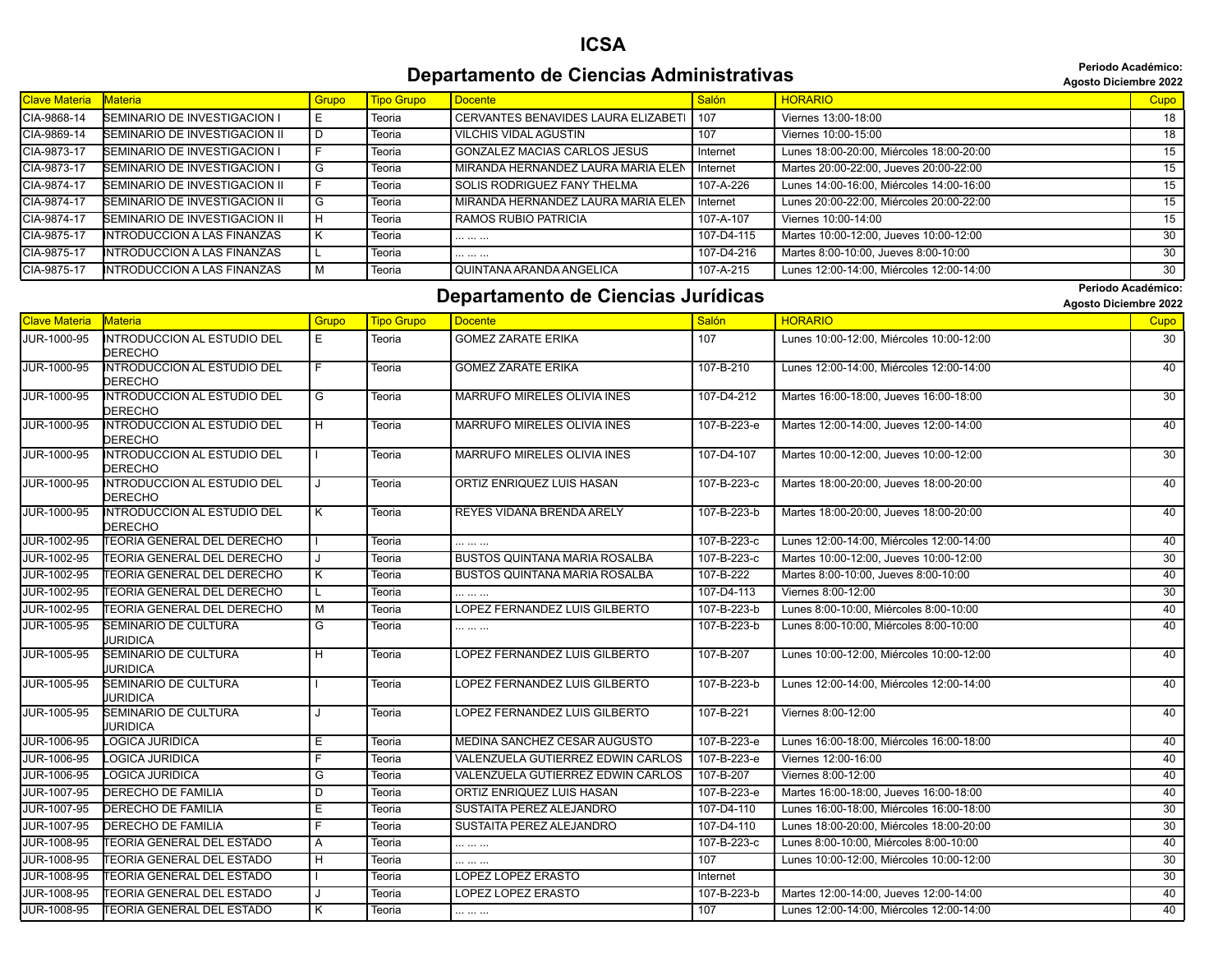# ICSA

## Departamento de Ciencias Administrativas

**Periodo Académico:**
**Agosto Diciembre 2022**

| Clave Materia | Materia | Grupo | Tipo Grupo | Docente | Salón | HORARIO | Cupo |
|---|---|---|---|---|---|---|---|
| CIA-9868-14 | SEMINARIO DE INVESTIGACION I | E | Teoria | CERVANTES BENAVIDES LAURA ELIZABETI | 107 | Viernes 13:00-18:00 | 18 |
| CIA-9869-14 | SEMINARIO DE INVESTIGACION II | D | Teoria | VILCHIS VIDAL AGUSTIN | 107 | Viernes 10:00-15:00 | 18 |
| CIA-9873-17 | SEMINARIO DE INVESTIGACION I | F | Teoria | GONZALEZ MACIAS CARLOS JESUS | Internet | Lunes 18:00-20:00, Miércoles 18:00-20:00 | 15 |
| CIA-9873-17 | SEMINARIO DE INVESTIGACION I | G | Teoria | MIRANDA HERNANDEZ LAURA MARIA ELEN | Internet | Martes 20:00-22:00, Jueves 20:00-22:00 | 15 |
| CIA-9874-17 | SEMINARIO DE INVESTIGACION II | F | Teoria | SOLIS RODRIGUEZ FANY THELMA | 107-A-226 | Lunes 14:00-16:00, Miércoles 14:00-16:00 | 15 |
| CIA-9874-17 | SEMINARIO DE INVESTIGACION II | G | Teoria | MIRANDA HERNANDEZ LAURA MARIA ELEN | Internet | Lunes 20:00-22:00, Miércoles 20:00-22:00 | 15 |
| CIA-9874-17 | SEMINARIO DE INVESTIGACION II | H | Teoria | RAMOS RUBIO PATRICIA | 107-A-107 | Viernes 10:00-14:00 | 15 |
| CIA-9875-17 | INTRODUCCION A LAS FINANZAS | K | Teoria | ... ... ... | 107-D4-115 | Martes 10:00-12:00, Jueves 10:00-12:00 | 30 |
| CIA-9875-17 | INTRODUCCION A LAS FINANZAS | L | Teoria | ... ... ... | 107-D4-216 | Martes 8:00-10:00, Jueves 8:00-10:00 | 30 |
| CIA-9875-17 | INTRODUCCION A LAS FINANZAS | M | Teoria | QUINTANA ARANDA ANGELICA | 107-A-215 | Lunes 12:00-14:00, Miércoles 12:00-14:00 | 30 |

## Departamento de Ciencias Jurídicas

**Periodo Académico:**
**Agosto Diciembre 2022**

| Clave Materia | Materia | Grupo | Tipo Grupo | Docente | Salón | HORARIO | Cupo |
|---|---|---|---|---|---|---|---|
| JUR-1000-95 | INTRODUCCION AL ESTUDIO DEL DERECHO | E | Teoria | GOMEZ ZARATE ERIKA | 107 | Lunes 10:00-12:00, Miércoles 10:00-12:00 | 30 |
| JUR-1000-95 | INTRODUCCION AL ESTUDIO DEL DERECHO | F | Teoria | GOMEZ ZARATE ERIKA | 107-B-210 | Lunes 12:00-14:00, Miércoles 12:00-14:00 | 40 |
| JUR-1000-95 | INTRODUCCION AL ESTUDIO DEL DERECHO | G | Teoria | MARRUFO MIRELES OLIVIA INES | 107-D4-212 | Martes 16:00-18:00, Jueves 16:00-18:00 | 30 |
| JUR-1000-95 | INTRODUCCION AL ESTUDIO DEL DERECHO | H | Teoria | MARRUFO MIRELES OLIVIA INES | 107-B-223-e | Martes 12:00-14:00, Jueves 12:00-14:00 | 40 |
| JUR-1000-95 | INTRODUCCION AL ESTUDIO DEL DERECHO | I | Teoria | MARRUFO MIRELES OLIVIA INES | 107-D4-107 | Martes 10:00-12:00, Jueves 10:00-12:00 | 30 |
| JUR-1000-95 | INTRODUCCION AL ESTUDIO DEL DERECHO | J | Teoria | ORTIZ ENRIQUEZ LUIS HASAN | 107-B-223-c | Martes 18:00-20:00, Jueves 18:00-20:00 | 40 |
| JUR-1000-95 | INTRODUCCION AL ESTUDIO DEL DERECHO | K | Teoria | REYES VIDAÑA BRENDA ARELY | 107-B-223-b | Martes 18:00-20:00, Jueves 18:00-20:00 | 40 |
| JUR-1002-95 | TEORIA GENERAL DEL DERECHO | I | Teoria | ... ... ... | 107-B-223-c | Lunes 12:00-14:00, Miércoles 12:00-14:00 | 40 |
| JUR-1002-95 | TEORIA GENERAL DEL DERECHO | J | Teoria | BUSTOS QUINTANA MARIA ROSALBA | 107-B-223-c | Martes 10:00-12:00, Jueves 10:00-12:00 | 30 |
| JUR-1002-95 | TEORIA GENERAL DEL DERECHO | K | Teoria | BUSTOS QUINTANA MARIA ROSALBA | 107-B-222 | Martes 8:00-10:00, Jueves 8:00-10:00 | 40 |
| JUR-1002-95 | TEORIA GENERAL DEL DERECHO | L | Teoria | ... ... ... | 107-D4-113 | Viernes 8:00-12:00 | 30 |
| JUR-1002-95 | TEORIA GENERAL DEL DERECHO | M | Teoria | LOPEZ FERNANDEZ LUIS GILBERTO | 107-B-223-b | Lunes 8:00-10:00, Miércoles 8:00-10:00 | 40 |
| JUR-1005-95 | SEMINARIO DE CULTURA JURIDICA | G | Teoria | ... ... ... | 107-B-223-b | Lunes 8:00-10:00, Miércoles 8:00-10:00 | 40 |
| JUR-1005-95 | SEMINARIO DE CULTURA JURIDICA | H | Teoria | LOPEZ FERNANDEZ LUIS GILBERTO | 107-B-207 | Lunes 10:00-12:00, Miércoles 10:00-12:00 | 40 |
| JUR-1005-95 | SEMINARIO DE CULTURA JURIDICA | I | Teoria | LOPEZ FERNANDEZ LUIS GILBERTO | 107-B-223-b | Lunes 12:00-14:00, Miércoles 12:00-14:00 | 40 |
| JUR-1005-95 | SEMINARIO DE CULTURA JURIDICA | J | Teoria | LOPEZ FERNANDEZ LUIS GILBERTO | 107-B-221 | Viernes 8:00-12:00 | 40 |
| JUR-1006-95 | LOGICA JURIDICA | E | Teoria | MEDINA SANCHEZ CESAR AUGUSTO | 107-B-223-e | Lunes 16:00-18:00, Miércoles 16:00-18:00 | 40 |
| JUR-1006-95 | LOGICA JURIDICA | F | Teoria | VALENZUELA GUTIERREZ EDWIN CARLOS | 107-B-223-e | Viernes 12:00-16:00 | 40 |
| JUR-1006-95 | LOGICA JURIDICA | G | Teoria | VALENZUELA GUTIERREZ EDWIN CARLOS | 107-B-207 | Viernes 8:00-12:00 | 40 |
| JUR-1007-95 | DERECHO DE FAMILIA | D | Teoria | ORTIZ ENRIQUEZ LUIS HASAN | 107-B-223-e | Martes 16:00-18:00, Jueves 16:00-18:00 | 40 |
| JUR-1007-95 | DERECHO DE FAMILIA | E | Teoria | SUSTAITA PEREZ ALEJANDRO | 107-D4-110 | Lunes 16:00-18:00, Miércoles 16:00-18:00 | 30 |
| JUR-1007-95 | DERECHO DE FAMILIA | F | Teoria | SUSTAITA PEREZ ALEJANDRO | 107-D4-110 | Lunes 18:00-20:00, Miércoles 18:00-20:00 | 30 |
| JUR-1008-95 | TEORIA GENERAL DEL ESTADO | A | Teoria | ... ... ... | 107-B-223-c | Lunes 8:00-10:00, Miércoles 8:00-10:00 | 40 |
| JUR-1008-95 | TEORIA GENERAL DEL ESTADO | H | Teoria | ... ... ... | 107 | Lunes 10:00-12:00, Miércoles 10:00-12:00 | 30 |
| JUR-1008-95 | TEORIA GENERAL DEL ESTADO | I | Teoria | LOPEZ LOPEZ ERASTO | Internet | | 30 |
| JUR-1008-95 | TEORIA GENERAL DEL ESTADO | J | Teoria | LOPEZ LOPEZ ERASTO | 107-B-223-b | Martes 12:00-14:00, Jueves 12:00-14:00 | 40 |
| JUR-1008-95 | TEORIA GENERAL DEL ESTADO | K | Teoria | ... ... ... | 107 | Lunes 12:00-14:00, Miércoles 12:00-14:00 | 40 |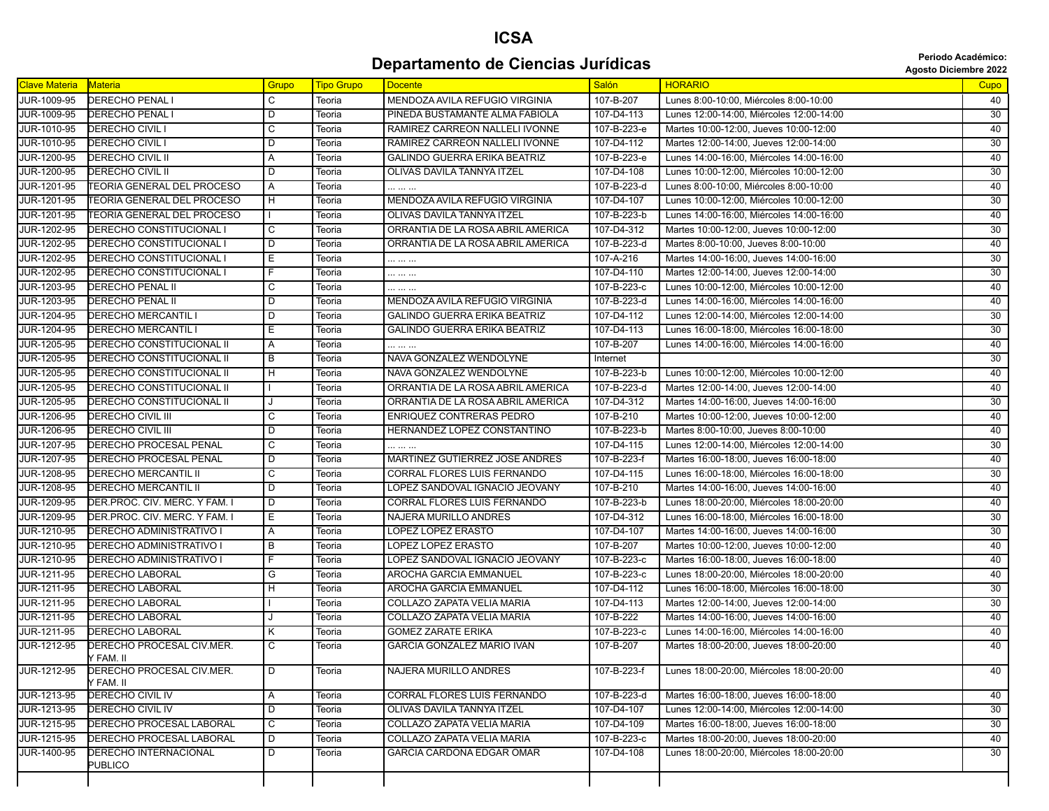# ICSA

## Departamento de Ciencias Jurídicas

**Periodo Académico:**
**Agosto Diciembre 2022**

| Clave Materia | Materia | Grupo | Tipo Grupo | Docente | Salón | HORARIO | Cupo |
|---|---|---|---|---|---|---|---|
| JUR-1009-95 | DERECHO PENAL I | C | Teoria | MENDOZA AVILA REFUGIO VIRGINIA | 107-B-207 | Lunes 8:00-10:00, Miércoles 8:00-10:00 | 40 |
| JUR-1009-95 | DERECHO PENAL I | D | Teoria | PINEDA BUSTAMANTE ALMA FABIOLA | 107-D4-113 | Lunes 12:00-14:00, Miércoles 12:00-14:00 | 30 |
| JUR-1010-95 | DERECHO CIVIL I | C | Teoria | RAMIREZ CARREON NALLELI IVONNE | 107-B-223-e | Martes 10:00-12:00, Jueves 10:00-12:00 | 40 |
| JUR-1010-95 | DERECHO CIVIL I | D | Teoria | RAMIREZ CARREON NALLELI IVONNE | 107-D4-112 | Martes 12:00-14:00, Jueves 12:00-14:00 | 30 |
| JUR-1200-95 | DERECHO CIVIL II | A | Teoria | GALINDO GUERRA ERIKA BEATRIZ | 107-B-223-e | Lunes 14:00-16:00, Miércoles 14:00-16:00 | 40 |
| JUR-1200-95 | DERECHO CIVIL II | D | Teoria | OLIVAS DAVILA TANNYA ITZEL | 107-D4-108 | Lunes 10:00-12:00, Miércoles 10:00-12:00 | 30 |
| JUR-1201-95 | TEORIA GENERAL DEL PROCESO | A | Teoria | ... ... ... | 107-B-223-d | Lunes 8:00-10:00, Miércoles 8:00-10:00 | 40 |
| JUR-1201-95 | TEORIA GENERAL DEL PROCESO | H | Teoria | MENDOZA AVILA REFUGIO VIRGINIA | 107-D4-107 | Lunes 10:00-12:00, Miércoles 10:00-12:00 | 30 |
| JUR-1201-95 | TEORIA GENERAL DEL PROCESO | I | Teoria | OLIVAS DAVILA TANNYA ITZEL | 107-B-223-b | Lunes 14:00-16:00, Miércoles 14:00-16:00 | 40 |
| JUR-1202-95 | DERECHO CONSTITUCIONAL I | C | Teoria | ORRANTIA DE LA ROSA ABRIL AMERICA | 107-D4-312 | Martes 10:00-12:00, Jueves 10:00-12:00 | 30 |
| JUR-1202-95 | DERECHO CONSTITUCIONAL I | D | Teoria | ORRANTIA DE LA ROSA ABRIL AMERICA | 107-B-223-d | Martes 8:00-10:00, Jueves 8:00-10:00 | 40 |
| JUR-1202-95 | DERECHO CONSTITUCIONAL I | E | Teoria | ... ... ... | 107-A-216 | Martes 14:00-16:00, Jueves 14:00-16:00 | 30 |
| JUR-1202-95 | DERECHO CONSTITUCIONAL I | F | Teoria | ... ... ... | 107-D4-110 | Martes 12:00-14:00, Jueves 12:00-14:00 | 30 |
| JUR-1203-95 | DERECHO PENAL II | C | Teoria | ... ... ... | 107-B-223-c | Lunes 10:00-12:00, Miércoles 10:00-12:00 | 40 |
| JUR-1203-95 | DERECHO PENAL II | D | Teoria | MENDOZA AVILA REFUGIO VIRGINIA | 107-B-223-d | Lunes 14:00-16:00, Miércoles 14:00-16:00 | 40 |
| JUR-1204-95 | DERECHO MERCANTIL I | D | Teoria | GALINDO GUERRA ERIKA BEATRIZ | 107-D4-112 | Lunes 12:00-14:00, Miércoles 12:00-14:00 | 30 |
| JUR-1204-95 | DERECHO MERCANTIL I | E | Teoria | GALINDO GUERRA ERIKA BEATRIZ | 107-D4-113 | Lunes 16:00-18:00, Miércoles 16:00-18:00 | 30 |
| JUR-1205-95 | DERECHO CONSTITUCIONAL II | A | Teoria | ... ... ... | 107-B-207 | Lunes 14:00-16:00, Miércoles 14:00-16:00 | 40 |
| JUR-1205-95 | DERECHO CONSTITUCIONAL II | B | Teoria | NAVA GONZALEZ WENDOLYNE | Internet | | 30 |
| JUR-1205-95 | DERECHO CONSTITUCIONAL II | H | Teoria | NAVA GONZALEZ WENDOLYNE | 107-B-223-b | Lunes 10:00-12:00, Miércoles 10:00-12:00 | 40 |
| JUR-1205-95 | DERECHO CONSTITUCIONAL II | I | Teoria | ORRANTIA DE LA ROSA ABRIL AMERICA | 107-B-223-d | Martes 12:00-14:00, Jueves 12:00-14:00 | 40 |
| JUR-1205-95 | DERECHO CONSTITUCIONAL II | J | Teoria | ORRANTIA DE LA ROSA ABRIL AMERICA | 107-D4-312 | Martes 14:00-16:00, Jueves 14:00-16:00 | 30 |
| JUR-1206-95 | DERECHO CIVIL III | C | Teoria | ENRIQUEZ CONTRERAS PEDRO | 107-B-210 | Martes 10:00-12:00, Jueves 10:00-12:00 | 40 |
| JUR-1206-95 | DERECHO CIVIL III | D | Teoria | HERNANDEZ LOPEZ CONSTANTINO | 107-B-223-b | Martes 8:00-10:00, Jueves 8:00-10:00 | 40 |
| JUR-1207-95 | DERECHO PROCESAL PENAL | C | Teoria | ... ... ... | 107-D4-115 | Lunes 12:00-14:00, Miércoles 12:00-14:00 | 30 |
| JUR-1207-95 | DERECHO PROCESAL PENAL | D | Teoria | MARTINEZ GUTIERREZ JOSE ANDRES | 107-B-223-f | Martes 16:00-18:00, Jueves 16:00-18:00 | 40 |
| JUR-1208-95 | DERECHO MERCANTIL II | C | Teoria | CORRAL FLORES LUIS FERNANDO | 107-D4-115 | Lunes 16:00-18:00, Miércoles 16:00-18:00 | 30 |
| JUR-1208-95 | DERECHO MERCANTIL II | D | Teoria | LOPEZ SANDOVAL IGNACIO JEOVANY | 107-B-210 | Martes 14:00-16:00, Jueves 14:00-16:00 | 40 |
| JUR-1209-95 | DER.PROC. CIV. MERC. Y FAM. I | D | Teoria | CORRAL FLORES LUIS FERNANDO | 107-B-223-b | Lunes 18:00-20:00, Miércoles 18:00-20:00 | 40 |
| JUR-1209-95 | DER.PROC. CIV. MERC. Y FAM. I | E | Teoria | NAJERA MURILLO ANDRES | 107-D4-312 | Lunes 16:00-18:00, Miércoles 16:00-18:00 | 30 |
| JUR-1210-95 | DERECHO ADMINISTRATIVO I | A | Teoria | LOPEZ LOPEZ ERASTO | 107-D4-107 | Martes 14:00-16:00, Jueves 14:00-16:00 | 30 |
| JUR-1210-95 | DERECHO ADMINISTRATIVO I | B | Teoria | LOPEZ LOPEZ ERASTO | 107-B-207 | Martes 10:00-12:00, Jueves 10:00-12:00 | 40 |
| JUR-1210-95 | DERECHO ADMINISTRATIVO I | F | Teoria | LOPEZ SANDOVAL IGNACIO JEOVANY | 107-B-223-c | Martes 16:00-18:00, Jueves 16:00-18:00 | 40 |
| JUR-1211-95 | DERECHO LABORAL | G | Teoria | AROCHA GARCIA EMMANUEL | 107-B-223-c | Lunes 18:00-20:00, Miércoles 18:00-20:00 | 40 |
| JUR-1211-95 | DERECHO LABORAL | H | Teoria | AROCHA GARCIA EMMANUEL | 107-D4-112 | Lunes 16:00-18:00, Miércoles 16:00-18:00 | 30 |
| JUR-1211-95 | DERECHO LABORAL | I | Teoria | COLLAZO ZAPATA VELIA MARIA | 107-D4-113 | Martes 12:00-14:00, Jueves 12:00-14:00 | 30 |
| JUR-1211-95 | DERECHO LABORAL | J | Teoria | COLLAZO ZAPATA VELIA MARIA | 107-B-222 | Martes 14:00-16:00, Jueves 14:00-16:00 | 40 |
| JUR-1211-95 | DERECHO LABORAL | K | Teoria | GOMEZ ZARATE ERIKA | 107-B-223-c | Lunes 14:00-16:00, Miércoles 14:00-16:00 | 40 |
| JUR-1212-95 | DERECHO PROCESAL CIV.MER. Y FAM. II | C | Teoria | GARCIA GONZALEZ MARIO IVAN | 107-B-207 | Martes 18:00-20:00, Jueves 18:00-20:00 | 40 |
| JUR-1212-95 | DERECHO PROCESAL CIV.MER. Y FAM. II | D | Teoria | NAJERA MURILLO ANDRES | 107-B-223-f | Lunes 18:00-20:00, Miércoles 18:00-20:00 | 40 |
| JUR-1213-95 | DERECHO CIVIL IV | A | Teoria | CORRAL FLORES LUIS FERNANDO | 107-B-223-d | Martes 16:00-18:00, Jueves 16:00-18:00 | 40 |
| JUR-1213-95 | DERECHO CIVIL IV | D | Teoria | OLIVAS DAVILA TANNYA ITZEL | 107-D4-107 | Lunes 12:00-14:00, Miércoles 12:00-14:00 | 30 |
| JUR-1215-95 | DERECHO PROCESAL LABORAL | C | Teoria | COLLAZO ZAPATA VELIA MARIA | 107-D4-109 | Martes 16:00-18:00, Jueves 16:00-18:00 | 30 |
| JUR-1215-95 | DERECHO PROCESAL LABORAL | D | Teoria | COLLAZO ZAPATA VELIA MARIA | 107-B-223-c | Martes 18:00-20:00, Jueves 18:00-20:00 | 40 |
| JUR-1400-95 | DERECHO INTERNACIONAL PUBLICO | D | Teoria | GARCIA CARDONA EDGAR OMAR | 107-D4-108 | Lunes 18:00-20:00, Miércoles 18:00-20:00 | 30 |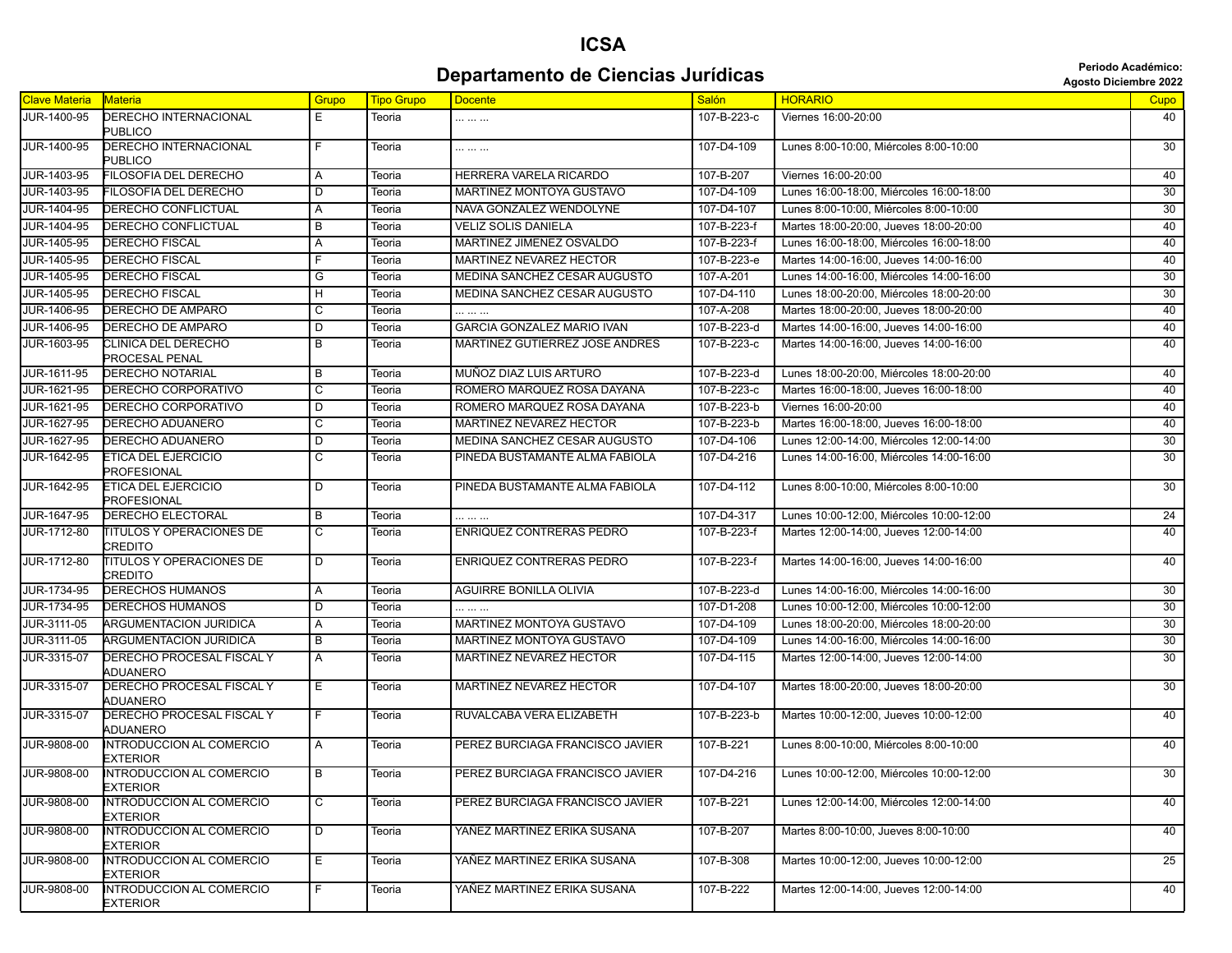# ICSA

## Departamento de Ciencias Jurídicas

**Periodo Académico:**
**Agosto Diciembre 2022**

| Clave Materia | Materia | Grupo | Tipo Grupo | Docente | Salón | HORARIO | Cupo |
|---|---|---|---|---|---|---|---|
| JUR-1400-95 | DERECHO INTERNACIONAL PUBLICO | E | Teoria | ... ... ... | 107-B-223-c | Viernes 16:00-20:00 | 40 |
| JUR-1400-95 | DERECHO INTERNACIONAL PUBLICO | F | Teoria | ... ... ... | 107-D4-109 | Lunes 8:00-10:00, Miércoles 8:00-10:00 | 30 |
| JUR-1403-95 | FILOSOFIA DEL DERECHO | A | Teoria | HERRERA VARELA RICARDO | 107-B-207 | Viernes 16:00-20:00 | 40 |
| JUR-1403-95 | FILOSOFIA DEL DERECHO | D | Teoria | MARTINEZ MONTOYA GUSTAVO | 107-D4-109 | Lunes 16:00-18:00, Miércoles 16:00-18:00 | 30 |
| JUR-1404-95 | DERECHO CONFLICTUAL | A | Teoria | NAVA GONZALEZ WENDOLYNE | 107-D4-107 | Lunes 8:00-10:00, Miércoles 8:00-10:00 | 30 |
| JUR-1404-95 | DERECHO CONFLICTUAL | B | Teoria | VELIZ SOLIS DANIELA | 107-B-223-f | Martes 18:00-20:00, Jueves 18:00-20:00 | 40 |
| JUR-1405-95 | DERECHO FISCAL | A | Teoria | MARTINEZ JIMENEZ OSVALDO | 107-B-223-f | Lunes 16:00-18:00, Miércoles 16:00-18:00 | 40 |
| JUR-1405-95 | DERECHO FISCAL | F | Teoria | MARTINEZ NEVAREZ HECTOR | 107-B-223-e | Martes 14:00-16:00, Jueves 14:00-16:00 | 40 |
| JUR-1405-95 | DERECHO FISCAL | G | Teoria | MEDINA SANCHEZ CESAR AUGUSTO | 107-A-201 | Lunes 14:00-16:00, Miércoles 14:00-16:00 | 30 |
| JUR-1405-95 | DERECHO FISCAL | H | Teoria | MEDINA SANCHEZ CESAR AUGUSTO | 107-D4-110 | Lunes 18:00-20:00, Miércoles 18:00-20:00 | 30 |
| JUR-1406-95 | DERECHO DE AMPARO | C | Teoria | ... ... ... | 107-A-208 | Martes 18:00-20:00, Jueves 18:00-20:00 | 40 |
| JUR-1406-95 | DERECHO DE AMPARO | D | Teoria | GARCIA GONZALEZ MARIO IVAN | 107-B-223-d | Martes 14:00-16:00, Jueves 14:00-16:00 | 40 |
| JUR-1603-95 | CLINICA DEL DERECHO PROCESAL PENAL | B | Teoria | MARTINEZ GUTIERREZ JOSE ANDRES | 107-B-223-c | Martes 14:00-16:00, Jueves 14:00-16:00 | 40 |
| JUR-1611-95 | DERECHO NOTARIAL | B | Teoria | MUÑOZ DIAZ LUIS ARTURO | 107-B-223-d | Lunes 18:00-20:00, Miércoles 18:00-20:00 | 40 |
| JUR-1621-95 | DERECHO CORPORATIVO | C | Teoria | ROMERO MARQUEZ ROSA DAYANA | 107-B-223-c | Martes 16:00-18:00, Jueves 16:00-18:00 | 40 |
| JUR-1621-95 | DERECHO CORPORATIVO | D | Teoria | ROMERO MARQUEZ ROSA DAYANA | 107-B-223-b | Viernes 16:00-20:00 | 40 |
| JUR-1627-95 | DERECHO ADUANERO | C | Teoria | MARTINEZ NEVAREZ HECTOR | 107-B-223-b | Martes 16:00-18:00, Jueves 16:00-18:00 | 40 |
| JUR-1627-95 | DERECHO ADUANERO | D | Teoria | MEDINA SANCHEZ CESAR AUGUSTO | 107-D4-106 | Lunes 12:00-14:00, Miércoles 12:00-14:00 | 30 |
| JUR-1642-95 | ETICA DEL EJERCICIO PROFESIONAL | C | Teoria | PINEDA BUSTAMANTE ALMA FABIOLA | 107-D4-216 | Lunes 14:00-16:00, Miércoles 14:00-16:00 | 30 |
| JUR-1642-95 | ETICA DEL EJERCICIO PROFESIONAL | D | Teoria | PINEDA BUSTAMANTE ALMA FABIOLA | 107-D4-112 | Lunes 8:00-10:00, Miércoles 8:00-10:00 | 30 |
| JUR-1647-95 | DERECHO ELECTORAL | B | Teoria | ... ... ... | 107-D4-317 | Lunes 10:00-12:00, Miércoles 10:00-12:00 | 24 |
| JUR-1712-80 | TITULOS Y OPERACIONES DE CREDITO | C | Teoria | ENRIQUEZ CONTRERAS PEDRO | 107-B-223-f | Martes 12:00-14:00, Jueves 12:00-14:00 | 40 |
| JUR-1712-80 | TITULOS Y OPERACIONES DE CREDITO | D | Teoria | ENRIQUEZ CONTRERAS PEDRO | 107-B-223-f | Martes 14:00-16:00, Jueves 14:00-16:00 | 40 |
| JUR-1734-95 | DERECHOS HUMANOS | A | Teoria | AGUIRRE BONILLA OLIVIA | 107-B-223-d | Lunes 14:00-16:00, Miércoles 14:00-16:00 | 30 |
| JUR-1734-95 | DERECHOS HUMANOS | D | Teoria | ... ... ... | 107-D1-208 | Lunes 10:00-12:00, Miércoles 10:00-12:00 | 30 |
| JUR-3111-05 | ARGUMENTACION JURIDICA | A | Teoria | MARTINEZ MONTOYA GUSTAVO | 107-D4-109 | Lunes 18:00-20:00, Miércoles 18:00-20:00 | 30 |
| JUR-3111-05 | ARGUMENTACION JURIDICA | B | Teoria | MARTINEZ MONTOYA GUSTAVO | 107-D4-109 | Lunes 14:00-16:00, Miércoles 14:00-16:00 | 30 |
| JUR-3315-07 | DERECHO PROCESAL FISCAL Y ADUANERO | A | Teoria | MARTINEZ NEVAREZ HECTOR | 107-D4-115 | Martes 12:00-14:00, Jueves 12:00-14:00 | 30 |
| JUR-3315-07 | DERECHO PROCESAL FISCAL Y ADUANERO | E | Teoria | MARTINEZ NEVAREZ HECTOR | 107-D4-107 | Martes 18:00-20:00, Jueves 18:00-20:00 | 30 |
| JUR-3315-07 | DERECHO PROCESAL FISCAL Y ADUANERO | F | Teoria | RUVALCABA VERA ELIZABETH | 107-B-223-b | Martes 10:00-12:00, Jueves 10:00-12:00 | 40 |
| JUR-9808-00 | INTRODUCCION AL COMERCIO EXTERIOR | A | Teoria | PEREZ BURCIAGA FRANCISCO JAVIER | 107-B-221 | Lunes 8:00-10:00, Miércoles 8:00-10:00 | 40 |
| JUR-9808-00 | INTRODUCCION AL COMERCIO EXTERIOR | B | Teoria | PEREZ BURCIAGA FRANCISCO JAVIER | 107-D4-216 | Lunes 10:00-12:00, Miércoles 10:00-12:00 | 30 |
| JUR-9808-00 | INTRODUCCION AL COMERCIO EXTERIOR | C | Teoria | PEREZ BURCIAGA FRANCISCO JAVIER | 107-B-221 | Lunes 12:00-14:00, Miércoles 12:00-14:00 | 40 |
| JUR-9808-00 | INTRODUCCION AL COMERCIO EXTERIOR | D | Teoria | YAÑEZ MARTINEZ ERIKA SUSANA | 107-B-207 | Martes 8:00-10:00, Jueves 8:00-10:00 | 40 |
| JUR-9808-00 | INTRODUCCION AL COMERCIO EXTERIOR | E | Teoria | YAÑEZ MARTINEZ ERIKA SUSANA | 107-B-308 | Martes 10:00-12:00, Jueves 10:00-12:00 | 25 |
| JUR-9808-00 | INTRODUCCION AL COMERCIO EXTERIOR | F | Teoria | YAÑEZ MARTINEZ ERIKA SUSANA | 107-B-222 | Martes 12:00-14:00, Jueves 12:00-14:00 | 40 |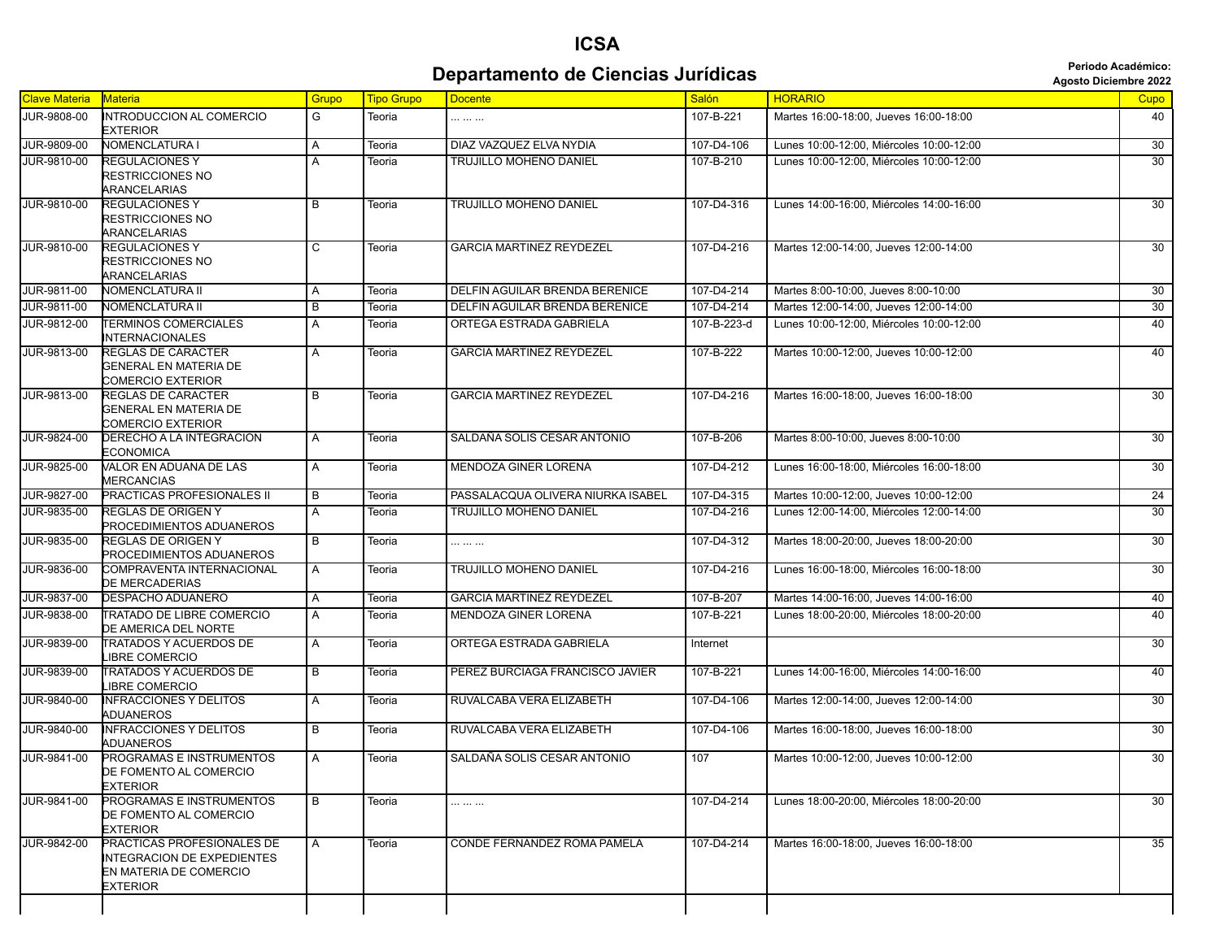# ICSA

## Departamento de Ciencias Jurídicas

**Periodo Académico: Agosto Diciembre 2022**

| Clave Materia | Materia | Grupo | Tipo Grupo | Docente | Salón | HORARIO | Cupo |
|---|---|---|---|---|---|---|---|
| JUR-9808-00 | INTRODUCCION AL COMERCIO EXTERIOR | G | Teoria | ... ... ... | 107-B-221 | Martes 16:00-18:00, Jueves 16:00-18:00 | 40 |
| JUR-9809-00 | NOMENCLATURA I | A | Teoria | DIAZ VAZQUEZ ELVA NYDIA | 107-D4-106 | Lunes 10:00-12:00, Miércoles 10:00-12:00 | 30 |
| JUR-9810-00 | REGULACIONES Y RESTRICCIONES NO ARANCELARIAS | A | Teoria | TRUJILLO MOHENO DANIEL | 107-B-210 | Lunes 10:00-12:00, Miércoles 10:00-12:00 | 30 |
| JUR-9810-00 | REGULACIONES Y RESTRICCIONES NO ARANCELARIAS | B | Teoria | TRUJILLO MOHENO DANIEL | 107-D4-316 | Lunes 14:00-16:00, Miércoles 14:00-16:00 | 30 |
| JUR-9810-00 | REGULACIONES Y RESTRICCIONES NO ARANCELARIAS | C | Teoria | GARCIA MARTINEZ REYDEZEL | 107-D4-216 | Martes 12:00-14:00, Jueves 12:00-14:00 | 30 |
| JUR-9811-00 | NOMENCLATURA II | A | Teoria | DELFIN AGUILAR BRENDA BERENICE | 107-D4-214 | Martes 8:00-10:00, Jueves 8:00-10:00 | 30 |
| JUR-9811-00 | NOMENCLATURA II | B | Teoria | DELFIN AGUILAR BRENDA BERENICE | 107-D4-214 | Martes 12:00-14:00, Jueves 12:00-14:00 | 30 |
| JUR-9812-00 | TERMINOS COMERCIALES INTERNACIONALES | A | Teoria | ORTEGA ESTRADA GABRIELA | 107-B-223-d | Lunes 10:00-12:00, Miércoles 10:00-12:00 | 40 |
| JUR-9813-00 | REGLAS DE CARACTER GENERAL EN MATERIA DE COMERCIO EXTERIOR | A | Teoria | GARCIA MARTINEZ REYDEZEL | 107-B-222 | Martes 10:00-12:00, Jueves 10:00-12:00 | 40 |
| JUR-9813-00 | REGLAS DE CARACTER GENERAL EN MATERIA DE COMERCIO EXTERIOR | B | Teoria | GARCIA MARTINEZ REYDEZEL | 107-D4-216 | Martes 16:00-18:00, Jueves 16:00-18:00 | 30 |
| JUR-9824-00 | DERECHO A LA INTEGRACION ECONOMICA | A | Teoria | SALDAÑA SOLIS CESAR ANTONIO | 107-B-206 | Martes 8:00-10:00, Jueves 8:00-10:00 | 30 |
| JUR-9825-00 | VALOR EN ADUANA DE LAS MERCANCIAS | A | Teoria | MENDOZA GINER LORENA | 107-D4-212 | Lunes 16:00-18:00, Miércoles 16:00-18:00 | 30 |
| JUR-9827-00 | PRACTICAS PROFESIONALES II | B | Teoria | PASSALACQUA OLIVERA NIURKA ISABEL | 107-D4-315 | Martes 10:00-12:00, Jueves 10:00-12:00 | 24 |
| JUR-9835-00 | REGLAS DE ORIGEN Y PROCEDIMIENTOS ADUANEROS | A | Teoria | TRUJILLO MOHENO DANIEL | 107-D4-216 | Lunes 12:00-14:00, Miércoles 12:00-14:00 | 30 |
| JUR-9835-00 | REGLAS DE ORIGEN Y PROCEDIMIENTOS ADUANEROS | B | Teoria | ... ... ... | 107-D4-312 | Martes 18:00-20:00, Jueves 18:00-20:00 | 30 |
| JUR-9836-00 | COMPRAVENTA INTERNACIONAL DE MERCADERIAS | A | Teoria | TRUJILLO MOHENO DANIEL | 107-D4-216 | Lunes 16:00-18:00, Miércoles 16:00-18:00 | 30 |
| JUR-9837-00 | DESPACHO ADUANERO | A | Teoria | GARCIA MARTINEZ REYDEZEL | 107-B-207 | Martes 14:00-16:00, Jueves 14:00-16:00 | 40 |
| JUR-9838-00 | TRATADO DE LIBRE COMERCIO DE AMERICA DEL NORTE | A | Teoria | MENDOZA GINER LORENA | 107-B-221 | Lunes 18:00-20:00, Miércoles 18:00-20:00 | 40 |
| JUR-9839-00 | TRATADOS Y ACUERDOS DE LIBRE COMERCIO | A | Teoria | ORTEGA ESTRADA GABRIELA | Internet | | 30 |
| JUR-9839-00 | TRATADOS Y ACUERDOS DE LIBRE COMERCIO | B | Teoria | PEREZ BURCIAGA FRANCISCO JAVIER | 107-B-221 | Lunes 14:00-16:00, Miércoles 14:00-16:00 | 40 |
| JUR-9840-00 | INFRACCIONES Y DELITOS ADUANEROS | A | Teoria | RUVALCABA VERA ELIZABETH | 107-D4-106 | Martes 12:00-14:00, Jueves 12:00-14:00 | 30 |
| JUR-9840-00 | INFRACCIONES Y DELITOS ADUANEROS | B | Teoria | RUVALCABA VERA ELIZABETH | 107-D4-106 | Martes 16:00-18:00, Jueves 16:00-18:00 | 30 |
| JUR-9841-00 | PROGRAMAS E INSTRUMENTOS DE FOMENTO AL COMERCIO EXTERIOR | A | Teoria | SALDAÑA SOLIS CESAR ANTONIO | 107 | Martes 10:00-12:00, Jueves 10:00-12:00 | 30 |
| JUR-9841-00 | PROGRAMAS E INSTRUMENTOS DE FOMENTO AL COMERCIO EXTERIOR | B | Teoria | ... ... ... | 107-D4-214 | Lunes 18:00-20:00, Miércoles 18:00-20:00 | 30 |
| JUR-9842-00 | PRACTICAS PROFESIONALES DE INTEGRACION DE EXPEDIENTES EN MATERIA DE COMERCIO EXTERIOR | A | Teoria | CONDE FERNANDEZ ROMA PAMELA | 107-D4-214 | Martes 16:00-18:00, Jueves 16:00-18:00 | 35 |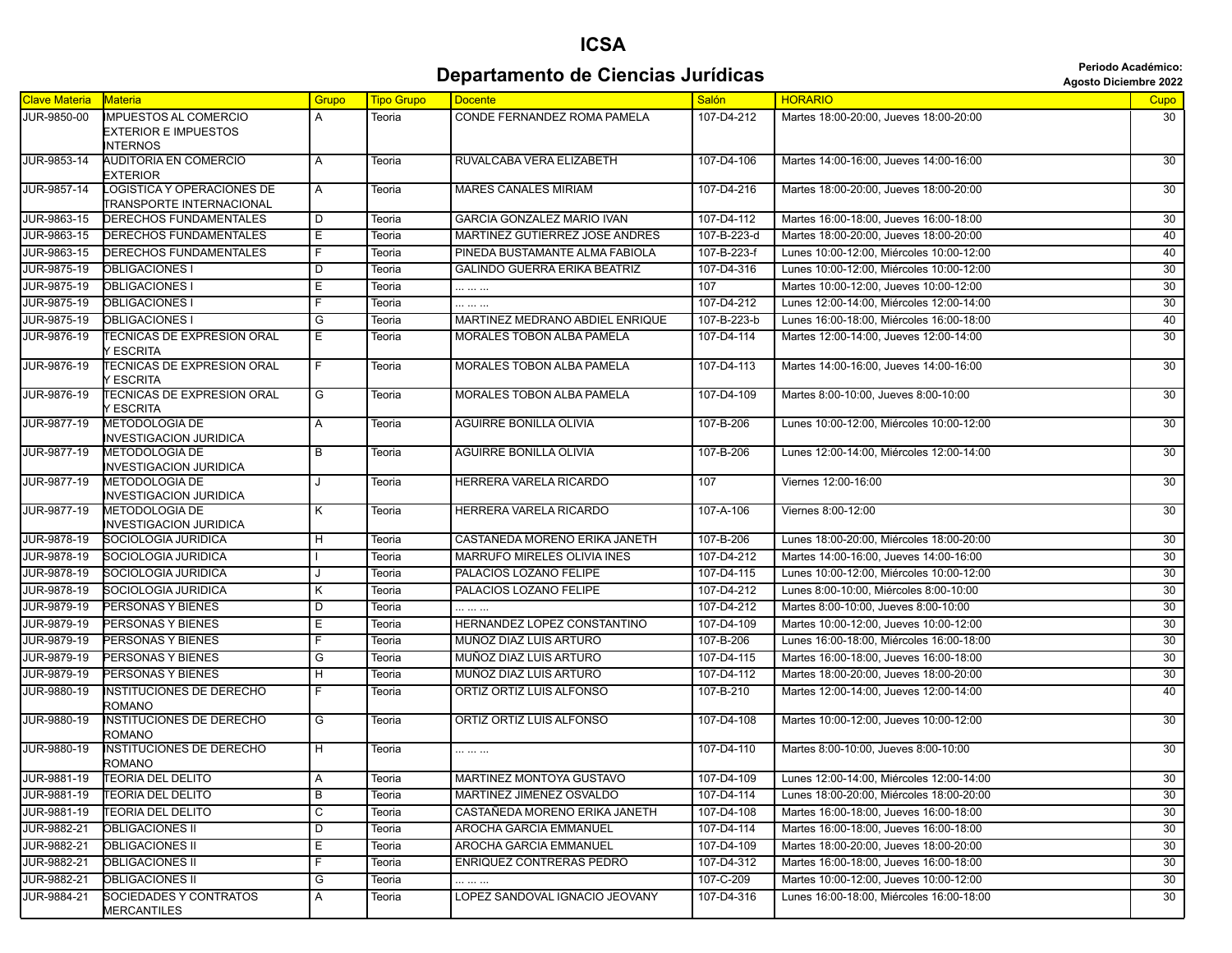# ICSA

## Departamento de Ciencias Jurídicas

**Periodo Académico: Agosto Diciembre 2022**

| Clave Materia | Materia | Grupo | Tipo Grupo | Docente | Salón | HORARIO | Cupo |
|---|---|---|---|---|---|---|---|
| JUR-9850-00 | IMPUESTOS AL COMERCIO EXTERIOR E IMPUESTOS INTERNOS | A | Teoria | CONDE FERNANDEZ ROMA PAMELA | 107-D4-212 | Martes 18:00-20:00, Jueves 18:00-20:00 | 30 |
| JUR-9853-14 | AUDITORIA EN COMERCIO EXTERIOR | A | Teoria | RUVALCABA VERA ELIZABETH | 107-D4-106 | Martes 14:00-16:00, Jueves 14:00-16:00 | 30 |
| JUR-9857-14 | LOGISTICA Y OPERACIONES DE TRANSPORTE INTERNACIONAL | A | Teoria | MARES CANALES MIRIAM | 107-D4-216 | Martes 18:00-20:00, Jueves 18:00-20:00 | 30 |
| JUR-9863-15 | DERECHOS FUNDAMENTALES | D | Teoria | GARCIA GONZALEZ MARIO IVAN | 107-D4-112 | Martes 16:00-18:00, Jueves 16:00-18:00 | 30 |
| JUR-9863-15 | DERECHOS FUNDAMENTALES | E | Teoria | MARTINEZ GUTIERREZ JOSE ANDRES | 107-B-223-d | Martes 18:00-20:00, Jueves 18:00-20:00 | 40 |
| JUR-9863-15 | DERECHOS FUNDAMENTALES | F | Teoria | PINEDA BUSTAMANTE ALMA FABIOLA | 107-B-223-f | Lunes 10:00-12:00, Miércoles 10:00-12:00 | 40 |
| JUR-9875-19 | OBLIGACIONES I | D | Teoria | GALINDO GUERRA ERIKA BEATRIZ | 107-D4-316 | Lunes 10:00-12:00, Miércoles 10:00-12:00 | 30 |
| JUR-9875-19 | OBLIGACIONES I | E | Teoria | ... ... ... | 107 | Martes 10:00-12:00, Jueves 10:00-12:00 | 30 |
| JUR-9875-19 | OBLIGACIONES I | F | Teoria | ... ... ... | 107-D4-212 | Lunes 12:00-14:00, Miércoles 12:00-14:00 | 30 |
| JUR-9875-19 | OBLIGACIONES I | G | Teoria | MARTINEZ MEDRANO ABDIEL ENRIQUE | 107-B-223-b | Lunes 16:00-18:00, Miércoles 16:00-18:00 | 40 |
| JUR-9876-19 | TECNICAS DE EXPRESION ORAL Y ESCRITA | E | Teoria | MORALES TOBON ALBA PAMELA | 107-D4-114 | Martes 12:00-14:00, Jueves 12:00-14:00 | 30 |
| JUR-9876-19 | TECNICAS DE EXPRESION ORAL Y ESCRITA | F | Teoria | MORALES TOBON ALBA PAMELA | 107-D4-113 | Martes 14:00-16:00, Jueves 14:00-16:00 | 30 |
| JUR-9876-19 | TECNICAS DE EXPRESION ORAL Y ESCRITA | G | Teoria | MORALES TOBON ALBA PAMELA | 107-D4-109 | Martes 8:00-10:00, Jueves 8:00-10:00 | 30 |
| JUR-9877-19 | METODOLOGIA DE INVESTIGACION JURIDICA | A | Teoria | AGUIRRE BONILLA OLIVIA | 107-B-206 | Lunes 10:00-12:00, Miércoles 10:00-12:00 | 30 |
| JUR-9877-19 | METODOLOGIA DE INVESTIGACION JURIDICA | B | Teoria | AGUIRRE BONILLA OLIVIA | 107-B-206 | Lunes 12:00-14:00, Miércoles 12:00-14:00 | 30 |
| JUR-9877-19 | METODOLOGIA DE INVESTIGACION JURIDICA | J | Teoria | HERRERA VARELA RICARDO | 107 | Viernes 12:00-16:00 | 30 |
| JUR-9877-19 | METODOLOGIA DE INVESTIGACION JURIDICA | K | Teoria | HERRERA VARELA RICARDO | 107-A-106 | Viernes 8:00-12:00 | 30 |
| JUR-9878-19 | SOCIOLOGIA JURIDICA | H | Teoria | CASTAÑEDA MORENO ERIKA JANETH | 107-B-206 | Lunes 18:00-20:00, Miércoles 18:00-20:00 | 30 |
| JUR-9878-19 | SOCIOLOGIA JURIDICA | I | Teoria | MARRUFO MIRELES OLIVIA INES | 107-D4-212 | Martes 14:00-16:00, Jueves 14:00-16:00 | 30 |
| JUR-9878-19 | SOCIOLOGIA JURIDICA | J | Teoria | PALACIOS LOZANO FELIPE | 107-D4-115 | Lunes 10:00-12:00, Miércoles 10:00-12:00 | 30 |
| JUR-9878-19 | SOCIOLOGIA JURIDICA | K | Teoria | PALACIOS LOZANO FELIPE | 107-D4-212 | Lunes 8:00-10:00, Miércoles 8:00-10:00 | 30 |
| JUR-9879-19 | PERSONAS Y BIENES | D | Teoria | ... ... ... | 107-D4-212 | Martes 8:00-10:00, Jueves 8:00-10:00 | 30 |
| JUR-9879-19 | PERSONAS Y BIENES | E | Teoria | HERNANDEZ LOPEZ CONSTANTINO | 107-D4-109 | Martes 10:00-12:00, Jueves 10:00-12:00 | 30 |
| JUR-9879-19 | PERSONAS Y BIENES | F | Teoria | MUÑOZ DIAZ LUIS ARTURO | 107-B-206 | Lunes 16:00-18:00, Miércoles 16:00-18:00 | 30 |
| JUR-9879-19 | PERSONAS Y BIENES | G | Teoria | MUÑOZ DIAZ LUIS ARTURO | 107-D4-115 | Martes 16:00-18:00, Jueves 16:00-18:00 | 30 |
| JUR-9879-19 | PERSONAS Y BIENES | H | Teoria | MUÑOZ DIAZ LUIS ARTURO | 107-D4-112 | Martes 18:00-20:00, Jueves 18:00-20:00 | 30 |
| JUR-9880-19 | INSTITUCIONES DE DERECHO ROMANO | F | Teoria | ORTIZ ORTIZ LUIS ALFONSO | 107-B-210 | Martes 12:00-14:00, Jueves 12:00-14:00 | 40 |
| JUR-9880-19 | INSTITUCIONES DE DERECHO ROMANO | G | Teoria | ORTIZ ORTIZ LUIS ALFONSO | 107-D4-108 | Martes 10:00-12:00, Jueves 10:00-12:00 | 30 |
| JUR-9880-19 | INSTITUCIONES DE DERECHO ROMANO | H | Teoria | ... ... ... | 107-D4-110 | Martes 8:00-10:00, Jueves 8:00-10:00 | 30 |
| JUR-9881-19 | TEORIA DEL DELITO | A | Teoria | MARTINEZ MONTOYA GUSTAVO | 107-D4-109 | Lunes 12:00-14:00, Miércoles 12:00-14:00 | 30 |
| JUR-9881-19 | TEORIA DEL DELITO | B | Teoria | MARTINEZ JIMENEZ OSVALDO | 107-D4-114 | Lunes 18:00-20:00, Miércoles 18:00-20:00 | 30 |
| JUR-9881-19 | TEORIA DEL DELITO | C | Teoria | CASTAÑEDA MORENO ERIKA JANETH | 107-D4-108 | Martes 16:00-18:00, Jueves 16:00-18:00 | 30 |
| JUR-9882-21 | OBLIGACIONES II | D | Teoria | AROCHA GARCIA EMMANUEL | 107-D4-114 | Martes 16:00-18:00, Jueves 16:00-18:00 | 30 |
| JUR-9882-21 | OBLIGACIONES II | E | Teoria | AROCHA GARCIA EMMANUEL | 107-D4-109 | Martes 18:00-20:00, Jueves 18:00-20:00 | 30 |
| JUR-9882-21 | OBLIGACIONES II | F | Teoria | ENRIQUEZ CONTRERAS PEDRO | 107-D4-312 | Martes 16:00-18:00, Jueves 16:00-18:00 | 30 |
| JUR-9882-21 | OBLIGACIONES II | G | Teoria | ... ... ... | 107-C-209 | Martes 10:00-12:00, Jueves 10:00-12:00 | 30 |
| JUR-9884-21 | SOCIEDADES Y CONTRATOS MERCANTILES | A | Teoria | LOPEZ SANDOVAL IGNACIO JEOVANY | 107-D4-316 | Lunes 16:00-18:00, Miércoles 16:00-18:00 | 30 |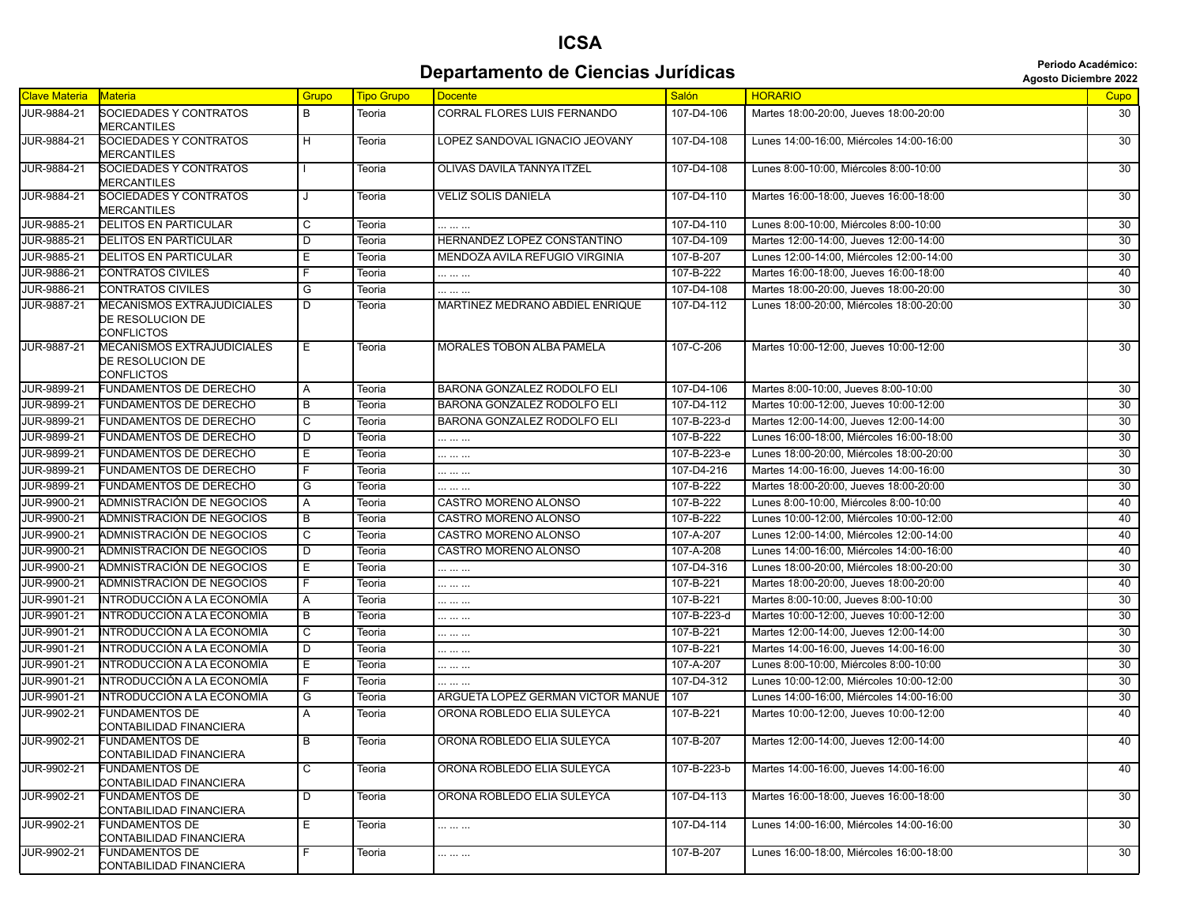# ICSA

## Departamento de Ciencias Jurídicas

**Periodo Académico: Agosto Diciembre 2022**

| Clave Materia | Materia | Grupo | Tipo Grupo | Docente | Salón | HORARIO | Cupo |
|---|---|---|---|---|---|---|---|
| JUR-9884-21 | SOCIEDADES Y CONTRATOS MERCANTILES | B | Teoria | CORRAL FLORES LUIS FERNANDO | 107-D4-106 | Martes 18:00-20:00, Jueves 18:00-20:00 | 30 |
| JUR-9884-21 | SOCIEDADES Y CONTRATOS MERCANTILES | H | Teoria | LOPEZ SANDOVAL IGNACIO JEOVANY | 107-D4-108 | Lunes 14:00-16:00, Miércoles 14:00-16:00 | 30 |
| JUR-9884-21 | SOCIEDADES Y CONTRATOS MERCANTILES | I | Teoria | OLIVAS DAVILA TANNYA ITZEL | 107-D4-108 | Lunes 8:00-10:00, Miércoles 8:00-10:00 | 30 |
| JUR-9884-21 | SOCIEDADES Y CONTRATOS MERCANTILES | J | Teoria | VELIZ SOLIS DANIELA | 107-D4-110 | Martes 16:00-18:00, Jueves 16:00-18:00 | 30 |
| JUR-9885-21 | DELITOS EN PARTICULAR | C | Teoria | ... ... ... | 107-D4-110 | Lunes 8:00-10:00, Miércoles 8:00-10:00 | 30 |
| JUR-9885-21 | DELITOS EN PARTICULAR | D | Teoria | HERNANDEZ LOPEZ CONSTANTINO | 107-D4-109 | Martes 12:00-14:00, Jueves 12:00-14:00 | 30 |
| JUR-9885-21 | DELITOS EN PARTICULAR | E | Teoria | MENDOZA AVILA REFUGIO VIRGINIA | 107-B-207 | Lunes 12:00-14:00, Miércoles 12:00-14:00 | 30 |
| JUR-9886-21 | CONTRATOS CIVILES | F | Teoria | ... ... ... | 107-B-222 | Martes 16:00-18:00, Jueves 16:00-18:00 | 40 |
| JUR-9886-21 | CONTRATOS CIVILES | G | Teoria | ... ... ... | 107-D4-108 | Martes 18:00-20:00, Jueves 18:00-20:00 | 30 |
| JUR-9887-21 | MECANISMOS EXTRAJUDICIALES DE RESOLUCION DE CONFLICTOS | D | Teoria | MARTINEZ MEDRANO ABDIEL ENRIQUE | 107-D4-112 | Lunes 18:00-20:00, Miércoles 18:00-20:00 | 30 |
| JUR-9887-21 | MECANISMOS EXTRAJUDICIALES DE RESOLUCION DE CONFLICTOS | E | Teoria | MORALES TOBON ALBA PAMELA | 107-C-206 | Martes 10:00-12:00, Jueves 10:00-12:00 | 30 |
| JUR-9899-21 | FUNDAMENTOS DE DERECHO | A | Teoria | BARONA GONZALEZ RODOLFO ELI | 107-D4-106 | Martes 8:00-10:00, Jueves 8:00-10:00 | 30 |
| JUR-9899-21 | FUNDAMENTOS DE DERECHO | B | Teoria | BARONA GONZALEZ RODOLFO ELI | 107-D4-112 | Martes 10:00-12:00, Jueves 10:00-12:00 | 30 |
| JUR-9899-21 | FUNDAMENTOS DE DERECHO | C | Teoria | BARONA GONZALEZ RODOLFO ELI | 107-B-223-d | Martes 12:00-14:00, Jueves 12:00-14:00 | 30 |
| JUR-9899-21 | FUNDAMENTOS DE DERECHO | D | Teoria | ... ... ... | 107-B-222 | Lunes 16:00-18:00, Miércoles 16:00-18:00 | 30 |
| JUR-9899-21 | FUNDAMENTOS DE DERECHO | E | Teoria | ... ... ... | 107-B-223-e | Lunes 18:00-20:00, Miércoles 18:00-20:00 | 30 |
| JUR-9899-21 | FUNDAMENTOS DE DERECHO | F | Teoria | ... ... ... | 107-D4-216 | Martes 14:00-16:00, Jueves 14:00-16:00 | 30 |
| JUR-9899-21 | FUNDAMENTOS DE DERECHO | G | Teoria | ... ... ... | 107-B-222 | Martes 18:00-20:00, Jueves 18:00-20:00 | 30 |
| JUR-9900-21 | ADMNISTRACIÓN DE NEGOCIOS | A | Teoria | CASTRO MORENO ALONSO | 107-B-222 | Lunes 8:00-10:00, Miércoles 8:00-10:00 | 40 |
| JUR-9900-21 | ADMNISTRACIÓN DE NEGOCIOS | B | Teoria | CASTRO MORENO ALONSO | 107-B-222 | Lunes 10:00-12:00, Miércoles 10:00-12:00 | 40 |
| JUR-9900-21 | ADMNISTRACIÓN DE NEGOCIOS | C | Teoria | CASTRO MORENO ALONSO | 107-A-207 | Lunes 12:00-14:00, Miércoles 12:00-14:00 | 40 |
| JUR-9900-21 | ADMNISTRACIÓN DE NEGOCIOS | D | Teoria | CASTRO MORENO ALONSO | 107-A-208 | Lunes 14:00-16:00, Miércoles 14:00-16:00 | 40 |
| JUR-9900-21 | ADMNISTRACIÓN DE NEGOCIOS | E | Teoria | ... ... ... | 107-D4-316 | Lunes 18:00-20:00, Miércoles 18:00-20:00 | 30 |
| JUR-9900-21 | ADMNISTRACIÓN DE NEGOCIOS | F | Teoria | ... ... ... | 107-B-221 | Martes 18:00-20:00, Jueves 18:00-20:00 | 40 |
| JUR-9901-21 | INTRODUCCIÓN A LA ECONOMÍA | A | Teoria | ... ... ... | 107-B-221 | Martes 8:00-10:00, Jueves 8:00-10:00 | 30 |
| JUR-9901-21 | INTRODUCCIÓN A LA ECONOMÍA | B | Teoria | ... ... ... | 107-B-223-d | Martes 10:00-12:00, Jueves 10:00-12:00 | 30 |
| JUR-9901-21 | INTRODUCCIÓN A LA ECONOMÍA | C | Teoria | ... ... ... | 107-B-221 | Martes 12:00-14:00, Jueves 12:00-14:00 | 30 |
| JUR-9901-21 | INTRODUCCIÓN A LA ECONOMÍA | D | Teoria | ... ... ... | 107-B-221 | Martes 14:00-16:00, Jueves 14:00-16:00 | 30 |
| JUR-9901-21 | INTRODUCCIÓN A LA ECONOMÍA | E | Teoria | ... ... ... | 107-A-207 | Lunes 8:00-10:00, Miércoles 8:00-10:00 | 30 |
| JUR-9901-21 | INTRODUCCIÓN A LA ECONOMÍA | F | Teoria | ... ... ... | 107-D4-312 | Lunes 10:00-12:00, Miércoles 10:00-12:00 | 30 |
| JUR-9901-21 | INTRODUCCIÓN A LA ECONOMÍA | G | Teoria | ARGUETA LOPEZ GERMAN VICTOR MANUE | 107 | Lunes 14:00-16:00, Miércoles 14:00-16:00 | 30 |
| JUR-9902-21 | FUNDAMENTOS DE CONTABILIDAD FINANCIERA | A | Teoria | ORONA ROBLEDO ELIA SULEYCA | 107-B-221 | Martes 10:00-12:00, Jueves 10:00-12:00 | 40 |
| JUR-9902-21 | FUNDAMENTOS DE CONTABILIDAD FINANCIERA | B | Teoria | ORONA ROBLEDO ELIA SULEYCA | 107-B-207 | Martes 12:00-14:00, Jueves 12:00-14:00 | 40 |
| JUR-9902-21 | FUNDAMENTOS DE CONTABILIDAD FINANCIERA | C | Teoria | ORONA ROBLEDO ELIA SULEYCA | 107-B-223-b | Martes 14:00-16:00, Jueves 14:00-16:00 | 40 |
| JUR-9902-21 | FUNDAMENTOS DE CONTABILIDAD FINANCIERA | D | Teoria | ORONA ROBLEDO ELIA SULEYCA | 107-D4-113 | Martes 16:00-18:00, Jueves 16:00-18:00 | 30 |
| JUR-9902-21 | FUNDAMENTOS DE CONTABILIDAD FINANCIERA | E | Teoria | ... ... ... | 107-D4-114 | Lunes 14:00-16:00, Miércoles 14:00-16:00 | 30 |
| JUR-9902-21 | FUNDAMENTOS DE CONTABILIDAD FINANCIERA | F | Teoria | ... ... ... | 107-B-207 | Lunes 16:00-18:00, Miércoles 16:00-18:00 | 30 |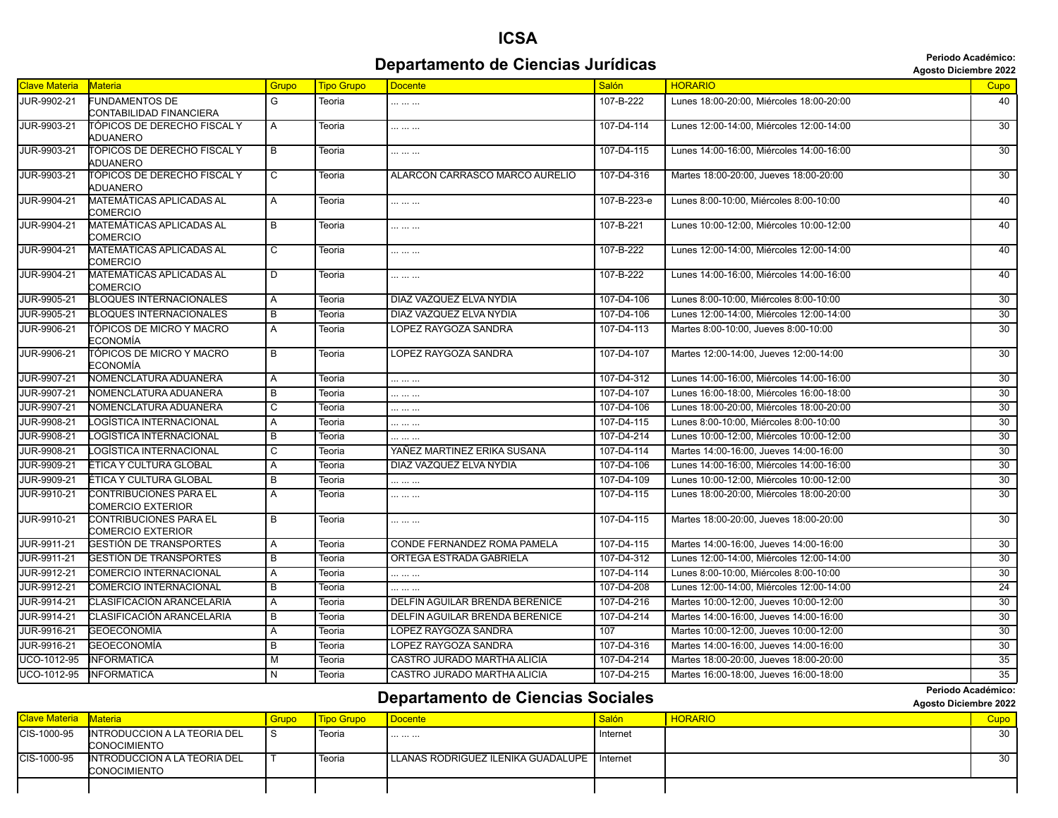# ICSA

## Departamento de Ciencias Jurídicas

**Periodo Académico: Agosto Diciembre 2022**

| Clave Materia | Materia | Grupo | Tipo Grupo | Docente | Salón | HORARIO | Cupo |
|---|---|---|---|---|---|---|---|
| JUR-9902-21 | FUNDAMENTOS DE CONTABILIDAD FINANCIERA | G | Teoria | ... ... ... | 107-B-222 | Lunes 18:00-20:00, Miércoles 18:00-20:00 | 40 |
| JUR-9903-21 | TÓPICOS DE DERECHO FISCAL Y ADUANERO | A | Teoria | ... ... ... | 107-D4-114 | Lunes 12:00-14:00, Miércoles 12:00-14:00 | 30 |
| JUR-9903-21 | TÓPICOS DE DERECHO FISCAL Y ADUANERO | B | Teoria | ... ... ... | 107-D4-115 | Lunes 14:00-16:00, Miércoles 14:00-16:00 | 30 |
| JUR-9903-21 | TÓPICOS DE DERECHO FISCAL Y ADUANERO | C | Teoria | ALARCON CARRASCO MARCO AURELIO | 107-D4-316 | Martes 18:00-20:00, Jueves 18:00-20:00 | 30 |
| JUR-9904-21 | MATEMÁTICAS APLICADAS AL COMERCIO | A | Teoria | ... ... ... | 107-B-223-e | Lunes 8:00-10:00, Miércoles 8:00-10:00 | 40 |
| JUR-9904-21 | MATEMÁTICAS APLICADAS AL COMERCIO | B | Teoria | ... ... ... | 107-B-221 | Lunes 10:00-12:00, Miércoles 10:00-12:00 | 40 |
| JUR-9904-21 | MATEMÁTICAS APLICADAS AL COMERCIO | C | Teoria | ... ... ... | 107-B-222 | Lunes 12:00-14:00, Miércoles 12:00-14:00 | 40 |
| JUR-9904-21 | MATEMÁTICAS APLICADAS AL COMERCIO | D | Teoria | ... ... ... | 107-B-222 | Lunes 14:00-16:00, Miércoles 14:00-16:00 | 40 |
| JUR-9905-21 | BLOQUES INTERNACIONALES | A | Teoria | DIAZ VAZQUEZ ELVA NYDIA | 107-D4-106 | Lunes 8:00-10:00, Miércoles 8:00-10:00 | 30 |
| JUR-9905-21 | BLOQUES INTERNACIONALES | B | Teoria | DIAZ VAZQUEZ ELVA NYDIA | 107-D4-106 | Lunes 12:00-14:00, Miércoles 12:00-14:00 | 30 |
| JUR-9906-21 | TÓPICOS DE MICRO Y MACRO ECONOMÍA | A | Teoria | LOPEZ RAYGOZA SANDRA | 107-D4-113 | Martes 8:00-10:00, Jueves 8:00-10:00 | 30 |
| JUR-9906-21 | TÓPICOS DE MICRO Y MACRO ECONOMÍA | B | Teoria | LOPEZ RAYGOZA SANDRA | 107-D4-107 | Martes 12:00-14:00, Jueves 12:00-14:00 | 30 |
| JUR-9907-21 | NOMENCLATURA ADUANERA | A | Teoria | ... ... ... | 107-D4-312 | Lunes 14:00-16:00, Miércoles 14:00-16:00 | 30 |
| JUR-9907-21 | NOMENCLATURA ADUANERA | B | Teoria | ... ... ... | 107-D4-107 | Lunes 16:00-18:00, Miércoles 16:00-18:00 | 30 |
| JUR-9907-21 | NOMENCLATURA ADUANERA | C | Teoria | ... ... ... | 107-D4-106 | Lunes 18:00-20:00, Miércoles 18:00-20:00 | 30 |
| JUR-9908-21 | LOGÍSTICA INTERNACIONAL | A | Teoria | ... ... ... | 107-D4-115 | Lunes 8:00-10:00, Miércoles 8:00-10:00 | 30 |
| JUR-9908-21 | LOGÍSTICA INTERNACIONAL | B | Teoria | ... ... ... | 107-D4-214 | Lunes 10:00-12:00, Miércoles 10:00-12:00 | 30 |
| JUR-9908-21 | LOGÍSTICA INTERNACIONAL | C | Teoria | YAÑEZ MARTINEZ ERIKA SUSANA | 107-D4-114 | Martes 14:00-16:00, Jueves 14:00-16:00 | 30 |
| JUR-9909-21 | ÉTICA Y CULTURA GLOBAL | A | Teoria | DIAZ VAZQUEZ ELVA NYDIA | 107-D4-106 | Lunes 14:00-16:00, Miércoles 14:00-16:00 | 30 |
| JUR-9909-21 | ÉTICA Y CULTURA GLOBAL | B | Teoria | ... ... ... | 107-D4-109 | Lunes 10:00-12:00, Miércoles 10:00-12:00 | 30 |
| JUR-9910-21 | CONTRIBUCIONES PARA EL COMERCIO EXTERIOR | A | Teoria | ... ... ... | 107-D4-115 | Lunes 18:00-20:00, Miércoles 18:00-20:00 | 30 |
| JUR-9910-21 | CONTRIBUCIONES PARA EL COMERCIO EXTERIOR | B | Teoria | ... ... ... | 107-D4-115 | Martes 18:00-20:00, Jueves 18:00-20:00 | 30 |
| JUR-9911-21 | GESTIÓN DE TRANSPORTES | A | Teoria | CONDE FERNANDEZ ROMA PAMELA | 107-D4-115 | Martes 14:00-16:00, Jueves 14:00-16:00 | 30 |
| JUR-9911-21 | GESTIÓN DE TRANSPORTES | B | Teoria | ORTEGA ESTRADA GABRIELA | 107-D4-312 | Lunes 12:00-14:00, Miércoles 12:00-14:00 | 30 |
| JUR-9912-21 | COMERCIO INTERNACIONAL | A | Teoria | ... ... ... | 107-D4-114 | Lunes 8:00-10:00, Miércoles 8:00-10:00 | 30 |
| JUR-9912-21 | COMERCIO INTERNACIONAL | B | Teoria | ... ... ... | 107-D4-208 | Lunes 12:00-14:00, Miércoles 12:00-14:00 | 24 |
| JUR-9914-21 | CLASIFICACIÓN ARANCELARIA | A | Teoria | DELFIN AGUILAR BRENDA BERENICE | 107-D4-216 | Martes 10:00-12:00, Jueves 10:00-12:00 | 30 |
| JUR-9914-21 | CLASIFICACIÓN ARANCELARIA | B | Teoria | DELFIN AGUILAR BRENDA BERENICE | 107-D4-214 | Martes 14:00-16:00, Jueves 14:00-16:00 | 30 |
| JUR-9916-21 | GEOECONOMÍA | A | Teoria | LOPEZ RAYGOZA SANDRA | 107 | Martes 10:00-12:00, Jueves 10:00-12:00 | 30 |
| JUR-9916-21 | GEOECONOMÍA | B | Teoria | LOPEZ RAYGOZA SANDRA | 107-D4-316 | Martes 14:00-16:00, Jueves 14:00-16:00 | 30 |
| UCO-1012-95 | INFORMATICA | M | Teoria | CASTRO JURADO MARTHA ALICIA | 107-D4-214 | Martes 18:00-20:00, Jueves 18:00-20:00 | 35 |
| UCO-1012-95 | INFORMATICA | N | Teoria | CASTRO JURADO MARTHA ALICIA | 107-D4-215 | Martes 16:00-18:00, Jueves 16:00-18:00 | 35 |

## Departamento de Ciencias Sociales

**Periodo Académico: Agosto Diciembre 2022**

| Clave Materia | Materia | Grupo | Tipo Grupo | Docente | Salón | HORARIO | Cupo |
|---|---|---|---|---|---|---|---|
| CIS-1000-95 | INTRODUCCION A LA TEORIA DEL CONOCIMIENTO | S | Teoria | ... ... ... | Internet | | 30 |
| CIS-1000-95 | INTRODUCCION A LA TEORIA DEL CONOCIMIENTO | T | Teoria | LLANAS RODRIGUEZ ILENIKA GUADALUPE | Internet | | 30 |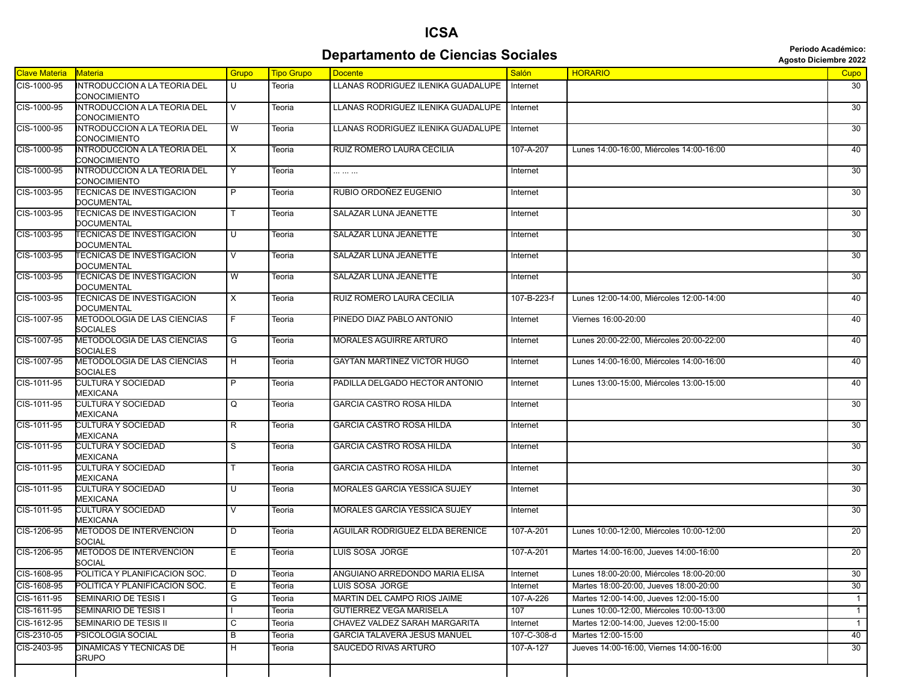# ICSA

## Departamento de Ciencias Sociales

**Periodo Académico: Agosto Diciembre 2022**

| Clave Materia | Materia | Grupo | Tipo Grupo | Docente | Salón | HORARIO | Cupo |
|---|---|---|---|---|---|---|---|
| CIS-1000-95 | INTRODUCCION A LA TEORIA DEL CONOCIMIENTO | U | Teoria | LLANAS RODRIGUEZ ILENIKA GUADALUPE | Internet | | 30 |
| CIS-1000-95 | INTRODUCCION A LA TEORIA DEL CONOCIMIENTO | V | Teoria | LLANAS RODRIGUEZ ILENIKA GUADALUPE | Internet | | 30 |
| CIS-1000-95 | INTRODUCCION A LA TEORIA DEL CONOCIMIENTO | W | Teoria | LLANAS RODRIGUEZ ILENIKA GUADALUPE | Internet | | 30 |
| CIS-1000-95 | INTRODUCCION A LA TEORIA DEL CONOCIMIENTO | X | Teoria | RUIZ ROMERO LAURA CECILIA | 107-A-207 | Lunes 14:00-16:00, Miércoles 14:00-16:00 | 40 |
| CIS-1000-95 | INTRODUCCION A LA TEORIA DEL CONOCIMIENTO | Y | Teoria | ... ... ... | Internet | | 30 |
| CIS-1003-95 | TECNICAS DE INVESTIGACION DOCUMENTAL | P | Teoria | RUBIO ORDOÑEZ EUGENIO | Internet | | 30 |
| CIS-1003-95 | TECNICAS DE INVESTIGACION DOCUMENTAL | T | Teoria | SALAZAR LUNA JEANETTE | Internet | | 30 |
| CIS-1003-95 | TECNICAS DE INVESTIGACION DOCUMENTAL | U | Teoria | SALAZAR LUNA JEANETTE | Internet | | 30 |
| CIS-1003-95 | TECNICAS DE INVESTIGACION DOCUMENTAL | V | Teoria | SALAZAR LUNA JEANETTE | Internet | | 30 |
| CIS-1003-95 | TECNICAS DE INVESTIGACION DOCUMENTAL | W | Teoria | SALAZAR LUNA JEANETTE | Internet | | 30 |
| CIS-1003-95 | TECNICAS DE INVESTIGACION DOCUMENTAL | X | Teoria | RUIZ ROMERO LAURA CECILIA | 107-B-223-f | Lunes 12:00-14:00, Miércoles 12:00-14:00 | 40 |
| CIS-1007-95 | METODOLOGIA DE LAS CIENCIAS SOCIALES | F | Teoria | PINEDO DIAZ PABLO ANTONIO | Internet | Viernes 16:00-20:00 | 40 |
| CIS-1007-95 | METODOLOGIA DE LAS CIENCIAS SOCIALES | G | Teoria | MORALES AGUIRRE ARTURO | Internet | Lunes 20:00-22:00, Miércoles 20:00-22:00 | 40 |
| CIS-1007-95 | METODOLOGIA DE LAS CIENCIAS SOCIALES | H | Teoria | GAYTAN MARTINEZ VICTOR HUGO | Internet | Lunes 14:00-16:00, Miércoles 14:00-16:00 | 40 |
| CIS-1011-95 | CULTURA Y SOCIEDAD MEXICANA | P | Teoria | PADILLA DELGADO HECTOR ANTONIO | Internet | Lunes 13:00-15:00, Miércoles 13:00-15:00 | 40 |
| CIS-1011-95 | CULTURA Y SOCIEDAD MEXICANA | Q | Teoria | GARCIA CASTRO ROSA HILDA | Internet | | 30 |
| CIS-1011-95 | CULTURA Y SOCIEDAD MEXICANA | R | Teoria | GARCIA CASTRO ROSA HILDA | Internet | | 30 |
| CIS-1011-95 | CULTURA Y SOCIEDAD MEXICANA | S | Teoria | GARCIA CASTRO ROSA HILDA | Internet | | 30 |
| CIS-1011-95 | CULTURA Y SOCIEDAD MEXICANA | T | Teoria | GARCIA CASTRO ROSA HILDA | Internet | | 30 |
| CIS-1011-95 | CULTURA Y SOCIEDAD MEXICANA | U | Teoria | MORALES GARCIA YESSICA SUJEY | Internet | | 30 |
| CIS-1011-95 | CULTURA Y SOCIEDAD MEXICANA | V | Teoria | MORALES GARCIA YESSICA SUJEY | Internet | | 30 |
| CIS-1206-95 | METODOS DE INTERVENCION SOCIAL | D | Teoria | AGUILAR RODRIGUEZ ELDA BERENICE | 107-A-201 | Lunes 10:00-12:00, Miércoles 10:00-12:00 | 20 |
| CIS-1206-95 | METODOS DE INTERVENCION SOCIAL | E | Teoria | LUIS SOSA JORGE | 107-A-201 | Martes 14:00-16:00, Jueves 14:00-16:00 | 20 |
| CIS-1608-95 | POLITICA Y PLANIFICACION SOC. | D | Teoria | ANGUIANO ARREDONDO MARIA ELISA | Internet | Lunes 18:00-20:00, Miércoles 18:00-20:00 | 30 |
| CIS-1608-95 | POLITICA Y PLANIFICACION SOC. | E | Teoria | LUIS SOSA JORGE | Internet | Martes 18:00-20:00, Jueves 18:00-20:00 | 30 |
| CIS-1611-95 | SEMINARIO DE TESIS I | G | Teoria | MARTIN DEL CAMPO RIOS JAIME | 107-A-226 | Martes 12:00-14:00, Jueves 12:00-15:00 | 1 |
| CIS-1611-95 | SEMINARIO DE TESIS I | I | Teoria | GUTIERREZ VEGA MARISELA | 107 | Lunes 10:00-12:00, Miércoles 10:00-13:00 | 1 |
| CIS-1612-95 | SEMINARIO DE TESIS II | C | Teoria | CHAVEZ VALDEZ SARAH MARGARITA | Internet | Martes 12:00-14:00, Jueves 12:00-15:00 | 1 |
| CIS-2310-05 | PSICOLOGIA SOCIAL | B | Teoria | GARCIA TALAVERA JESUS MANUEL | 107-C-308-d | Martes 12:00-15:00 | 40 |
| CIS-2403-95 | DINAMICAS Y TECNICAS DE GRUPO | H | Teoria | SAUCEDO RIVAS ARTURO | 107-A-127 | Jueves 14:00-16:00, Viernes 14:00-16:00 | 30 |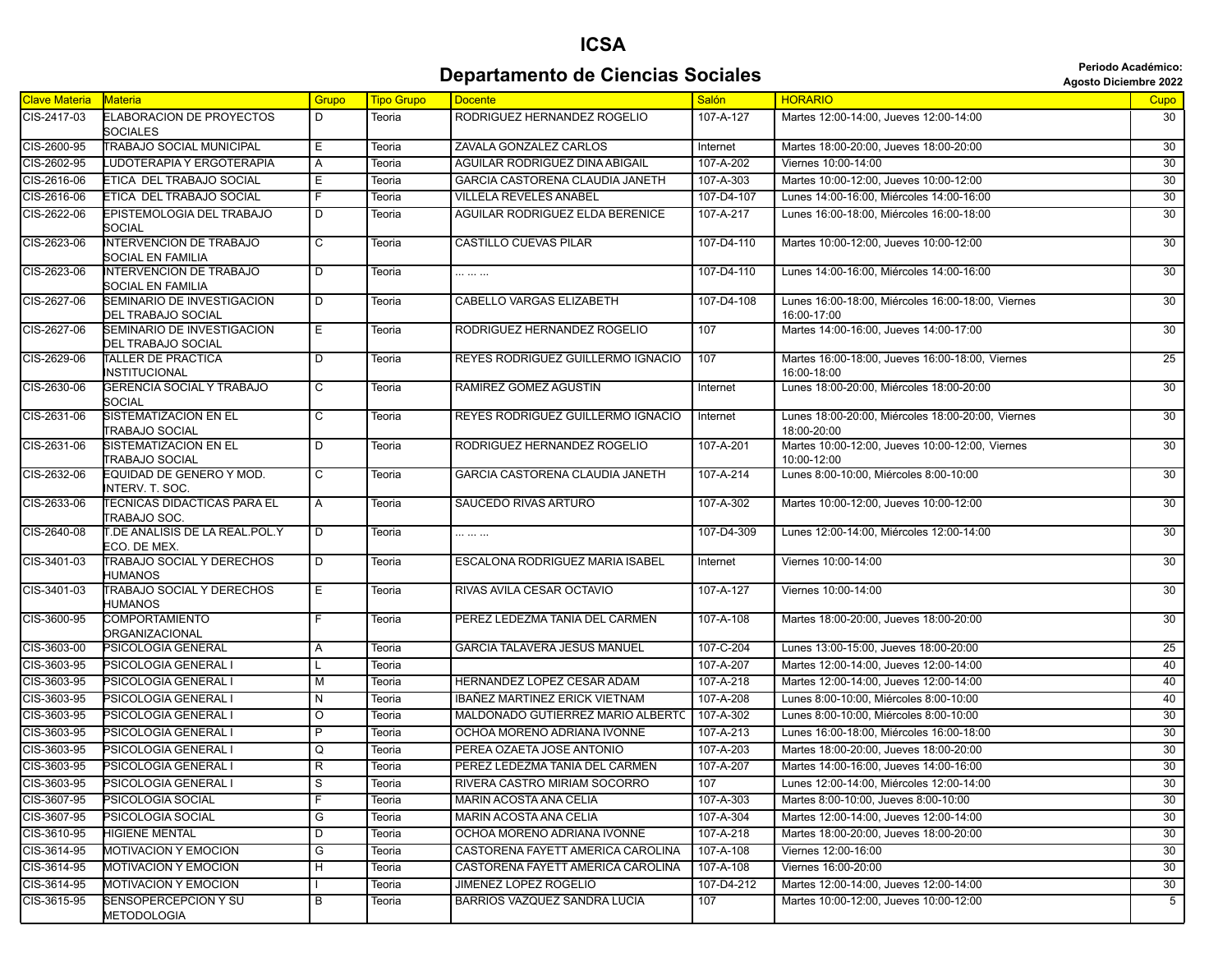# ICSA

## Departamento de Ciencias Sociales

**Periodo Académico:**
**Agosto Diciembre 2022**

| Clave Materia | Materia | Grupo | Tipo Grupo | Docente | Salón | HORARIO | Cupo |
|---|---|---|---|---|---|---|---|
| CIS-2417-03 | ELABORACION DE PROYECTOS SOCIALES | D | Teoria | RODRIGUEZ HERNANDEZ ROGELIO | 107-A-127 | Martes 12:00-14:00, Jueves 12:00-14:00 | 30 |
| CIS-2600-95 | TRABAJO SOCIAL MUNICIPAL | E | Teoria | ZAVALA GONZALEZ CARLOS | Internet | Martes 18:00-20:00, Jueves 18:00-20:00 | 30 |
| CIS-2602-95 | LUDOTERAPIA Y ERGOTERAPIA | A | Teoria | AGUILAR RODRIGUEZ DINA ABIGAIL | 107-A-202 | Viernes 10:00-14:00 | 30 |
| CIS-2616-06 | ETICA DEL TRABAJO SOCIAL | E | Teoria | GARCIA CASTORENA CLAUDIA JANETH | 107-A-303 | Martes 10:00-12:00, Jueves 10:00-12:00 | 30 |
| CIS-2616-06 | ETICA DEL TRABAJO SOCIAL | F | Teoria | VILLELA REVELES ANABEL | 107-D4-107 | Lunes 14:00-16:00, Miércoles 14:00-16:00 | 30 |
| CIS-2622-06 | EPISTEMOLOGIA DEL TRABAJO SOCIAL | D | Teoria | AGUILAR RODRIGUEZ ELDA BERENICE | 107-A-217 | Lunes 16:00-18:00, Miércoles 16:00-18:00 | 30 |
| CIS-2623-06 | INTERVENCION DE TRABAJO SOCIAL EN FAMILIA | C | Teoria | CASTILLO CUEVAS PILAR | 107-D4-110 | Martes 10:00-12:00, Jueves 10:00-12:00 | 30 |
| CIS-2623-06 | INTERVENCION DE TRABAJO SOCIAL EN FAMILIA | D | Teoria | ... ... ... | 107-D4-110 | Lunes 14:00-16:00, Miércoles 14:00-16:00 | 30 |
| CIS-2627-06 | SEMINARIO DE INVESTIGACION DEL TRABAJO SOCIAL | D | Teoria | CABELLO VARGAS ELIZABETH | 107-D4-108 | Lunes 16:00-18:00, Miércoles 16:00-18:00, Viernes 16:00-17:00 | 30 |
| CIS-2627-06 | SEMINARIO DE INVESTIGACION DEL TRABAJO SOCIAL | E | Teoria | RODRIGUEZ HERNANDEZ ROGELIO | 107 | Martes 14:00-16:00, Jueves 14:00-17:00 | 30 |
| CIS-2629-06 | TALLER DE PRACTICA INSTITUCIONAL | D | Teoria | REYES RODRIGUEZ GUILLERMO IGNACIO | 107 | Martes 16:00-18:00, Jueves 16:00-18:00, Viernes 16:00-18:00 | 25 |
| CIS-2630-06 | GERENCIA SOCIAL Y TRABAJO SOCIAL | C | Teoria | RAMIREZ GOMEZ AGUSTIN | Internet | Lunes 18:00-20:00, Miércoles 18:00-20:00 | 30 |
| CIS-2631-06 | SISTEMATIZACION EN EL TRABAJO SOCIAL | C | Teoria | REYES RODRIGUEZ GUILLERMO IGNACIO | Internet | Lunes 18:00-20:00, Miércoles 18:00-20:00, Viernes 18:00-20:00 | 30 |
| CIS-2631-06 | SISTEMATIZACION EN EL TRABAJO SOCIAL | D | Teoria | RODRIGUEZ HERNANDEZ ROGELIO | 107-A-201 | Martes 10:00-12:00, Jueves 10:00-12:00, Viernes 10:00-12:00 | 30 |
| CIS-2632-06 | EQUIDAD DE GENERO Y MOD. INTERV. T. SOC. | C | Teoria | GARCIA CASTORENA CLAUDIA JANETH | 107-A-214 | Lunes 8:00-10:00, Miércoles 8:00-10:00 | 30 |
| CIS-2633-06 | TECNICAS DIDACTICAS PARA EL TRABAJO SOC. | A | Teoria | SAUCEDO RIVAS ARTURO | 107-A-302 | Martes 10:00-12:00, Jueves 10:00-12:00 | 30 |
| CIS-2640-08 | T.DE ANALISIS DE LA REAL.POL.Y ECO. DE MEX. | D | Teoria | ... ... ... | 107-D4-309 | Lunes 12:00-14:00, Miércoles 12:00-14:00 | 30 |
| CIS-3401-03 | TRABAJO SOCIAL Y DERECHOS HUMANOS | D | Teoria | ESCALONA RODRIGUEZ MARIA ISABEL | Internet | Viernes 10:00-14:00 | 30 |
| CIS-3401-03 | TRABAJO SOCIAL Y DERECHOS HUMANOS | E | Teoria | RIVAS AVILA CESAR OCTAVIO | 107-A-127 | Viernes 10:00-14:00 | 30 |
| CIS-3600-95 | COMPORTAMIENTO ORGANIZACIONAL | F | Teoria | PEREZ LEDEZMA TANIA DEL CARMEN | 107-A-108 | Martes 18:00-20:00, Jueves 18:00-20:00 | 30 |
| CIS-3603-00 | PSICOLOGIA GENERAL | A | Teoria | GARCIA TALAVERA JESUS MANUEL | 107-C-204 | Lunes 13:00-15:00, Jueves 18:00-20:00 | 25 |
| CIS-3603-95 | PSICOLOGIA GENERAL I | L | Teoria | | 107-A-207 | Martes 12:00-14:00, Jueves 12:00-14:00 | 40 |
| CIS-3603-95 | PSICOLOGIA GENERAL I | M | Teoria | HERNANDEZ LOPEZ CESAR ADAM | 107-A-218 | Martes 12:00-14:00, Jueves 12:00-14:00 | 40 |
| CIS-3603-95 | PSICOLOGIA GENERAL I | N | Teoria | IBAÑEZ MARTINEZ ERICK VIETNAM | 107-A-208 | Lunes 8:00-10:00, Miércoles 8:00-10:00 | 40 |
| CIS-3603-95 | PSICOLOGIA GENERAL I | O | Teoria | MALDONADO GUTIERREZ MARIO ALBERTO | 107-A-302 | Lunes 8:00-10:00, Miércoles 8:00-10:00 | 30 |
| CIS-3603-95 | PSICOLOGIA GENERAL I | P | Teoria | OCHOA MORENO ADRIANA IVONNE | 107-A-213 | Lunes 16:00-18:00, Miércoles 16:00-18:00 | 30 |
| CIS-3603-95 | PSICOLOGIA GENERAL I | Q | Teoria | PEREA OZAETA JOSE ANTONIO | 107-A-203 | Martes 18:00-20:00, Jueves 18:00-20:00 | 30 |
| CIS-3603-95 | PSICOLOGIA GENERAL I | R | Teoria | PEREZ LEDEZMA TANIA DEL CARMEN | 107-A-207 | Martes 14:00-16:00, Jueves 14:00-16:00 | 30 |
| CIS-3603-95 | PSICOLOGIA GENERAL I | S | Teoria | RIVERA CASTRO MIRIAM SOCORRO | 107 | Lunes 12:00-14:00, Miércoles 12:00-14:00 | 30 |
| CIS-3607-95 | PSICOLOGIA SOCIAL | F | Teoria | MARIN ACOSTA ANA CELIA | 107-A-303 | Martes 8:00-10:00, Jueves 8:00-10:00 | 30 |
| CIS-3607-95 | PSICOLOGIA SOCIAL | G | Teoria | MARIN ACOSTA ANA CELIA | 107-A-304 | Martes 12:00-14:00, Jueves 12:00-14:00 | 30 |
| CIS-3610-95 | HIGIENE MENTAL | D | Teoria | OCHOA MORENO ADRIANA IVONNE | 107-A-218 | Martes 18:00-20:00, Jueves 18:00-20:00 | 30 |
| CIS-3614-95 | MOTIVACION Y EMOCION | G | Teoria | CASTORENA FAYETT AMERICA CAROLINA | 107-A-108 | Viernes 12:00-16:00 | 30 |
| CIS-3614-95 | MOTIVACION Y EMOCION | H | Teoria | CASTORENA FAYETT AMERICA CAROLINA | 107-A-108 | Viernes 16:00-20:00 | 30 |
| CIS-3614-95 | MOTIVACION Y EMOCION | I | Teoria | JIMENEZ LOPEZ ROGELIO | 107-D4-212 | Martes 12:00-14:00, Jueves 12:00-14:00 | 30 |
| CIS-3615-95 | SENSOPERCEPCION Y SU METODOLOGIA | B | Teoria | BARRIOS VAZQUEZ SANDRA LUCIA | 107 | Martes 10:00-12:00, Jueves 10:00-12:00 | 5 |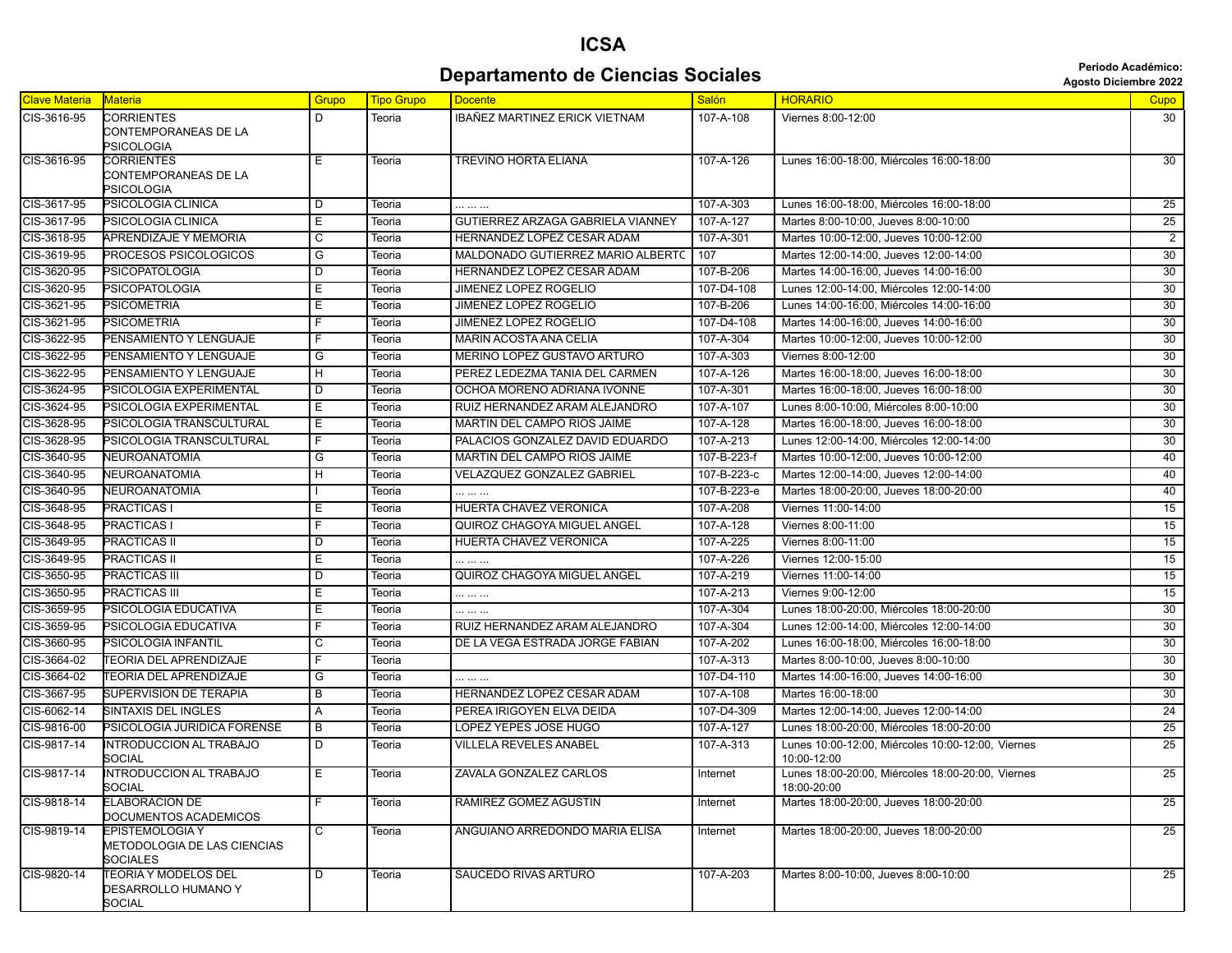# ICSA

## Departamento de Ciencias Sociales

**Periodo Académico: Agosto Diciembre 2022**

| Clave Materia | Materia | Grupo | Tipo Grupo | Docente | Salón | HORARIO | Cupo |
|---|---|---|---|---|---|---|---|
| CIS-3616-95 | CORRIENTES CONTEMPORANEAS DE LA PSICOLOGIA | D | Teoria | IBAÑEZ MARTINEZ ERICK VIETNAM | 107-A-108 | Viernes 8:00-12:00 | 30 |
| CIS-3616-95 | CORRIENTES CONTEMPORANEAS DE LA PSICOLOGIA | E | Teoria | TREVIÑO HORTA ELIANA | 107-A-126 | Lunes 16:00-18:00, Miércoles 16:00-18:00 | 30 |
| CIS-3617-95 | PSICOLOGIA CLINICA | D | Teoria | ... ... ... | 107-A-303 | Lunes 16:00-18:00, Miércoles 16:00-18:00 | 25 |
| CIS-3617-95 | PSICOLOGIA CLINICA | E | Teoria | GUTIERREZ ARZAGA GABRIELA VIANNEY | 107-A-127 | Martes 8:00-10:00, Jueves 8:00-10:00 | 25 |
| CIS-3618-95 | APRENDIZAJE Y MEMORIA | C | Teoria | HERNANDEZ LOPEZ CESAR ADAM | 107-A-301 | Martes 10:00-12:00, Jueves 10:00-12:00 | 2 |
| CIS-3619-95 | PROCESOS PSICOLOGICOS | G | Teoria | MALDONADO GUTIERREZ MARIO ALBERTC | 107 | Martes 12:00-14:00, Jueves 12:00-14:00 | 30 |
| CIS-3620-95 | PSICOPATOLOGIA | D | Teoria | HERNANDEZ LOPEZ CESAR ADAM | 107-B-206 | Martes 14:00-16:00, Jueves 14:00-16:00 | 30 |
| CIS-3620-95 | PSICOPATOLOGIA | E | Teoria | JIMENEZ LOPEZ ROGELIO | 107-D4-108 | Lunes 12:00-14:00, Miércoles 12:00-14:00 | 30 |
| CIS-3621-95 | PSICOMETRIA | E | Teoria | JIMENEZ LOPEZ ROGELIO | 107-B-206 | Lunes 14:00-16:00, Miércoles 14:00-16:00 | 30 |
| CIS-3621-95 | PSICOMETRIA | F | Teoria | JIMENEZ LOPEZ ROGELIO | 107-D4-108 | Martes 14:00-16:00, Jueves 14:00-16:00 | 30 |
| CIS-3622-95 | PENSAMIENTO Y LENGUAJE | F | Teoria | MARIN ACOSTA ANA CELIA | 107-A-304 | Martes 10:00-12:00, Jueves 10:00-12:00 | 30 |
| CIS-3622-95 | PENSAMIENTO Y LENGUAJE | G | Teoria | MERINO LOPEZ GUSTAVO ARTURO | 107-A-303 | Viernes 8:00-12:00 | 30 |
| CIS-3622-95 | PENSAMIENTO Y LENGUAJE | H | Teoria | PEREZ LEDEZMA TANIA DEL CARMEN | 107-A-126 | Martes 16:00-18:00, Jueves 16:00-18:00 | 30 |
| CIS-3624-95 | PSICOLOGIA EXPERIMENTAL | D | Teoria | OCHOA MORENO ADRIANA IVONNE | 107-A-301 | Martes 16:00-18:00, Jueves 16:00-18:00 | 30 |
| CIS-3624-95 | PSICOLOGIA EXPERIMENTAL | E | Teoria | RUIZ HERNANDEZ ARAM ALEJANDRO | 107-A-107 | Lunes 8:00-10:00, Miércoles 8:00-10:00 | 30 |
| CIS-3628-95 | PSICOLOGIA TRANSCULTURAL | E | Teoria | MARTIN DEL CAMPO RIOS JAIME | 107-A-128 | Martes 16:00-18:00, Jueves 16:00-18:00 | 30 |
| CIS-3628-95 | PSICOLOGIA TRANSCULTURAL | F | Teoria | PALACIOS GONZALEZ DAVID EDUARDO | 107-A-213 | Lunes 12:00-14:00, Miércoles 12:00-14:00 | 30 |
| CIS-3640-95 | NEUROANATOMIA | G | Teoria | MARTIN DEL CAMPO RIOS JAIME | 107-B-223-f | Martes 10:00-12:00, Jueves 10:00-12:00 | 40 |
| CIS-3640-95 | NEUROANATOMIA | H | Teoria | VELAZQUEZ GONZALEZ GABRIEL | 107-B-223-c | Martes 12:00-14:00, Jueves 12:00-14:00 | 40 |
| CIS-3640-95 | NEUROANATOMIA | I | Teoria | ... ... ... | 107-B-223-e | Martes 18:00-20:00, Jueves 18:00-20:00 | 40 |
| CIS-3648-95 | PRACTICAS I | E | Teoria | HUERTA CHAVEZ VERONICA | 107-A-208 | Viernes 11:00-14:00 | 15 |
| CIS-3648-95 | PRACTICAS I | F | Teoria | QUIROZ CHAGOYA MIGUEL ANGEL | 107-A-128 | Viernes 8:00-11:00 | 15 |
| CIS-3649-95 | PRACTICAS II | D | Teoria | HUERTA CHAVEZ VERONICA | 107-A-225 | Viernes 8:00-11:00 | 15 |
| CIS-3649-95 | PRACTICAS II | E | Teoria | ... ... ... | 107-A-226 | Viernes 12:00-15:00 | 15 |
| CIS-3650-95 | PRACTICAS III | D | Teoria | QUIROZ CHAGOYA MIGUEL ANGEL | 107-A-219 | Viernes 11:00-14:00 | 15 |
| CIS-3650-95 | PRACTICAS III | E | Teoria | ... ... ... | 107-A-213 | Viernes 9:00-12:00 | 15 |
| CIS-3659-95 | PSICOLOGIA EDUCATIVA | E | Teoria | ... ... ... | 107-A-304 | Lunes 18:00-20:00, Miércoles 18:00-20:00 | 30 |
| CIS-3659-95 | PSICOLOGIA EDUCATIVA | F | Teoria | RUIZ HERNANDEZ ARAM ALEJANDRO | 107-A-304 | Lunes 12:00-14:00, Miércoles 12:00-14:00 | 30 |
| CIS-3660-95 | PSICOLOGIA INFANTIL | C | Teoria | DE LA VEGA ESTRADA JORGE FABIAN | 107-A-202 | Lunes 16:00-18:00, Miércoles 16:00-18:00 | 30 |
| CIS-3664-02 | TEORIA DEL APRENDIZAJE | F | Teoria | | 107-A-313 | Martes 8:00-10:00, Jueves 8:00-10:00 | 30 |
| CIS-3664-02 | TEORIA DEL APRENDIZAJE | G | Teoria | ... ... ... | 107-D4-110 | Martes 14:00-16:00, Jueves 14:00-16:00 | 30 |
| CIS-3667-95 | SUPERVISION DE TERAPIA | B | Teoria | HERNANDEZ LOPEZ CESAR ADAM | 107-A-108 | Martes 16:00-18:00 | 30 |
| CIS-6062-14 | SINTAXIS DEL INGLES | A | Teoria | PEREA IRIGOYEN ELVA DEIDA | 107-D4-309 | Martes 12:00-14:00, Jueves 12:00-14:00 | 24 |
| CIS-9816-00 | PSICOLOGIA JURIDICA FORENSE | B | Teoria | LOPEZ YEPES JOSE HUGO | 107-A-127 | Lunes 18:00-20:00, Miércoles 18:00-20:00 | 25 |
| CIS-9817-14 | INTRODUCCION AL TRABAJO SOCIAL | D | Teoria | VILLELA REVELES ANABEL | 107-A-313 | Lunes 10:00-12:00, Miércoles 10:00-12:00, Viernes 10:00-12:00 | 25 |
| CIS-9817-14 | INTRODUCCION AL TRABAJO SOCIAL | E | Teoria | ZAVALA GONZALEZ CARLOS | Internet | Lunes 18:00-20:00, Miércoles 18:00-20:00, Viernes 18:00-20:00 | 25 |
| CIS-9818-14 | ELABORACION DE DOCUMENTOS ACADEMICOS | F | Teoria | RAMIREZ GOMEZ AGUSTIN | Internet | Martes 18:00-20:00, Jueves 18:00-20:00 | 25 |
| CIS-9819-14 | EPISTEMOLOGIA Y METODOLOGIA DE LAS CIENCIAS SOCIALES | C | Teoria | ANGUIANO ARREDONDO MARIA ELISA | Internet | Martes 18:00-20:00, Jueves 18:00-20:00 | 25 |
| CIS-9820-14 | TEORIA Y MODELOS DEL DESARROLLO HUMANO Y SOCIAL | D | Teoria | SAUCEDO RIVAS ARTURO | 107-A-203 | Martes 8:00-10:00, Jueves 8:00-10:00 | 25 |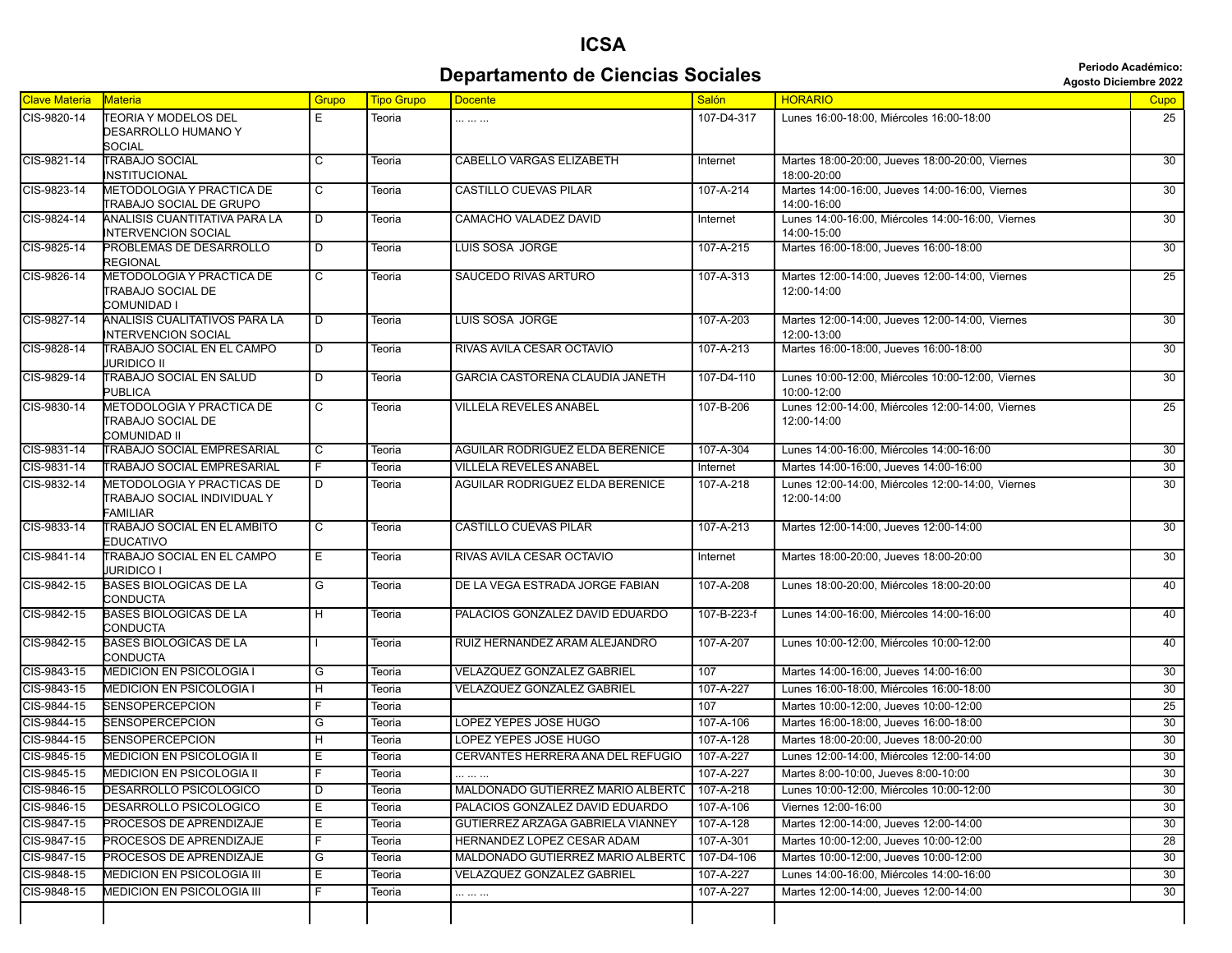# ICSA

## Departamento de Ciencias Sociales

**Periodo Académico: Agosto Diciembre 2022**

| Clave Materia | Materia | Grupo | Tipo Grupo | Docente | Salón | HORARIO | Cupo |
|---|---|---|---|---|---|---|---|
| CIS-9820-14 | TEORIA Y MODELOS DEL DESARROLLO HUMANO Y SOCIAL | E | Teoria | ... ... ... | 107-D4-317 | Lunes 16:00-18:00, Miércoles 16:00-18:00 | 25 |
| CIS-9821-14 | TRABAJO SOCIAL INSTITUCIONAL | C | Teoria | CABELLO VARGAS ELIZABETH | Internet | Martes 18:00-20:00, Jueves 18:00-20:00, Viernes 18:00-20:00 | 30 |
| CIS-9823-14 | METODOLOGIA Y PRACTICA DE TRABAJO SOCIAL DE GRUPO | C | Teoria | CASTILLO CUEVAS PILAR | 107-A-214 | Martes 14:00-16:00, Jueves 14:00-16:00, Viernes 14:00-16:00 | 30 |
| CIS-9824-14 | ANALISIS CUANTITATIVA PARA LA INTERVENCION SOCIAL | D | Teoria | CAMACHO VALADEZ DAVID | Internet | Lunes 14:00-16:00, Miércoles 14:00-16:00, Viernes 14:00-15:00 | 30 |
| CIS-9825-14 | PROBLEMAS DE DESARROLLO REGIONAL | D | Teoria | LUIS SOSA JORGE | 107-A-215 | Martes 16:00-18:00, Jueves 16:00-18:00 | 30 |
| CIS-9826-14 | METODOLOGIA Y PRACTICA DE TRABAJO SOCIAL DE COMUNIDAD I | C | Teoria | SAUCEDO RIVAS ARTURO | 107-A-313 | Martes 12:00-14:00, Jueves 12:00-14:00, Viernes 12:00-14:00 | 25 |
| CIS-9827-14 | ANALISIS CUALITATIVOS PARA LA INTERVENCION SOCIAL | D | Teoria | LUIS SOSA JORGE | 107-A-203 | Martes 12:00-14:00, Jueves 12:00-14:00, Viernes 12:00-13:00 | 30 |
| CIS-9828-14 | TRABAJO SOCIAL EN EL CAMPO JURIDICO II | D | Teoria | RIVAS AVILA CESAR OCTAVIO | 107-A-213 | Martes 16:00-18:00, Jueves 16:00-18:00 | 30 |
| CIS-9829-14 | TRABAJO SOCIAL EN SALUD PUBLICA | D | Teoria | GARCIA CASTORENA CLAUDIA JANETH | 107-D4-110 | Lunes 10:00-12:00, Miércoles 10:00-12:00, Viernes 10:00-12:00 | 30 |
| CIS-9830-14 | METODOLOGIA Y PRACTICA DE TRABAJO SOCIAL DE COMUNIDAD II | C | Teoria | VILLELA REVELES ANABEL | 107-B-206 | Lunes 12:00-14:00, Miércoles 12:00-14:00, Viernes 12:00-14:00 | 25 |
| CIS-9831-14 | TRABAJO SOCIAL EMPRESARIAL | C | Teoria | AGUILAR RODRIGUEZ ELDA BERENICE | 107-A-304 | Lunes 14:00-16:00, Miércoles 14:00-16:00 | 30 |
| CIS-9831-14 | TRABAJO SOCIAL EMPRESARIAL | F | Teoria | VILLELA REVELES ANABEL | Internet | Martes 14:00-16:00, Jueves 14:00-16:00 | 30 |
| CIS-9832-14 | METODOLOGIA Y PRACTICAS DE TRABAJO SOCIAL INDIVIDUAL Y FAMILIAR | D | Teoria | AGUILAR RODRIGUEZ ELDA BERENICE | 107-A-218 | Lunes 12:00-14:00, Miércoles 12:00-14:00, Viernes 12:00-14:00 | 30 |
| CIS-9833-14 | TRABAJO SOCIAL EN EL AMBITO EDUCATIVO | C | Teoria | CASTILLO CUEVAS PILAR | 107-A-213 | Martes 12:00-14:00, Jueves 12:00-14:00 | 30 |
| CIS-9841-14 | TRABAJO SOCIAL EN EL CAMPO JURIDICO I | E | Teoria | RIVAS AVILA CESAR OCTAVIO | Internet | Martes 18:00-20:00, Jueves 18:00-20:00 | 30 |
| CIS-9842-15 | BASES BIOLOGICAS DE LA CONDUCTA | G | Teoria | DE LA VEGA ESTRADA JORGE FABIAN | 107-A-208 | Lunes 18:00-20:00, Miércoles 18:00-20:00 | 40 |
| CIS-9842-15 | BASES BIOLOGICAS DE LA CONDUCTA | H | Teoria | PALACIOS GONZALEZ DAVID EDUARDO | 107-B-223-f | Lunes 14:00-16:00, Miércoles 14:00-16:00 | 40 |
| CIS-9842-15 | BASES BIOLOGICAS DE LA CONDUCTA | I | Teoria | RUIZ HERNANDEZ ARAM ALEJANDRO | 107-A-207 | Lunes 10:00-12:00, Miércoles 10:00-12:00 | 40 |
| CIS-9843-15 | MEDICION EN PSICOLOGIA I | G | Teoria | VELAZQUEZ GONZALEZ GABRIEL | 107 | Martes 14:00-16:00, Jueves 14:00-16:00 | 30 |
| CIS-9843-15 | MEDICION EN PSICOLOGIA I | H | Teoria | VELAZQUEZ GONZALEZ GABRIEL | 107-A-227 | Lunes 16:00-18:00, Miércoles 16:00-18:00 | 30 |
| CIS-9844-15 | SENSOPERCEPCION | F | Teoria | | 107 | Martes 10:00-12:00, Jueves 10:00-12:00 | 25 |
| CIS-9844-15 | SENSOPERCEPCION | G | Teoria | LOPEZ YEPES JOSE HUGO | 107-A-106 | Martes 16:00-18:00, Jueves 16:00-18:00 | 30 |
| CIS-9844-15 | SENSOPERCEPCION | H | Teoria | LOPEZ YEPES JOSE HUGO | 107-A-128 | Martes 18:00-20:00, Jueves 18:00-20:00 | 30 |
| CIS-9845-15 | MEDICION EN PSICOLOGIA II | E | Teoria | CERVANTES HERRERA ANA DEL REFUGIO | 107-A-227 | Lunes 12:00-14:00, Miércoles 12:00-14:00 | 30 |
| CIS-9845-15 | MEDICION EN PSICOLOGIA II | F | Teoria | ... ... ... | 107-A-227 | Martes 8:00-10:00, Jueves 8:00-10:00 | 30 |
| CIS-9846-15 | DESARROLLO PSICOLOGICO | D | Teoria | MALDONADO GUTIERREZ MARIO ALBERTO | 107-A-218 | Lunes 10:00-12:00, Miércoles 10:00-12:00 | 30 |
| CIS-9846-15 | DESARROLLO PSICOLOGICO | E | Teoria | PALACIOS GONZALEZ DAVID EDUARDO | 107-A-106 | Viernes 12:00-16:00 | 30 |
| CIS-9847-15 | PROCESOS DE APRENDIZAJE | E | Teoria | GUTIERREZ ARZAGA GABRIELA VIANNEY | 107-A-128 | Martes 12:00-14:00, Jueves 12:00-14:00 | 30 |
| CIS-9847-15 | PROCESOS DE APRENDIZAJE | F | Teoria | HERNANDEZ LOPEZ CESAR ADAM | 107-A-301 | Martes 10:00-12:00, Jueves 10:00-12:00 | 28 |
| CIS-9847-15 | PROCESOS DE APRENDIZAJE | G | Teoria | MALDONADO GUTIERREZ MARIO ALBERTO | 107-D4-106 | Martes 10:00-12:00, Jueves 10:00-12:00 | 30 |
| CIS-9848-15 | MEDICION EN PSICOLOGIA III | E | Teoria | VELAZQUEZ GONZALEZ GABRIEL | 107-A-227 | Lunes 14:00-16:00, Miércoles 14:00-16:00 | 30 |
| CIS-9848-15 | MEDICION EN PSICOLOGIA III | F | Teoria | ... ... ... | 107-A-227 | Martes 12:00-14:00, Jueves 12:00-14:00 | 30 |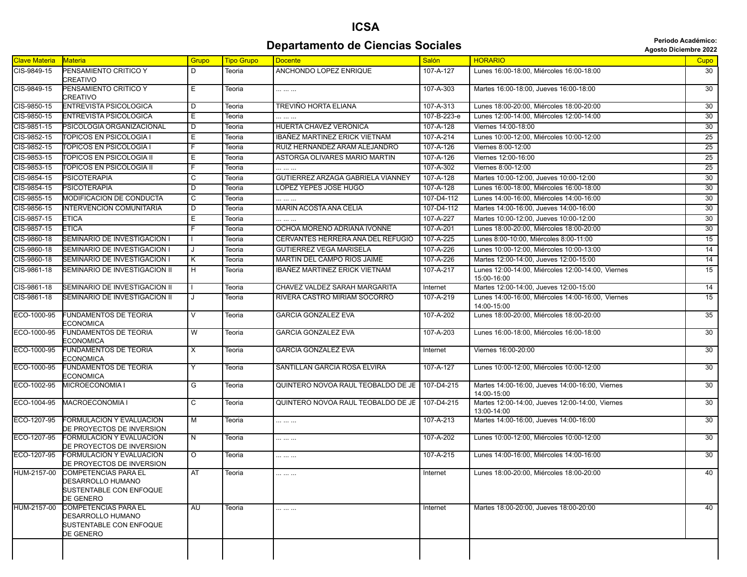# ICSA

## Departamento de Ciencias Sociales

**Periodo Académico:**
**Agosto Diciembre 2022**

| Clave Materia | Materia | Grupo | Tipo Grupo | Docente | Salón | HORARIO | Cupo |
|---|---|---|---|---|---|---|---|
| CIS-9849-15 | PENSAMIENTO CRITICO Y CREATIVO | D | Teoria | ANCHONDO LOPEZ ENRIQUE | 107-A-127 | Lunes 16:00-18:00, Miércoles 16:00-18:00 | 30 |
| CIS-9849-15 | PENSAMIENTO CRITICO Y CREATIVO | E | Teoria | ... ... ... | 107-A-303 | Martes 16:00-18:00, Jueves 16:00-18:00 | 30 |
| CIS-9850-15 | ENTREVISTA PSICOLOGICA | D | Teoria | TREVIÑO HORTA ELIANA | 107-A-313 | Lunes 18:00-20:00, Miércoles 18:00-20:00 | 30 |
| CIS-9850-15 | ENTREVISTA PSICOLOGICA | E | Teoria | ... ... ... | 107-B-223-e | Lunes 12:00-14:00, Miércoles 12:00-14:00 | 30 |
| CIS-9851-15 | PSICOLOGIA ORGANIZACIONAL | D | Teoria | HUERTA CHAVEZ VERONICA | 107-A-128 | Viernes 14:00-18:00 | 30 |
| CIS-9852-15 | TOPICOS EN PSICOLOGIA I | E | Teoria | IBAÑEZ MARTINEZ ERICK VIETNAM | 107-A-214 | Lunes 10:00-12:00, Miércoles 10:00-12:00 | 25 |
| CIS-9852-15 | TOPICOS EN PSICOLOGIA I | F | Teoria | RUIZ HERNANDEZ ARAM ALEJANDRO | 107-A-126 | Viernes 8:00-12:00 | 25 |
| CIS-9853-15 | TOPICOS EN PSICOLOGIA II | E | Teoria | ASTORGA OLIVARES MARIO MARTIN | 107-A-126 | Viernes 12:00-16:00 | 25 |
| CIS-9853-15 | TOPICOS EN PSICOLOGIA II | F | Teoria | ... ... ... | 107-A-302 | Viernes 8:00-12:00 | 25 |
| CIS-9854-15 | PSICOTERAPIA | C | Teoria | GUTIERREZ ARZAGA GABRIELA VIANNEY | 107-A-128 | Martes 10:00-12:00, Jueves 10:00-12:00 | 30 |
| CIS-9854-15 | PSICOTERAPIA | D | Teoria | LOPEZ YEPES JOSE HUGO | 107-A-128 | Lunes 16:00-18:00, Miércoles 16:00-18:00 | 30 |
| CIS-9855-15 | MODIFICACION DE CONDUCTA | C | Teoria | ... ... ... | 107-D4-112 | Lunes 14:00-16:00, Miércoles 14:00-16:00 | 30 |
| CIS-9856-15 | INTERVENCION COMUNITARIA | D | Teoria | MARIN ACOSTA ANA CELIA | 107-D4-112 | Martes 14:00-16:00, Jueves 14:00-16:00 | 30 |
| CIS-9857-15 | ETICA | E | Teoria | ... ... ... | 107-A-227 | Martes 10:00-12:00, Jueves 10:00-12:00 | 30 |
| CIS-9857-15 | ETICA | F | Teoria | OCHOA MORENO ADRIANA IVONNE | 107-A-201 | Lunes 18:00-20:00, Miércoles 18:00-20:00 | 30 |
| CIS-9860-18 | SEMINARIO DE INVESTIGACION I | I | Teoria | CERVANTES HERRERA ANA DEL REFUGIO | 107-A-225 | Lunes 8:00-10:00, Miércoles 8:00-11:00 | 15 |
| CIS-9860-18 | SEMINARIO DE INVESTIGACION I | J | Teoria | GUTIERREZ VEGA MARISELA | 107-A-226 | Lunes 10:00-12:00, Miércoles 10:00-13:00 | 14 |
| CIS-9860-18 | SEMINARIO DE INVESTIGACION I | K | Teoria | MARTIN DEL CAMPO RIOS JAIME | 107-A-226 | Martes 12:00-14:00, Jueves 12:00-15:00 | 14 |
| CIS-9861-18 | SEMINARIO DE INVESTIGACION II | H | Teoria | IBAÑEZ MARTINEZ ERICK VIETNAM | 107-A-217 | Lunes 12:00-14:00, Miércoles 12:00-14:00, Viernes 15:00-16:00 | 15 |
| CIS-9861-18 | SEMINARIO DE INVESTIGACION II | I | Teoria | CHAVEZ VALDEZ SARAH MARGARITA | Internet | Martes 12:00-14:00, Jueves 12:00-15:00 | 14 |
| CIS-9861-18 | SEMINARIO DE INVESTIGACION II | J | Teoria | RIVERA CASTRO MIRIAM SOCORRO | 107-A-219 | Lunes 14:00-16:00, Miércoles 14:00-16:00, Viernes 14:00-15:00 | 15 |
| ECO-1000-95 | FUNDAMENTOS DE TEORIA ECONOMICA | V | Teoria | GARCIA GONZALEZ EVA | 107-A-202 | Lunes 18:00-20:00, Miércoles 18:00-20:00 | 35 |
| ECO-1000-95 | FUNDAMENTOS DE TEORIA ECONOMICA | W | Teoria | GARCIA GONZALEZ EVA | 107-A-203 | Lunes 16:00-18:00, Miércoles 16:00-18:00 | 30 |
| ECO-1000-95 | FUNDAMENTOS DE TEORIA ECONOMICA | X | Teoria | GARCIA GONZALEZ EVA | Internet | Viernes 16:00-20:00 | 30 |
| ECO-1000-95 | FUNDAMENTOS DE TEORIA ECONOMICA | Y | Teoria | SANTILLAN GARCIA ROSA ELVIRA | 107-A-127 | Lunes 10:00-12:00, Miércoles 10:00-12:00 | 30 |
| ECO-1002-95 | MICROECONOMIA I | G | Teoria | QUINTERO NOVOA RAUL TEOBALDO DE JE | 107-D4-215 | Martes 14:00-16:00, Jueves 14:00-16:00, Viernes 14:00-15:00 | 30 |
| ECO-1004-95 | MACROECONOMIA I | C | Teoria | QUINTERO NOVOA RAUL TEOBALDO DE JE | 107-D4-215 | Martes 12:00-14:00, Jueves 12:00-14:00, Viernes 13:00-14:00 | 30 |
| ECO-1207-95 | FORMULACION Y EVALUACION DE PROYECTOS DE INVERSION | M | Teoria | ... ... ... | 107-A-213 | Martes 14:00-16:00, Jueves 14:00-16:00 | 30 |
| ECO-1207-95 | FORMULACION Y EVALUACION DE PROYECTOS DE INVERSION | N | Teoria | ... ... ... | 107-A-202 | Lunes 10:00-12:00, Miércoles 10:00-12:00 | 30 |
| ECO-1207-95 | FORMULACION Y EVALUACION DE PROYECTOS DE INVERSION | O | Teoria | ... ... ... | 107-A-215 | Lunes 14:00-16:00, Miércoles 14:00-16:00 | 30 |
| HUM-2157-00 | COMPETENCIAS PARA EL DESARROLLO HUMANO SUSTENTABLE CON ENFOQUE DE GENERO | AT | Teoria | ... ... ... | Internet | Lunes 18:00-20:00, Miércoles 18:00-20:00 | 40 |
| HUM-2157-00 | COMPETENCIAS PARA EL DESARROLLO HUMANO SUSTENTABLE CON ENFOQUE DE GENERO | AU | Teoria | ... ... ... | Internet | Martes 18:00-20:00, Jueves 18:00-20:00 | 40 |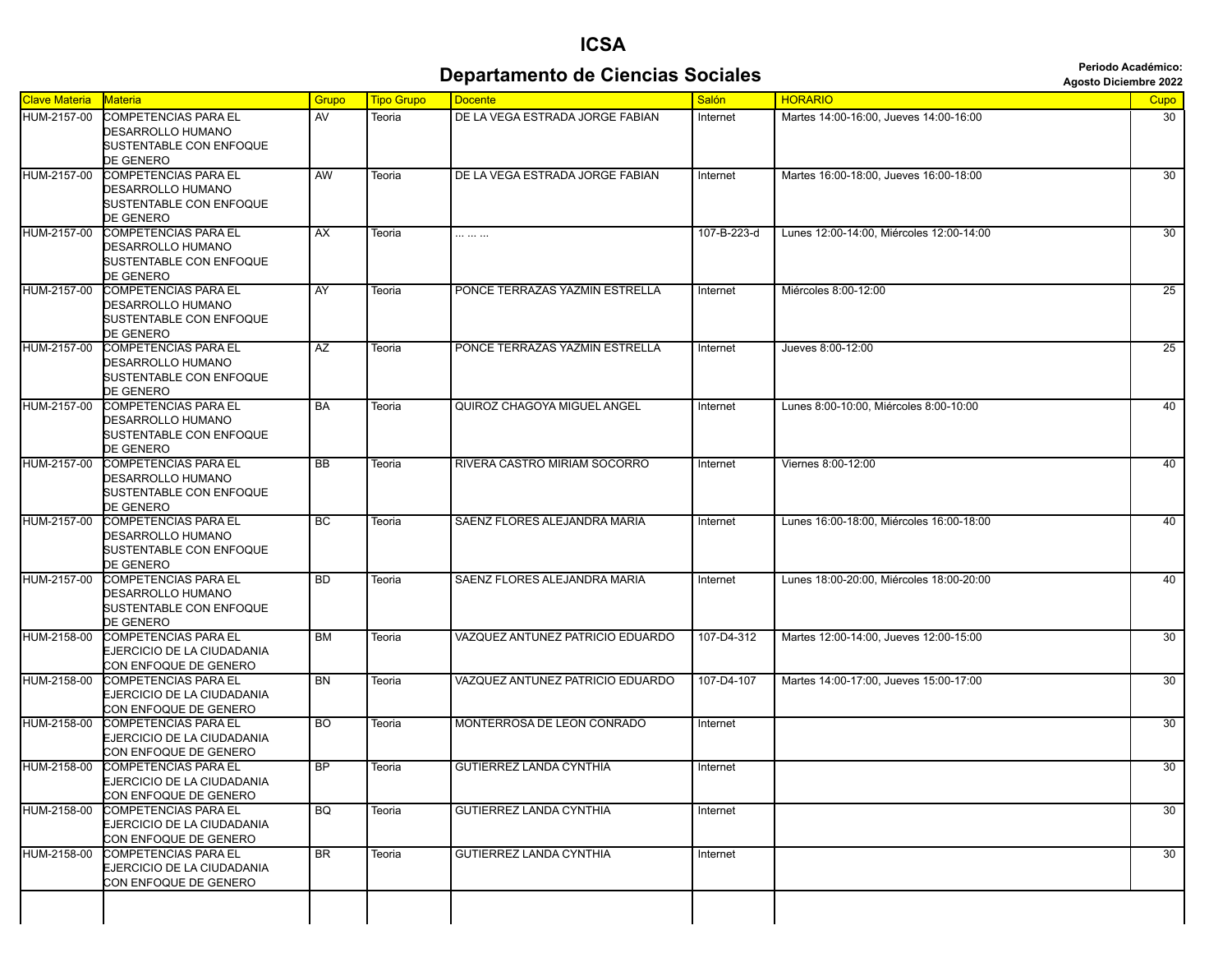# ICSA

## Departamento de Ciencias Sociales

**Periodo Académico: Agosto Diciembre 2022**

| Clave Materia | Materia | Grupo | Tipo Grupo | Docente | Salón | HORARIO | Cupo |
|---|---|---|---|---|---|---|---|
| HUM-2157-00 | COMPETENCIAS PARA EL DESARROLLO HUMANO SUSTENTABLE CON ENFOQUE DE GENERO | AV | Teoria | DE LA VEGA ESTRADA JORGE FABIAN | Internet | Martes 14:00-16:00, Jueves 14:00-16:00 | 30 |
| HUM-2157-00 | COMPETENCIAS PARA EL DESARROLLO HUMANO SUSTENTABLE CON ENFOQUE DE GENERO | AW | Teoria | DE LA VEGA ESTRADA JORGE FABIAN | Internet | Martes 16:00-18:00, Jueves 16:00-18:00 | 30 |
| HUM-2157-00 | COMPETENCIAS PARA EL DESARROLLO HUMANO SUSTENTABLE CON ENFOQUE DE GENERO | AX | Teoria | ... ... ... | 107-B-223-d | Lunes 12:00-14:00, Miércoles 12:00-14:00 | 30 |
| HUM-2157-00 | COMPETENCIAS PARA EL DESARROLLO HUMANO SUSTENTABLE CON ENFOQUE DE GENERO | AY | Teoria | PONCE TERRAZAS YAZMIN ESTRELLA | Internet | Miércoles 8:00-12:00 | 25 |
| HUM-2157-00 | COMPETENCIAS PARA EL DESARROLLO HUMANO SUSTENTABLE CON ENFOQUE DE GENERO | AZ | Teoria | PONCE TERRAZAS YAZMIN ESTRELLA | Internet | Jueves 8:00-12:00 | 25 |
| HUM-2157-00 | COMPETENCIAS PARA EL DESARROLLO HUMANO SUSTENTABLE CON ENFOQUE DE GENERO | BA | Teoria | QUIROZ CHAGOYA MIGUEL ANGEL | Internet | Lunes 8:00-10:00, Miércoles 8:00-10:00 | 40 |
| HUM-2157-00 | COMPETENCIAS PARA EL DESARROLLO HUMANO SUSTENTABLE CON ENFOQUE DE GENERO | BB | Teoria | RIVERA CASTRO MIRIAM SOCORRO | Internet | Viernes 8:00-12:00 | 40 |
| HUM-2157-00 | COMPETENCIAS PARA EL DESARROLLO HUMANO SUSTENTABLE CON ENFOQUE DE GENERO | BC | Teoria | SAENZ FLORES ALEJANDRA MARIA | Internet | Lunes 16:00-18:00, Miércoles 16:00-18:00 | 40 |
| HUM-2157-00 | COMPETENCIAS PARA EL DESARROLLO HUMANO SUSTENTABLE CON ENFOQUE DE GENERO | BD | Teoria | SAENZ FLORES ALEJANDRA MARIA | Internet | Lunes 18:00-20:00, Miércoles 18:00-20:00 | 40 |
| HUM-2158-00 | COMPETENCIAS PARA EL EJERCICIO DE LA CIUDADANIA CON ENFOQUE DE GENERO | BM | Teoria | VAZQUEZ ANTUNEZ PATRICIO EDUARDO | 107-D4-312 | Martes 12:00-14:00, Jueves 12:00-15:00 | 30 |
| HUM-2158-00 | COMPETENCIAS PARA EL EJERCICIO DE LA CIUDADANIA CON ENFOQUE DE GENERO | BN | Teoria | VAZQUEZ ANTUNEZ PATRICIO EDUARDO | 107-D4-107 | Martes 14:00-17:00, Jueves 15:00-17:00 | 30 |
| HUM-2158-00 | COMPETENCIAS PARA EL EJERCICIO DE LA CIUDADANIA CON ENFOQUE DE GENERO | BO | Teoria | MONTERROSA DE LEON CONRADO | Internet | | 30 |
| HUM-2158-00 | COMPETENCIAS PARA EL EJERCICIO DE LA CIUDADANIA CON ENFOQUE DE GENERO | BP | Teoria | GUTIERREZ LANDA CYNTHIA | Internet | | 30 |
| HUM-2158-00 | COMPETENCIAS PARA EL EJERCICIO DE LA CIUDADANIA CON ENFOQUE DE GENERO | BQ | Teoria | GUTIERREZ LANDA CYNTHIA | Internet | | 30 |
| HUM-2158-00 | COMPETENCIAS PARA EL EJERCICIO DE LA CIUDADANIA CON ENFOQUE DE GENERO | BR | Teoria | GUTIERREZ LANDA CYNTHIA | Internet | | 30 |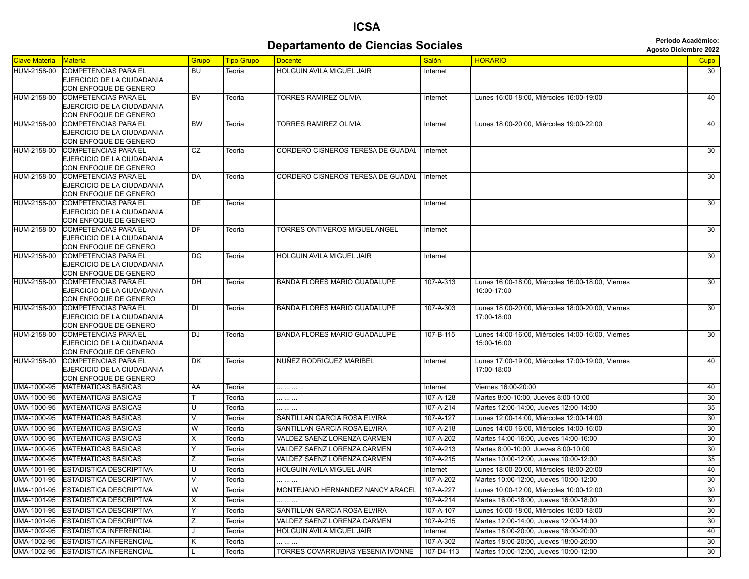# ICSA

## Departamento de Ciencias Sociales

**Periodo Académico:**
**Agosto Diciembre 2022**

| Clave Materia | Materia | Grupo | Tipo Grupo | Docente | Salón | HORARIO | Cupo |
|---|---|---|---|---|---|---|---|
| HUM-2158-00 | COMPETENCIAS PARA EL EJERCICIO DE LA CIUDADANIA CON ENFOQUE DE GENERO | BU | Teoria | HOLGUIN AVILA MIGUEL JAIR | Internet | | 30 |
| HUM-2158-00 | COMPETENCIAS PARA EL EJERCICIO DE LA CIUDADANIA CON ENFOQUE DE GENERO | BV | Teoria | TORRES RAMIREZ OLIVIA | Internet | Lunes 16:00-18:00, Miércoles 16:00-19:00 | 40 |
| HUM-2158-00 | COMPETENCIAS PARA EL EJERCICIO DE LA CIUDADANIA CON ENFOQUE DE GENERO | BW | Teoria | TORRES RAMIREZ OLIVIA | Internet | Lunes 18:00-20:00, Miércoles 19:00-22:00 | 40 |
| HUM-2158-00 | COMPETENCIAS PARA EL EJERCICIO DE LA CIUDADANIA CON ENFOQUE DE GENERO | CZ | Teoria | CORDERO CISNEROS TERESA DE GUADAL | Internet | | 30 |
| HUM-2158-00 | COMPETENCIAS PARA EL EJERCICIO DE LA CIUDADANIA CON ENFOQUE DE GENERO | DA | Teoria | CORDERO CISNEROS TERESA DE GUADAL | Internet | | 30 |
| HUM-2158-00 | COMPETENCIAS PARA EL EJERCICIO DE LA CIUDADANIA CON ENFOQUE DE GENERO | DE | Teoria | | Internet | | 30 |
| HUM-2158-00 | COMPETENCIAS PARA EL EJERCICIO DE LA CIUDADANIA CON ENFOQUE DE GENERO | DF | Teoria | TORRES ONTIVEROS MIGUEL ANGEL | Internet | | 30 |
| HUM-2158-00 | COMPETENCIAS PARA EL EJERCICIO DE LA CIUDADANIA CON ENFOQUE DE GENERO | DG | Teoria | HOLGUIN AVILA MIGUEL JAIR | Internet | | 30 |
| HUM-2158-00 | COMPETENCIAS PARA EL EJERCICIO DE LA CIUDADANIA CON ENFOQUE DE GENERO | DH | Teoria | BANDA FLORES MARIO GUADALUPE | 107-A-313 | Lunes 16:00-18:00, Miércoles 16:00-18:00, Viernes 16:00-17:00 | 30 |
| HUM-2158-00 | COMPETENCIAS PARA EL EJERCICIO DE LA CIUDADANIA CON ENFOQUE DE GENERO | DI | Teoria | BANDA FLORES MARIO GUADALUPE | 107-A-303 | Lunes 18:00-20:00, Miércoles 18:00-20:00, Viernes 17:00-18:00 | 30 |
| HUM-2158-00 | COMPETENCIAS PARA EL EJERCICIO DE LA CIUDADANIA CON ENFOQUE DE GENERO | DJ | Teoria | BANDA FLORES MARIO GUADALUPE | 107-B-115 | Lunes 14:00-16:00, Miércoles 14:00-16:00, Viernes 15:00-16:00 | 30 |
| HUM-2158-00 | COMPETENCIAS PARA EL EJERCICIO DE LA CIUDADANIA CON ENFOQUE DE GENERO | DK | Teoria | NUÑEZ RODRIGUEZ MARIBEL | Internet | Lunes 17:00-19:00, Miércoles 17:00-19:00, Viernes 17:00-18:00 | 40 |
| UMA-1000-95 | MATEMATICAS BASICAS | AA | Teoria | ... ... ... | Internet | Viernes 16:00-20:00 | 40 |
| UMA-1000-95 | MATEMATICAS BASICAS | T | Teoria | ... ... ... | 107-A-128 | Martes 8:00-10:00, Jueves 8:00-10:00 | 30 |
| UMA-1000-95 | MATEMATICAS BASICAS | U | Teoria | ... ... ... | 107-A-214 | Martes 12:00-14:00, Jueves 12:00-14:00 | 35 |
| UMA-1000-95 | MATEMATICAS BASICAS | V | Teoria | SANTILLAN GARCIA ROSA ELVIRA | 107-A-127 | Lunes 12:00-14:00, Miércoles 12:00-14:00 | 30 |
| UMA-1000-95 | MATEMATICAS BASICAS | W | Teoria | SANTILLAN GARCIA ROSA ELVIRA | 107-A-218 | Lunes 14:00-16:00, Miércoles 14:00-16:00 | 30 |
| UMA-1000-95 | MATEMATICAS BASICAS | X | Teoria | VALDEZ SAENZ LORENZA CARMEN | 107-A-202 | Martes 14:00-16:00, Jueves 14:00-16:00 | 30 |
| UMA-1000-95 | MATEMATICAS BASICAS | Y | Teoria | VALDEZ SAENZ LORENZA CARMEN | 107-A-213 | Martes 8:00-10:00, Jueves 8:00-10:00 | 30 |
| UMA-1000-95 | MATEMATICAS BASICAS | Z | Teoria | VALDEZ SAENZ LORENZA CARMEN | 107-A-215 | Martes 10:00-12:00, Jueves 10:00-12:00 | 35 |
| UMA-1001-95 | ESTADISTICA DESCRIPTIVA | U | Teoria | HOLGUIN AVILA MIGUEL JAIR | Internet | Lunes 18:00-20:00, Miércoles 18:00-20:00 | 40 |
| UMA-1001-95 | ESTADISTICA DESCRIPTIVA | V | Teoria | ... ... ... | 107-A-202 | Martes 10:00-12:00, Jueves 10:00-12:00 | 30 |
| UMA-1001-95 | ESTADISTICA DESCRIPTIVA | W | Teoria | MONTEJANO HERNANDEZ NANCY ARACEL | 107-A-227 | Lunes 10:00-12:00, Miércoles 10:00-12:00 | 30 |
| UMA-1001-95 | ESTADISTICA DESCRIPTIVA | X | Teoria | ... ... ... | 107-A-214 | Martes 16:00-18:00, Jueves 16:00-18:00 | 30 |
| UMA-1001-95 | ESTADISTICA DESCRIPTIVA | Y | Teoria | SANTILLAN GARCIA ROSA ELVIRA | 107-A-107 | Lunes 16:00-18:00, Miércoles 16:00-18:00 | 30 |
| UMA-1001-95 | ESTADISTICA DESCRIPTIVA | Z | Teoria | VALDEZ SAENZ LORENZA CARMEN | 107-A-215 | Martes 12:00-14:00, Jueves 12:00-14:00 | 30 |
| UMA-1002-95 | ESTADISTICA INFERENCIAL | J | Teoria | HOLGUIN AVILA MIGUEL JAIR | Internet | Martes 18:00-20:00, Jueves 18:00-20:00 | 40 |
| UMA-1002-95 | ESTADISTICA INFERENCIAL | K | Teoria | ... ... ... | 107-A-302 | Martes 18:00-20:00, Jueves 18:00-20:00 | 30 |
| UMA-1002-95 | ESTADISTICA INFERENCIAL | L | Teoria | TORRES COVARRUBIAS YESENIA IVONNE | 107-D4-113 | Martes 10:00-12:00, Jueves 10:00-12:00 | 30 |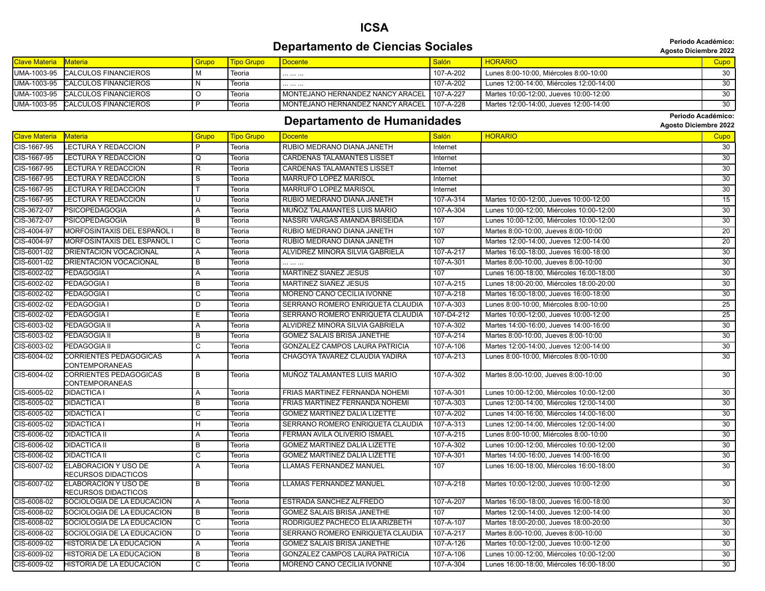# ICSA

## Departamento de Ciencias Sociales

**Periodo Académico: Agosto Diciembre 2022**

| Clave Materia | Materia | Grupo | Tipo Grupo | Docente | Salón | HORARIO | Cupo |
|---|---|---|---|---|---|---|---|
| UMA-1003-95 | CALCULOS FINANCIEROS | M | Teoria | ... ... ... | 107-A-202 | Lunes 8:00-10:00, Miércoles 8:00-10:00 | 30 |
| UMA-1003-95 | CALCULOS FINANCIEROS | N | Teoria | ... ... ... | 107-A-202 | Lunes 12:00-14:00, Miércoles 12:00-14:00 | 30 |
| UMA-1003-95 | CALCULOS FINANCIEROS | O | Teoria | MONTEJANO HERNANDEZ NANCY ARACEL | 107-A-227 | Martes 10:00-12:00, Jueves 10:00-12:00 | 30 |
| UMA-1003-95 | CALCULOS FINANCIEROS | P | Teoria | MONTEJANO HERNANDEZ NANCY ARACEL | 107-A-228 | Martes 12:00-14:00, Jueves 12:00-14:00 | 30 |

## Departamento de Humanidades

**Periodo Académico: Agosto Diciembre 2022**

| Clave Materia | Materia | Grupo | Tipo Grupo | Docente | Salón | HORARIO | Cupo |
|---|---|---|---|---|---|---|---|
| CIS-1667-95 | LECTURA Y REDACCION | P | Teoria | RUBIO MEDRANO DIANA JANETH | Internet | | 30 |
| CIS-1667-95 | LECTURA Y REDACCION | Q | Teoria | CARDENAS TALAMANTES LISSET | Internet | | 30 |
| CIS-1667-95 | LECTURA Y REDACCION | R | Teoria | CARDENAS TALAMANTES LISSET | Internet | | 30 |
| CIS-1667-95 | LECTURA Y REDACCION | S | Teoria | MARRUFO LOPEZ MARISOL | Internet | | 30 |
| CIS-1667-95 | LECTURA Y REDACCION | T | Teoria | MARRUFO LOPEZ MARISOL | Internet | | 30 |
| CIS-1667-95 | LECTURA Y REDACCION | U | Teoria | RUBIO MEDRANO DIANA JANETH | 107-A-314 | Martes 10:00-12:00, Jueves 10:00-12:00 | 15 |
| CIS-3672-07 | PSICOPEDAGOGIA | A | Teoria | MUÑOZ TALAMANTES LUIS MARIO | 107-A-304 | Lunes 10:00-12:00, Miércoles 10:00-12:00 | 30 |
| CIS-3672-07 | PSICOPEDAGOGIA | B | Teoria | NASSRI VARGAS AMANDA BRISEIDA | 107 | Lunes 10:00-12:00, Miércoles 10:00-12:00 | 30 |
| CIS-4004-97 | MORFOSINTAXIS DEL ESPAÑOL I | B | Teoria | RUBIO MEDRANO DIANA JANETH | 107 | Martes 8:00-10:00, Jueves 8:00-10:00 | 20 |
| CIS-4004-97 | MORFOSINTAXIS DEL ESPAÑOL I | C | Teoria | RUBIO MEDRANO DIANA JANETH | 107 | Martes 12:00-14:00, Jueves 12:00-14:00 | 20 |
| CIS-6001-02 | ORIENTACION VOCACIONAL | A | Teoria | ALVIDREZ MINORA SILVIA GABRIELA | 107-A-217 | Martes 16:00-18:00, Jueves 16:00-18:00 | 30 |
| CIS-6001-02 | ORIENTACION VOCACIONAL | B | Teoria | ... ... ... | 107-A-301 | Martes 8:00-10:00, Jueves 8:00-10:00 | 30 |
| CIS-6002-02 | PEDAGOGIA I | A | Teoria | MARTINEZ SIAÑEZ JESUS | 107 | Lunes 16:00-18:00, Miércoles 16:00-18:00 | 30 |
| CIS-6002-02 | PEDAGOGIA I | B | Teoria | MARTINEZ SIAÑEZ JESUS | 107-A-215 | Lunes 18:00-20:00, Miércoles 18:00-20:00 | 30 |
| CIS-6002-02 | PEDAGOGIA I | C | Teoria | MORENO CANO CECILIA IVONNE | 107-A-218 | Martes 16:00-18:00, Jueves 16:00-18:00 | 30 |
| CIS-6002-02 | PEDAGOGIA I | D | Teoria | SERRANO ROMERO ENRIQUETA CLAUDIA | 107-A-303 | Lunes 8:00-10:00, Miércoles 8:00-10:00 | 25 |
| CIS-6002-02 | PEDAGOGIA I | E | Teoria | SERRANO ROMERO ENRIQUETA CLAUDIA | 107-D4-212 | Martes 10:00-12:00, Jueves 10:00-12:00 | 25 |
| CIS-6003-02 | PEDAGOGIA II | A | Teoria | ALVIDREZ MINORA SILVIA GABRIELA | 107-A-302 | Martes 14:00-16:00, Jueves 14:00-16:00 | 30 |
| CIS-6003-02 | PEDAGOGIA II | B | Teoria | GOMEZ SALAIS BRISA JANETHE | 107-A-214 | Martes 8:00-10:00, Jueves 8:00-10:00 | 30 |
| CIS-6003-02 | PEDAGOGIA II | C | Teoria | GONZALEZ CAMPOS LAURA PATRICIA | 107-A-106 | Martes 12:00-14:00, Jueves 12:00-14:00 | 30 |
| CIS-6004-02 | CORRIENTES PEDAGOGICAS CONTEMPORANEAS | A | Teoria | CHAGOYA TAVAREZ CLAUDIA YADIRA | 107-A-213 | Lunes 8:00-10:00, Miércoles 8:00-10:00 | 30 |
| CIS-6004-02 | CORRIENTES PEDAGOGICAS CONTEMPORANEAS | B | Teoria | MUÑOZ TALAMANTES LUIS MARIO | 107-A-302 | Martes 8:00-10:00, Jueves 8:00-10:00 | 30 |
| CIS-6005-02 | DIDACTICA I | A | Teoria | FRIAS MARTINEZ FERNANDA NOHEMI | 107-A-301 | Lunes 10:00-12:00, Miércoles 10:00-12:00 | 30 |
| CIS-6005-02 | DIDACTICA I | B | Teoria | FRIAS MARTINEZ FERNANDA NOHEMI | 107-A-303 | Lunes 12:00-14:00, Miércoles 12:00-14:00 | 30 |
| CIS-6005-02 | DIDACTICA I | C | Teoria | GOMEZ MARTINEZ DALIA LIZETTE | 107-A-202 | Lunes 14:00-16:00, Miércoles 14:00-16:00 | 30 |
| CIS-6005-02 | DIDACTICA I | H | Teoria | SERRANO ROMERO ENRIQUETA CLAUDIA | 107-A-313 | Lunes 12:00-14:00, Miércoles 12:00-14:00 | 30 |
| CIS-6006-02 | DIDACTICA II | A | Teoria | FERMAN AVILA OLIVERIO ISMAEL | 107-A-215 | Lunes 8:00-10:00, Miércoles 8:00-10:00 | 30 |
| CIS-6006-02 | DIDACTICA II | B | Teoria | GOMEZ MARTINEZ DALIA LIZETTE | 107-A-302 | Lunes 10:00-12:00, Miércoles 10:00-12:00 | 30 |
| CIS-6006-02 | DIDACTICA II | C | Teoria | GOMEZ MARTINEZ DALIA LIZETTE | 107-A-301 | Martes 14:00-16:00, Jueves 14:00-16:00 | 30 |
| CIS-6007-02 | ELABORACION Y USO DE RECURSOS DIDACTICOS | A | Teoria | LLAMAS FERNANDEZ MANUEL | 107 | Lunes 16:00-18:00, Miércoles 16:00-18:00 | 30 |
| CIS-6007-02 | ELABORACION Y USO DE RECURSOS DIDACTICOS | B | Teoria | LLAMAS FERNANDEZ MANUEL | 107-A-218 | Martes 10:00-12:00, Jueves 10:00-12:00 | 30 |
| CIS-6008-02 | SOCIOLOGIA DE LA EDUCACION | A | Teoria | ESTRADA SANCHEZ ALFREDO | 107-A-207 | Martes 16:00-18:00, Jueves 16:00-18:00 | 30 |
| CIS-6008-02 | SOCIOLOGIA DE LA EDUCACION | B | Teoria | GOMEZ SALAIS BRISA JANETHE | 107 | Martes 12:00-14:00, Jueves 12:00-14:00 | 30 |
| CIS-6008-02 | SOCIOLOGIA DE LA EDUCACION | C | Teoria | RODRIGUEZ PACHECO ELIA ARIZBETH | 107-A-107 | Martes 18:00-20:00, Jueves 18:00-20:00 | 30 |
| CIS-6008-02 | SOCIOLOGIA DE LA EDUCACION | D | Teoria | SERRANO ROMERO ENRIQUETA CLAUDIA | 107-A-217 | Martes 8:00-10:00, Jueves 8:00-10:00 | 30 |
| CIS-6009-02 | HISTORIA DE LA EDUCACION | A | Teoria | GOMEZ SALAIS BRISA JANETHE | 107-A-126 | Martes 10:00-12:00, Jueves 10:00-12:00 | 30 |
| CIS-6009-02 | HISTORIA DE LA EDUCACION | B | Teoria | GONZALEZ CAMPOS LAURA PATRICIA | 107-A-106 | Lunes 10:00-12:00, Miércoles 10:00-12:00 | 30 |
| CIS-6009-02 | HISTORIA DE LA EDUCACION | C | Teoria | MORENO CANO CECILIA IVONNE | 107-A-304 | Lunes 16:00-18:00, Miércoles 16:00-18:00 | 30 |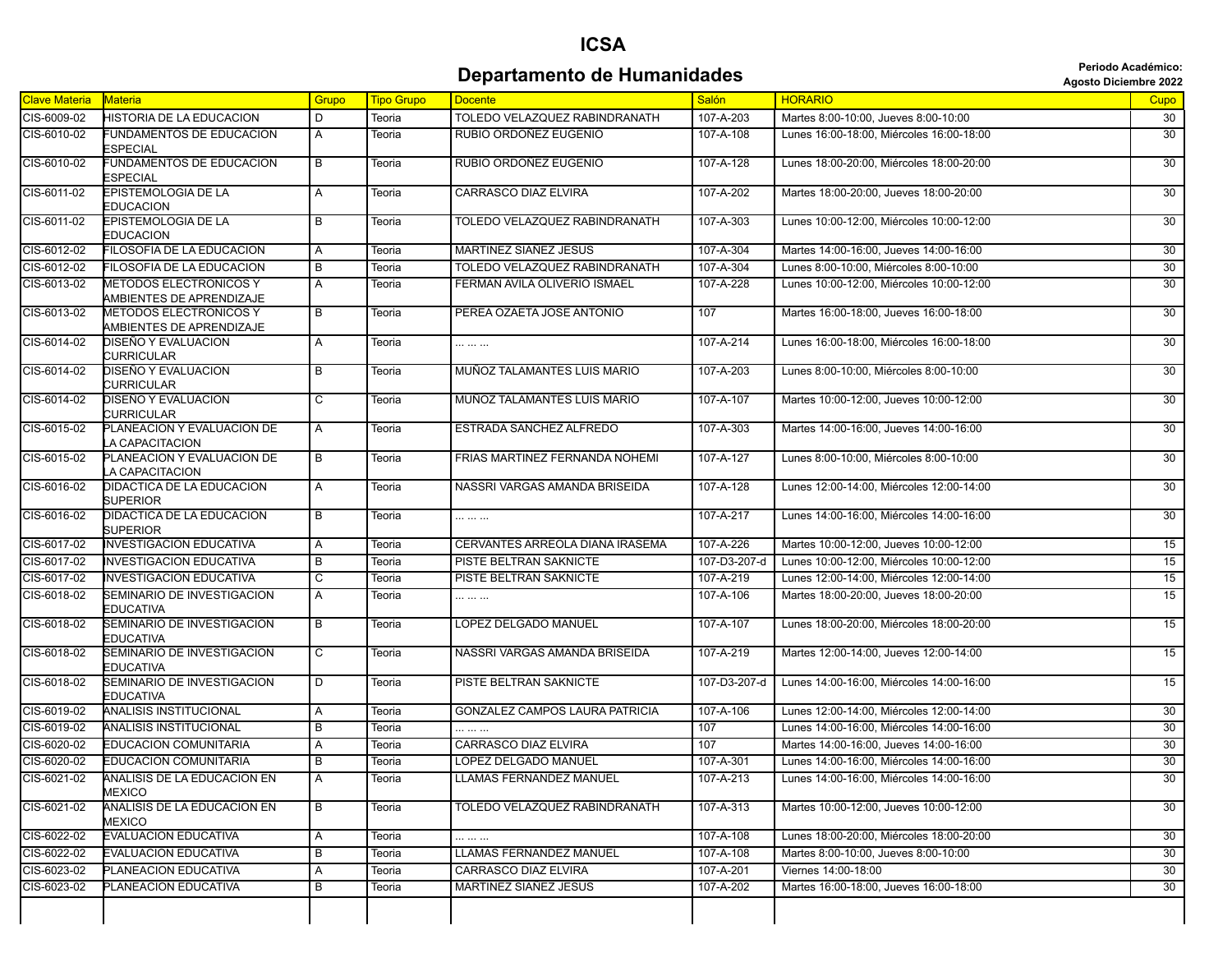# ICSA

## Departamento de Humanidades

**Periodo Académico: Agosto Diciembre 2022**

| Clave Materia | Materia | Grupo | Tipo Grupo | Docente | Salón | HORARIO | Cupo |
|---|---|---|---|---|---|---|---|
| CIS-6009-02 | HISTORIA DE LA EDUCACION | D | Teoria | TOLEDO VELAZQUEZ RABINDRANATH | 107-A-203 | Martes 8:00-10:00, Jueves 8:00-10:00 | 30 |
| CIS-6010-02 | FUNDAMENTOS DE EDUCACION ESPECIAL | A | Teoria | RUBIO ORDOÑEZ EUGENIO | 107-A-108 | Lunes 16:00-18:00, Miércoles 16:00-18:00 | 30 |
| CIS-6010-02 | FUNDAMENTOS DE EDUCACION ESPECIAL | B | Teoria | RUBIO ORDOÑEZ EUGENIO | 107-A-128 | Lunes 18:00-20:00, Miércoles 18:00-20:00 | 30 |
| CIS-6011-02 | EPISTEMOLOGIA DE LA EDUCACION | A | Teoria | CARRASCO DIAZ ELVIRA | 107-A-202 | Martes 18:00-20:00, Jueves 18:00-20:00 | 30 |
| CIS-6011-02 | EPISTEMOLOGIA DE LA EDUCACION | B | Teoria | TOLEDO VELAZQUEZ RABINDRANATH | 107-A-303 | Lunes 10:00-12:00, Miércoles 10:00-12:00 | 30 |
| CIS-6012-02 | FILOSOFIA DE LA EDUCACION | A | Teoria | MARTINEZ SIAÑEZ JESUS | 107-A-304 | Martes 14:00-16:00, Jueves 14:00-16:00 | 30 |
| CIS-6012-02 | FILOSOFIA DE LA EDUCACION | B | Teoria | TOLEDO VELAZQUEZ RABINDRANATH | 107-A-304 | Lunes 8:00-10:00, Miércoles 8:00-10:00 | 30 |
| CIS-6013-02 | METODOS ELECTRONICOS Y AMBIENTES DE APRENDIZAJE | A | Teoria | FERMAN AVILA OLIVERIO ISMAEL | 107-A-228 | Lunes 10:00-12:00, Miércoles 10:00-12:00 | 30 |
| CIS-6013-02 | METODOS ELECTRONICOS Y AMBIENTES DE APRENDIZAJE | B | Teoria | PEREA OZAETA JOSE ANTONIO | 107 | Martes 16:00-18:00, Jueves 16:00-18:00 | 30 |
| CIS-6014-02 | DISEÑO Y EVALUACION CURRICULAR | A | Teoria | ... ... ... | 107-A-214 | Lunes 16:00-18:00, Miércoles 16:00-18:00 | 30 |
| CIS-6014-02 | DISEÑO Y EVALUACION CURRICULAR | B | Teoria | MUÑOZ TALAMANTES LUIS MARIO | 107-A-203 | Lunes 8:00-10:00, Miércoles 8:00-10:00 | 30 |
| CIS-6014-02 | DISEÑO Y EVALUACION CURRICULAR | C | Teoria | MUÑOZ TALAMANTES LUIS MARIO | 107-A-107 | Martes 10:00-12:00, Jueves 10:00-12:00 | 30 |
| CIS-6015-02 | PLANEACION Y EVALUACION DE LA CAPACITACION | A | Teoria | ESTRADA SANCHEZ ALFREDO | 107-A-303 | Martes 14:00-16:00, Jueves 14:00-16:00 | 30 |
| CIS-6015-02 | PLANEACION Y EVALUACION DE LA CAPACITACION | B | Teoria | FRIAS MARTINEZ FERNANDA NOHEMI | 107-A-127 | Lunes 8:00-10:00, Miércoles 8:00-10:00 | 30 |
| CIS-6016-02 | DIDACTICA DE LA EDUCACION SUPERIOR | A | Teoria | NASSRI VARGAS AMANDA BRISEIDA | 107-A-128 | Lunes 12:00-14:00, Miércoles 12:00-14:00 | 30 |
| CIS-6016-02 | DIDACTICA DE LA EDUCACION SUPERIOR | B | Teoria | ... ... ... | 107-A-217 | Lunes 14:00-16:00, Miércoles 14:00-16:00 | 30 |
| CIS-6017-02 | INVESTIGACION EDUCATIVA | A | Teoria | CERVANTES ARREOLA DIANA IRASEMA | 107-A-226 | Martes 10:00-12:00, Jueves 10:00-12:00 | 15 |
| CIS-6017-02 | INVESTIGACION EDUCATIVA | B | Teoria | PISTE BELTRAN SAKNICTE | 107-D3-207-d | Lunes 10:00-12:00, Miércoles 10:00-12:00 | 15 |
| CIS-6017-02 | INVESTIGACION EDUCATIVA | C | Teoria | PISTE BELTRAN SAKNICTE | 107-A-219 | Lunes 12:00-14:00, Miércoles 12:00-14:00 | 15 |
| CIS-6018-02 | SEMINARIO DE INVESTIGACION EDUCATIVA | A | Teoria | ... ... ... | 107-A-106 | Martes 18:00-20:00, Jueves 18:00-20:00 | 15 |
| CIS-6018-02 | SEMINARIO DE INVESTIGACION EDUCATIVA | B | Teoria | LOPEZ DELGADO MANUEL | 107-A-107 | Lunes 18:00-20:00, Miércoles 18:00-20:00 | 15 |
| CIS-6018-02 | SEMINARIO DE INVESTIGACION EDUCATIVA | C | Teoria | NASSRI VARGAS AMANDA BRISEIDA | 107-A-219 | Martes 12:00-14:00, Jueves 12:00-14:00 | 15 |
| CIS-6018-02 | SEMINARIO DE INVESTIGACION EDUCATIVA | D | Teoria | PISTE BELTRAN SAKNICTE | 107-D3-207-d | Lunes 14:00-16:00, Miércoles 14:00-16:00 | 15 |
| CIS-6019-02 | ANALISIS INSTITUCIONAL | A | Teoria | GONZALEZ CAMPOS LAURA PATRICIA | 107-A-106 | Lunes 12:00-14:00, Miércoles 12:00-14:00 | 30 |
| CIS-6019-02 | ANALISIS INSTITUCIONAL | B | Teoria | ... ... ... | 107 | Lunes 14:00-16:00, Miércoles 14:00-16:00 | 30 |
| CIS-6020-02 | EDUCACION COMUNITARIA | A | Teoria | CARRASCO DIAZ ELVIRA | 107 | Martes 14:00-16:00, Jueves 14:00-16:00 | 30 |
| CIS-6020-02 | EDUCACION COMUNITARIA | B | Teoria | LOPEZ DELGADO MANUEL | 107-A-301 | Lunes 14:00-16:00, Miércoles 14:00-16:00 | 30 |
| CIS-6021-02 | ANALISIS DE LA EDUCACION EN MEXICO | A | Teoria | LLAMAS FERNANDEZ MANUEL | 107-A-213 | Lunes 14:00-16:00, Miércoles 14:00-16:00 | 30 |
| CIS-6021-02 | ANALISIS DE LA EDUCACION EN MEXICO | B | Teoria | TOLEDO VELAZQUEZ RABINDRANATH | 107-A-313 | Martes 10:00-12:00, Jueves 10:00-12:00 | 30 |
| CIS-6022-02 | EVALUACION EDUCATIVA | A | Teoria | ... ... ... | 107-A-108 | Lunes 18:00-20:00, Miércoles 18:00-20:00 | 30 |
| CIS-6022-02 | EVALUACION EDUCATIVA | B | Teoria | LLAMAS FERNANDEZ MANUEL | 107-A-108 | Martes 8:00-10:00, Jueves 8:00-10:00 | 30 |
| CIS-6023-02 | PLANEACION EDUCATIVA | A | Teoria | CARRASCO DIAZ ELVIRA | 107-A-201 | Viernes 14:00-18:00 | 30 |
| CIS-6023-02 | PLANEACION EDUCATIVA | B | Teoria | MARTINEZ SIAÑEZ JESUS | 107-A-202 | Martes 16:00-18:00, Jueves 16:00-18:00 | 30 |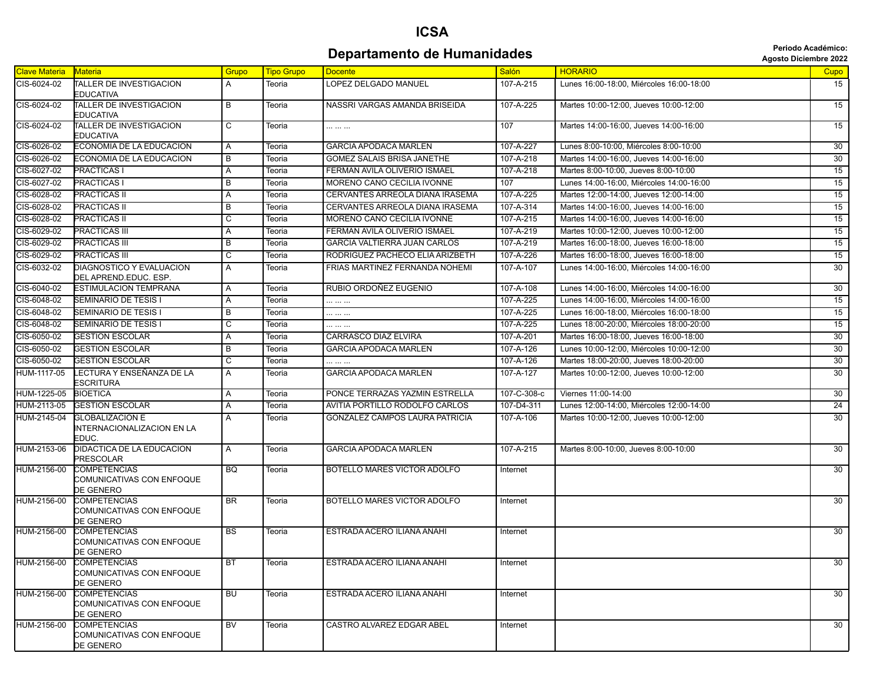# ICSA

## Departamento de Humanidades

**Periodo Académico:**
**Agosto Diciembre 2022**

| Clave Materia | Materia | Grupo | Tipo Grupo | Docente | Salón | HORARIO | Cupo |
|---|---|---|---|---|---|---|---|
| CIS-6024-02 | TALLER DE INVESTIGACION EDUCATIVA | A | Teoria | LOPEZ DELGADO MANUEL | 107-A-215 | Lunes 16:00-18:00, Miércoles 16:00-18:00 | 15 |
| CIS-6024-02 | TALLER DE INVESTIGACION EDUCATIVA | B | Teoria | NASSRI VARGAS AMANDA BRISEIDA | 107-A-225 | Martes 10:00-12:00, Jueves 10:00-12:00 | 15 |
| CIS-6024-02 | TALLER DE INVESTIGACION EDUCATIVA | C | Teoria | ... ... ... | 107 | Martes 14:00-16:00, Jueves 14:00-16:00 | 15 |
| CIS-6026-02 | ECONOMIA DE LA EDUCACION | A | Teoria | GARCIA APODACA MARLEN | 107-A-227 | Lunes 8:00-10:00, Miércoles 8:00-10:00 | 30 |
| CIS-6026-02 | ECONOMIA DE LA EDUCACION | B | Teoria | GOMEZ SALAIS BRISA JANETHE | 107-A-218 | Martes 14:00-16:00, Jueves 14:00-16:00 | 30 |
| CIS-6027-02 | PRACTICAS I | A | Teoria | FERMAN AVILA OLIVERIO ISMAEL | 107-A-218 | Martes 8:00-10:00, Jueves 8:00-10:00 | 15 |
| CIS-6027-02 | PRACTICAS I | B | Teoria | MORENO CANO CECILIA IVONNE | 107 | Lunes 14:00-16:00, Miércoles 14:00-16:00 | 15 |
| CIS-6028-02 | PRACTICAS II | A | Teoria | CERVANTES ARREOLA DIANA IRASEMA | 107-A-225 | Martes 12:00-14:00, Jueves 12:00-14:00 | 15 |
| CIS-6028-02 | PRACTICAS II | B | Teoria | CERVANTES ARREOLA DIANA IRASEMA | 107-A-314 | Martes 14:00-16:00, Jueves 14:00-16:00 | 15 |
| CIS-6028-02 | PRACTICAS II | C | Teoria | MORENO CANO CECILIA IVONNE | 107-A-215 | Martes 14:00-16:00, Jueves 14:00-16:00 | 15 |
| CIS-6029-02 | PRACTICAS III | A | Teoria | FERMAN AVILA OLIVERIO ISMAEL | 107-A-219 | Martes 10:00-12:00, Jueves 10:00-12:00 | 15 |
| CIS-6029-02 | PRACTICAS III | B | Teoria | GARCIA VALTIERRA JUAN CARLOS | 107-A-219 | Martes 16:00-18:00, Jueves 16:00-18:00 | 15 |
| CIS-6029-02 | PRACTICAS III | C | Teoria | RODRIGUEZ PACHECO ELIA ARIZBETH | 107-A-226 | Martes 16:00-18:00, Jueves 16:00-18:00 | 15 |
| CIS-6032-02 | DIAGNOSTICO Y EVALUACION DEL APREND.EDUC. ESP. | A | Teoria | FRIAS MARTINEZ FERNANDA NOHEMI | 107-A-107 | Lunes 14:00-16:00, Miércoles 14:00-16:00 | 30 |
| CIS-6040-02 | ESTIMULACION TEMPRANA | A | Teoria | RUBIO ORDOÑEZ EUGENIO | 107-A-108 | Lunes 14:00-16:00, Miércoles 14:00-16:00 | 30 |
| CIS-6048-02 | SEMINARIO DE TESIS I | A | Teoria | ... ... ... | 107-A-225 | Lunes 14:00-16:00, Miércoles 14:00-16:00 | 15 |
| CIS-6048-02 | SEMINARIO DE TESIS I | B | Teoria | ... ... ... | 107-A-225 | Lunes 16:00-18:00, Miércoles 16:00-18:00 | 15 |
| CIS-6048-02 | SEMINARIO DE TESIS I | C | Teoria | ... ... ... | 107-A-225 | Lunes 18:00-20:00, Miércoles 18:00-20:00 | 15 |
| CIS-6050-02 | GESTION ESCOLAR | A | Teoria | CARRASCO DIAZ ELVIRA | 107-A-201 | Martes 16:00-18:00, Jueves 16:00-18:00 | 30 |
| CIS-6050-02 | GESTION ESCOLAR | B | Teoria | GARCIA APODACA MARLEN | 107-A-126 | Lunes 10:00-12:00, Miércoles 10:00-12:00 | 30 |
| CIS-6050-02 | GESTION ESCOLAR | C | Teoria | ... ... ... | 107-A-126 | Martes 18:00-20:00, Jueves 18:00-20:00 | 30 |
| HUM-1117-05 | LECTURA Y ENSEÑANZA DE LA ESCRITURA | A | Teoria | GARCIA APODACA MARLEN | 107-A-127 | Martes 10:00-12:00, Jueves 10:00-12:00 | 30 |
| HUM-1225-05 | BIOETICA | A | Teoria | PONCE TERRAZAS YAZMIN ESTRELLA | 107-C-308-c | Viernes 11:00-14:00 | 30 |
| HUM-2113-05 | GESTION ESCOLAR | A | Teoria | AVITIA PORTILLO RODOLFO CARLOS | 107-D4-311 | Lunes 12:00-14:00, Miércoles 12:00-14:00 | 24 |
| HUM-2145-04 | GLOBALIZACION E INTERNACIONALIZACION EN LA EDUC. | A | Teoria | GONZALEZ CAMPOS LAURA PATRICIA | 107-A-106 | Martes 10:00-12:00, Jueves 10:00-12:00 | 30 |
| HUM-2153-06 | DIDACTICA DE LA EDUCACION PRESCOLAR | A | Teoria | GARCIA APODACA MARLEN | 107-A-215 | Martes 8:00-10:00, Jueves 8:00-10:00 | 30 |
| HUM-2156-00 | COMPETENCIAS COMUNICATIVAS CON ENFOQUE DE GENERO | BQ | Teoria | BOTELLO MARES VICTOR ADOLFO | Internet | | 30 |
| HUM-2156-00 | COMPETENCIAS COMUNICATIVAS CON ENFOQUE DE GENERO | BR | Teoria | BOTELLO MARES VICTOR ADOLFO | Internet | | 30 |
| HUM-2156-00 | COMPETENCIAS COMUNICATIVAS CON ENFOQUE DE GENERO | BS | Teoria | ESTRADA ACERO ILIANA ANAHI | Internet | | 30 |
| HUM-2156-00 | COMPETENCIAS COMUNICATIVAS CON ENFOQUE DE GENERO | BT | Teoria | ESTRADA ACERO ILIANA ANAHI | Internet | | 30 |
| HUM-2156-00 | COMPETENCIAS COMUNICATIVAS CON ENFOQUE DE GENERO | BU | Teoria | ESTRADA ACERO ILIANA ANAHI | Internet | | 30 |
| HUM-2156-00 | COMPETENCIAS COMUNICATIVAS CON ENFOQUE DE GENERO | BV | Teoria | CASTRO ALVAREZ EDGAR ABEL | Internet | | 30 |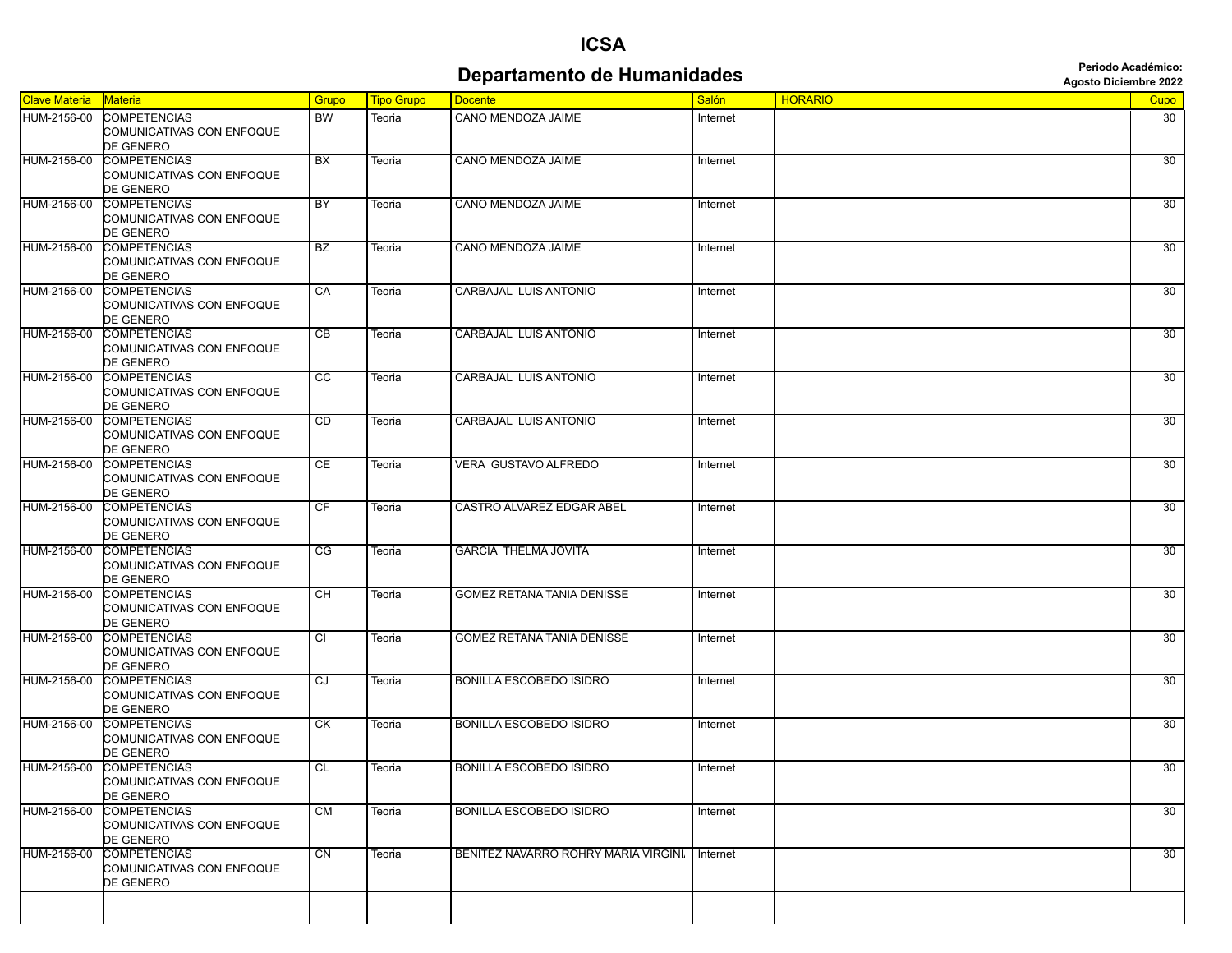# ICSA

## Departamento de Humanidades

**Periodo Académico:**
**Agosto Diciembre 2022**

| Clave Materia | Materia | Grupo | Tipo Grupo | Docente | Salón | HORARIO | Cupo |
|---|---|---|---|---|---|---|---|
| HUM-2156-00 | COMPETENCIAS COMUNICATIVAS CON ENFOQUE DE GENERO | BW | Teoria | CANO MENDOZA JAIME | Internet | | 30 |
| HUM-2156-00 | COMPETENCIAS COMUNICATIVAS CON ENFOQUE DE GENERO | BX | Teoria | CANO MENDOZA JAIME | Internet | | 30 |
| HUM-2156-00 | COMPETENCIAS COMUNICATIVAS CON ENFOQUE DE GENERO | BY | Teoria | CANO MENDOZA JAIME | Internet | | 30 |
| HUM-2156-00 | COMPETENCIAS COMUNICATIVAS CON ENFOQUE DE GENERO | BZ | Teoria | CANO MENDOZA JAIME | Internet | | 30 |
| HUM-2156-00 | COMPETENCIAS COMUNICATIVAS CON ENFOQUE DE GENERO | CA | Teoria | CARBAJAL LUIS ANTONIO | Internet | | 30 |
| HUM-2156-00 | COMPETENCIAS COMUNICATIVAS CON ENFOQUE DE GENERO | CB | Teoria | CARBAJAL LUIS ANTONIO | Internet | | 30 |
| HUM-2156-00 | COMPETENCIAS COMUNICATIVAS CON ENFOQUE DE GENERO | CC | Teoria | CARBAJAL LUIS ANTONIO | Internet | | 30 |
| HUM-2156-00 | COMPETENCIAS COMUNICATIVAS CON ENFOQUE DE GENERO | CD | Teoria | CARBAJAL LUIS ANTONIO | Internet | | 30 |
| HUM-2156-00 | COMPETENCIAS COMUNICATIVAS CON ENFOQUE DE GENERO | CE | Teoria | VERA GUSTAVO ALFREDO | Internet | | 30 |
| HUM-2156-00 | COMPETENCIAS COMUNICATIVAS CON ENFOQUE DE GENERO | CF | Teoria | CASTRO ALVAREZ EDGAR ABEL | Internet | | 30 |
| HUM-2156-00 | COMPETENCIAS COMUNICATIVAS CON ENFOQUE DE GENERO | CG | Teoria | GARCIA THELMA JOVITA | Internet | | 30 |
| HUM-2156-00 | COMPETENCIAS COMUNICATIVAS CON ENFOQUE DE GENERO | CH | Teoria | GOMEZ RETANA TANIA DENISSE | Internet | | 30 |
| HUM-2156-00 | COMPETENCIAS COMUNICATIVAS CON ENFOQUE DE GENERO | CI | Teoria | GOMEZ RETANA TANIA DENISSE | Internet | | 30 |
| HUM-2156-00 | COMPETENCIAS COMUNICATIVAS CON ENFOQUE DE GENERO | CJ | Teoria | BONILLA ESCOBEDO ISIDRO | Internet | | 30 |
| HUM-2156-00 | COMPETENCIAS COMUNICATIVAS CON ENFOQUE DE GENERO | CK | Teoria | BONILLA ESCOBEDO ISIDRO | Internet | | 30 |
| HUM-2156-00 | COMPETENCIAS COMUNICATIVAS CON ENFOQUE DE GENERO | CL | Teoria | BONILLA ESCOBEDO ISIDRO | Internet | | 30 |
| HUM-2156-00 | COMPETENCIAS COMUNICATIVAS CON ENFOQUE DE GENERO | CM | Teoria | BONILLA ESCOBEDO ISIDRO | Internet | | 30 |
| HUM-2156-00 | COMPETENCIAS COMUNICATIVAS CON ENFOQUE DE GENERO | CN | Teoria | BENITEZ NAVARRO ROHRY MARIA VIRGINI. | Internet | | 30 |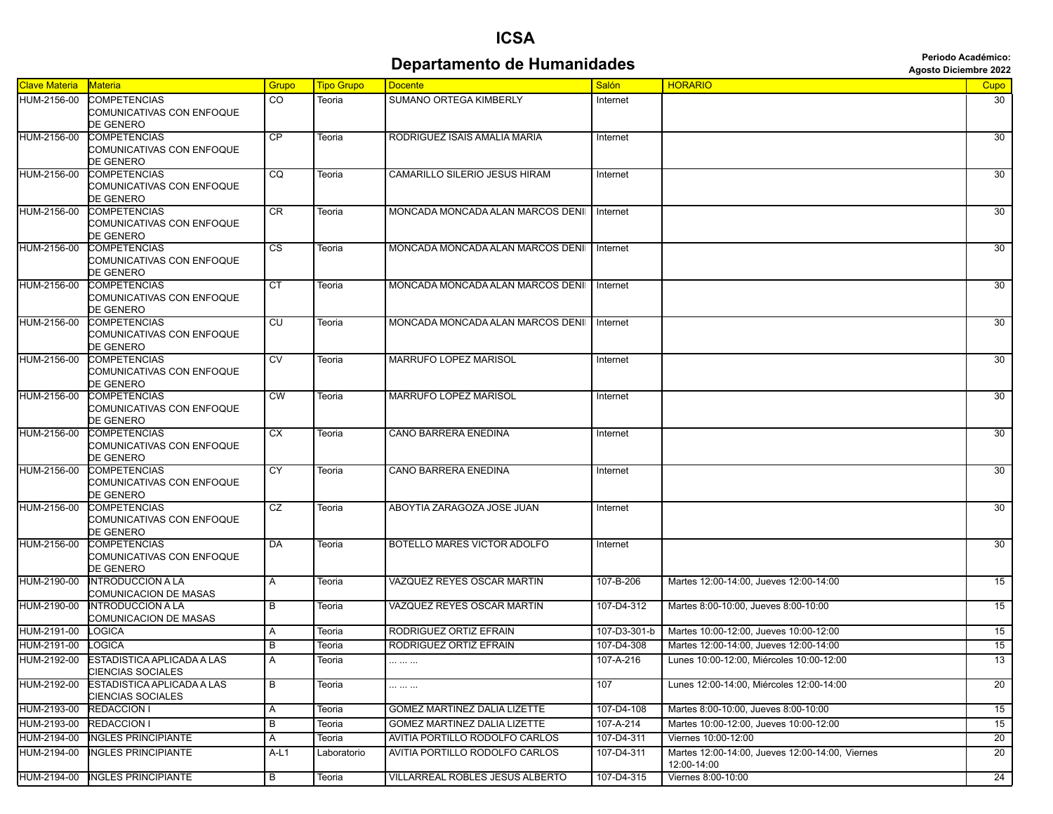# ICSA

## Departamento de Humanidades

**Periodo Académico: Agosto Diciembre 2022**

| Clave Materia | Materia | Grupo | Tipo Grupo | Docente | Salón | HORARIO | Cupo |
|---|---|---|---|---|---|---|---|
| HUM-2156-00 | COMPETENCIAS COMUNICATIVAS CON ENFOQUE DE GENERO | CO | Teoria | SUMANO ORTEGA KIMBERLY | Internet | | 30 |
| HUM-2156-00 | COMPETENCIAS COMUNICATIVAS CON ENFOQUE DE GENERO | CP | Teoria | RODRIGUEZ ISAIS AMALIA MARIA | Internet | | 30 |
| HUM-2156-00 | COMPETENCIAS COMUNICATIVAS CON ENFOQUE DE GENERO | CQ | Teoria | CAMARILLO SILERIO JESUS HIRAM | Internet | | 30 |
| HUM-2156-00 | COMPETENCIAS COMUNICATIVAS CON ENFOQUE DE GENERO | CR | Teoria | MONCADA MONCADA ALAN MARCOS DENI | Internet | | 30 |
| HUM-2156-00 | COMPETENCIAS COMUNICATIVAS CON ENFOQUE DE GENERO | CS | Teoria | MONCADA MONCADA ALAN MARCOS DENI | Internet | | 30 |
| HUM-2156-00 | COMPETENCIAS COMUNICATIVAS CON ENFOQUE DE GENERO | CT | Teoria | MONCADA MONCADA ALAN MARCOS DENI | Internet | | 30 |
| HUM-2156-00 | COMPETENCIAS COMUNICATIVAS CON ENFOQUE DE GENERO | CU | Teoria | MONCADA MONCADA ALAN MARCOS DENI | Internet | | 30 |
| HUM-2156-00 | COMPETENCIAS COMUNICATIVAS CON ENFOQUE DE GENERO | CV | Teoria | MARRUFO LOPEZ MARISOL | Internet | | 30 |
| HUM-2156-00 | COMPETENCIAS COMUNICATIVAS CON ENFOQUE DE GENERO | CW | Teoria | MARRUFO LOPEZ MARISOL | Internet | | 30 |
| HUM-2156-00 | COMPETENCIAS COMUNICATIVAS CON ENFOQUE DE GENERO | CX | Teoria | CANO BARRERA ENEDINA | Internet | | 30 |
| HUM-2156-00 | COMPETENCIAS COMUNICATIVAS CON ENFOQUE DE GENERO | CY | Teoria | CANO BARRERA ENEDINA | Internet | | 30 |
| HUM-2156-00 | COMPETENCIAS COMUNICATIVAS CON ENFOQUE DE GENERO | CZ | Teoria | ABOYTIA ZARAGOZA JOSE JUAN | Internet | | 30 |
| HUM-2156-00 | COMPETENCIAS COMUNICATIVAS CON ENFOQUE DE GENERO | DA | Teoria | BOTELLO MARES VICTOR ADOLFO | Internet | | 30 |
| HUM-2190-00 | INTRODUCCION A LA COMUNICACION DE MASAS | A | Teoria | VAZQUEZ REYES OSCAR MARTIN | 107-B-206 | Martes 12:00-14:00, Jueves 12:00-14:00 | 15 |
| HUM-2190-00 | INTRODUCCION A LA COMUNICACION DE MASAS | B | Teoria | VAZQUEZ REYES OSCAR MARTIN | 107-D4-312 | Martes 8:00-10:00, Jueves 8:00-10:00 | 15 |
| HUM-2191-00 | LOGICA | A | Teoria | RODRIGUEZ ORTIZ EFRAIN | 107-D3-301-b | Martes 10:00-12:00, Jueves 10:00-12:00 | 15 |
| HUM-2191-00 | LOGICA | B | Teoria | RODRIGUEZ ORTIZ EFRAIN | 107-D4-308 | Martes 12:00-14:00, Jueves 12:00-14:00 | 15 |
| HUM-2192-00 | ESTADISTICA APLICADA A LAS CIENCIAS SOCIALES | A | Teoria | ... ... ... | 107-A-216 | Lunes 10:00-12:00, Miércoles 10:00-12:00 | 13 |
| HUM-2192-00 | ESTADISTICA APLICADA A LAS CIENCIAS SOCIALES | B | Teoria | ... ... ... | 107 | Lunes 12:00-14:00, Miércoles 12:00-14:00 | 20 |
| HUM-2193-00 | REDACCION I | A | Teoria | GOMEZ MARTINEZ DALIA LIZETTE | 107-D4-108 | Martes 8:00-10:00, Jueves 8:00-10:00 | 15 |
| HUM-2193-00 | REDACCION I | B | Teoria | GOMEZ MARTINEZ DALIA LIZETTE | 107-A-214 | Martes 10:00-12:00, Jueves 10:00-12:00 | 15 |
| HUM-2194-00 | INGLES PRINCIPIANTE | A | Teoria | AVITIA PORTILLO RODOLFO CARLOS | 107-D4-311 | Viernes 10:00-12:00 | 20 |
| HUM-2194-00 | INGLES PRINCIPIANTE | A-L1 | Laboratorio | AVITIA PORTILLO RODOLFO CARLOS | 107-D4-311 | Martes 12:00-14:00, Jueves 12:00-14:00, Viernes 12:00-14:00 | 20 |
| HUM-2194-00 | INGLES PRINCIPIANTE | B | Teoria | VILLARREAL ROBLES JESUS ALBERTO | 107-D4-315 | Viernes 8:00-10:00 | 24 |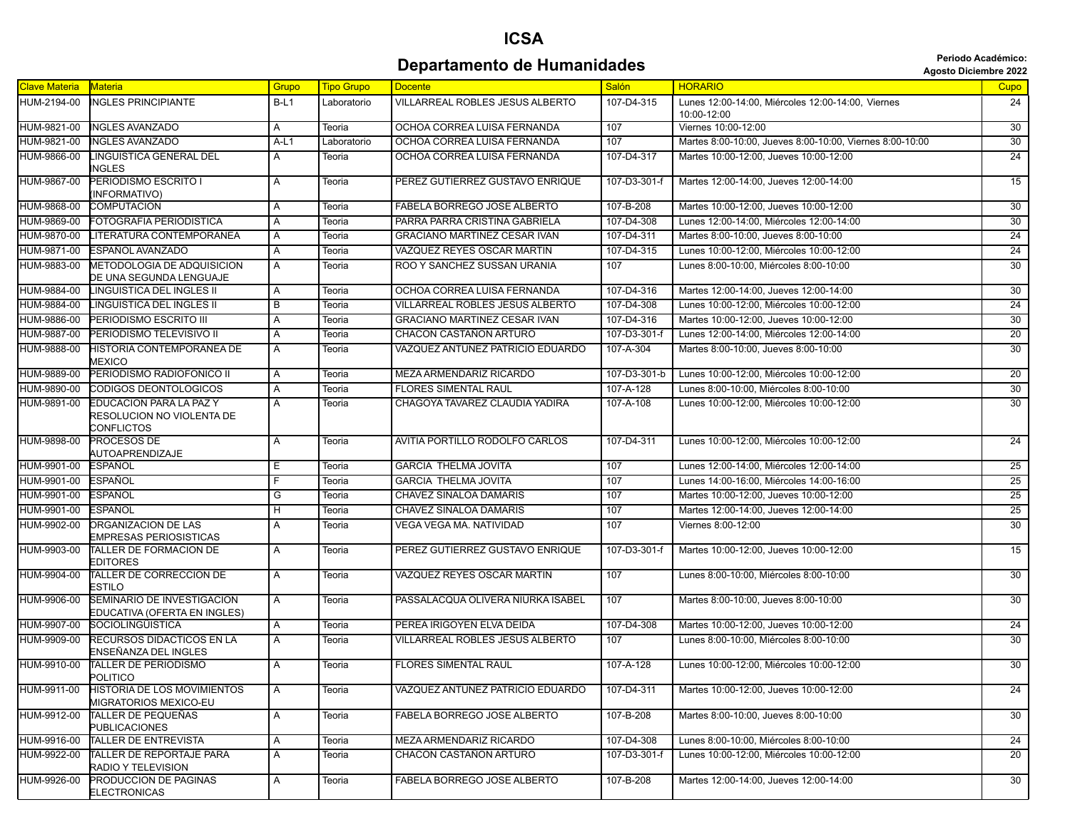# ICSA

## Departamento de Humanidades

**Periodo Académico:**
**Agosto Diciembre 2022**

| Clave Materia | Materia | Grupo | Tipo Grupo | Docente | Salón | HORARIO | Cupo |
|---|---|---|---|---|---|---|---|
| HUM-2194-00 | INGLES PRINCIPIANTE | B-L1 | Laboratorio | VILLARREAL ROBLES JESUS ALBERTO | 107-D4-315 | Lunes 12:00-14:00, Miércoles 12:00-14:00, Viernes 10:00-12:00 | 24 |
| HUM-9821-00 | INGLES AVANZADO | A | Teoria | OCHOA CORREA LUISA FERNANDA | 107 | Viernes 10:00-12:00 | 30 |
| HUM-9821-00 | INGLES AVANZADO | A-L1 | Laboratorio | OCHOA CORREA LUISA FERNANDA | 107 | Martes 8:00-10:00, Jueves 8:00-10:00, Viernes 8:00-10:00 | 30 |
| HUM-9866-00 | LINGUISTICA GENERAL DEL INGLES | A | Teoria | OCHOA CORREA LUISA FERNANDA | 107-D4-317 | Martes 10:00-12:00, Jueves 10:00-12:00 | 24 |
| HUM-9867-00 | PERIODISMO ESCRITO I (INFORMATIVO) | A | Teoria | PEREZ GUTIERREZ GUSTAVO ENRIQUE | 107-D3-301-f | Martes 12:00-14:00, Jueves 12:00-14:00 | 15 |
| HUM-9868-00 | COMPUTACION | A | Teoria | FABELA BORREGO JOSE ALBERTO | 107-B-208 | Martes 10:00-12:00, Jueves 10:00-12:00 | 30 |
| HUM-9869-00 | FOTOGRAFIA PERIODISTICA | A | Teoria | PARRA PARRA CRISTINA GABRIELA | 107-D4-308 | Lunes 12:00-14:00, Miércoles 12:00-14:00 | 30 |
| HUM-9870-00 | LITERATURA CONTEMPORANEA | A | Teoria | GRACIANO MARTINEZ CESAR IVAN | 107-D4-311 | Martes 8:00-10:00, Jueves 8:00-10:00 | 24 |
| HUM-9871-00 | ESPAÑOL AVANZADO | A | Teoria | VAZQUEZ REYES OSCAR MARTIN | 107-D4-315 | Lunes 10:00-12:00, Miércoles 10:00-12:00 | 24 |
| HUM-9883-00 | METODOLOGIA DE ADQUISICION DE UNA SEGUNDA LENGUAJE | A | Teoria | ROO Y SANCHEZ SUSSAN URANIA | 107 | Lunes 8:00-10:00, Miércoles 8:00-10:00 | 30 |
| HUM-9884-00 | LINGUISTICA DEL INGLES II | A | Teoria | OCHOA CORREA LUISA FERNANDA | 107-D4-316 | Martes 12:00-14:00, Jueves 12:00-14:00 | 30 |
| HUM-9884-00 | LINGUISTICA DEL INGLES II | B | Teoria | VILLARREAL ROBLES JESUS ALBERTO | 107-D4-308 | Lunes 10:00-12:00, Miércoles 10:00-12:00 | 24 |
| HUM-9886-00 | PERIODISMO ESCRITO III | A | Teoria | GRACIANO MARTINEZ CESAR IVAN | 107-D4-316 | Martes 10:00-12:00, Jueves 10:00-12:00 | 30 |
| HUM-9887-00 | PERIODISMO TELEVISIVO II | A | Teoria | CHACON CASTAÑON ARTURO | 107-D3-301-f | Lunes 12:00-14:00, Miércoles 12:00-14:00 | 20 |
| HUM-9888-00 | HISTORIA CONTEMPORANEA DE MEXICO | A | Teoria | VAZQUEZ ANTUNEZ PATRICIO EDUARDO | 107-A-304 | Martes 8:00-10:00, Jueves 8:00-10:00 | 30 |
| HUM-9889-00 | PERIODISMO RADIOFONICO II | A | Teoria | MEZA ARMENDARIZ RICARDO | 107-D3-301-b | Lunes 10:00-12:00, Miércoles 10:00-12:00 | 20 |
| HUM-9890-00 | CODIGOS DEONTOLOGICOS | A | Teoria | FLORES SIMENTAL RAUL | 107-A-128 | Lunes 8:00-10:00, Miércoles 8:00-10:00 | 30 |
| HUM-9891-00 | EDUCACION PARA LA PAZ Y RESOLUCION NO VIOLENTA DE CONFLICTOS | A | Teoria | CHAGOYA TAVAREZ CLAUDIA YADIRA | 107-A-108 | Lunes 10:00-12:00, Miércoles 10:00-12:00 | 30 |
| HUM-9898-00 | PROCESOS DE AUTOAPRENDIZAJE | A | Teoria | AVITIA PORTILLO RODOLFO CARLOS | 107-D4-311 | Lunes 10:00-12:00, Miércoles 10:00-12:00 | 24 |
| HUM-9901-00 | ESPAÑOL | E | Teoria | GARCIA THELMA JOVITA | 107 | Lunes 12:00-14:00, Miércoles 12:00-14:00 | 25 |
| HUM-9901-00 | ESPAÑOL | F | Teoria | GARCIA THELMA JOVITA | 107 | Lunes 14:00-16:00, Miércoles 14:00-16:00 | 25 |
| HUM-9901-00 | ESPAÑOL | G | Teoria | CHAVEZ SINALOA DAMARIS | 107 | Martes 10:00-12:00, Jueves 10:00-12:00 | 25 |
| HUM-9901-00 | ESPAÑOL | H | Teoria | CHAVEZ SINALOA DAMARIS | 107 | Martes 12:00-14:00, Jueves 12:00-14:00 | 25 |
| HUM-9902-00 | ORGANIZACION DE LAS EMPRESAS PERIOSISTICAS | A | Teoria | VEGA VEGA MA. NATIVIDAD | 107 | Viernes 8:00-12:00 | 30 |
| HUM-9903-00 | TALLER DE FORMACION DE EDITORES | A | Teoria | PEREZ GUTIERREZ GUSTAVO ENRIQUE | 107-D3-301-f | Martes 10:00-12:00, Jueves 10:00-12:00 | 15 |
| HUM-9904-00 | TALLER DE CORRECCION DE ESTILO | A | Teoria | VAZQUEZ REYES OSCAR MARTIN | 107 | Lunes 8:00-10:00, Miércoles 8:00-10:00 | 30 |
| HUM-9906-00 | SEMINARIO DE INVESTIGACION EDUCATIVA (OFERTA EN INGLES) | A | Teoria | PASSALACQUA OLIVERA NIURKA ISABEL | 107 | Martes 8:00-10:00, Jueves 8:00-10:00 | 30 |
| HUM-9907-00 | SOCIOLINGÜISTICA | A | Teoria | PEREA IRIGOYEN ELVA DEIDA | 107-D4-308 | Martes 10:00-12:00, Jueves 10:00-12:00 | 24 |
| HUM-9909-00 | RECURSOS DIDACTICOS EN LA ENSEÑANZA DEL INGLES | A | Teoria | VILLARREAL ROBLES JESUS ALBERTO | 107 | Lunes 8:00-10:00, Miércoles 8:00-10:00 | 30 |
| HUM-9910-00 | TALLER DE PERIODISMO POLITICO | A | Teoria | FLORES SIMENTAL RAUL | 107-A-128 | Lunes 10:00-12:00, Miércoles 10:00-12:00 | 30 |
| HUM-9911-00 | HISTORIA DE LOS MOVIMIENTOS MIGRATORIOS MEXICO-EU | A | Teoria | VAZQUEZ ANTUNEZ PATRICIO EDUARDO | 107-D4-311 | Martes 10:00-12:00, Jueves 10:00-12:00 | 24 |
| HUM-9912-00 | TALLER DE PEQUEÑAS PUBLICACIONES | A | Teoria | FABELA BORREGO JOSE ALBERTO | 107-B-208 | Martes 8:00-10:00, Jueves 8:00-10:00 | 30 |
| HUM-9916-00 | TALLER DE ENTREVISTA | A | Teoria | MEZA ARMENDARIZ RICARDO | 107-D4-308 | Lunes 8:00-10:00, Miércoles 8:00-10:00 | 24 |
| HUM-9922-00 | TALLER DE REPORTAJE PARA RADIO Y TELEVISION | A | Teoria | CHACON CASTAÑON ARTURO | 107-D3-301-f | Lunes 10:00-12:00, Miércoles 10:00-12:00 | 20 |
| HUM-9926-00 | PRODUCCION DE PAGINAS ELECTRONICAS | A | Teoria | FABELA BORREGO JOSE ALBERTO | 107-B-208 | Martes 12:00-14:00, Jueves 12:00-14:00 | 30 |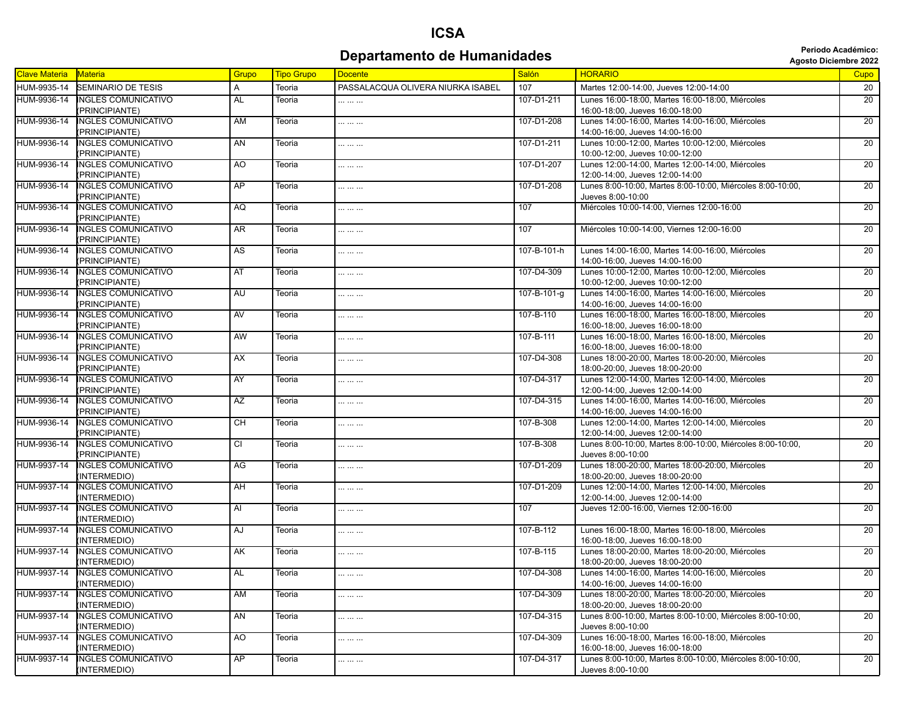# ICSA

## Departamento de Humanidades

**Periodo Académico: Agosto Diciembre 2022**

| Clave Materia | Materia | Grupo | Tipo Grupo | Docente | Salón | HORARIO | Cupo |
|---|---|---|---|---|---|---|---|
| HUM-9935-14 | SEMINARIO DE TESIS | A | Teoria | PASSALACQUA OLIVERA NIURKA ISABEL | 107 | Martes 12:00-14:00, Jueves 12:00-14:00 | 20 |
| HUM-9936-14 | INGLES COMUNICATIVO (PRINCIPIANTE) | AL | Teoria | ... ... ... | 107-D1-211 | Lunes 16:00-18:00, Martes 16:00-18:00, Miércoles 16:00-18:00, Jueves 16:00-18:00 | 20 |
| HUM-9936-14 | INGLES COMUNICATIVO (PRINCIPIANTE) | AM | Teoria | ... ... ... | 107-D1-208 | Lunes 14:00-16:00, Martes 14:00-16:00, Miércoles 14:00-16:00, Jueves 14:00-16:00 | 20 |
| HUM-9936-14 | INGLES COMUNICATIVO (PRINCIPIANTE) | AN | Teoria | ... ... ... | 107-D1-211 | Lunes 10:00-12:00, Martes 10:00-12:00, Miércoles 10:00-12:00, Jueves 10:00-12:00 | 20 |
| HUM-9936-14 | INGLES COMUNICATIVO (PRINCIPIANTE) | AO | Teoria | ... ... ... | 107-D1-207 | Lunes 12:00-14:00, Martes 12:00-14:00, Miércoles 12:00-14:00, Jueves 12:00-14:00 | 20 |
| HUM-9936-14 | INGLES COMUNICATIVO (PRINCIPIANTE) | AP | Teoria | ... ... ... | 107-D1-208 | Lunes 8:00-10:00, Martes 8:00-10:00, Miércoles 8:00-10:00, Jueves 8:00-10:00 | 20 |
| HUM-9936-14 | INGLES COMUNICATIVO (PRINCIPIANTE) | AQ | Teoria | ... ... ... | 107 | Miércoles 10:00-14:00, Viernes 12:00-16:00 | 20 |
| HUM-9936-14 | INGLES COMUNICATIVO (PRINCIPIANTE) | AR | Teoria | ... ... ... | 107 | Miércoles 10:00-14:00, Viernes 12:00-16:00 | 20 |
| HUM-9936-14 | INGLES COMUNICATIVO (PRINCIPIANTE) | AS | Teoria | ... ... ... | 107-B-101-h | Lunes 14:00-16:00, Martes 14:00-16:00, Miércoles 14:00-16:00, Jueves 14:00-16:00 | 20 |
| HUM-9936-14 | INGLES COMUNICATIVO (PRINCIPIANTE) | AT | Teoria | ... ... ... | 107-D4-309 | Lunes 10:00-12:00, Martes 10:00-12:00, Miércoles 10:00-12:00, Jueves 10:00-12:00 | 20 |
| HUM-9936-14 | INGLES COMUNICATIVO (PRINCIPIANTE) | AU | Teoria | ... ... ... | 107-B-101-g | Lunes 14:00-16:00, Martes 14:00-16:00, Miércoles 14:00-16:00, Jueves 14:00-16:00 | 20 |
| HUM-9936-14 | INGLES COMUNICATIVO (PRINCIPIANTE) | AV | Teoria | ... ... ... | 107-B-110 | Lunes 16:00-18:00, Martes 16:00-18:00, Miércoles 16:00-18:00, Jueves 16:00-18:00 | 20 |
| HUM-9936-14 | INGLES COMUNICATIVO (PRINCIPIANTE) | AW | Teoria | ... ... ... | 107-B-111 | Lunes 16:00-18:00, Martes 16:00-18:00, Miércoles 16:00-18:00, Jueves 16:00-18:00 | 20 |
| HUM-9936-14 | INGLES COMUNICATIVO (PRINCIPIANTE) | AX | Teoria | ... ... ... | 107-D4-308 | Lunes 18:00-20:00, Martes 18:00-20:00, Miércoles 18:00-20:00, Jueves 18:00-20:00 | 20 |
| HUM-9936-14 | INGLES COMUNICATIVO (PRINCIPIANTE) | AY | Teoria | ... ... ... | 107-D4-317 | Lunes 12:00-14:00, Martes 12:00-14:00, Miércoles 12:00-14:00, Jueves 12:00-14:00 | 20 |
| HUM-9936-14 | INGLES COMUNICATIVO (PRINCIPIANTE) | AZ | Teoria | ... ... ... | 107-D4-315 | Lunes 14:00-16:00, Martes 14:00-16:00, Miércoles 14:00-16:00, Jueves 14:00-16:00 | 20 |
| HUM-9936-14 | INGLES COMUNICATIVO (PRINCIPIANTE) | CH | Teoria | ... ... ... | 107-B-308 | Lunes 12:00-14:00, Martes 12:00-14:00, Miércoles 12:00-14:00, Jueves 12:00-14:00 | 20 |
| HUM-9936-14 | INGLES COMUNICATIVO (PRINCIPIANTE) | CI | Teoria | ... ... ... | 107-B-308 | Lunes 8:00-10:00, Martes 8:00-10:00, Miércoles 8:00-10:00, Jueves 8:00-10:00 | 20 |
| HUM-9937-14 | INGLES COMUNICATIVO (INTERMEDIO) | AG | Teoria | ... ... ... | 107-D1-209 | Lunes 18:00-20:00, Martes 18:00-20:00, Miércoles 18:00-20:00, Jueves 18:00-20:00 | 20 |
| HUM-9937-14 | INGLES COMUNICATIVO (INTERMEDIO) | AH | Teoria | ... ... ... | 107-D1-209 | Lunes 12:00-14:00, Martes 12:00-14:00, Miércoles 12:00-14:00, Jueves 12:00-14:00 | 20 |
| HUM-9937-14 | INGLES COMUNICATIVO (INTERMEDIO) | AI | Teoria | ... ... ... | 107 | Jueves 12:00-16:00, Viernes 12:00-16:00 | 20 |
| HUM-9937-14 | INGLES COMUNICATIVO (INTERMEDIO) | AJ | Teoria | ... ... ... | 107-B-112 | Lunes 16:00-18:00, Martes 16:00-18:00, Miércoles 16:00-18:00, Jueves 16:00-18:00 | 20 |
| HUM-9937-14 | INGLES COMUNICATIVO (INTERMEDIO) | AK | Teoria | ... ... ... | 107-B-115 | Lunes 18:00-20:00, Martes 18:00-20:00, Miércoles 18:00-20:00, Jueves 18:00-20:00 | 20 |
| HUM-9937-14 | INGLES COMUNICATIVO (INTERMEDIO) | AL | Teoria | ... ... ... | 107-D4-308 | Lunes 14:00-16:00, Martes 14:00-16:00, Miércoles 14:00-16:00, Jueves 14:00-16:00 | 20 |
| HUM-9937-14 | INGLES COMUNICATIVO (INTERMEDIO) | AM | Teoria | ... ... ... | 107-D4-309 | Lunes 18:00-20:00, Martes 18:00-20:00, Miércoles 18:00-20:00, Jueves 18:00-20:00 | 20 |
| HUM-9937-14 | INGLES COMUNICATIVO (INTERMEDIO) | AN | Teoria | ... ... ... | 107-D4-315 | Lunes 8:00-10:00, Martes 8:00-10:00, Miércoles 8:00-10:00, Jueves 8:00-10:00 | 20 |
| HUM-9937-14 | INGLES COMUNICATIVO (INTERMEDIO) | AO | Teoria | ... ... ... | 107-D4-309 | Lunes 16:00-18:00, Martes 16:00-18:00, Miércoles 16:00-18:00, Jueves 16:00-18:00 | 20 |
| HUM-9937-14 | INGLES COMUNICATIVO (INTERMEDIO) | AP | Teoria | ... ... ... | 107-D4-317 | Lunes 8:00-10:00, Martes 8:00-10:00, Miércoles 8:00-10:00, Jueves 8:00-10:00 | 20 |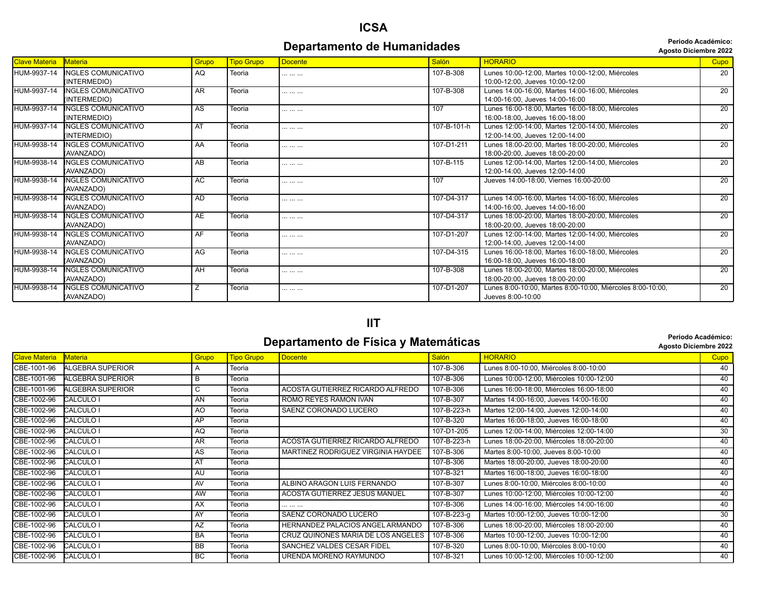# ICSA

## Departamento de Humanidades

**Periodo Académico: Agosto Diciembre 2022**

| Clave Materia | Materia | Grupo | Tipo Grupo | Docente | Salón | HORARIO | Cupo |
|---|---|---|---|---|---|---|---|
| HUM-9937-14 | INGLES COMUNICATIVO (INTERMEDIO) | AQ | Teoria | ... ... ... | 107-B-308 | Lunes 10:00-12:00, Martes 10:00-12:00, Miércoles 10:00-12:00, Jueves 10:00-12:00 | 20 |
| HUM-9937-14 | INGLES COMUNICATIVO (INTERMEDIO) | AR | Teoria | ... ... ... | 107-B-308 | Lunes 14:00-16:00, Martes 14:00-16:00, Miércoles 14:00-16:00, Jueves 14:00-16:00 | 20 |
| HUM-9937-14 | INGLES COMUNICATIVO (INTERMEDIO) | AS | Teoria | ... ... ... | 107 | Lunes 16:00-18:00, Martes 16:00-18:00, Miércoles 16:00-18:00, Jueves 16:00-18:00 | 20 |
| HUM-9937-14 | INGLES COMUNICATIVO (INTERMEDIO) | AT | Teoria | ... ... ... | 107-B-101-h | Lunes 12:00-14:00, Martes 12:00-14:00, Miércoles 12:00-14:00, Jueves 12:00-14:00 | 20 |
| HUM-9938-14 | INGLES COMUNICATIVO (AVANZADO) | AA | Teoria | ... ... ... | 107-D1-211 | Lunes 18:00-20:00, Martes 18:00-20:00, Miércoles 18:00-20:00, Jueves 18:00-20:00 | 20 |
| HUM-9938-14 | INGLES COMUNICATIVO (AVANZADO) | AB | Teoria | ... ... ... | 107-B-115 | Lunes 12:00-14:00, Martes 12:00-14:00, Miércoles 12:00-14:00, Jueves 12:00-14:00 | 20 |
| HUM-9938-14 | INGLES COMUNICATIVO (AVANZADO) | AC | Teoria | ... ... ... | 107 | Jueves 14:00-18:00, Viernes 16:00-20:00 | 20 |
| HUM-9938-14 | INGLES COMUNICATIVO (AVANZADO) | AD | Teoria | ... ... ... | 107-D4-317 | Lunes 14:00-16:00, Martes 14:00-16:00, Miércoles 14:00-16:00, Jueves 14:00-16:00 | 20 |
| HUM-9938-14 | INGLES COMUNICATIVO (AVANZADO) | AE | Teoria | ... ... ... | 107-D4-317 | Lunes 18:00-20:00, Martes 18:00-20:00, Miércoles 18:00-20:00, Jueves 18:00-20:00 | 20 |
| HUM-9938-14 | INGLES COMUNICATIVO (AVANZADO) | AF | Teoria | ... ... ... | 107-D1-207 | Lunes 12:00-14:00, Martes 12:00-14:00, Miércoles 12:00-14:00, Jueves 12:00-14:00 | 20 |
| HUM-9938-14 | INGLES COMUNICATIVO (AVANZADO) | AG | Teoria | ... ... ... | 107-D4-315 | Lunes 16:00-18:00, Martes 16:00-18:00, Miércoles 16:00-18:00, Jueves 16:00-18:00 | 20 |
| HUM-9938-14 | INGLES COMUNICATIVO (AVANZADO) | AH | Teoria | ... ... ... | 107-B-308 | Lunes 18:00-20:00, Martes 18:00-20:00, Miércoles 18:00-20:00, Jueves 18:00-20:00 | 20 |
| HUM-9938-14 | INGLES COMUNICATIVO (AVANZADO) | Z | Teoria | ... ... ... | 107-D1-207 | Lunes 8:00-10:00, Martes 8:00-10:00, Miércoles 8:00-10:00, Jueves 8:00-10:00 | 20 |

# IIT

## Departamento de Física y Matemáticas

**Periodo Académico: Agosto Diciembre 2022**

| Clave Materia | Materia | Grupo | Tipo Grupo | Docente | Salón | HORARIO | Cupo |
|---|---|---|---|---|---|---|---|
| CBE-1001-96 | ALGEBRA SUPERIOR | A | Teoria | | 107-B-306 | Lunes 8:00-10:00, Miércoles 8:00-10:00 | 40 |
| CBE-1001-96 | ALGEBRA SUPERIOR | B | Teoria | | 107-B-306 | Lunes 10:00-12:00, Miércoles 10:00-12:00 | 40 |
| CBE-1001-96 | ALGEBRA SUPERIOR | C | Teoria | ACOSTA GUTIERREZ RICARDO ALFREDO | 107-B-306 | Lunes 16:00-18:00, Miércoles 16:00-18:00 | 40 |
| CBE-1002-96 | CALCULO I | AN | Teoria | ROMO REYES RAMON IVAN | 107-B-307 | Martes 14:00-16:00, Jueves 14:00-16:00 | 40 |
| CBE-1002-96 | CALCULO I | AO | Teoria | SAENZ CORONADO LUCERO | 107-B-223-h | Martes 12:00-14:00, Jueves 12:00-14:00 | 40 |
| CBE-1002-96 | CALCULO I | AP | Teoria | | 107-B-320 | Martes 16:00-18:00, Jueves 16:00-18:00 | 40 |
| CBE-1002-96 | CALCULO I | AQ | Teoria | | 107-D1-205 | Lunes 12:00-14:00, Miércoles 12:00-14:00 | 30 |
| CBE-1002-96 | CALCULO I | AR | Teoria | ACOSTA GUTIERREZ RICARDO ALFREDO | 107-B-223-h | Lunes 18:00-20:00, Miércoles 18:00-20:00 | 40 |
| CBE-1002-96 | CALCULO I | AS | Teoria | MARTINEZ RODRIGUEZ VIRGINIA HAYDEE | 107-B-306 | Martes 8:00-10:00, Jueves 8:00-10:00 | 40 |
| CBE-1002-96 | CALCULO I | AT | Teoria | | 107-B-306 | Martes 18:00-20:00, Jueves 18:00-20:00 | 40 |
| CBE-1002-96 | CALCULO I | AU | Teoria | | 107-B-321 | Martes 16:00-18:00, Jueves 16:00-18:00 | 40 |
| CBE-1002-96 | CALCULO I | AV | Teoria | ALBINO ARAGON LUIS FERNANDO | 107-B-307 | Lunes 8:00-10:00, Miércoles 8:00-10:00 | 40 |
| CBE-1002-96 | CALCULO I | AW | Teoria | ACOSTA GUTIERREZ JESUS MANUEL | 107-B-307 | Lunes 10:00-12:00, Miércoles 10:00-12:00 | 40 |
| CBE-1002-96 | CALCULO I | AX | Teoria | ... ... ... | 107-B-306 | Lunes 14:00-16:00, Miércoles 14:00-16:00 | 40 |
| CBE-1002-96 | CALCULO I | AY | Teoria | SAENZ CORONADO LUCERO | 107-B-223-g | Martes 10:00-12:00, Jueves 10:00-12:00 | 30 |
| CBE-1002-96 | CALCULO I | AZ | Teoria | HERNANDEZ PALACIOS ANGEL ARMANDO | 107-B-306 | Lunes 18:00-20:00, Miércoles 18:00-20:00 | 40 |
| CBE-1002-96 | CALCULO I | BA | Teoria | CRUZ QUIÑONES MARIA DE LOS ANGELES | 107-B-306 | Martes 10:00-12:00, Jueves 10:00-12:00 | 40 |
| CBE-1002-96 | CALCULO I | BB | Teoria | SANCHEZ VALDES CESAR FIDEL | 107-B-320 | Lunes 8:00-10:00, Miércoles 8:00-10:00 | 40 |
| CBE-1002-96 | CALCULO I | BC | Teoria | URENDA MORENO RAYMUNDO | 107-B-321 | Lunes 10:00-12:00, Miércoles 10:00-12:00 | 40 |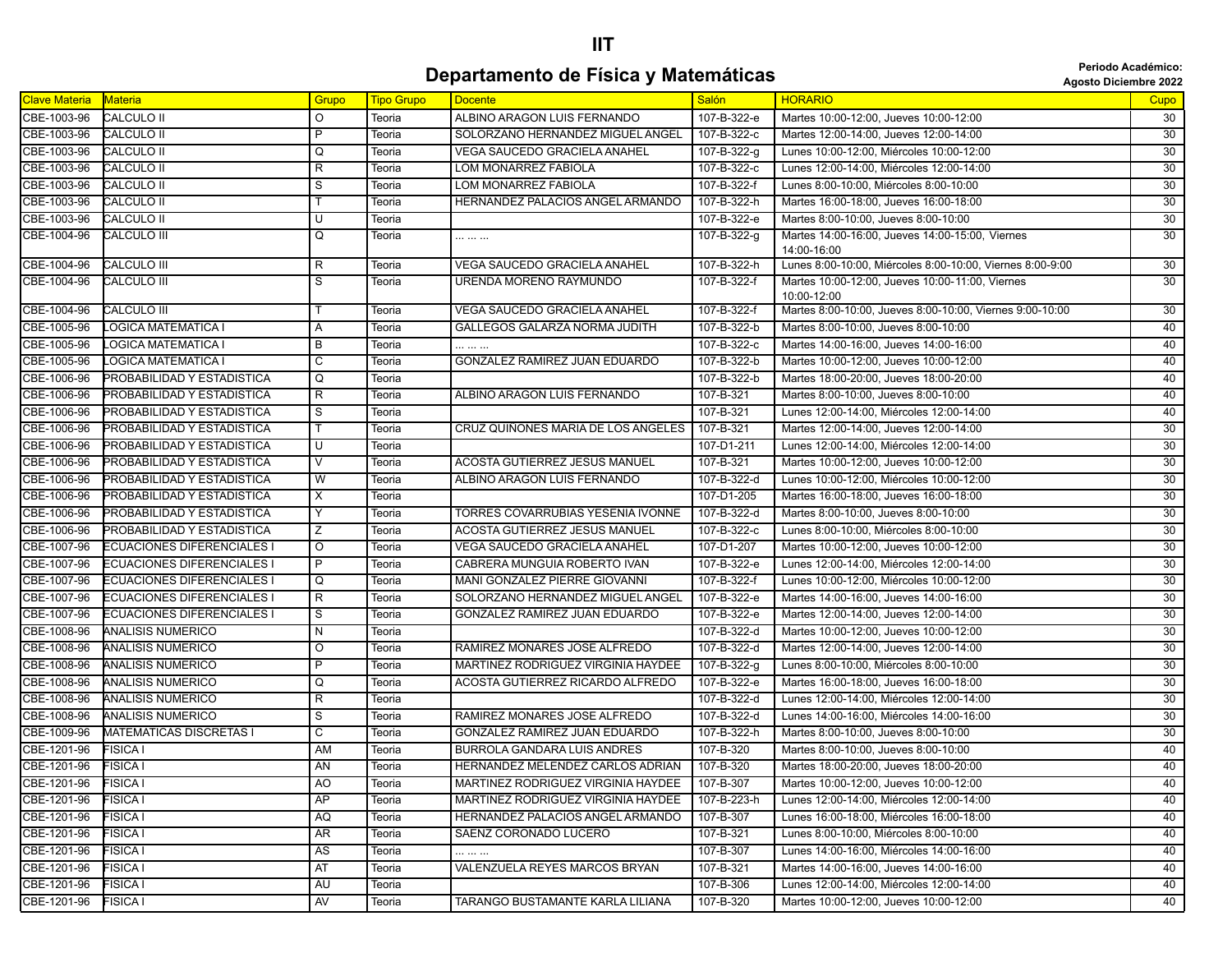# IIT

## Departamento de Física y Matemáticas

**Periodo Académico:**
**Agosto Diciembre 2022**

| Clave Materia | Materia | Grupo | Tipo Grupo | Docente | Salón | HORARIO | Cupo |
|---|---|---|---|---|---|---|---|
| CBE-1003-96 | CALCULO II | O | Teoria | ALBINO ARAGON LUIS FERNANDO | 107-B-322-e | Martes 10:00-12:00, Jueves 10:00-12:00 | 30 |
| CBE-1003-96 | CALCULO II | P | Teoria | SOLORZANO HERNANDEZ MIGUEL ANGEL | 107-B-322-c | Martes 12:00-14:00, Jueves 12:00-14:00 | 30 |
| CBE-1003-96 | CALCULO II | Q | Teoria | VEGA SAUCEDO GRACIELA ANAHEL | 107-B-322-g | Lunes 10:00-12:00, Miércoles 10:00-12:00 | 30 |
| CBE-1003-96 | CALCULO II | R | Teoria | LOM MONARREZ FABIOLA | 107-B-322-c | Lunes 12:00-14:00, Miércoles 12:00-14:00 | 30 |
| CBE-1003-96 | CALCULO II | S | Teoria | LOM MONARREZ FABIOLA | 107-B-322-f | Lunes 8:00-10:00, Miércoles 8:00-10:00 | 30 |
| CBE-1003-96 | CALCULO II | T | Teoria | HERNANDEZ PALACIOS ANGEL ARMANDO | 107-B-322-h | Martes 16:00-18:00, Jueves 16:00-18:00 | 30 |
| CBE-1003-96 | CALCULO II | U | Teoria | | 107-B-322-e | Martes 8:00-10:00, Jueves 8:00-10:00 | 30 |
| CBE-1004-96 | CALCULO III | Q | Teoria | ... ... ... | 107-B-322-g | Martes 14:00-16:00, Jueves 14:00-15:00, Viernes 14:00-16:00 | 30 |
| CBE-1004-96 | CALCULO III | R | Teoria | VEGA SAUCEDO GRACIELA ANAHEL | 107-B-322-h | Lunes 8:00-10:00, Miércoles 8:00-10:00, Viernes 8:00-9:00 | 30 |
| CBE-1004-96 | CALCULO III | S | Teoria | URENDA MORENO RAYMUNDO | 107-B-322-f | Martes 10:00-12:00, Jueves 10:00-11:00, Viernes 10:00-12:00 | 30 |
| CBE-1004-96 | CALCULO III | T | Teoria | VEGA SAUCEDO GRACIELA ANAHEL | 107-B-322-f | Martes 8:00-10:00, Jueves 8:00-10:00, Viernes 9:00-10:00 | 30 |
| CBE-1005-96 | LOGICA MATEMATICA I | A | Teoria | GALLEGOS GALARZA NORMA JUDITH | 107-B-322-b | Martes 8:00-10:00, Jueves 8:00-10:00 | 40 |
| CBE-1005-96 | LOGICA MATEMATICA I | B | Teoria | ... ... ... | 107-B-322-c | Martes 14:00-16:00, Jueves 14:00-16:00 | 40 |
| CBE-1005-96 | LOGICA MATEMATICA I | C | Teoria | GONZALEZ RAMIREZ JUAN EDUARDO | 107-B-322-b | Martes 10:00-12:00, Jueves 10:00-12:00 | 40 |
| CBE-1006-96 | PROBABILIDAD Y ESTADISTICA | Q | Teoria | | 107-B-322-b | Martes 18:00-20:00, Jueves 18:00-20:00 | 40 |
| CBE-1006-96 | PROBABILIDAD Y ESTADISTICA | R | Teoria | ALBINO ARAGON LUIS FERNANDO | 107-B-321 | Martes 8:00-10:00, Jueves 8:00-10:00 | 40 |
| CBE-1006-96 | PROBABILIDAD Y ESTADISTICA | S | Teoria | | 107-B-321 | Lunes 12:00-14:00, Miércoles 12:00-14:00 | 40 |
| CBE-1006-96 | PROBABILIDAD Y ESTADISTICA | T | Teoria | CRUZ QUIÑONES MARIA DE LOS ANGELES | 107-B-321 | Martes 12:00-14:00, Jueves 12:00-14:00 | 30 |
| CBE-1006-96 | PROBABILIDAD Y ESTADISTICA | U | Teoria | | 107-D1-211 | Lunes 12:00-14:00, Miércoles 12:00-14:00 | 30 |
| CBE-1006-96 | PROBABILIDAD Y ESTADISTICA | V | Teoria | ACOSTA GUTIERREZ JESUS MANUEL | 107-B-321 | Martes 10:00-12:00, Jueves 10:00-12:00 | 30 |
| CBE-1006-96 | PROBABILIDAD Y ESTADISTICA | W | Teoria | ALBINO ARAGON LUIS FERNANDO | 107-B-322-d | Lunes 10:00-12:00, Miércoles 10:00-12:00 | 30 |
| CBE-1006-96 | PROBABILIDAD Y ESTADISTICA | X | Teoria | | 107-D1-205 | Martes 16:00-18:00, Jueves 16:00-18:00 | 30 |
| CBE-1006-96 | PROBABILIDAD Y ESTADISTICA | Y | Teoria | TORRES COVARRUBIAS YESENIA IVONNE | 107-B-322-d | Martes 8:00-10:00, Jueves 8:00-10:00 | 30 |
| CBE-1006-96 | PROBABILIDAD Y ESTADISTICA | Z | Teoria | ACOSTA GUTIERREZ JESUS MANUEL | 107-B-322-c | Lunes 8:00-10:00, Miércoles 8:00-10:00 | 30 |
| CBE-1007-96 | ECUACIONES DIFERENCIALES I | O | Teoria | VEGA SAUCEDO GRACIELA ANAHEL | 107-D1-207 | Martes 10:00-12:00, Jueves 10:00-12:00 | 30 |
| CBE-1007-96 | ECUACIONES DIFERENCIALES I | P | Teoria | CABRERA MUNGUIA ROBERTO IVAN | 107-B-322-e | Lunes 12:00-14:00, Miércoles 12:00-14:00 | 30 |
| CBE-1007-96 | ECUACIONES DIFERENCIALES I | Q | Teoria | MANI GONZALEZ PIERRE GIOVANNI | 107-B-322-f | Lunes 10:00-12:00, Miércoles 10:00-12:00 | 30 |
| CBE-1007-96 | ECUACIONES DIFERENCIALES I | R | Teoria | SOLORZANO HERNANDEZ MIGUEL ANGEL | 107-B-322-e | Martes 14:00-16:00, Jueves 14:00-16:00 | 30 |
| CBE-1007-96 | ECUACIONES DIFERENCIALES I | S | Teoria | GONZALEZ RAMIREZ JUAN EDUARDO | 107-B-322-e | Martes 12:00-14:00, Jueves 12:00-14:00 | 30 |
| CBE-1008-96 | ANALISIS NUMERICO | N | Teoria | | 107-B-322-d | Martes 10:00-12:00, Jueves 10:00-12:00 | 30 |
| CBE-1008-96 | ANALISIS NUMERICO | O | Teoria | RAMIREZ MONARES JOSE ALFREDO | 107-B-322-d | Martes 12:00-14:00, Jueves 12:00-14:00 | 30 |
| CBE-1008-96 | ANALISIS NUMERICO | P | Teoria | MARTINEZ RODRIGUEZ VIRGINIA HAYDEE | 107-B-322-g | Lunes 8:00-10:00, Miércoles 8:00-10:00 | 30 |
| CBE-1008-96 | ANALISIS NUMERICO | Q | Teoria | ACOSTA GUTIERREZ RICARDO ALFREDO | 107-B-322-e | Martes 16:00-18:00, Jueves 16:00-18:00 | 30 |
| CBE-1008-96 | ANALISIS NUMERICO | R | Teoria | | 107-B-322-d | Lunes 12:00-14:00, Miércoles 12:00-14:00 | 30 |
| CBE-1008-96 | ANALISIS NUMERICO | S | Teoria | RAMIREZ MONARES JOSE ALFREDO | 107-B-322-d | Lunes 14:00-16:00, Miércoles 14:00-16:00 | 30 |
| CBE-1009-96 | MATEMATICAS DISCRETAS I | C | Teoria | GONZALEZ RAMIREZ JUAN EDUARDO | 107-B-322-h | Martes 8:00-10:00, Jueves 8:00-10:00 | 30 |
| CBE-1201-96 | FISICA I | AM | Teoria | BURROLA GANDARA LUIS ANDRES | 107-B-320 | Martes 8:00-10:00, Jueves 8:00-10:00 | 40 |
| CBE-1201-96 | FISICA I | AN | Teoria | HERNANDEZ MELENDEZ CARLOS ADRIAN | 107-B-320 | Martes 18:00-20:00, Jueves 18:00-20:00 | 40 |
| CBE-1201-96 | FISICA I | AO | Teoria | MARTINEZ RODRIGUEZ VIRGINIA HAYDEE | 107-B-307 | Martes 10:00-12:00, Jueves 10:00-12:00 | 40 |
| CBE-1201-96 | FISICA I | AP | Teoria | MARTINEZ RODRIGUEZ VIRGINIA HAYDEE | 107-B-223-h | Lunes 12:00-14:00, Miércoles 12:00-14:00 | 40 |
| CBE-1201-96 | FISICA I | AQ | Teoria | HERNANDEZ PALACIOS ANGEL ARMANDO | 107-B-307 | Lunes 16:00-18:00, Miércoles 16:00-18:00 | 40 |
| CBE-1201-96 | FISICA I | AR | Teoria | SAENZ CORONADO LUCERO | 107-B-321 | Lunes 8:00-10:00, Miércoles 8:00-10:00 | 40 |
| CBE-1201-96 | FISICA I | AS | Teoria | ... ... ... | 107-B-307 | Lunes 14:00-16:00, Miércoles 14:00-16:00 | 40 |
| CBE-1201-96 | FISICA I | AT | Teoria | VALENZUELA REYES MARCOS BRYAN | 107-B-321 | Martes 14:00-16:00, Jueves 14:00-16:00 | 40 |
| CBE-1201-96 | FISICA I | AU | Teoria | | 107-B-306 | Lunes 12:00-14:00, Miércoles 12:00-14:00 | 40 |
| CBE-1201-96 | FISICA I | AV | Teoria | TARANGO BUSTAMANTE KARLA LILIANA | 107-B-320 | Martes 10:00-12:00, Jueves 10:00-12:00 | 40 |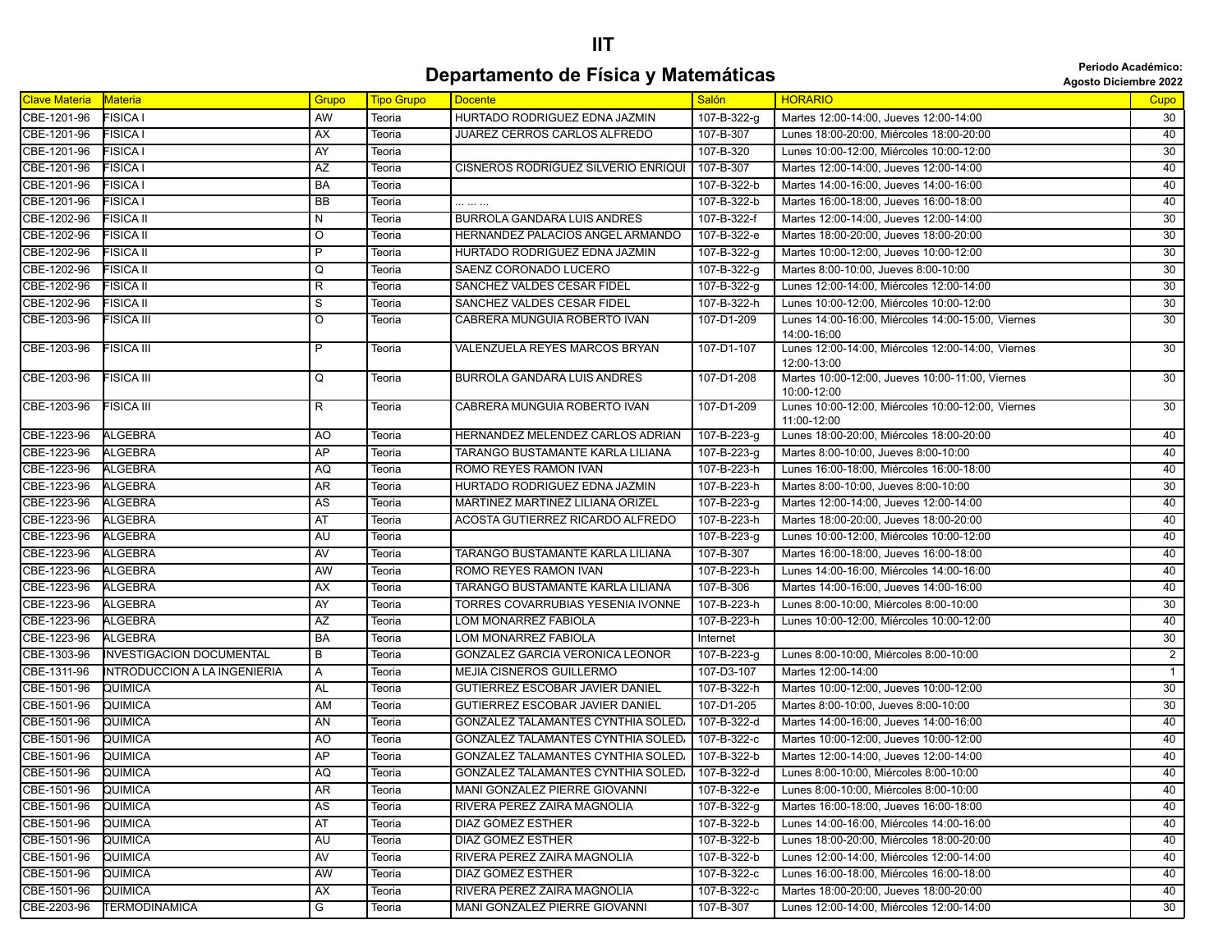# IIT

## Departamento de Física y Matemáticas

**Periodo Académico: Agosto Diciembre 2022**

| Clave Materia | Materia | Grupo | Tipo Grupo | Docente | Salón | HORARIO | Cupo |
|---|---|---|---|---|---|---|---|
| CBE-1201-96 | FISICA I | AW | Teoria | HURTADO RODRIGUEZ EDNA JAZMIN | 107-B-322-g | Martes 12:00-14:00, Jueves 12:00-14:00 | 30 |
| CBE-1201-96 | FISICA I | AX | Teoria | JUAREZ CERROS CARLOS ALFREDO | 107-B-307 | Lunes 18:00-20:00, Miércoles 18:00-20:00 | 40 |
| CBE-1201-96 | FISICA I | AY | Teoria | | 107-B-320 | Lunes 10:00-12:00, Miércoles 10:00-12:00 | 30 |
| CBE-1201-96 | FISICA I | AZ | Teoria | CISNEROS RODRIGUEZ SILVERIO ENRIQUI | 107-B-307 | Martes 12:00-14:00, Jueves 12:00-14:00 | 40 |
| CBE-1201-96 | FISICA I | BA | Teoria | | 107-B-322-b | Martes 14:00-16:00, Jueves 14:00-16:00 | 40 |
| CBE-1201-96 | FISICA I | BB | Teoria | ... ... ... | 107-B-322-b | Martes 16:00-18:00, Jueves 16:00-18:00 | 40 |
| CBE-1202-96 | FISICA II | N | Teoria | BURROLA GANDARA LUIS ANDRES | 107-B-322-f | Martes 12:00-14:00, Jueves 12:00-14:00 | 30 |
| CBE-1202-96 | FISICA II | O | Teoria | HERNANDEZ PALACIOS ANGEL ARMANDO | 107-B-322-e | Martes 18:00-20:00, Jueves 18:00-20:00 | 30 |
| CBE-1202-96 | FISICA II | P | Teoria | HURTADO RODRIGUEZ EDNA JAZMIN | 107-B-322-g | Martes 10:00-12:00, Jueves 10:00-12:00 | 30 |
| CBE-1202-96 | FISICA II | Q | Teoria | SAENZ CORONADO LUCERO | 107-B-322-g | Martes 8:00-10:00, Jueves 8:00-10:00 | 30 |
| CBE-1202-96 | FISICA II | R | Teoria | SANCHEZ VALDES CESAR FIDEL | 107-B-322-g | Lunes 12:00-14:00, Miércoles 12:00-14:00 | 30 |
| CBE-1202-96 | FISICA II | S | Teoria | SANCHEZ VALDES CESAR FIDEL | 107-B-322-h | Lunes 10:00-12:00, Miércoles 10:00-12:00 | 30 |
| CBE-1203-96 | FISICA III | O | Teoria | CABRERA MUNGUIA ROBERTO IVAN | 107-D1-209 | Lunes 14:00-16:00, Miércoles 14:00-15:00, Viernes 14:00-16:00 | 30 |
| CBE-1203-96 | FISICA III | P | Teoria | VALENZUELA REYES MARCOS BRYAN | 107-D1-107 | Lunes 12:00-14:00, Miércoles 12:00-14:00, Viernes 12:00-13:00 | 30 |
| CBE-1203-96 | FISICA III | Q | Teoria | BURROLA GANDARA LUIS ANDRES | 107-D1-208 | Martes 10:00-12:00, Jueves 10:00-11:00, Viernes 10:00-12:00 | 30 |
| CBE-1203-96 | FISICA III | R | Teoria | CABRERA MUNGUIA ROBERTO IVAN | 107-D1-209 | Lunes 10:00-12:00, Miércoles 10:00-12:00, Viernes 11:00-12:00 | 30 |
| CBE-1223-96 | ALGEBRA | AO | Teoria | HERNANDEZ MELENDEZ CARLOS ADRIAN | 107-B-223-g | Lunes 18:00-20:00, Miércoles 18:00-20:00 | 40 |
| CBE-1223-96 | ALGEBRA | AP | Teoria | TARANGO BUSTAMANTE KARLA LILIANA | 107-B-223-g | Martes 8:00-10:00, Jueves 8:00-10:00 | 40 |
| CBE-1223-96 | ALGEBRA | AQ | Teoria | ROMO REYES RAMON IVAN | 107-B-223-h | Lunes 16:00-18:00, Miércoles 16:00-18:00 | 40 |
| CBE-1223-96 | ALGEBRA | AR | Teoria | HURTADO RODRIGUEZ EDNA JAZMIN | 107-B-223-h | Martes 8:00-10:00, Jueves 8:00-10:00 | 30 |
| CBE-1223-96 | ALGEBRA | AS | Teoria | MARTINEZ MARTINEZ LILIANA ORIZEL | 107-B-223-g | Martes 12:00-14:00, Jueves 12:00-14:00 | 40 |
| CBE-1223-96 | ALGEBRA | AT | Teoria | ACOSTA GUTIERREZ RICARDO ALFREDO | 107-B-223-h | Martes 18:00-20:00, Jueves 18:00-20:00 | 40 |
| CBE-1223-96 | ALGEBRA | AU | Teoria | | 107-B-223-g | Lunes 10:00-12:00, Miércoles 10:00-12:00 | 40 |
| CBE-1223-96 | ALGEBRA | AV | Teoria | TARANGO BUSTAMANTE KARLA LILIANA | 107-B-307 | Martes 16:00-18:00, Jueves 16:00-18:00 | 40 |
| CBE-1223-96 | ALGEBRA | AW | Teoria | ROMO REYES RAMON IVAN | 107-B-223-h | Lunes 14:00-16:00, Miércoles 14:00-16:00 | 40 |
| CBE-1223-96 | ALGEBRA | AX | Teoria | TARANGO BUSTAMANTE KARLA LILIANA | 107-B-306 | Martes 14:00-16:00, Jueves 14:00-16:00 | 40 |
| CBE-1223-96 | ALGEBRA | AY | Teoria | TORRES COVARRUBIAS YESENIA IVONNE | 107-B-223-h | Lunes 8:00-10:00, Miércoles 8:00-10:00 | 30 |
| CBE-1223-96 | ALGEBRA | AZ | Teoria | LOM MONARREZ FABIOLA | 107-B-223-h | Lunes 10:00-12:00, Miércoles 10:00-12:00 | 40 |
| CBE-1223-96 | ALGEBRA | BA | Teoria | LOM MONARREZ FABIOLA | Internet | | 30 |
| CBE-1303-96 | INVESTIGACION DOCUMENTAL | B | Teoria | GONZALEZ GARCIA VERONICA LEONOR | 107-B-223-g | Lunes 8:00-10:00, Miércoles 8:00-10:00 | 2 |
| CBE-1311-96 | INTRODUCCION A LA INGENIERIA | A | Teoria | MEJIA CISNEROS GUILLERMO | 107-D3-107 | Martes 12:00-14:00 | 1 |
| CBE-1501-96 | QUIMICA | AL | Teoria | GUTIERREZ ESCOBAR JAVIER DANIEL | 107-B-322-h | Martes 10:00-12:00, Jueves 10:00-12:00 | 30 |
| CBE-1501-96 | QUIMICA | AM | Teoria | GUTIERREZ ESCOBAR JAVIER DANIEL | 107-D1-205 | Martes 8:00-10:00, Jueves 8:00-10:00 | 30 |
| CBE-1501-96 | QUIMICA | AN | Teoria | GONZALEZ TALAMANTES CYNTHIA SOLED | 107-B-322-d | Martes 14:00-16:00, Jueves 14:00-16:00 | 40 |
| CBE-1501-96 | QUIMICA | AO | Teoria | GONZALEZ TALAMANTES CYNTHIA SOLED | 107-B-322-c | Martes 10:00-12:00, Jueves 10:00-12:00 | 40 |
| CBE-1501-96 | QUIMICA | AP | Teoria | GONZALEZ TALAMANTES CYNTHIA SOLED | 107-B-322-b | Martes 12:00-14:00, Jueves 12:00-14:00 | 40 |
| CBE-1501-96 | QUIMICA | AQ | Teoria | GONZALEZ TALAMANTES CYNTHIA SOLED | 107-B-322-d | Lunes 8:00-10:00, Miércoles 8:00-10:00 | 40 |
| CBE-1501-96 | QUIMICA | AR | Teoria | MANI GONZALEZ PIERRE GIOVANNI | 107-B-322-e | Lunes 8:00-10:00, Miércoles 8:00-10:00 | 40 |
| CBE-1501-96 | QUIMICA | AS | Teoria | RIVERA PEREZ ZAIRA MAGNOLIA | 107-B-322-g | Martes 16:00-18:00, Jueves 16:00-18:00 | 40 |
| CBE-1501-96 | QUIMICA | AT | Teoria | DIAZ GOMEZ ESTHER | 107-B-322-b | Lunes 14:00-16:00, Miércoles 14:00-16:00 | 40 |
| CBE-1501-96 | QUIMICA | AU | Teoria | DIAZ GOMEZ ESTHER | 107-B-322-b | Lunes 18:00-20:00, Miércoles 18:00-20:00 | 40 |
| CBE-1501-96 | QUIMICA | AV | Teoria | RIVERA PEREZ ZAIRA MAGNOLIA | 107-B-322-b | Lunes 12:00-14:00, Miércoles 12:00-14:00 | 40 |
| CBE-1501-96 | QUIMICA | AW | Teoria | DIAZ GOMEZ ESTHER | 107-B-322-c | Lunes 16:00-18:00, Miércoles 16:00-18:00 | 40 |
| CBE-1501-96 | QUIMICA | AX | Teoria | RIVERA PEREZ ZAIRA MAGNOLIA | 107-B-322-c | Martes 18:00-20:00, Jueves 18:00-20:00 | 40 |
| CBE-2203-96 | TERMODINAMICA | G | Teoria | MANI GONZALEZ PIERRE GIOVANNI | 107-B-307 | Lunes 12:00-14:00, Miércoles 12:00-14:00 | 30 |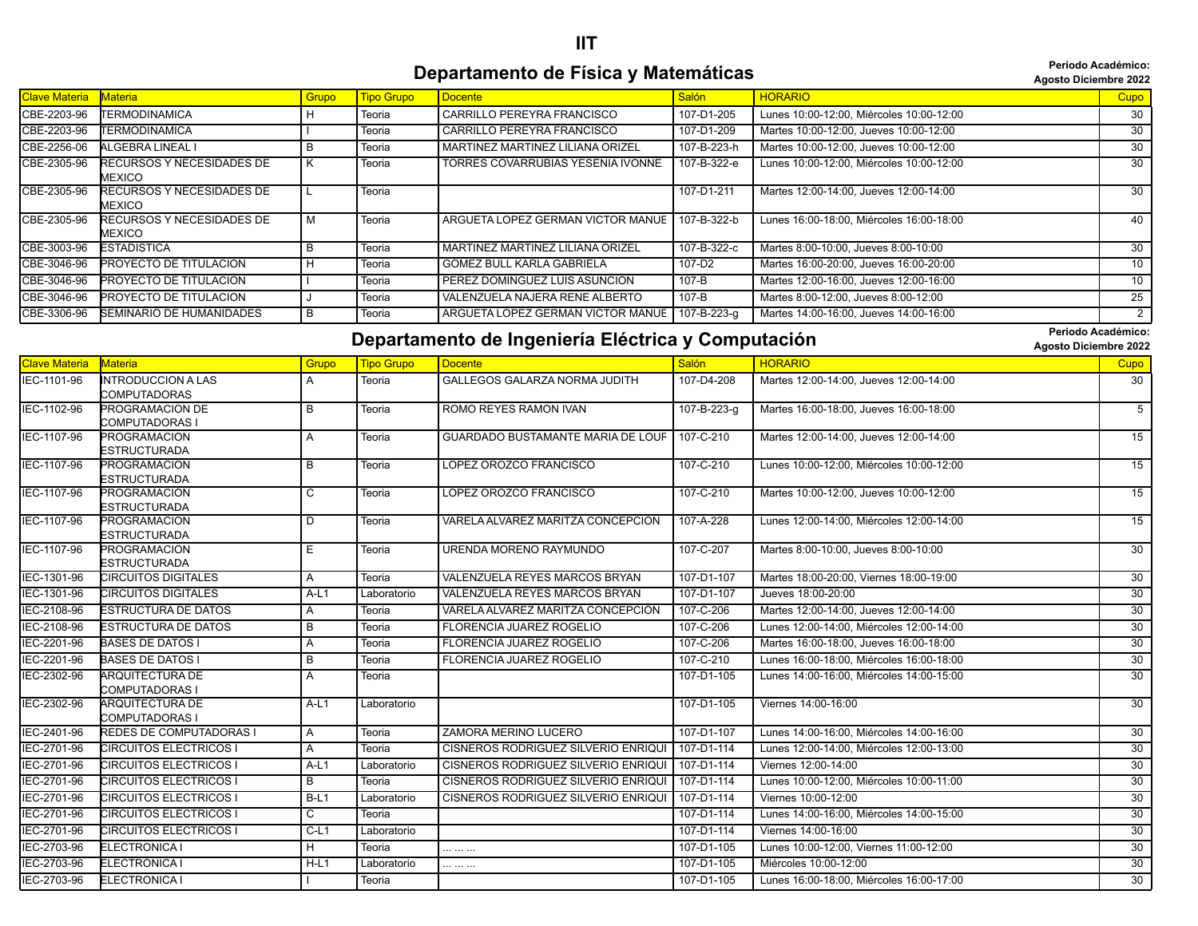# IIT

## Departamento de Física y Matemáticas

**Periodo Académico: Agosto Diciembre 2022**

| Clave Materia | Materia | Grupo | Tipo Grupo | Docente | Salón | HORARIO | Cupo |
|---|---|---|---|---|---|---|---|
| CBE-2203-96 | TERMODINAMICA | H | Teoria | CARRILLO PEREYRA FRANCISCO | 107-D1-205 | Lunes 10:00-12:00, Miércoles 10:00-12:00 | 30 |
| CBE-2203-96 | TERMODINAMICA | I | Teoria | CARRILLO PEREYRA FRANCISCO | 107-D1-209 | Martes 10:00-12:00, Jueves 10:00-12:00 | 30 |
| CBE-2256-06 | ALGEBRA LINEAL I | B | Teoria | MARTINEZ MARTINEZ LILIANA ORIZEL | 107-B-223-h | Martes 10:00-12:00, Jueves 10:00-12:00 | 30 |
| CBE-2305-96 | RECURSOS Y NECESIDADES DE MEXICO | K | Teoria | TORRES COVARRUBIAS YESENIA IVONNE | 107-B-322-e | Lunes 10:00-12:00, Miércoles 10:00-12:00 | 30 |
| CBE-2305-96 | RECURSOS Y NECESIDADES DE MEXICO | L | Teoria | | 107-D1-211 | Martes 12:00-14:00, Jueves 12:00-14:00 | 30 |
| CBE-2305-96 | RECURSOS Y NECESIDADES DE MEXICO | M | Teoria | ARGUETA LOPEZ GERMAN VICTOR MANUE | 107-B-322-b | Lunes 16:00-18:00, Miércoles 16:00-18:00 | 40 |
| CBE-3003-96 | ESTADISTICA | B | Teoria | MARTINEZ MARTINEZ LILIANA ORIZEL | 107-B-322-c | Martes 8:00-10:00, Jueves 8:00-10:00 | 30 |
| CBE-3046-96 | PROYECTO DE TITULACION | H | Teoria | GOMEZ BULL KARLA GABRIELA | 107-D2 | Martes 16:00-20:00, Jueves 16:00-20:00 | 10 |
| CBE-3046-96 | PROYECTO DE TITULACION | I | Teoria | PEREZ DOMINGUEZ LUIS ASUNCION | 107-B | Martes 12:00-16:00, Jueves 12:00-16:00 | 10 |
| CBE-3046-96 | PROYECTO DE TITULACION | J | Teoria | VALENZUELA NAJERA RENE ALBERTO | 107-B | Martes 8:00-12:00, Jueves 8:00-12:00 | 25 |
| CBE-3306-96 | SEMINARIO DE HUMANIDADES | B | Teoria | ARGUETA LOPEZ GERMAN VICTOR MANUE | 107-B-223-g | Martes 14:00-16:00, Jueves 14:00-16:00 | 2 |

## Departamento de Ingeniería Eléctrica y Computación

**Periodo Académico: Agosto Diciembre 2022**

| Clave Materia | Materia | Grupo | Tipo Grupo | Docente | Salón | HORARIO | Cupo |
|---|---|---|---|---|---|---|---|
| IEC-1101-96 | INTRODUCCION A LAS COMPUTADORAS | A | Teoria | GALLEGOS GALARZA NORMA JUDITH | 107-D4-208 | Martes 12:00-14:00, Jueves 12:00-14:00 | 30 |
| IEC-1102-96 | PROGRAMACION DE COMPUTADORAS I | B | Teoria | ROMO REYES RAMON IVAN | 107-B-223-g | Martes 16:00-18:00, Jueves 16:00-18:00 | 5 |
| IEC-1107-96 | PROGRAMACION ESTRUCTURADA | A | Teoria | GUARDADO BUSTAMANTE MARIA DE LOUF | 107-C-210 | Martes 12:00-14:00, Jueves 12:00-14:00 | 15 |
| IEC-1107-96 | PROGRAMACION ESTRUCTURADA | B | Teoria | LOPEZ OROZCO FRANCISCO | 107-C-210 | Lunes 10:00-12:00, Miércoles 10:00-12:00 | 15 |
| IEC-1107-96 | PROGRAMACION ESTRUCTURADA | C | Teoria | LOPEZ OROZCO FRANCISCO | 107-C-210 | Martes 10:00-12:00, Jueves 10:00-12:00 | 15 |
| IEC-1107-96 | PROGRAMACION ESTRUCTURADA | D | Teoria | VARELA ALVAREZ MARITZA CONCEPCION | 107-A-228 | Lunes 12:00-14:00, Miércoles 12:00-14:00 | 15 |
| IEC-1107-96 | PROGRAMACION ESTRUCTURADA | E | Teoria | URENDA MORENO RAYMUNDO | 107-C-207 | Martes 8:00-10:00, Jueves 8:00-10:00 | 30 |
| IEC-1301-96 | CIRCUITOS DIGITALES | A | Teoria | VALENZUELA REYES MARCOS BRYAN | 107-D1-107 | Martes 18:00-20:00, Viernes 18:00-19:00 | 30 |
| IEC-1301-96 | CIRCUITOS DIGITALES | A-L1 | Laboratorio | VALENZUELA REYES MARCOS BRYAN | 107-D1-107 | Jueves 18:00-20:00 | 30 |
| IEC-2108-96 | ESTRUCTURA DE DATOS | A | Teoria | VARELA ALVAREZ MARITZA CONCEPCION | 107-C-206 | Martes 12:00-14:00, Jueves 12:00-14:00 | 30 |
| IEC-2108-96 | ESTRUCTURA DE DATOS | B | Teoria | FLORENCIA JUAREZ ROGELIO | 107-C-206 | Lunes 12:00-14:00, Miércoles 12:00-14:00 | 30 |
| IEC-2201-96 | BASES DE DATOS I | A | Teoria | FLORENCIA JUAREZ ROGELIO | 107-C-206 | Martes 16:00-18:00, Jueves 16:00-18:00 | 30 |
| IEC-2201-96 | BASES DE DATOS I | B | Teoria | FLORENCIA JUAREZ ROGELIO | 107-C-210 | Lunes 16:00-18:00, Miércoles 16:00-18:00 | 30 |
| IEC-2302-96 | ARQUITECTURA DE COMPUTADORAS I | A | Teoria | | 107-D1-105 | Lunes 14:00-16:00, Miércoles 14:00-15:00 | 30 |
| IEC-2302-96 | ARQUITECTURA DE COMPUTADORAS I | A-L1 | Laboratorio | | 107-D1-105 | Viernes 14:00-16:00 | 30 |
| IEC-2401-96 | REDES DE COMPUTADORAS I | A | Teoria | ZAMORA MERINO LUCERO | 107-D1-107 | Lunes 14:00-16:00, Miércoles 14:00-16:00 | 30 |
| IEC-2701-96 | CIRCUITOS ELECTRICOS I | A | Teoria | CISNEROS RODRIGUEZ SILVERIO ENRIQUI | 107-D1-114 | Lunes 12:00-14:00, Miércoles 12:00-13:00 | 30 |
| IEC-2701-96 | CIRCUITOS ELECTRICOS I | A-L1 | Laboratorio | CISNEROS RODRIGUEZ SILVERIO ENRIQUI | 107-D1-114 | Viernes 12:00-14:00 | 30 |
| IEC-2701-96 | CIRCUITOS ELECTRICOS I | B | Teoria | CISNEROS RODRIGUEZ SILVERIO ENRIQUI | 107-D1-114 | Lunes 10:00-12:00, Miércoles 10:00-11:00 | 30 |
| IEC-2701-96 | CIRCUITOS ELECTRICOS I | B-L1 | Laboratorio | CISNEROS RODRIGUEZ SILVERIO ENRIQUI | 107-D1-114 | Viernes 10:00-12:00 | 30 |
| IEC-2701-96 | CIRCUITOS ELECTRICOS I | C | Teoria | | 107-D1-114 | Lunes 14:00-16:00, Miércoles 14:00-15:00 | 30 |
| IEC-2701-96 | CIRCUITOS ELECTRICOS I | C-L1 | Laboratorio | | 107-D1-114 | Viernes 14:00-16:00 | 30 |
| IEC-2703-96 | ELECTRONICA I | H | Teoria | ... ... ... | 107-D1-105 | Lunes 10:00-12:00, Viernes 11:00-12:00 | 30 |
| IEC-2703-96 | ELECTRONICA I | H-L1 | Laboratorio | ... ... ... | 107-D1-105 | Miércoles 10:00-12:00 | 30 |
| IEC-2703-96 | ELECTRONICA I | I | Teoria | | 107-D1-105 | Lunes 16:00-18:00, Miércoles 16:00-17:00 | 30 |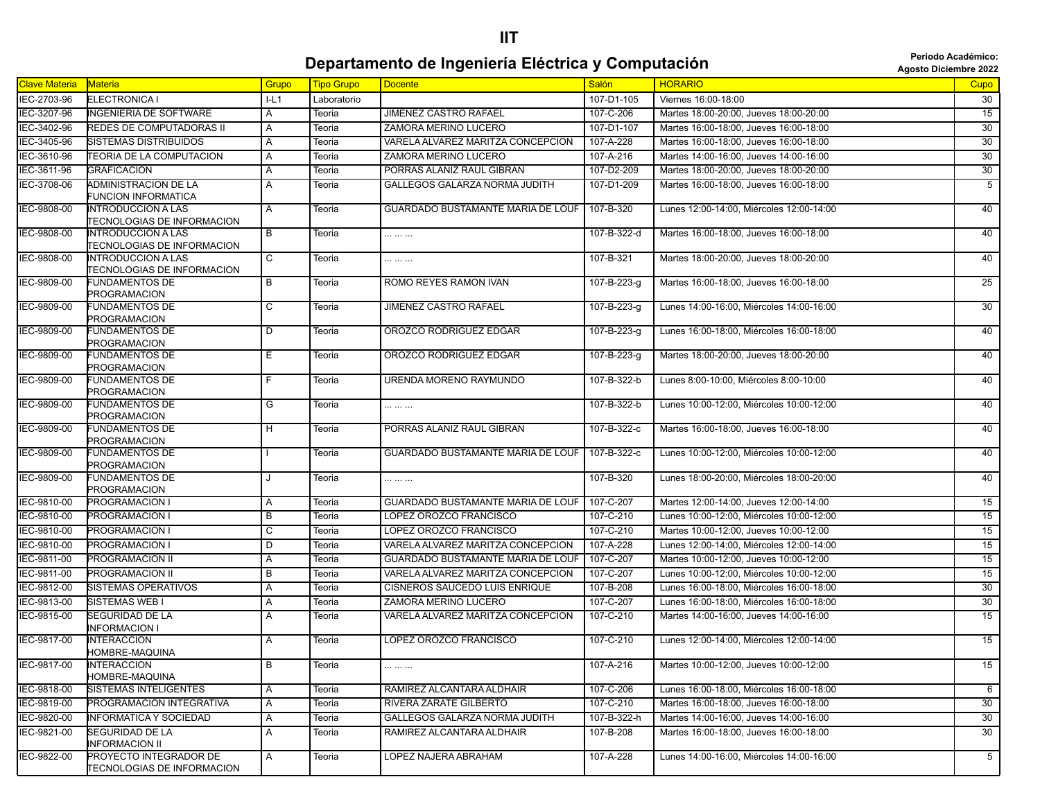# IIT

## Departamento de Ingeniería Eléctrica y Computación

**Periodo Académico: Agosto Diciembre 2022**

| Clave Materia | Materia | Grupo | Tipo Grupo | Docente | Salón | HORARIO | Cupo |
|---|---|---|---|---|---|---|---|
| IEC-2703-96 | ELECTRONICA I | I-L1 | Laboratorio | | 107-D1-105 | Viernes 16:00-18:00 | 30 |
| IEC-3207-96 | INGENIERIA DE SOFTWARE | A | Teoria | JIMENEZ CASTRO RAFAEL | 107-C-206 | Martes 18:00-20:00, Jueves 18:00-20:00 | 15 |
| IEC-3402-96 | REDES DE COMPUTADORAS II | A | Teoria | ZAMORA MERINO LUCERO | 107-D1-107 | Martes 16:00-18:00, Jueves 16:00-18:00 | 30 |
| IEC-3405-96 | SISTEMAS DISTRIBUIDOS | A | Teoria | VARELA ALVAREZ MARITZA CONCEPCION | 107-A-228 | Martes 16:00-18:00, Jueves 16:00-18:00 | 30 |
| IEC-3610-96 | TEORIA DE LA COMPUTACION | A | Teoria | ZAMORA MERINO LUCERO | 107-A-216 | Martes 14:00-16:00, Jueves 14:00-16:00 | 30 |
| IEC-3611-96 | GRAFICACION | A | Teoria | PORRAS ALANIZ RAUL GIBRAN | 107-D2-209 | Martes 18:00-20:00, Jueves 18:00-20:00 | 30 |
| IEC-3708-06 | ADMINISTRACION DE LA FUNCION INFORMATICA | A | Teoria | GALLEGOS GALARZA NORMA JUDITH | 107-D1-209 | Martes 16:00-18:00, Jueves 16:00-18:00 | 5 |
| IEC-9808-00 | INTRODUCCION A LAS TECNOLOGIAS DE INFORMACION | A | Teoria | GUARDADO BUSTAMANTE MARIA DE LOUF | 107-B-320 | Lunes 12:00-14:00, Miércoles 12:00-14:00 | 40 |
| IEC-9808-00 | INTRODUCCION A LAS TECNOLOGIAS DE INFORMACION | B | Teoria | ... ... ... | 107-B-322-d | Martes 16:00-18:00, Jueves 16:00-18:00 | 40 |
| IEC-9808-00 | INTRODUCCION A LAS TECNOLOGIAS DE INFORMACION | C | Teoria | ... ... ... | 107-B-321 | Martes 18:00-20:00, Jueves 18:00-20:00 | 40 |
| IEC-9809-00 | FUNDAMENTOS DE PROGRAMACION | B | Teoria | ROMO REYES RAMON IVAN | 107-B-223-g | Martes 16:00-18:00, Jueves 16:00-18:00 | 25 |
| IEC-9809-00 | FUNDAMENTOS DE PROGRAMACION | C | Teoria | JIMENEZ CASTRO RAFAEL | 107-B-223-g | Lunes 14:00-16:00, Miércoles 14:00-16:00 | 30 |
| IEC-9809-00 | FUNDAMENTOS DE PROGRAMACION | D | Teoria | OROZCO RODRIGUEZ EDGAR | 107-B-223-g | Lunes 16:00-18:00, Miércoles 16:00-18:00 | 40 |
| IEC-9809-00 | FUNDAMENTOS DE PROGRAMACION | E | Teoria | OROZCO RODRIGUEZ EDGAR | 107-B-223-g | Martes 18:00-20:00, Jueves 18:00-20:00 | 40 |
| IEC-9809-00 | FUNDAMENTOS DE PROGRAMACION | F | Teoria | URENDA MORENO RAYMUNDO | 107-B-322-b | Lunes 8:00-10:00, Miércoles 8:00-10:00 | 40 |
| IEC-9809-00 | FUNDAMENTOS DE PROGRAMACION | G | Teoria | ... ... ... | 107-B-322-b | Lunes 10:00-12:00, Miércoles 10:00-12:00 | 40 |
| IEC-9809-00 | FUNDAMENTOS DE PROGRAMACION | H | Teoria | PORRAS ALANIZ RAUL GIBRAN | 107-B-322-c | Martes 16:00-18:00, Jueves 16:00-18:00 | 40 |
| IEC-9809-00 | FUNDAMENTOS DE PROGRAMACION | I | Teoria | GUARDADO BUSTAMANTE MARIA DE LOUF | 107-B-322-c | Lunes 10:00-12:00, Miércoles 10:00-12:00 | 40 |
| IEC-9809-00 | FUNDAMENTOS DE PROGRAMACION | J | Teoria | ... ... ... | 107-B-320 | Lunes 18:00-20:00, Miércoles 18:00-20:00 | 40 |
| IEC-9810-00 | PROGRAMACION I | A | Teoria | GUARDADO BUSTAMANTE MARIA DE LOUF | 107-C-207 | Martes 12:00-14:00, Jueves 12:00-14:00 | 15 |
| IEC-9810-00 | PROGRAMACION I | B | Teoria | LOPEZ OROZCO FRANCISCO | 107-C-210 | Lunes 10:00-12:00, Miércoles 10:00-12:00 | 15 |
| IEC-9810-00 | PROGRAMACION I | C | Teoria | LOPEZ OROZCO FRANCISCO | 107-C-210 | Martes 10:00-12:00, Jueves 10:00-12:00 | 15 |
| IEC-9810-00 | PROGRAMACION I | D | Teoria | VARELA ALVAREZ MARITZA CONCEPCION | 107-A-228 | Lunes 12:00-14:00, Miércoles 12:00-14:00 | 15 |
| IEC-9811-00 | PROGRAMACION II | A | Teoria | GUARDADO BUSTAMANTE MARIA DE LOUF | 107-C-207 | Martes 10:00-12:00, Jueves 10:00-12:00 | 15 |
| IEC-9811-00 | PROGRAMACION II | B | Teoria | VARELA ALVAREZ MARITZA CONCEPCION | 107-C-207 | Lunes 10:00-12:00, Miércoles 10:00-12:00 | 15 |
| IEC-9812-00 | SISTEMAS OPERATIVOS | A | Teoria | CISNEROS SAUCEDO LUIS ENRIQUE | 107-B-208 | Lunes 16:00-18:00, Miércoles 16:00-18:00 | 30 |
| IEC-9813-00 | SISTEMAS WEB I | A | Teoria | ZAMORA MERINO LUCERO | 107-C-207 | Lunes 16:00-18:00, Miércoles 16:00-18:00 | 30 |
| IEC-9815-00 | SEGURIDAD DE LA INFORMACION I | A | Teoria | VARELA ALVAREZ MARITZA CONCEPCION | 107-C-210 | Martes 14:00-16:00, Jueves 14:00-16:00 | 15 |
| IEC-9817-00 | INTERACCION HOMBRE-MAQUINA | A | Teoria | LOPEZ OROZCO FRANCISCO | 107-C-210 | Lunes 12:00-14:00, Miércoles 12:00-14:00 | 15 |
| IEC-9817-00 | INTERACCION HOMBRE-MAQUINA | B | Teoria | ... ... ... | 107-A-216 | Martes 10:00-12:00, Jueves 10:00-12:00 | 15 |
| IEC-9818-00 | SISTEMAS INTELIGENTES | A | Teoria | RAMIREZ ALCANTARA ALDHAIR | 107-C-206 | Lunes 16:00-18:00, Miércoles 16:00-18:00 | 6 |
| IEC-9819-00 | PROGRAMACION INTEGRATIVA | A | Teoria | RIVERA ZARATE GILBERTO | 107-C-210 | Martes 16:00-18:00, Jueves 16:00-18:00 | 30 |
| IEC-9820-00 | INFORMATICA Y SOCIEDAD | A | Teoria | GALLEGOS GALARZA NORMA JUDITH | 107-B-322-h | Martes 14:00-16:00, Jueves 14:00-16:00 | 30 |
| IEC-9821-00 | SEGURIDAD DE LA INFORMACION II | A | Teoria | RAMIREZ ALCANTARA ALDHAIR | 107-B-208 | Martes 16:00-18:00, Jueves 16:00-18:00 | 30 |
| IEC-9822-00 | PROYECTO INTEGRADOR DE TECNOLOGIAS DE INFORMACION | A | Teoria | LOPEZ NAJERA ABRAHAM | 107-A-228 | Lunes 14:00-16:00, Miércoles 14:00-16:00 | 5 |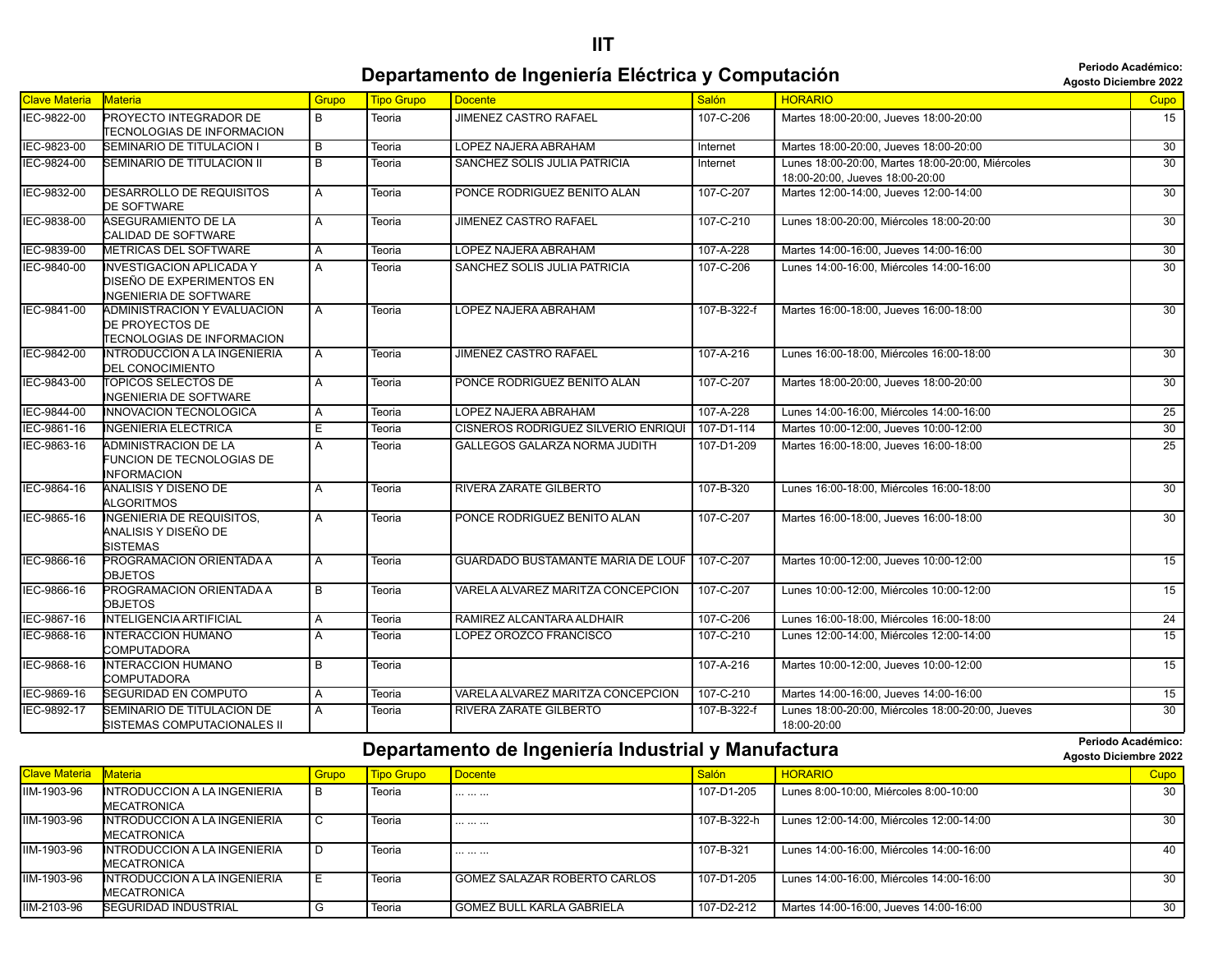# IIT

## Departamento de Ingeniería Eléctrica y Computación

**Periodo Académico: Agosto Diciembre 2022**

| Clave Materia | Materia | Grupo | Tipo Grupo | Docente | Salón | HORARIO | Cupo |
|---|---|---|---|---|---|---|---|
| IEC-9822-00 | PROYECTO INTEGRADOR DE TECNOLOGIAS DE INFORMACION | B | Teoria | JIMENEZ CASTRO RAFAEL | 107-C-206 | Martes 18:00-20:00, Jueves 18:00-20:00 | 15 |
| IEC-9823-00 | SEMINARIO DE TITULACION I | B | Teoria | LOPEZ NAJERA ABRAHAM | Internet | Martes 18:00-20:00, Jueves 18:00-20:00 | 30 |
| IEC-9824-00 | SEMINARIO DE TITULACION II | B | Teoria | SANCHEZ SOLIS JULIA PATRICIA | Internet | Lunes 18:00-20:00, Martes 18:00-20:00, Miércoles 18:00-20:00, Jueves 18:00-20:00 | 30 |
| IEC-9832-00 | DESARROLLO DE REQUISITOS DE SOFTWARE | A | Teoria | PONCE RODRIGUEZ BENITO ALAN | 107-C-207 | Martes 12:00-14:00, Jueves 12:00-14:00 | 30 |
| IEC-9838-00 | ASEGURAMIENTO DE LA CALIDAD DE SOFTWARE | A | Teoria | JIMENEZ CASTRO RAFAEL | 107-C-210 | Lunes 18:00-20:00, Miércoles 18:00-20:00 | 30 |
| IEC-9839-00 | METRICAS DEL SOFTWARE | A | Teoria | LOPEZ NAJERA ABRAHAM | 107-A-228 | Martes 14:00-16:00, Jueves 14:00-16:00 | 30 |
| IEC-9840-00 | INVESTIGACION APLICADA Y DISEÑO DE EXPERIMENTOS EN INGENIERIA DE SOFTWARE | A | Teoria | SANCHEZ SOLIS JULIA PATRICIA | 107-C-206 | Lunes 14:00-16:00, Miércoles 14:00-16:00 | 30 |
| IEC-9841-00 | ADMINISTRACION Y EVALUACION DE PROYECTOS DE TECNOLOGIAS DE INFORMACION | A | Teoria | LOPEZ NAJERA ABRAHAM | 107-B-322-f | Martes 16:00-18:00, Jueves 16:00-18:00 | 30 |
| IEC-9842-00 | INTRODUCCION A LA INGENIERIA DEL CONOCIMIENTO | A | Teoria | JIMENEZ CASTRO RAFAEL | 107-A-216 | Lunes 16:00-18:00, Miércoles 16:00-18:00 | 30 |
| IEC-9843-00 | TOPICOS SELECTOS DE INGENIERIA DE SOFTWARE | A | Teoria | PONCE RODRIGUEZ BENITO ALAN | 107-C-207 | Martes 18:00-20:00, Jueves 18:00-20:00 | 30 |
| IEC-9844-00 | INNOVACION TECNOLOGICA | A | Teoria | LOPEZ NAJERA ABRAHAM | 107-A-228 | Lunes 14:00-16:00, Miércoles 14:00-16:00 | 25 |
| IEC-9861-16 | INGENIERIA ELECTRICA | E | Teoria | CISNEROS RODRIGUEZ SILVERIO ENRIQUI | 107-D1-114 | Martes 10:00-12:00, Jueves 10:00-12:00 | 30 |
| IEC-9863-16 | ADMINISTRACION DE LA FUNCION DE TECNOLOGIAS DE INFORMACION | A | Teoria | GALLEGOS GALARZA NORMA JUDITH | 107-D1-209 | Martes 16:00-18:00, Jueves 16:00-18:00 | 25 |
| IEC-9864-16 | ANALISIS Y DISEÑO DE ALGORITMOS | A | Teoria | RIVERA ZARATE GILBERTO | 107-B-320 | Lunes 16:00-18:00, Miércoles 16:00-18:00 | 30 |
| IEC-9865-16 | INGENIERIA DE REQUISITOS, ANALISIS Y DISEÑO DE SISTEMAS | A | Teoria | PONCE RODRIGUEZ BENITO ALAN | 107-C-207 | Martes 16:00-18:00, Jueves 16:00-18:00 | 30 |
| IEC-9866-16 | PROGRAMACION ORIENTADA A OBJETOS | A | Teoria | GUARDADO BUSTAMANTE MARIA DE LOUF | 107-C-207 | Martes 10:00-12:00, Jueves 10:00-12:00 | 15 |
| IEC-9866-16 | PROGRAMACION ORIENTADA A OBJETOS | B | Teoria | VARELA ALVAREZ MARITZA CONCEPCION | 107-C-207 | Lunes 10:00-12:00, Miércoles 10:00-12:00 | 15 |
| IEC-9867-16 | INTELIGENCIA ARTIFICIAL | A | Teoria | RAMIREZ ALCANTARA ALDHAIR | 107-C-206 | Lunes 16:00-18:00, Miércoles 16:00-18:00 | 24 |
| IEC-9868-16 | INTERACCION HUMANO COMPUTADORA | A | Teoria | LOPEZ OROZCO FRANCISCO | 107-C-210 | Lunes 12:00-14:00, Miércoles 12:00-14:00 | 15 |
| IEC-9868-16 | INTERACCION HUMANO COMPUTADORA | B | Teoria | | 107-A-216 | Martes 10:00-12:00, Jueves 10:00-12:00 | 15 |
| IEC-9869-16 | SEGURIDAD EN COMPUTO | A | Teoria | VARELA ALVAREZ MARITZA CONCEPCION | 107-C-210 | Martes 14:00-16:00, Jueves 14:00-16:00 | 15 |
| IEC-9892-17 | SEMINARIO DE TITULACION DE SISTEMAS COMPUTACIONALES II | A | Teoria | RIVERA ZARATE GILBERTO | 107-B-322-f | Lunes 18:00-20:00, Miércoles 18:00-20:00, Jueves 18:00-20:00 | 30 |

## Departamento de Ingeniería Industrial y Manufactura

**Periodo Académico: Agosto Diciembre 2022**

| Clave Materia | Materia | Grupo | Tipo Grupo | Docente | Salón | HORARIO | Cupo |
|---|---|---|---|---|---|---|---|
| IIM-1903-96 | INTRODUCCION A LA INGENIERIA MECATRONICA | B | Teoria | ... ... ... | 107-D1-205 | Lunes 8:00-10:00, Miércoles 8:00-10:00 | 30 |
| IIM-1903-96 | INTRODUCCION A LA INGENIERIA MECATRONICA | C | Teoria | ... ... ... | 107-B-322-h | Lunes 12:00-14:00, Miércoles 12:00-14:00 | 30 |
| IIM-1903-96 | INTRODUCCION A LA INGENIERIA MECATRONICA | D | Teoria | ... ... ... | 107-B-321 | Lunes 14:00-16:00, Miércoles 14:00-16:00 | 40 |
| IIM-1903-96 | INTRODUCCION A LA INGENIERIA MECATRONICA | E | Teoria | GOMEZ SALAZAR ROBERTO CARLOS | 107-D1-205 | Lunes 14:00-16:00, Miércoles 14:00-16:00 | 30 |
| IIM-2103-96 | SEGURIDAD INDUSTRIAL | G | Teoria | GOMEZ BULL KARLA GABRIELA | 107-D2-212 | Martes 14:00-16:00, Jueves 14:00-16:00 | 30 |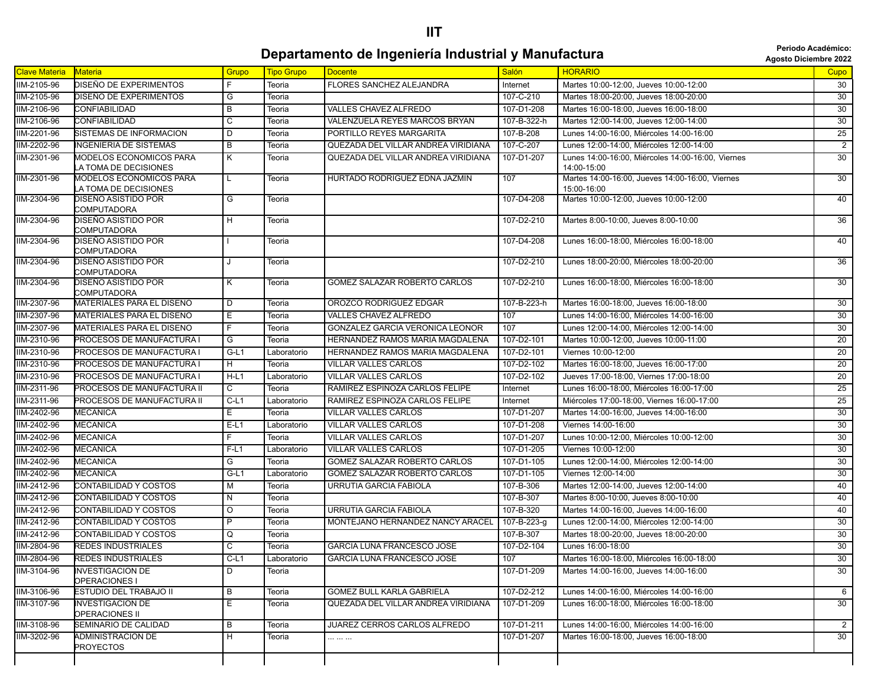# IIT

## Departamento de Ingeniería Industrial y Manufactura

**Periodo Académico: Agosto Diciembre 2022**

| Clave Materia | Materia | Grupo | Tipo Grupo | Docente | Salón | HORARIO | Cupo |
|---|---|---|---|---|---|---|---|
| IIM-2105-96 | DISEÑO DE EXPERIMENTOS | F | Teoria | FLORES SANCHEZ ALEJANDRA | Internet | Martes 10:00-12:00, Jueves 10:00-12:00 | 30 |
| IIM-2105-96 | DISEÑO DE EXPERIMENTOS | G | Teoria | | 107-C-210 | Martes 18:00-20:00, Jueves 18:00-20:00 | 30 |
| IIM-2106-96 | CONFIABILIDAD | B | Teoria | VALLES CHAVEZ ALFREDO | 107-D1-208 | Martes 16:00-18:00, Jueves 16:00-18:00 | 30 |
| IIM-2106-96 | CONFIABILIDAD | C | Teoria | VALENZUELA REYES MARCOS BRYAN | 107-B-322-h | Martes 12:00-14:00, Jueves 12:00-14:00 | 30 |
| IIM-2201-96 | SISTEMAS DE INFORMACION | D | Teoria | PORTILLO REYES MARGARITA | 107-B-208 | Lunes 14:00-16:00, Miércoles 14:00-16:00 | 25 |
| IIM-2202-96 | INGENIERIA DE SISTEMAS | B | Teoria | QUEZADA DEL VILLAR ANDREA VIRIDIANA | 107-C-207 | Lunes 12:00-14:00, Miércoles 12:00-14:00 | 2 |
| IIM-2301-96 | MODELOS ECONOMICOS PARA LA TOMA DE DECISIONES | K | Teoria | QUEZADA DEL VILLAR ANDREA VIRIDIANA | 107-D1-207 | Lunes 14:00-16:00, Miércoles 14:00-16:00, Viernes 14:00-15:00 | 30 |
| IIM-2301-96 | MODELOS ECONOMICOS PARA LA TOMA DE DECISIONES | L | Teoria | HURTADO RODRIGUEZ EDNA JAZMIN | 107 | Martes 14:00-16:00, Jueves 14:00-16:00, Viernes 15:00-16:00 | 30 |
| IIM-2304-96 | DISEÑO ASISTIDO POR COMPUTADORA | G | Teoria | | 107-D4-208 | Martes 10:00-12:00, Jueves 10:00-12:00 | 40 |
| IIM-2304-96 | DISEÑO ASISTIDO POR COMPUTADORA | H | Teoria | | 107-D2-210 | Martes 8:00-10:00, Jueves 8:00-10:00 | 36 |
| IIM-2304-96 | DISEÑO ASISTIDO POR COMPUTADORA | I | Teoria | | 107-D4-208 | Lunes 16:00-18:00, Miércoles 16:00-18:00 | 40 |
| IIM-2304-96 | DISEÑO ASISTIDO POR COMPUTADORA | J | Teoria | | 107-D2-210 | Lunes 18:00-20:00, Miércoles 18:00-20:00 | 36 |
| IIM-2304-96 | DISEÑO ASISTIDO POR COMPUTADORA | K | Teoria | GOMEZ SALAZAR ROBERTO CARLOS | 107-D2-210 | Lunes 16:00-18:00, Miércoles 16:00-18:00 | 30 |
| IIM-2307-96 | MATERIALES PARA EL DISENO | D | Teoria | OROZCO RODRIGUEZ EDGAR | 107-B-223-h | Martes 16:00-18:00, Jueves 16:00-18:00 | 30 |
| IIM-2307-96 | MATERIALES PARA EL DISENO | E | Teoria | VALLES CHAVEZ ALFREDO | 107 | Lunes 14:00-16:00, Miércoles 14:00-16:00 | 30 |
| IIM-2307-96 | MATERIALES PARA EL DISENO | F | Teoria | GONZALEZ GARCIA VERONICA LEONOR | 107 | Lunes 12:00-14:00, Miércoles 12:00-14:00 | 30 |
| IIM-2310-96 | PROCESOS DE MANUFACTURA I | G | Teoria | HERNANDEZ RAMOS MARIA MAGDALENA | 107-D2-101 | Martes 10:00-12:00, Jueves 10:00-11:00 | 20 |
| IIM-2310-96 | PROCESOS DE MANUFACTURA I | G-L1 | Laboratorio | HERNANDEZ RAMOS MARIA MAGDALENA | 107-D2-101 | Viernes 10:00-12:00 | 20 |
| IIM-2310-96 | PROCESOS DE MANUFACTURA I | H | Teoria | VILLAR VALLES CARLOS | 107-D2-102 | Martes 16:00-18:00, Jueves 16:00-17:00 | 20 |
| IIM-2310-96 | PROCESOS DE MANUFACTURA I | H-L1 | Laboratorio | VILLAR VALLES CARLOS | 107-D2-102 | Jueves 17:00-18:00, Viernes 17:00-18:00 | 20 |
| IIM-2311-96 | PROCESOS DE MANUFACTURA II | C | Teoria | RAMIREZ ESPINOZA CARLOS FELIPE | Internet | Lunes 16:00-18:00, Miércoles 16:00-17:00 | 25 |
| IIM-2311-96 | PROCESOS DE MANUFACTURA II | C-L1 | Laboratorio | RAMIREZ ESPINOZA CARLOS FELIPE | Internet | Miércoles 17:00-18:00, Viernes 16:00-17:00 | 25 |
| IIM-2402-96 | MECANICA | E | Teoria | VILLAR VALLES CARLOS | 107-D1-207 | Martes 14:00-16:00, Jueves 14:00-16:00 | 30 |
| IIM-2402-96 | MECANICA | E-L1 | Laboratorio | VILLAR VALLES CARLOS | 107-D1-208 | Viernes 14:00-16:00 | 30 |
| IIM-2402-96 | MECANICA | F | Teoria | VILLAR VALLES CARLOS | 107-D1-207 | Lunes 10:00-12:00, Miércoles 10:00-12:00 | 30 |
| IIM-2402-96 | MECANICA | F-L1 | Laboratorio | VILLAR VALLES CARLOS | 107-D1-205 | Viernes 10:00-12:00 | 30 |
| IIM-2402-96 | MECANICA | G | Teoria | GOMEZ SALAZAR ROBERTO CARLOS | 107-D1-105 | Lunes 12:00-14:00, Miércoles 12:00-14:00 | 30 |
| IIM-2402-96 | MECANICA | G-L1 | Laboratorio | GOMEZ SALAZAR ROBERTO CARLOS | 107-D1-105 | Viernes 12:00-14:00 | 30 |
| IIM-2412-96 | CONTABILIDAD Y COSTOS | M | Teoria | URRUTIA GARCIA FABIOLA | 107-B-306 | Martes 12:00-14:00, Jueves 12:00-14:00 | 40 |
| IIM-2412-96 | CONTABILIDAD Y COSTOS | N | Teoria | | 107-B-307 | Martes 8:00-10:00, Jueves 8:00-10:00 | 40 |
| IIM-2412-96 | CONTABILIDAD Y COSTOS | O | Teoria | URRUTIA GARCIA FABIOLA | 107-B-320 | Martes 14:00-16:00, Jueves 14:00-16:00 | 40 |
| IIM-2412-96 | CONTABILIDAD Y COSTOS | P | Teoria | MONTEJANO HERNANDEZ NANCY ARACEL | 107-B-223-g | Lunes 12:00-14:00, Miércoles 12:00-14:00 | 30 |
| IIM-2412-96 | CONTABILIDAD Y COSTOS | Q | Teoria | | 107-B-307 | Martes 18:00-20:00, Jueves 18:00-20:00 | 30 |
| IIM-2804-96 | REDES INDUSTRIALES | C | Teoria | GARCIA LUNA FRANCESCO JOSE | 107-D2-104 | Lunes 16:00-18:00 | 30 |
| IIM-2804-96 | REDES INDUSTRIALES | C-L1 | Laboratorio | GARCIA LUNA FRANCESCO JOSE | 107 | Martes 16:00-18:00, Miércoles 16:00-18:00 | 30 |
| IIM-3104-96 | INVESTIGACION DE OPERACIONES I | D | Teoria | | 107-D1-209 | Martes 14:00-16:00, Jueves 14:00-16:00 | 30 |
| IIM-3106-96 | ESTUDIO DEL TRABAJO II | B | Teoria | GOMEZ BULL KARLA GABRIELA | 107-D2-212 | Lunes 14:00-16:00, Miércoles 14:00-16:00 | 6 |
| IIM-3107-96 | INVESTIGACION DE OPERACIONES II | E | Teoria | QUEZADA DEL VILLAR ANDREA VIRIDIANA | 107-D1-209 | Lunes 16:00-18:00, Miércoles 16:00-18:00 | 30 |
| IIM-3108-96 | SEMINARIO DE CALIDAD | B | Teoria | JUAREZ CERROS CARLOS ALFREDO | 107-D1-211 | Lunes 14:00-16:00, Miércoles 14:00-16:00 | 2 |
| IIM-3202-96 | ADMINISTRACION DE PROYECTOS | H | Teoria | ... ... ... | 107-D1-207 | Martes 16:00-18:00, Jueves 16:00-18:00 | 30 |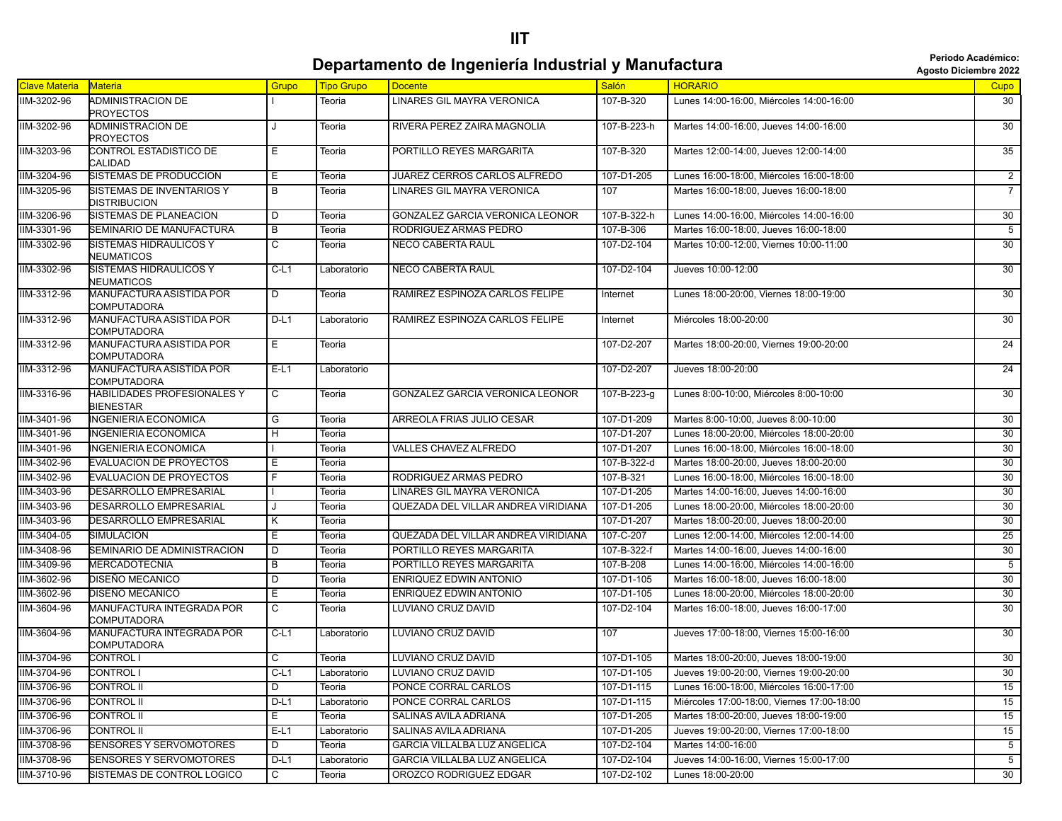# IIT

## Departamento de Ingeniería Industrial y Manufactura

**Periodo Académico: Agosto Diciembre 2022**

| Clave Materia | Materia | Grupo | Tipo Grupo | Docente | Salón | HORARIO | Cupo |
|---|---|---|---|---|---|---|---|
| IIM-3202-96 | ADMINISTRACION DE PROYECTOS | I | Teoria | LINARES GIL MAYRA VERONICA | 107-B-320 | Lunes 14:00-16:00, Miércoles 14:00-16:00 | 30 |
| IIM-3202-96 | ADMINISTRACION DE PROYECTOS | J | Teoria | RIVERA PEREZ ZAIRA MAGNOLIA | 107-B-223-h | Martes 14:00-16:00, Jueves 14:00-16:00 | 30 |
| IIM-3203-96 | CONTROL ESTADISTICO DE CALIDAD | E | Teoria | PORTILLO REYES MARGARITA | 107-B-320 | Martes 12:00-14:00, Jueves 12:00-14:00 | 35 |
| IIM-3204-96 | SISTEMAS DE PRODUCCION | E | Teoria | JUAREZ CERROS CARLOS ALFREDO | 107-D1-205 | Lunes 16:00-18:00, Miércoles 16:00-18:00 | 2 |
| IIM-3205-96 | SISTEMAS DE INVENTARIOS Y DISTRIBUCION | B | Teoria | LINARES GIL MAYRA VERONICA | 107 | Martes 16:00-18:00, Jueves 16:00-18:00 | 7 |
| IIM-3206-96 | SISTEMAS DE PLANEACION | D | Teoria | GONZALEZ GARCIA VERONICA LEONOR | 107-B-322-h | Lunes 14:00-16:00, Miércoles 14:00-16:00 | 30 |
| IIM-3301-96 | SEMINARIO DE MANUFACTURA | B | Teoria | RODRIGUEZ ARMAS PEDRO | 107-B-306 | Martes 16:00-18:00, Jueves 16:00-18:00 | 5 |
| IIM-3302-96 | SISTEMAS HIDRAULICOS Y NEUMATICOS | C | Teoria | NECO CABERTA RAUL | 107-D2-104 | Martes 10:00-12:00, Viernes 10:00-11:00 | 30 |
| IIM-3302-96 | SISTEMAS HIDRAULICOS Y NEUMATICOS | C-L1 | Laboratorio | NECO CABERTA RAUL | 107-D2-104 | Jueves 10:00-12:00 | 30 |
| IIM-3312-96 | MANUFACTURA ASISTIDA POR COMPUTADORA | D | Teoria | RAMIREZ ESPINOZA CARLOS FELIPE | Internet | Lunes 18:00-20:00, Viernes 18:00-19:00 | 30 |
| IIM-3312-96 | MANUFACTURA ASISTIDA POR COMPUTADORA | D-L1 | Laboratorio | RAMIREZ ESPINOZA CARLOS FELIPE | Internet | Miércoles 18:00-20:00 | 30 |
| IIM-3312-96 | MANUFACTURA ASISTIDA POR COMPUTADORA | E | Teoria | | 107-D2-207 | Martes 18:00-20:00, Viernes 19:00-20:00 | 24 |
| IIM-3312-96 | MANUFACTURA ASISTIDA POR COMPUTADORA | E-L1 | Laboratorio | | 107-D2-207 | Jueves 18:00-20:00 | 24 |
| IIM-3316-96 | HABILIDADES PROFESIONALES Y BIENESTAR | C | Teoria | GONZALEZ GARCIA VERONICA LEONOR | 107-B-223-g | Lunes 8:00-10:00, Miércoles 8:00-10:00 | 30 |
| IIM-3401-96 | INGENIERIA ECONOMICA | G | Teoria | ARREOLA FRIAS JULIO CESAR | 107-D1-209 | Martes 8:00-10:00, Jueves 8:00-10:00 | 30 |
| IIM-3401-96 | INGENIERIA ECONOMICA | H | Teoria | | 107-D1-207 | Lunes 18:00-20:00, Miércoles 18:00-20:00 | 30 |
| IIM-3401-96 | INGENIERIA ECONOMICA | I | Teoria | VALLES CHAVEZ ALFREDO | 107-D1-207 | Lunes 16:00-18:00, Miércoles 16:00-18:00 | 30 |
| IIM-3402-96 | EVALUACION DE PROYECTOS | E | Teoria | | 107-B-322-d | Martes 18:00-20:00, Jueves 18:00-20:00 | 30 |
| IIM-3402-96 | EVALUACION DE PROYECTOS | F | Teoria | RODRIGUEZ ARMAS PEDRO | 107-B-321 | Lunes 16:00-18:00, Miércoles 16:00-18:00 | 30 |
| IIM-3403-96 | DESARROLLO EMPRESARIAL | I | Teoria | LINARES GIL MAYRA VERONICA | 107-D1-205 | Martes 14:00-16:00, Jueves 14:00-16:00 | 30 |
| IIM-3403-96 | DESARROLLO EMPRESARIAL | J | Teoria | QUEZADA DEL VILLAR ANDREA VIRIDIANA | 107-D1-205 | Lunes 18:00-20:00, Miércoles 18:00-20:00 | 30 |
| IIM-3403-96 | DESARROLLO EMPRESARIAL | K | Teoria | | 107-D1-207 | Martes 18:00-20:00, Jueves 18:00-20:00 | 30 |
| IIM-3404-05 | SIMULACION | E | Teoria | QUEZADA DEL VILLAR ANDREA VIRIDIANA | 107-C-207 | Lunes 12:00-14:00, Miércoles 12:00-14:00 | 25 |
| IIM-3408-96 | SEMINARIO DE ADMINISTRACION | D | Teoria | PORTILLO REYES MARGARITA | 107-B-322-f | Martes 14:00-16:00, Jueves 14:00-16:00 | 30 |
| IIM-3409-96 | MERCADOTECNIA | B | Teoria | PORTILLO REYES MARGARITA | 107-B-208 | Lunes 14:00-16:00, Miércoles 14:00-16:00 | 5 |
| IIM-3602-96 | DISEÑO MECANICO | D | Teoria | ENRIQUEZ EDWIN ANTONIO | 107-D1-105 | Martes 16:00-18:00, Jueves 16:00-18:00 | 30 |
| IIM-3602-96 | DISEÑO MECANICO | E | Teoria | ENRIQUEZ EDWIN ANTONIO | 107-D1-105 | Lunes 18:00-20:00, Miércoles 18:00-20:00 | 30 |
| IIM-3604-96 | MANUFACTURA INTEGRADA POR COMPUTADORA | C | Teoria | LUVIANO CRUZ DAVID | 107-D2-104 | Martes 16:00-18:00, Jueves 16:00-17:00 | 30 |
| IIM-3604-96 | MANUFACTURA INTEGRADA POR COMPUTADORA | C-L1 | Laboratorio | LUVIANO CRUZ DAVID | 107 | Jueves 17:00-18:00, Viernes 15:00-16:00 | 30 |
| IIM-3704-96 | CONTROL I | C | Teoria | LUVIANO CRUZ DAVID | 107-D1-105 | Martes 18:00-20:00, Jueves 18:00-19:00 | 30 |
| IIM-3704-96 | CONTROL I | C-L1 | Laboratorio | LUVIANO CRUZ DAVID | 107-D1-105 | Jueves 19:00-20:00, Viernes 19:00-20:00 | 30 |
| IIM-3706-96 | CONTROL II | D | Teoria | PONCE CORRAL CARLOS | 107-D1-115 | Lunes 16:00-18:00, Miércoles 16:00-17:00 | 15 |
| IIM-3706-96 | CONTROL II | D-L1 | Laboratorio | PONCE CORRAL CARLOS | 107-D1-115 | Miércoles 17:00-18:00, Viernes 17:00-18:00 | 15 |
| IIM-3706-96 | CONTROL II | E | Teoria | SALINAS AVILA ADRIANA | 107-D1-205 | Martes 18:00-20:00, Jueves 18:00-19:00 | 15 |
| IIM-3706-96 | CONTROL II | E-L1 | Laboratorio | SALINAS AVILA ADRIANA | 107-D1-205 | Jueves 19:00-20:00, Viernes 17:00-18:00 | 15 |
| IIM-3708-96 | SENSORES Y SERVOMOTORES | D | Teoria | GARCIA VILLALBA LUZ ANGELICA | 107-D2-104 | Martes 14:00-16:00 | 5 |
| IIM-3708-96 | SENSORES Y SERVOMOTORES | D-L1 | Laboratorio | GARCIA VILLALBA LUZ ANGELICA | 107-D2-104 | Jueves 14:00-16:00, Viernes 15:00-17:00 | 5 |
| IIM-3710-96 | SISTEMAS DE CONTROL LOGICO | C | Teoria | OROZCO RODRIGUEZ EDGAR | 107-D2-102 | Lunes 18:00-20:00 | 30 |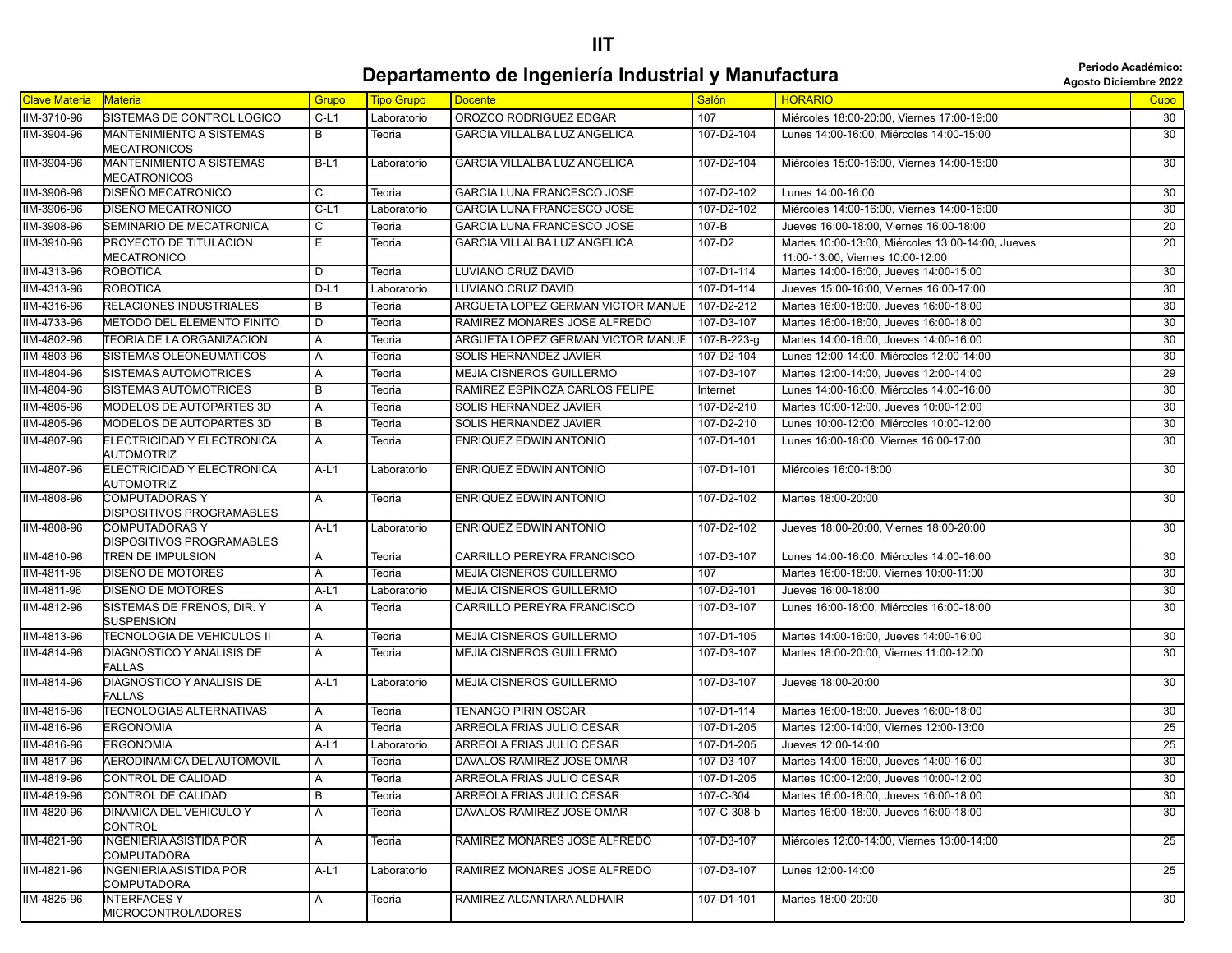# IIT

## Departamento de Ingeniería Industrial y Manufactura

**Periodo Académico: Agosto Diciembre 2022**

| Clave Materia | Materia | Grupo | Tipo Grupo | Docente | Salón | HORARIO | Cupo |
|---|---|---|---|---|---|---|---|
| IIM-3710-96 | SISTEMAS DE CONTROL LOGICO | C-L1 | Laboratorio | OROZCO RODRIGUEZ EDGAR | 107 | Miércoles 18:00-20:00, Viernes 17:00-19:00 | 30 |
| IIM-3904-96 | MANTENIMIENTO A SISTEMAS MECATRONICOS | B | Teoria | GARCIA VILLALBA LUZ ANGELICA | 107-D2-104 | Lunes 14:00-16:00, Miércoles 14:00-15:00 | 30 |
| IIM-3904-96 | MANTENIMIENTO A SISTEMAS MECATRONICOS | B-L1 | Laboratorio | GARCIA VILLALBA LUZ ANGELICA | 107-D2-104 | Miércoles 15:00-16:00, Viernes 14:00-15:00 | 30 |
| IIM-3906-96 | DISEÑO MECATRONICO | C | Teoria | GARCIA LUNA FRANCESCO JOSE | 107-D2-102 | Lunes 14:00-16:00 | 30 |
| IIM-3906-96 | DISEÑO MECATRONICO | C-L1 | Laboratorio | GARCIA LUNA FRANCESCO JOSE | 107-D2-102 | Miércoles 14:00-16:00, Viernes 14:00-16:00 | 30 |
| IIM-3908-96 | SEMINARIO DE MECATRONICA | C | Teoria | GARCIA LUNA FRANCESCO JOSE | 107-B | Jueves 16:00-18:00, Viernes 16:00-18:00 | 20 |
| IIM-3910-96 | PROYECTO DE TITULACION MECATRONICO | E | Teoria | GARCIA VILLALBA LUZ ANGELICA | 107-D2 | Martes 10:00-13:00, Miércoles 13:00-14:00, Jueves 11:00-13:00, Viernes 10:00-12:00 | 20 |
| IIM-4313-96 | ROBOTICA | D | Teoria | LUVIANO CRUZ DAVID | 107-D1-114 | Martes 14:00-16:00, Jueves 14:00-15:00 | 30 |
| IIM-4313-96 | ROBOTICA | D-L1 | Laboratorio | LUVIANO CRUZ DAVID | 107-D1-114 | Jueves 15:00-16:00, Viernes 16:00-17:00 | 30 |
| IIM-4316-96 | RELACIONES INDUSTRIALES | B | Teoria | ARGUETA LOPEZ GERMAN VICTOR MANUE | 107-D2-212 | Martes 16:00-18:00, Jueves 16:00-18:00 | 30 |
| IIM-4733-96 | METODO DEL ELEMENTO FINITO | D | Teoria | RAMIREZ MONARES JOSE ALFREDO | 107-D3-107 | Martes 16:00-18:00, Jueves 16:00-18:00 | 30 |
| IIM-4802-96 | TEORIA DE LA ORGANIZACION | A | Teoria | ARGUETA LOPEZ GERMAN VICTOR MANUE | 107-B-223-g | Martes 14:00-16:00, Jueves 14:00-16:00 | 30 |
| IIM-4803-96 | SISTEMAS OLEONEUMATICOS | A | Teoria | SOLIS HERNANDEZ JAVIER | 107-D2-104 | Lunes 12:00-14:00, Miércoles 12:00-14:00 | 30 |
| IIM-4804-96 | SISTEMAS AUTOMOTRICES | A | Teoria | MEJIA CISNEROS GUILLERMO | 107-D3-107 | Martes 12:00-14:00, Jueves 12:00-14:00 | 29 |
| IIM-4804-96 | SISTEMAS AUTOMOTRICES | B | Teoria | RAMIREZ ESPINOZA CARLOS FELIPE | Internet | Lunes 14:00-16:00, Miércoles 14:00-16:00 | 30 |
| IIM-4805-96 | MODELOS DE AUTOPARTES 3D | A | Teoria | SOLIS HERNANDEZ JAVIER | 107-D2-210 | Martes 10:00-12:00, Jueves 10:00-12:00 | 30 |
| IIM-4805-96 | MODELOS DE AUTOPARTES 3D | B | Teoria | SOLIS HERNANDEZ JAVIER | 107-D2-210 | Lunes 10:00-12:00, Miércoles 10:00-12:00 | 30 |
| IIM-4807-96 | ELECTRICIDAD Y ELECTRONICA AUTOMOTRIZ | A | Teoria | ENRIQUEZ EDWIN ANTONIO | 107-D1-101 | Lunes 16:00-18:00, Viernes 16:00-17:00 | 30 |
| IIM-4807-96 | ELECTRICIDAD Y ELECTRONICA AUTOMOTRIZ | A-L1 | Laboratorio | ENRIQUEZ EDWIN ANTONIO | 107-D1-101 | Miércoles 16:00-18:00 | 30 |
| IIM-4808-96 | COMPUTADORAS Y DISPOSITIVOS PROGRAMABLES | A | Teoria | ENRIQUEZ EDWIN ANTONIO | 107-D2-102 | Martes 18:00-20:00 | 30 |
| IIM-4808-96 | COMPUTADORAS Y DISPOSITIVOS PROGRAMABLES | A-L1 | Laboratorio | ENRIQUEZ EDWIN ANTONIO | 107-D2-102 | Jueves 18:00-20:00, Viernes 18:00-20:00 | 30 |
| IIM-4810-96 | TREN DE IMPULSION | A | Teoria | CARRILLO PEREYRA FRANCISCO | 107-D3-107 | Lunes 14:00-16:00, Miércoles 14:00-16:00 | 30 |
| IIM-4811-96 | DISEÑO DE MOTORES | A | Teoria | MEJIA CISNEROS GUILLERMO | 107 | Martes 16:00-18:00, Viernes 10:00-11:00 | 30 |
| IIM-4811-96 | DISEÑO DE MOTORES | A-L1 | Laboratorio | MEJIA CISNEROS GUILLERMO | 107-D2-101 | Jueves 16:00-18:00 | 30 |
| IIM-4812-96 | SISTEMAS DE FRENOS, DIR. Y SUSPENSION | A | Teoria | CARRILLO PEREYRA FRANCISCO | 107-D3-107 | Lunes 16:00-18:00, Miércoles 16:00-18:00 | 30 |
| IIM-4813-96 | TECNOLOGIA DE VEHICULOS II | A | Teoria | MEJIA CISNEROS GUILLERMO | 107-D1-105 | Martes 14:00-16:00, Jueves 14:00-16:00 | 30 |
| IIM-4814-96 | DIAGNOSTICO Y ANALISIS DE FALLAS | A | Teoria | MEJIA CISNEROS GUILLERMO | 107-D3-107 | Martes 18:00-20:00, Viernes 11:00-12:00 | 30 |
| IIM-4814-96 | DIAGNOSTICO Y ANALISIS DE FALLAS | A-L1 | Laboratorio | MEJIA CISNEROS GUILLERMO | 107-D3-107 | Jueves 18:00-20:00 | 30 |
| IIM-4815-96 | TECNOLOGIAS ALTERNATIVAS | A | Teoria | TENANGO PIRIN OSCAR | 107-D1-114 | Martes 16:00-18:00, Jueves 16:00-18:00 | 30 |
| IIM-4816-96 | ERGONOMIA | A | Teoria | ARREOLA FRIAS JULIO CESAR | 107-D1-205 | Martes 12:00-14:00, Viernes 12:00-13:00 | 25 |
| IIM-4816-96 | ERGONOMIA | A-L1 | Laboratorio | ARREOLA FRIAS JULIO CESAR | 107-D1-205 | Jueves 12:00-14:00 | 25 |
| IIM-4817-96 | AERODINAMICA DEL AUTOMOVIL | A | Teoria | DAVALOS RAMIREZ JOSE OMAR | 107-D3-107 | Martes 14:00-16:00, Jueves 14:00-16:00 | 30 |
| IIM-4819-96 | CONTROL DE CALIDAD | A | Teoria | ARREOLA FRIAS JULIO CESAR | 107-D1-205 | Martes 10:00-12:00, Jueves 10:00-12:00 | 30 |
| IIM-4819-96 | CONTROL DE CALIDAD | B | Teoria | ARREOLA FRIAS JULIO CESAR | 107-C-304 | Martes 16:00-18:00, Jueves 16:00-18:00 | 30 |
| IIM-4820-96 | DINAMICA DEL VEHICULO Y CONTROL | A | Teoria | DAVALOS RAMIREZ JOSE OMAR | 107-C-308-b | Martes 16:00-18:00, Jueves 16:00-18:00 | 30 |
| IIM-4821-96 | INGENIERIA ASISTIDA POR COMPUTADORA | A | Teoria | RAMIREZ MONARES JOSE ALFREDO | 107-D3-107 | Miércoles 12:00-14:00, Viernes 13:00-14:00 | 25 |
| IIM-4821-96 | INGENIERIA ASISTIDA POR COMPUTADORA | A-L1 | Laboratorio | RAMIREZ MONARES JOSE ALFREDO | 107-D3-107 | Lunes 12:00-14:00 | 25 |
| IIM-4825-96 | INTERFACES Y MICROCONTROLADORES | A | Teoria | RAMIREZ ALCANTARA ALDHAIR | 107-D1-101 | Martes 18:00-20:00 | 30 |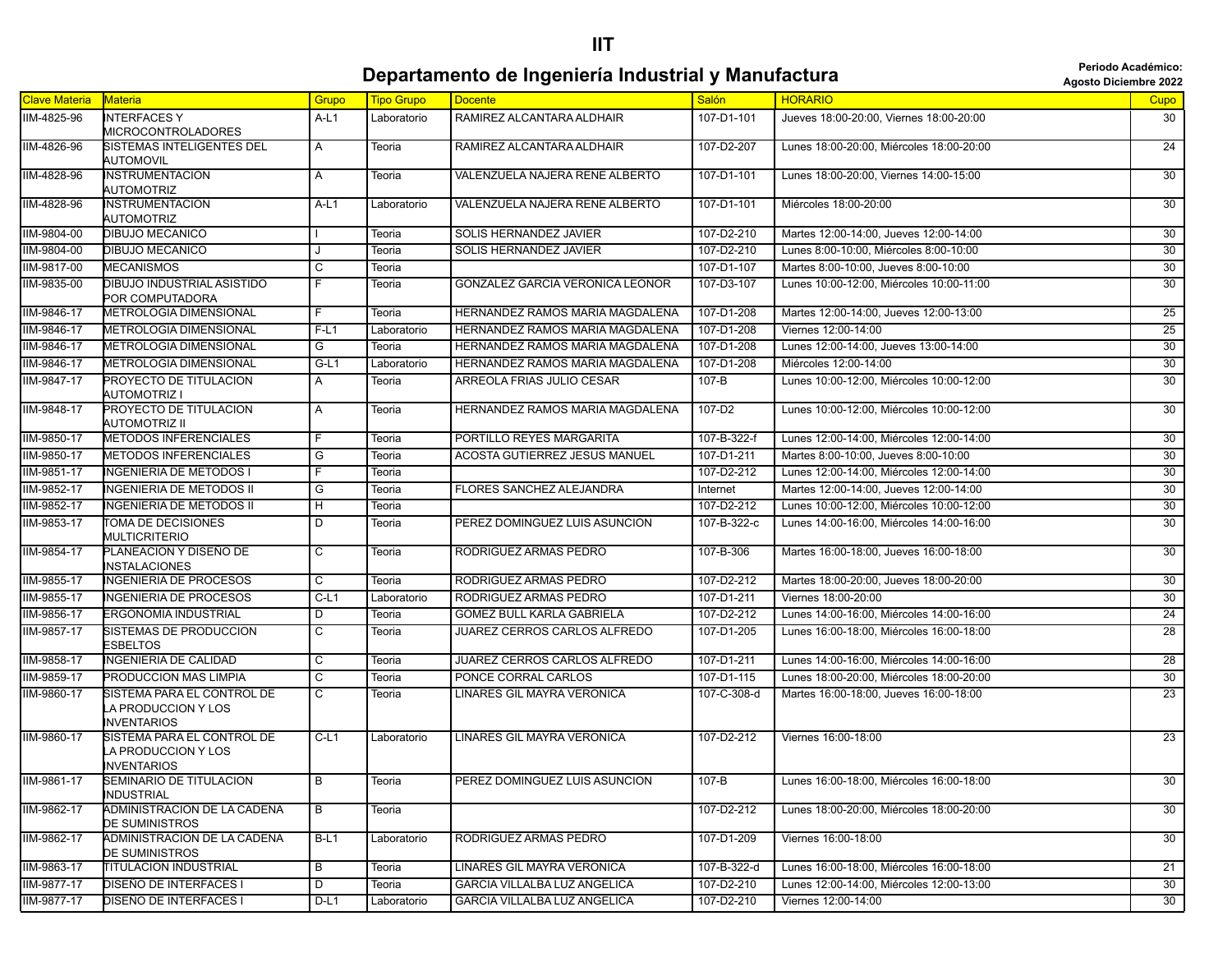# IIT

## Departamento de Ingeniería Industrial y Manufactura

**Periodo Académico: Agosto Diciembre 2022**

| Clave Materia | Materia | Grupo | Tipo Grupo | Docente | Salón | HORARIO | Cupo |
|---|---|---|---|---|---|---|---|
| IIM-4825-96 | INTERFACES Y MICROCONTROLADORES | A-L1 | Laboratorio | RAMIREZ ALCANTARA ALDHAIR | 107-D1-101 | Jueves 18:00-20:00, Viernes 18:00-20:00 | 30 |
| IIM-4826-96 | SISTEMAS INTELIGENTES DEL AUTOMOVIL | A | Teoria | RAMIREZ ALCANTARA ALDHAIR | 107-D2-207 | Lunes 18:00-20:00, Miércoles 18:00-20:00 | 24 |
| IIM-4828-96 | INSTRUMENTACION AUTOMOTRIZ | A | Teoria | VALENZUELA NAJERA RENE ALBERTO | 107-D1-101 | Lunes 18:00-20:00, Viernes 14:00-15:00 | 30 |
| IIM-4828-96 | INSTRUMENTACION AUTOMOTRIZ | A-L1 | Laboratorio | VALENZUELA NAJERA RENE ALBERTO | 107-D1-101 | Miércoles 18:00-20:00 | 30 |
| IIM-9804-00 | DIBUJO MECANICO | I | Teoria | SOLIS HERNANDEZ JAVIER | 107-D2-210 | Martes 12:00-14:00, Jueves 12:00-14:00 | 30 |
| IIM-9804-00 | DIBUJO MECANICO | J | Teoria | SOLIS HERNANDEZ JAVIER | 107-D2-210 | Lunes 8:00-10:00, Miércoles 8:00-10:00 | 30 |
| IIM-9817-00 | MECANISMOS | C | Teoria | | 107-D1-107 | Martes 8:00-10:00, Jueves 8:00-10:00 | 30 |
| IIM-9835-00 | DIBUJO INDUSTRIAL ASISTIDO POR COMPUTADORA | F | Teoria | GONZALEZ GARCIA VERONICA LEONOR | 107-D3-107 | Lunes 10:00-12:00, Miércoles 10:00-11:00 | 30 |
| IIM-9846-17 | METROLOGIA DIMENSIONAL | F | Teoria | HERNANDEZ RAMOS MARIA MAGDALENA | 107-D1-208 | Martes 12:00-14:00, Jueves 12:00-13:00 | 25 |
| IIM-9846-17 | METROLOGIA DIMENSIONAL | F-L1 | Laboratorio | HERNANDEZ RAMOS MARIA MAGDALENA | 107-D1-208 | Viernes 12:00-14:00 | 25 |
| IIM-9846-17 | METROLOGIA DIMENSIONAL | G | Teoria | HERNANDEZ RAMOS MARIA MAGDALENA | 107-D1-208 | Lunes 12:00-14:00, Jueves 13:00-14:00 | 30 |
| IIM-9846-17 | METROLOGIA DIMENSIONAL | G-L1 | Laboratorio | HERNANDEZ RAMOS MARIA MAGDALENA | 107-D1-208 | Miércoles 12:00-14:00 | 30 |
| IIM-9847-17 | PROYECTO DE TITULACION AUTOMOTRIZ I | A | Teoria | ARREOLA FRIAS JULIO CESAR | 107-B | Lunes 10:00-12:00, Miércoles 10:00-12:00 | 30 |
| IIM-9848-17 | PROYECTO DE TITULACION AUTOMOTRIZ II | A | Teoria | HERNANDEZ RAMOS MARIA MAGDALENA | 107-D2 | Lunes 10:00-12:00, Miércoles 10:00-12:00 | 30 |
| IIM-9850-17 | METODOS INFERENCIALES | F | Teoria | PORTILLO REYES MARGARITA | 107-B-322-f | Lunes 12:00-14:00, Miércoles 12:00-14:00 | 30 |
| IIM-9850-17 | METODOS INFERENCIALES | G | Teoria | ACOSTA GUTIERREZ JESUS MANUEL | 107-D1-211 | Martes 8:00-10:00, Jueves 8:00-10:00 | 30 |
| IIM-9851-17 | INGENIERIA DE METODOS I | F | Teoria | | 107-D2-212 | Lunes 12:00-14:00, Miércoles 12:00-14:00 | 30 |
| IIM-9852-17 | INGENIERIA DE METODOS II | G | Teoria | FLORES SANCHEZ ALEJANDRA | Internet | Martes 12:00-14:00, Jueves 12:00-14:00 | 30 |
| IIM-9852-17 | INGENIERIA DE METODOS II | H | Teoria | | 107-D2-212 | Lunes 10:00-12:00, Miércoles 10:00-12:00 | 30 |
| IIM-9853-17 | TOMA DE DECISIONES MULTICRITERIO | D | Teoria | PEREZ DOMINGUEZ LUIS ASUNCION | 107-B-322-c | Lunes 14:00-16:00, Miércoles 14:00-16:00 | 30 |
| IIM-9854-17 | PLANEACION Y DISEÑO DE INSTALACIONES | C | Teoria | RODRIGUEZ ARMAS PEDRO | 107-B-306 | Martes 16:00-18:00, Jueves 16:00-18:00 | 30 |
| IIM-9855-17 | INGENIERIA DE PROCESOS | C | Teoria | RODRIGUEZ ARMAS PEDRO | 107-D2-212 | Martes 18:00-20:00, Jueves 18:00-20:00 | 30 |
| IIM-9855-17 | INGENIERIA DE PROCESOS | C-L1 | Laboratorio | RODRIGUEZ ARMAS PEDRO | 107-D1-211 | Viernes 18:00-20:00 | 30 |
| IIM-9856-17 | ERGONOMIA INDUSTRIAL | D | Teoria | GOMEZ BULL KARLA GABRIELA | 107-D2-212 | Lunes 14:00-16:00, Miércoles 14:00-16:00 | 24 |
| IIM-9857-17 | SISTEMAS DE PRODUCCION ESBELTOS | C | Teoria | JUAREZ CERROS CARLOS ALFREDO | 107-D1-205 | Lunes 16:00-18:00, Miércoles 16:00-18:00 | 28 |
| IIM-9858-17 | INGENIERIA DE CALIDAD | C | Teoria | JUAREZ CERROS CARLOS ALFREDO | 107-D1-211 | Lunes 14:00-16:00, Miércoles 14:00-16:00 | 28 |
| IIM-9859-17 | PRODUCCION MAS LIMPIA | C | Teoria | PONCE CORRAL CARLOS | 107-D1-115 | Lunes 18:00-20:00, Miércoles 18:00-20:00 | 30 |
| IIM-9860-17 | SISTEMA PARA EL CONTROL DE LA PRODUCCION Y LOS INVENTARIOS | C | Teoria | LINARES GIL MAYRA VERONICA | 107-C-308-d | Martes 16:00-18:00, Jueves 16:00-18:00 | 23 |
| IIM-9860-17 | SISTEMA PARA EL CONTROL DE LA PRODUCCION Y LOS INVENTARIOS | C-L1 | Laboratorio | LINARES GIL MAYRA VERONICA | 107-D2-212 | Viernes 16:00-18:00 | 23 |
| IIM-9861-17 | SEMINARIO DE TITULACION INDUSTRIAL | B | Teoria | PEREZ DOMINGUEZ LUIS ASUNCION | 107-B | Lunes 16:00-18:00, Miércoles 16:00-18:00 | 30 |
| IIM-9862-17 | ADMINISTRACION DE LA CADENA DE SUMINISTROS | B | Teoria | | 107-D2-212 | Lunes 18:00-20:00, Miércoles 18:00-20:00 | 30 |
| IIM-9862-17 | ADMINISTRACION DE LA CADENA DE SUMINISTROS | B-L1 | Laboratorio | RODRIGUEZ ARMAS PEDRO | 107-D1-209 | Viernes 16:00-18:00 | 30 |
| IIM-9863-17 | TITULACION INDUSTRIAL | B | Teoria | LINARES GIL MAYRA VERONICA | 107-B-322-d | Lunes 16:00-18:00, Miércoles 16:00-18:00 | 21 |
| IIM-9877-17 | DISEÑO DE INTERFACES I | D | Teoria | GARCIA VILLALBA LUZ ANGELICA | 107-D2-210 | Lunes 12:00-14:00, Miércoles 12:00-13:00 | 30 |
| IIM-9877-17 | DISEÑO DE INTERFACES I | D-L1 | Laboratorio | GARCIA VILLALBA LUZ ANGELICA | 107-D2-210 | Viernes 12:00-14:00 | 30 |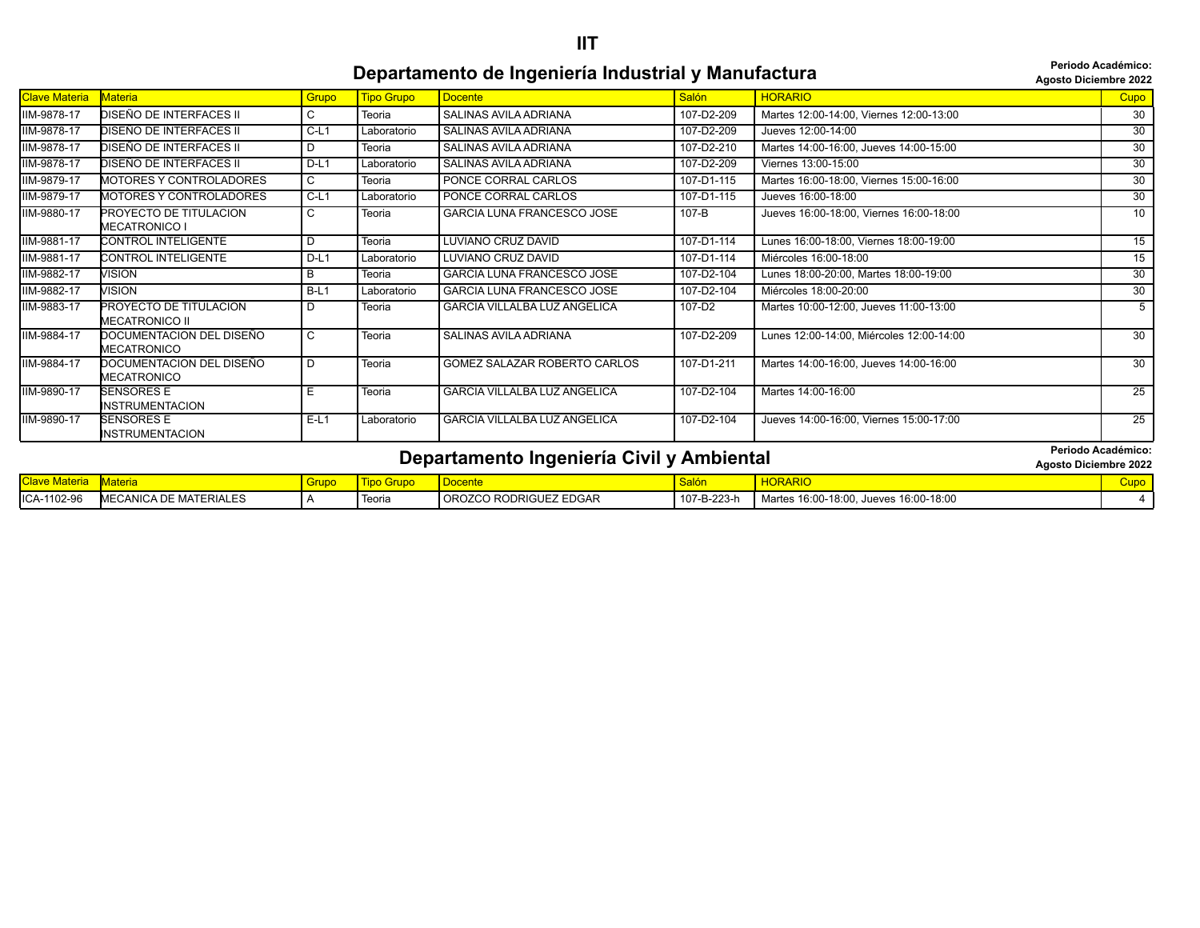# IIT

## Departamento de Ingeniería Industrial y Manufactura

**Periodo Académico: Agosto Diciembre 2022**

| Clave Materia | Materia | Grupo | Tipo Grupo | Docente | Salón | HORARIO | Cupo |
|---|---|---|---|---|---|---|---|
| IIM-9878-17 | DISEÑO DE INTERFACES II | C | Teoria | SALINAS AVILA ADRIANA | 107-D2-209 | Martes 12:00-14:00, Viernes 12:00-13:00 | 30 |
| IIM-9878-17 | DISEÑO DE INTERFACES II | C-L1 | Laboratorio | SALINAS AVILA ADRIANA | 107-D2-209 | Jueves 12:00-14:00 | 30 |
| IIM-9878-17 | DISEÑO DE INTERFACES II | D | Teoria | SALINAS AVILA ADRIANA | 107-D2-210 | Martes 14:00-16:00, Jueves 14:00-15:00 | 30 |
| IIM-9878-17 | DISEÑO DE INTERFACES II | D-L1 | Laboratorio | SALINAS AVILA ADRIANA | 107-D2-209 | Viernes 13:00-15:00 | 30 |
| IIM-9879-17 | MOTORES Y CONTROLADORES | C | Teoria | PONCE CORRAL CARLOS | 107-D1-115 | Martes 16:00-18:00, Viernes 15:00-16:00 | 30 |
| IIM-9879-17 | MOTORES Y CONTROLADORES | C-L1 | Laboratorio | PONCE CORRAL CARLOS | 107-D1-115 | Jueves 16:00-18:00 | 30 |
| IIM-9880-17 | PROYECTO DE TITULACION MECATRONICO I | C | Teoria | GARCIA LUNA FRANCESCO JOSE | 107-B | Jueves 16:00-18:00, Viernes 16:00-18:00 | 10 |
| IIM-9881-17 | CONTROL INTELIGENTE | D | Teoria | LUVIANO CRUZ DAVID | 107-D1-114 | Lunes 16:00-18:00, Viernes 18:00-19:00 | 15 |
| IIM-9881-17 | CONTROL INTELIGENTE | D-L1 | Laboratorio | LUVIANO CRUZ DAVID | 107-D1-114 | Miércoles 16:00-18:00 | 15 |
| IIM-9882-17 | VISION | B | Teoria | GARCIA LUNA FRANCESCO JOSE | 107-D2-104 | Lunes 18:00-20:00, Martes 18:00-19:00 | 30 |
| IIM-9882-17 | VISION | B-L1 | Laboratorio | GARCIA LUNA FRANCESCO JOSE | 107-D2-104 | Miércoles 18:00-20:00 | 30 |
| IIM-9883-17 | PROYECTO DE TITULACION MECATRONICO II | D | Teoria | GARCIA VILLALBA LUZ ANGELICA | 107-D2 | Martes 10:00-12:00, Jueves 11:00-13:00 | 5 |
| IIM-9884-17 | DOCUMENTACION DEL DISEÑO MECATRONICO | C | Teoria | SALINAS AVILA ADRIANA | 107-D2-209 | Lunes 12:00-14:00, Miércoles 12:00-14:00 | 30 |
| IIM-9884-17 | DOCUMENTACION DEL DISEÑO MECATRONICO | D | Teoria | GOMEZ SALAZAR ROBERTO CARLOS | 107-D1-211 | Martes 14:00-16:00, Jueves 14:00-16:00 | 30 |
| IIM-9890-17 | SENSORES E INSTRUMENTACION | E | Teoria | GARCIA VILLALBA LUZ ANGELICA | 107-D2-104 | Martes 14:00-16:00 | 25 |
| IIM-9890-17 | SENSORES E INSTRUMENTACION | E-L1 | Laboratorio | GARCIA VILLALBA LUZ ANGELICA | 107-D2-104 | Jueves 14:00-16:00, Viernes 15:00-17:00 | 25 |

## Departamento Ingeniería Civil y Ambiental

**Periodo Académico: Agosto Diciembre 2022**

| Clave Materia | Materia | Grupo | Tipo Grupo | Docente | Salón | HORARIO | Cupo |
|---|---|---|---|---|---|---|---|
| ICA-1102-96 | MECANICA DE MATERIALES | A | Teoria | OROZCO RODRIGUEZ EDGAR | 107-B-223-h | Martes 16:00-18:00, Jueves 16:00-18:00 | 4 |